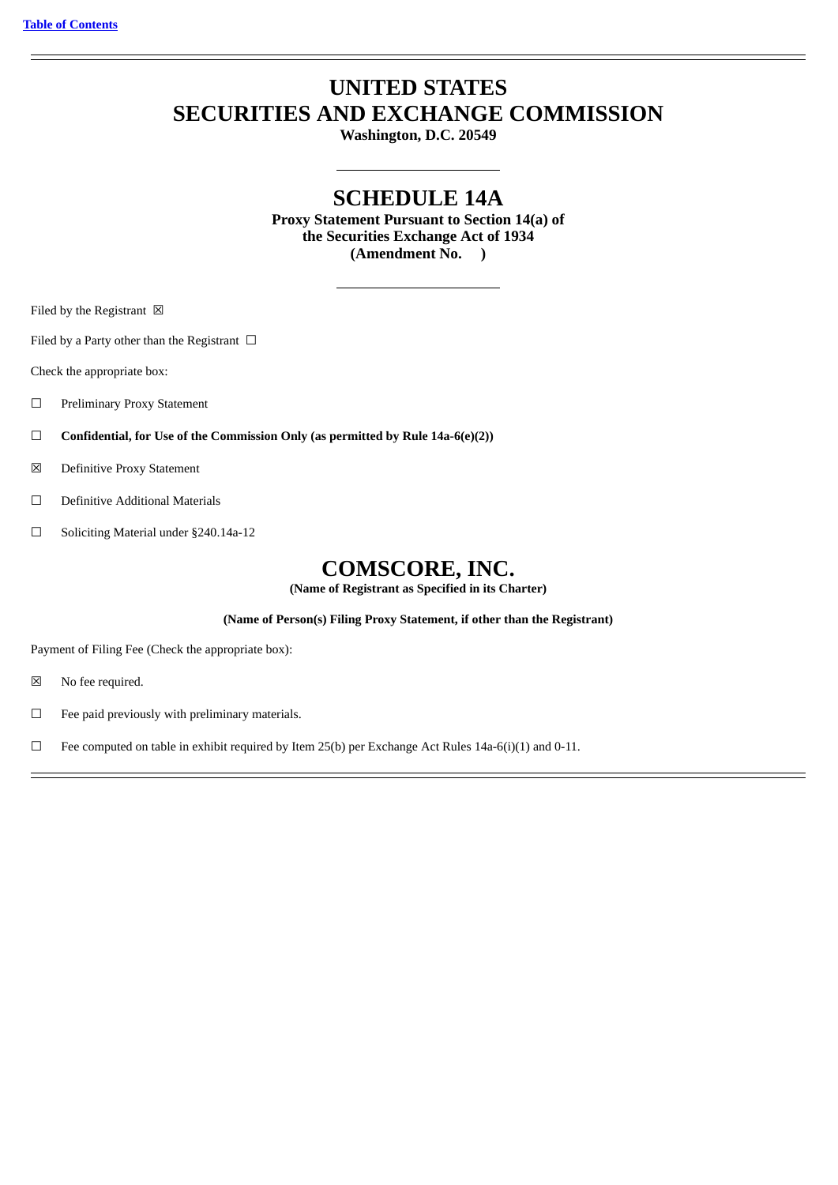Table of Contents

# UNITED STATES
# SECURITIES AND EXCHANGE COMMISSION

**Washington, D.C. 20549**

---

## SCHEDULE 14A

**Proxy Statement Pursuant to Section 14(a) of**
**the Securities Exchange Act of 1934**
**(Amendment No. )**

---

Filed by the Registrant ☒

Filed by a Party other than the Registrant ☐

Check the appropriate box:

☐ Preliminary Proxy Statement

☐ **Confidential, for Use of the Commission Only (as permitted by Rule 14a-6(e)(2))**

☒ Definitive Proxy Statement

☐ Definitive Additional Materials

☐ Soliciting Material under §240.14a-12

## COMSCORE, INC.

**(Name of Registrant as Specified in its Charter)**

**(Name of Person(s) Filing Proxy Statement, if other than the Registrant)**

Payment of Filing Fee (Check the appropriate box):

☒ No fee required.

☐ Fee paid previously with preliminary materials.

☐ Fee computed on table in exhibit required by Item 25(b) per Exchange Act Rules 14a-6(i)(1) and 0-11.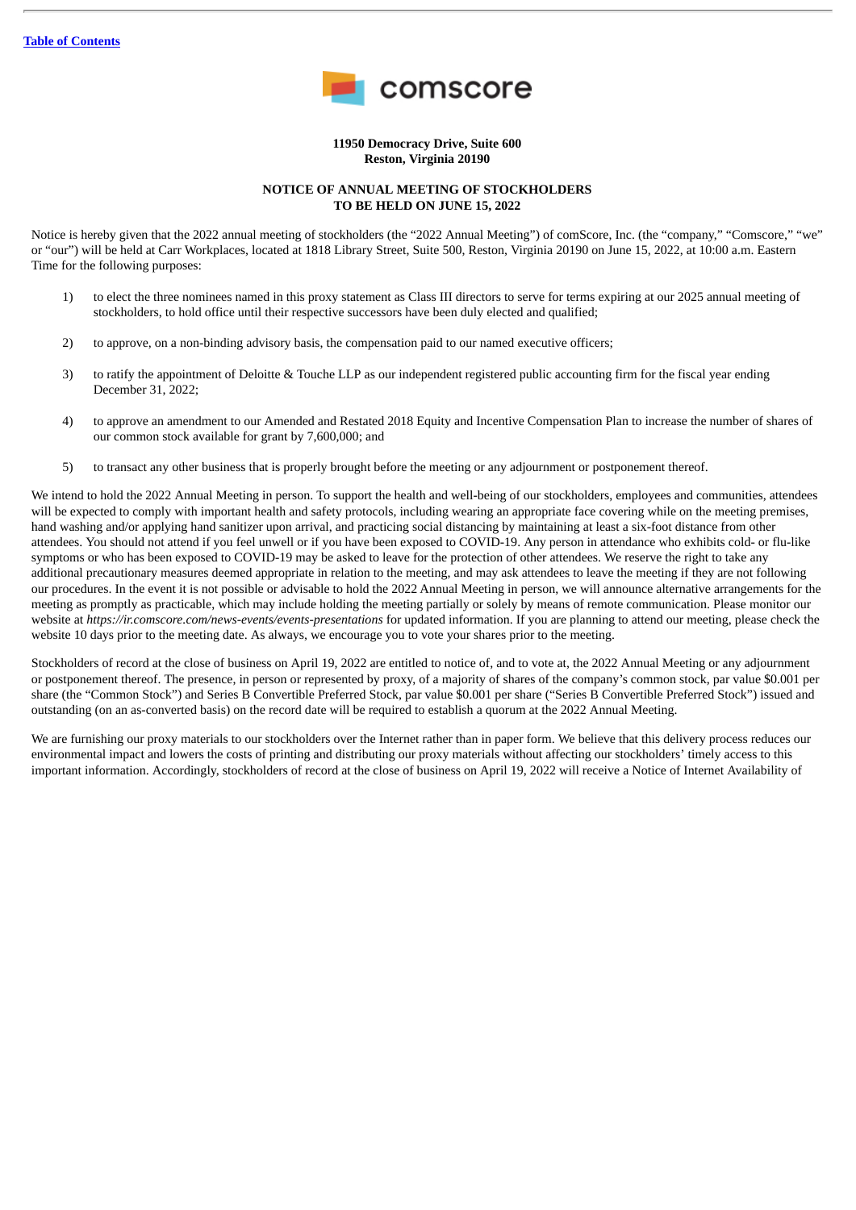[Table of Contents](#)

comscore

**11950 Democracy Drive, Suite 600**
**Reston, Virginia 20190**

**NOTICE OF ANNUAL MEETING OF STOCKHOLDERS**
**TO BE HELD ON JUNE 15, 2022**

Notice is hereby given that the 2022 annual meeting of stockholders (the "2022 Annual Meeting") of comScore, Inc. (the "company," "Comscore," "we" or "our") will be held at Carr Workplaces, located at 1818 Library Street, Suite 500, Reston, Virginia 20190 on June 15, 2022, at 10:00 a.m. Eastern Time for the following purposes:

1) to elect the three nominees named in this proxy statement as Class III directors to serve for terms expiring at our 2025 annual meeting of stockholders, to hold office until their respective successors have been duly elected and qualified;

2) to approve, on a non-binding advisory basis, the compensation paid to our named executive officers;

3) to ratify the appointment of Deloitte & Touche LLP as our independent registered public accounting firm for the fiscal year ending December 31, 2022;

4) to approve an amendment to our Amended and Restated 2018 Equity and Incentive Compensation Plan to increase the number of shares of our common stock available for grant by 7,600,000; and

5) to transact any other business that is properly brought before the meeting or any adjournment or postponement thereof.

We intend to hold the 2022 Annual Meeting in person. To support the health and well-being of our stockholders, employees and communities, attendees will be expected to comply with important health and safety protocols, including wearing an appropriate face covering while on the meeting premises, hand washing and/or applying hand sanitizer upon arrival, and practicing social distancing by maintaining at least a six-foot distance from other attendees. You should not attend if you feel unwell or if you have been exposed to COVID-19. Any person in attendance who exhibits cold- or flu-like symptoms or who has been exposed to COVID-19 may be asked to leave for the protection of other attendees. We reserve the right to take any additional precautionary measures deemed appropriate in relation to the meeting, and may ask attendees to leave the meeting if they are not following our procedures. In the event it is not possible or advisable to hold the 2022 Annual Meeting in person, we will announce alternative arrangements for the meeting as promptly as practicable, which may include holding the meeting partially or solely by means of remote communication. Please monitor our website at *https://ir.comscore.com/news-events/events-presentations* for updated information. If you are planning to attend our meeting, please check the website 10 days prior to the meeting date. As always, we encourage you to vote your shares prior to the meeting.

Stockholders of record at the close of business on April 19, 2022 are entitled to notice of, and to vote at, the 2022 Annual Meeting or any adjournment or postponement thereof. The presence, in person or represented by proxy, of a majority of shares of the company's common stock, par value $0.001 per share (the "Common Stock") and Series B Convertible Preferred Stock, par value $0.001 per share ("Series B Convertible Preferred Stock") issued and outstanding (on an as-converted basis) on the record date will be required to establish a quorum at the 2022 Annual Meeting.

We are furnishing our proxy materials to our stockholders over the Internet rather than in paper form. We believe that this delivery process reduces our environmental impact and lowers the costs of printing and distributing our proxy materials without affecting our stockholders' timely access to this important information. Accordingly, stockholders of record at the close of business on April 19, 2022 will receive a Notice of Internet Availability of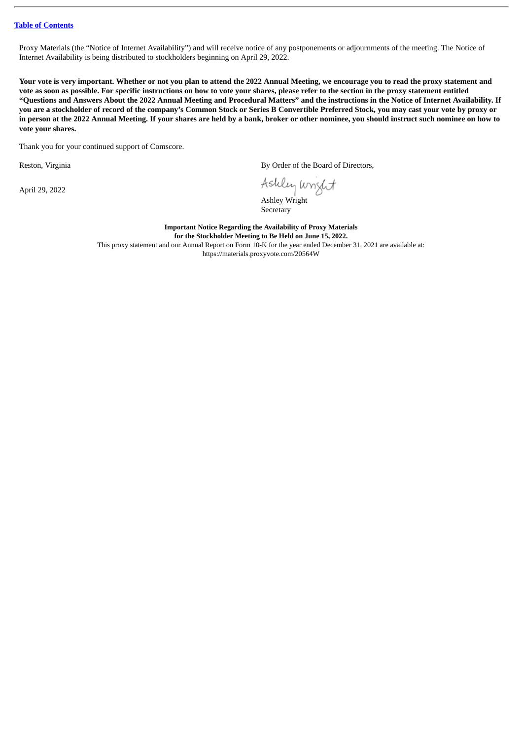Proxy Materials (the “Notice of Internet Availability”) and will receive notice of any postponements or adjournments of the meeting. The Notice of Internet Availability is being distributed to stockholders beginning on April 29, 2022.

**Your vote is very important. Whether or not you plan to attend the 2022 Annual Meeting, we encourage you to read the proxy statement and vote as soon as possible. For specific instructions on how to vote your shares, please refer to the section in the proxy statement entitled “Questions and Answers About the 2022 Annual Meeting and Procedural Matters” and the instructions in the Notice of Internet Availability. If you are a stockholder of record of the company’s Common Stock or Series B Convertible Preferred Stock, you may cast your vote by proxy or in person at the 2022 Annual Meeting. If your shares are held by a bank, broker or other nominee, you should instruct such nominee on how to vote your shares.**

Thank you for your continued support of Comscore.

Reston, Virginia

April 29, 2022

By Order of the Board of Directors,

Ashley Wright

Ashley Wright
Secretary

**Important Notice Regarding the Availability of Proxy Materials**
**for the Stockholder Meeting to Be Held on June 15, 2022.**

This proxy statement and our Annual Report on Form 10-K for the year ended December 31, 2021 are available at:
https://materials.proxyvote.com/20564W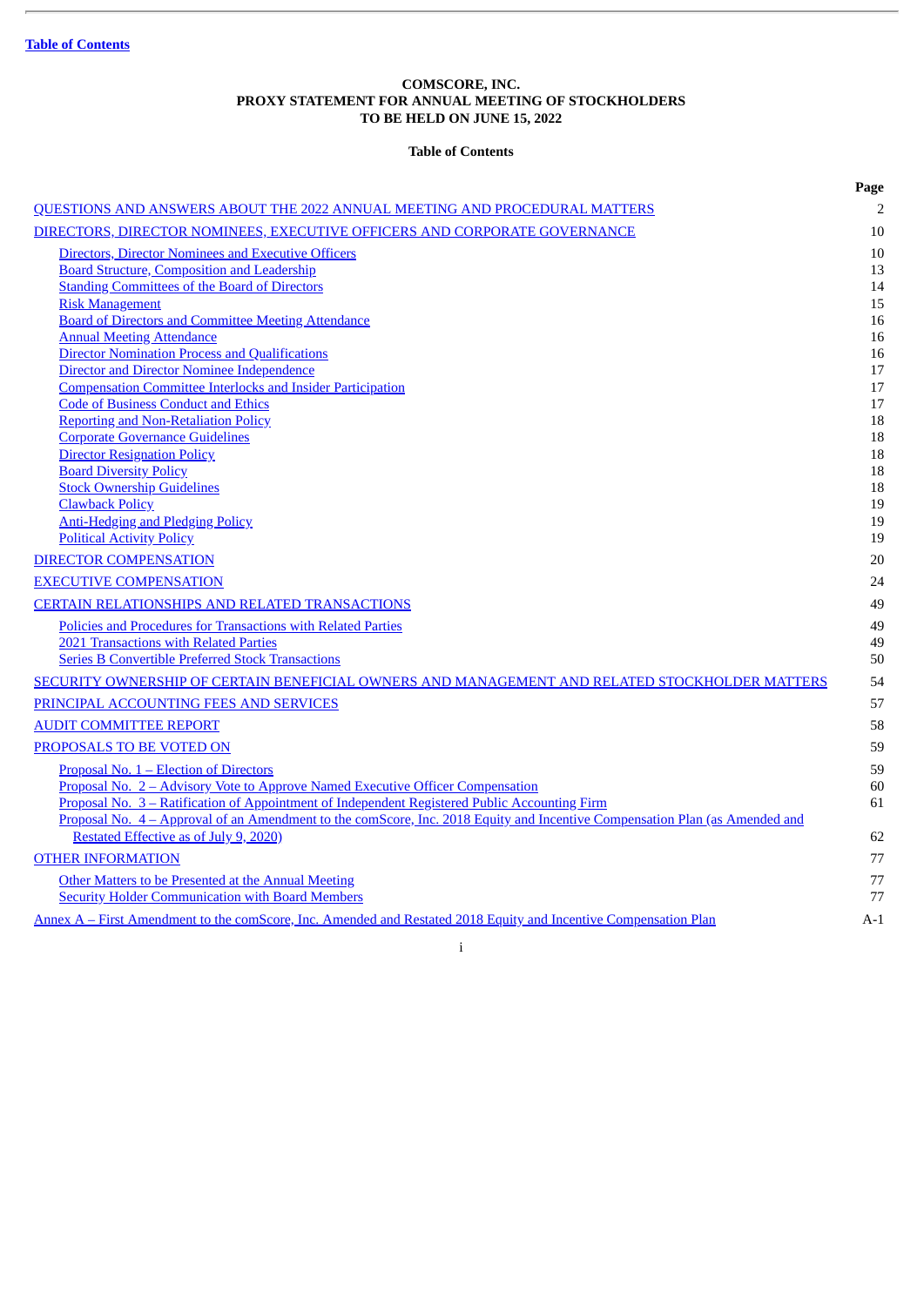[Table of Contents](#)

**COMSCORE, INC.**
**PROXY STATEMENT FOR ANNUAL MEETING OF STOCKHOLDERS**
**TO BE HELD ON JUNE 15, 2022**

**Table of Contents**

| | Page |
|---|---|
| QUESTIONS AND ANSWERS ABOUT THE 2022 ANNUAL MEETING AND PROCEDURAL MATTERS | 2 |
| DIRECTORS, DIRECTOR NOMINEES, EXECUTIVE OFFICERS AND CORPORATE GOVERNANCE | 10 |
| Directors, Director Nominees and Executive Officers | 10 |
| Board Structure, Composition and Leadership | 13 |
| Standing Committees of the Board of Directors | 14 |
| Risk Management | 15 |
| Board of Directors and Committee Meeting Attendance | 16 |
| Annual Meeting Attendance | 16 |
| Director Nomination Process and Qualifications | 16 |
| Director and Director Nominee Independence | 17 |
| Compensation Committee Interlocks and Insider Participation | 17 |
| Code of Business Conduct and Ethics | 17 |
| Reporting and Non-Retaliation Policy | 18 |
| Corporate Governance Guidelines | 18 |
| Director Resignation Policy | 18 |
| Board Diversity Policy | 18 |
| Stock Ownership Guidelines | 18 |
| Clawback Policy | 19 |
| Anti-Hedging and Pledging Policy | 19 |
| Political Activity Policy | 19 |
| DIRECTOR COMPENSATION | 20 |
| EXECUTIVE COMPENSATION | 24 |
| CERTAIN RELATIONSHIPS AND RELATED TRANSACTIONS | 49 |
| Policies and Procedures for Transactions with Related Parties | 49 |
| 2021 Transactions with Related Parties | 49 |
| Series B Convertible Preferred Stock Transactions | 50 |
| SECURITY OWNERSHIP OF CERTAIN BENEFICIAL OWNERS AND MANAGEMENT AND RELATED STOCKHOLDER MATTERS | 54 |
| PRINCIPAL ACCOUNTING FEES AND SERVICES | 57 |
| AUDIT COMMITTEE REPORT | 58 |
| PROPOSALS TO BE VOTED ON | 59 |
| Proposal No. 1 – Election of Directors | 59 |
| Proposal No. 2 – Advisory Vote to Approve Named Executive Officer Compensation | 60 |
| Proposal No. 3 – Ratification of Appointment of Independent Registered Public Accounting Firm | 61 |
| Proposal No. 4 – Approval of an Amendment to the comScore, Inc. 2018 Equity and Incentive Compensation Plan (as Amended and Restated Effective as of July 9, 2020) | 62 |
| OTHER INFORMATION | 77 |
| Other Matters to be Presented at the Annual Meeting | 77 |
| Security Holder Communication with Board Members | 77 |
| Annex A – First Amendment to the comScore, Inc. Amended and Restated 2018 Equity and Incentive Compensation Plan | A-1 |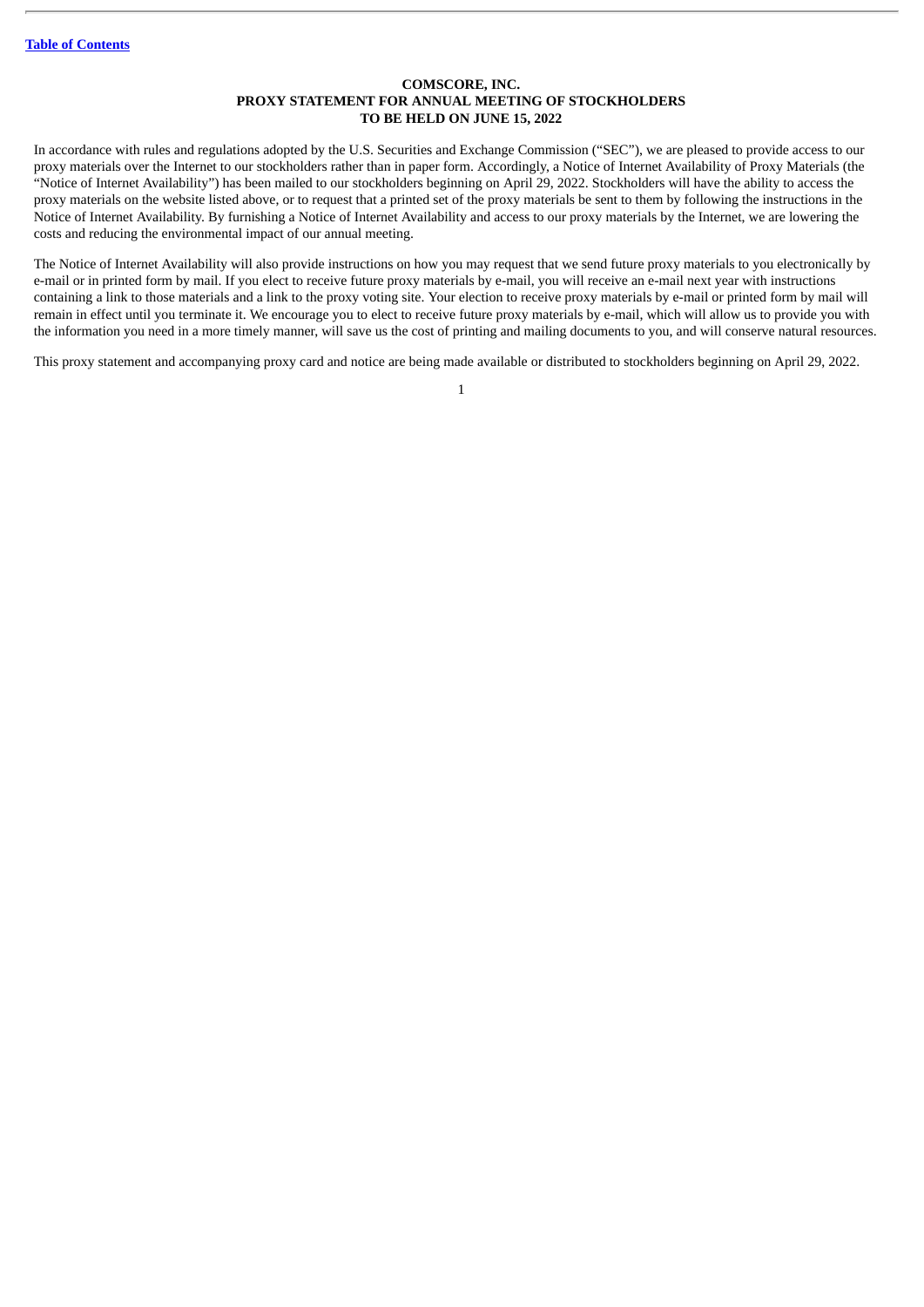# COMSCORE, INC.
## PROXY STATEMENT FOR ANNUAL MEETING OF STOCKHOLDERS
## TO BE HELD ON JUNE 15, 2022

In accordance with rules and regulations adopted by the U.S. Securities and Exchange Commission ("SEC"), we are pleased to provide access to our proxy materials over the Internet to our stockholders rather than in paper form. Accordingly, a Notice of Internet Availability of Proxy Materials (the "Notice of Internet Availability") has been mailed to our stockholders beginning on April 29, 2022. Stockholders will have the ability to access the proxy materials on the website listed above, or to request that a printed set of the proxy materials be sent to them by following the instructions in the Notice of Internet Availability. By furnishing a Notice of Internet Availability and access to our proxy materials by the Internet, we are lowering the costs and reducing the environmental impact of our annual meeting.

The Notice of Internet Availability will also provide instructions on how you may request that we send future proxy materials to you electronically by e-mail or in printed form by mail. If you elect to receive future proxy materials by e-mail, you will receive an e-mail next year with instructions containing a link to those materials and a link to the proxy voting site. Your election to receive proxy materials by e-mail or printed form by mail will remain in effect until you terminate it. We encourage you to elect to receive future proxy materials by e-mail, which will allow us to provide you with the information you need in a more timely manner, will save us the cost of printing and mailing documents to you, and will conserve natural resources.

This proxy statement and accompanying proxy card and notice are being made available or distributed to stockholders beginning on April 29, 2022.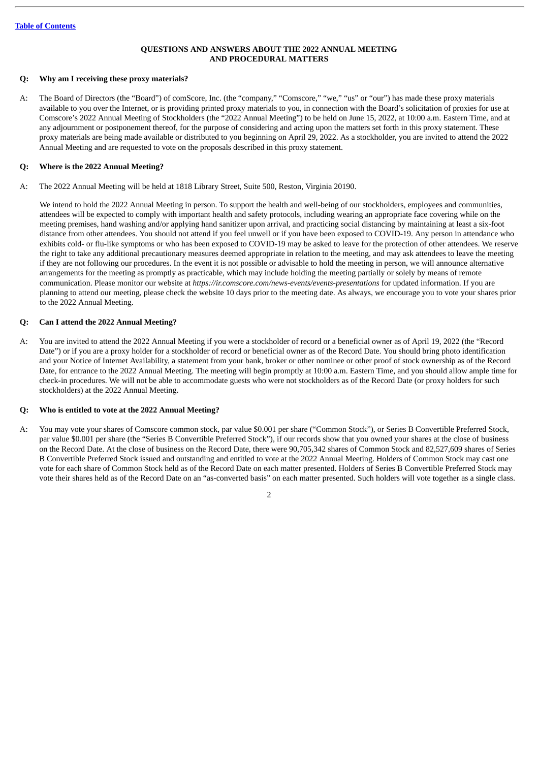[Table of Contents](#)

## QUESTIONS AND ANSWERS ABOUT THE 2022 ANNUAL MEETING AND PROCEDURAL MATTERS

**Q: Why am I receiving these proxy materials?**

A: The Board of Directors (the "Board") of comScore, Inc. (the "company," "Comscore," "we," "us" or "our") has made these proxy materials available to you over the Internet, or is providing printed proxy materials to you, in connection with the Board's solicitation of proxies for use at Comscore's 2022 Annual Meeting of Stockholders (the "2022 Annual Meeting") to be held on June 15, 2022, at 10:00 a.m. Eastern Time, and at any adjournment or postponement thereof, for the purpose of considering and acting upon the matters set forth in this proxy statement. These proxy materials are being made available or distributed to you beginning on April 29, 2022. As a stockholder, you are invited to attend the 2022 Annual Meeting and are requested to vote on the proposals described in this proxy statement.

**Q: Where is the 2022 Annual Meeting?**

A: The 2022 Annual Meeting will be held at 1818 Library Street, Suite 500, Reston, Virginia 20190.

We intend to hold the 2022 Annual Meeting in person. To support the health and well-being of our stockholders, employees and communities, attendees will be expected to comply with important health and safety protocols, including wearing an appropriate face covering while on the meeting premises, hand washing and/or applying hand sanitizer upon arrival, and practicing social distancing by maintaining at least a six-foot distance from other attendees. You should not attend if you feel unwell or if you have been exposed to COVID-19. Any person in attendance who exhibits cold- or flu-like symptoms or who has been exposed to COVID-19 may be asked to leave for the protection of other attendees. We reserve the right to take any additional precautionary measures deemed appropriate in relation to the meeting, and may ask attendees to leave the meeting if they are not following our procedures. In the event it is not possible or advisable to hold the meeting in person, we will announce alternative arrangements for the meeting as promptly as practicable, which may include holding the meeting partially or solely by means of remote communication. Please monitor our website at *https://ir.comscore.com/news-events/events-presentations* for updated information. If you are planning to attend our meeting, please check the website 10 days prior to the meeting date. As always, we encourage you to vote your shares prior to the 2022 Annual Meeting.

**Q: Can I attend the 2022 Annual Meeting?**

A: You are invited to attend the 2022 Annual Meeting if you were a stockholder of record or a beneficial owner as of April 19, 2022 (the "Record Date") or if you are a proxy holder for a stockholder of record or beneficial owner as of the Record Date. You should bring photo identification and your Notice of Internet Availability, a statement from your bank, broker or other nominee or other proof of stock ownership as of the Record Date, for entrance to the 2022 Annual Meeting. The meeting will begin promptly at 10:00 a.m. Eastern Time, and you should allow ample time for check-in procedures. We will not be able to accommodate guests who were not stockholders as of the Record Date (or proxy holders for such stockholders) at the 2022 Annual Meeting.

**Q: Who is entitled to vote at the 2022 Annual Meeting?**

A: You may vote your shares of Comscore common stock, par value $0.001 per share ("Common Stock"), or Series B Convertible Preferred Stock, par value $0.001 per share (the "Series B Convertible Preferred Stock"), if our records show that you owned your shares at the close of business on the Record Date. At the close of business on the Record Date, there were 90,705,342 shares of Common Stock and 82,527,609 shares of Series B Convertible Preferred Stock issued and outstanding and entitled to vote at the 2022 Annual Meeting. Holders of Common Stock may cast one vote for each share of Common Stock held as of the Record Date on each matter presented. Holders of Series B Convertible Preferred Stock may vote their shares held as of the Record Date on an "as-converted basis" on each matter presented. Such holders will vote together as a single class.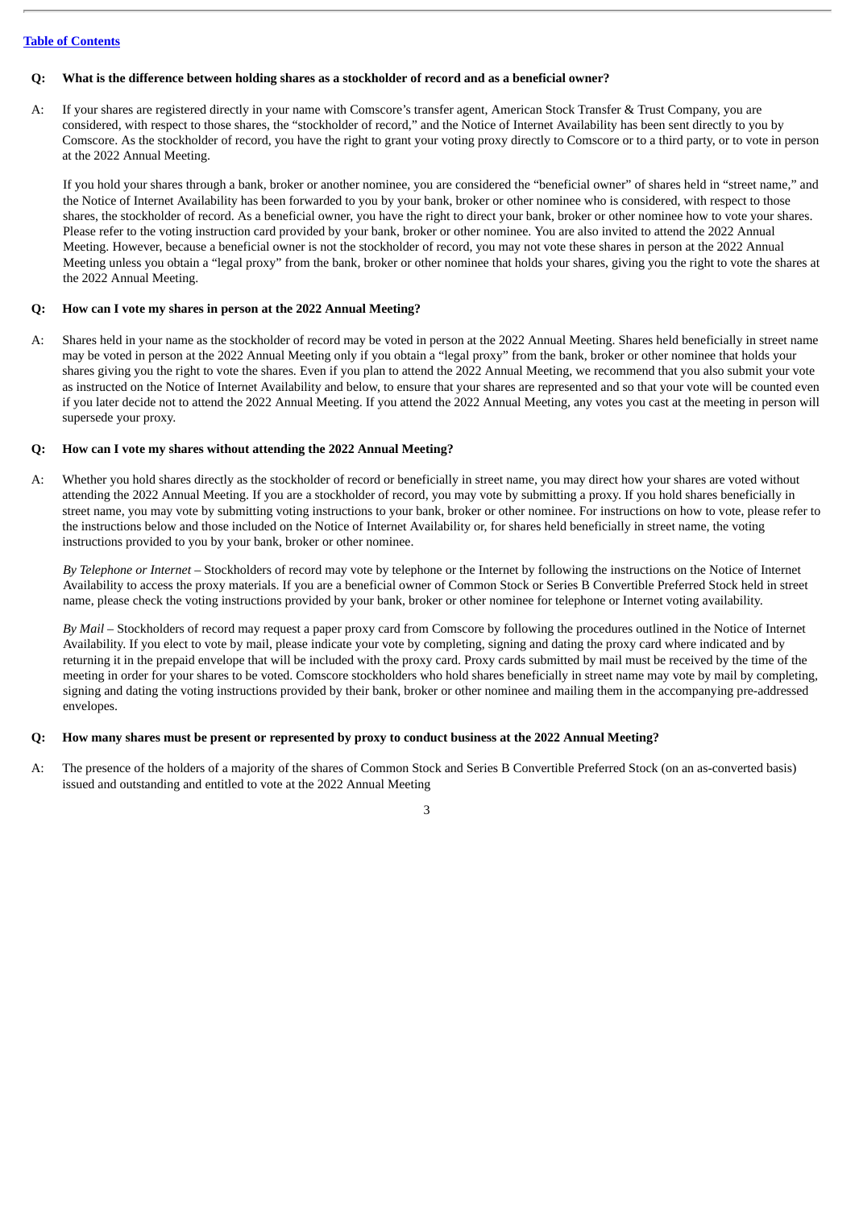**Q: What is the difference between holding shares as a stockholder of record and as a beneficial owner?**

A: If your shares are registered directly in your name with Comscore's transfer agent, American Stock Transfer & Trust Company, you are considered, with respect to those shares, the "stockholder of record," and the Notice of Internet Availability has been sent directly to you by Comscore. As the stockholder of record, you have the right to grant your voting proxy directly to Comscore or to a third party, or to vote in person at the 2022 Annual Meeting.

If you hold your shares through a bank, broker or another nominee, you are considered the "beneficial owner" of shares held in "street name," and the Notice of Internet Availability has been forwarded to you by your bank, broker or other nominee who is considered, with respect to those shares, the stockholder of record. As a beneficial owner, you have the right to direct your bank, broker or other nominee how to vote your shares. Please refer to the voting instruction card provided by your bank, broker or other nominee. You are also invited to attend the 2022 Annual Meeting. However, because a beneficial owner is not the stockholder of record, you may not vote these shares in person at the 2022 Annual Meeting unless you obtain a "legal proxy" from the bank, broker or other nominee that holds your shares, giving you the right to vote the shares at the 2022 Annual Meeting.

**Q: How can I vote my shares in person at the 2022 Annual Meeting?**

A: Shares held in your name as the stockholder of record may be voted in person at the 2022 Annual Meeting. Shares held beneficially in street name may be voted in person at the 2022 Annual Meeting only if you obtain a "legal proxy" from the bank, broker or other nominee that holds your shares giving you the right to vote the shares. Even if you plan to attend the 2022 Annual Meeting, we recommend that you also submit your vote as instructed on the Notice of Internet Availability and below, to ensure that your shares are represented and so that your vote will be counted even if you later decide not to attend the 2022 Annual Meeting. If you attend the 2022 Annual Meeting, any votes you cast at the meeting in person will supersede your proxy.

**Q: How can I vote my shares without attending the 2022 Annual Meeting?**

A: Whether you hold shares directly as the stockholder of record or beneficially in street name, you may direct how your shares are voted without attending the 2022 Annual Meeting. If you are a stockholder of record, you may vote by submitting a proxy. If you hold shares beneficially in street name, you may vote by submitting voting instructions to your bank, broker or other nominee. For instructions on how to vote, please refer to the instructions below and those included on the Notice of Internet Availability or, for shares held beneficially in street name, the voting instructions provided to you by your bank, broker or other nominee.

*By Telephone or Internet* – Stockholders of record may vote by telephone or the Internet by following the instructions on the Notice of Internet Availability to access the proxy materials. If you are a beneficial owner of Common Stock or Series B Convertible Preferred Stock held in street name, please check the voting instructions provided by your bank, broker or other nominee for telephone or Internet voting availability.

*By Mail* – Stockholders of record may request a paper proxy card from Comscore by following the procedures outlined in the Notice of Internet Availability. If you elect to vote by mail, please indicate your vote by completing, signing and dating the proxy card where indicated and by returning it in the prepaid envelope that will be included with the proxy card. Proxy cards submitted by mail must be received by the time of the meeting in order for your shares to be voted. Comscore stockholders who hold shares beneficially in street name may vote by mail by completing, signing and dating the voting instructions provided by their bank, broker or other nominee and mailing them in the accompanying pre-addressed envelopes.

**Q: How many shares must be present or represented by proxy to conduct business at the 2022 Annual Meeting?**

A: The presence of the holders of a majority of the shares of Common Stock and Series B Convertible Preferred Stock (on an as-converted basis) issued and outstanding and entitled to vote at the 2022 Annual Meeting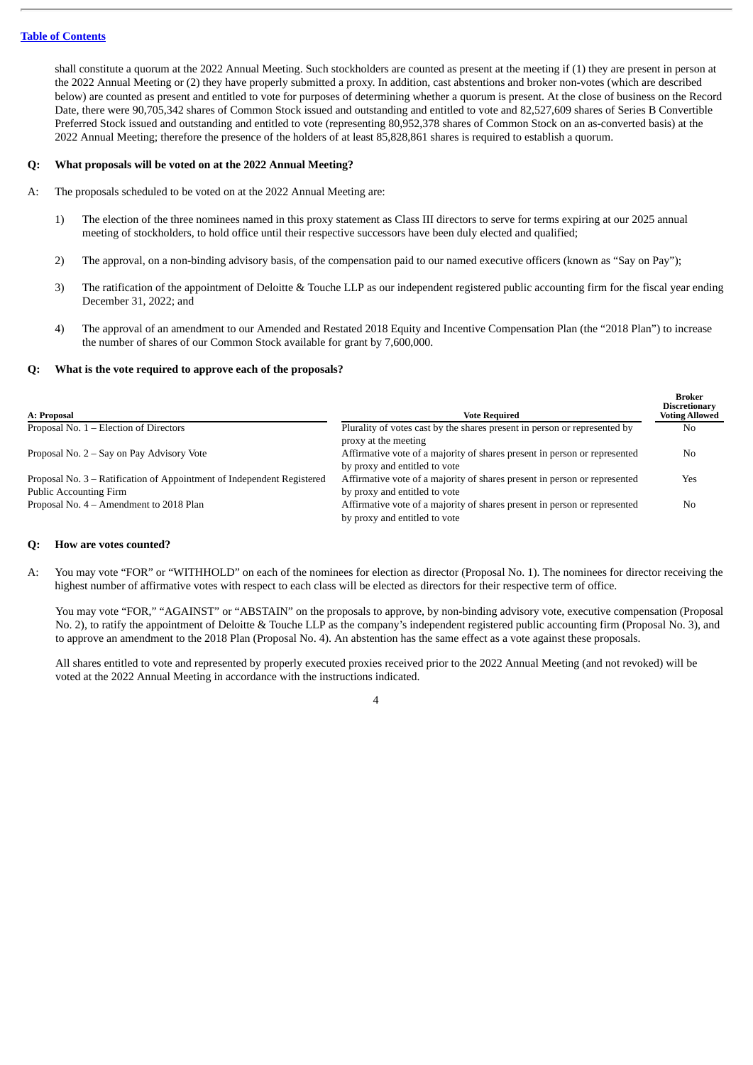shall constitute a quorum at the 2022 Annual Meeting. Such stockholders are counted as present at the meeting if (1) they are present in person at the 2022 Annual Meeting or (2) they have properly submitted a proxy. In addition, cast abstentions and broker non-votes (which are described below) are counted as present and entitled to vote for purposes of determining whether a quorum is present. At the close of business on the Record Date, there were 90,705,342 shares of Common Stock issued and outstanding and entitled to vote and 82,527,609 shares of Series B Convertible Preferred Stock issued and outstanding and entitled to vote (representing 80,952,378 shares of Common Stock on an as-converted basis) at the 2022 Annual Meeting; therefore the presence of the holders of at least 85,828,861 shares is required to establish a quorum.

**Q: What proposals will be voted on at the 2022 Annual Meeting?**

A: The proposals scheduled to be voted on at the 2022 Annual Meeting are:

1) The election of the three nominees named in this proxy statement as Class III directors to serve for terms expiring at our 2025 annual meeting of stockholders, to hold office until their respective successors have been duly elected and qualified;

2) The approval, on a non-binding advisory basis, of the compensation paid to our named executive officers (known as "Say on Pay");

3) The ratification of the appointment of Deloitte & Touche LLP as our independent registered public accounting firm for the fiscal year ending December 31, 2022; and

4) The approval of an amendment to our Amended and Restated 2018 Equity and Incentive Compensation Plan (the "2018 Plan") to increase the number of shares of our Common Stock available for grant by 7,600,000.

**Q: What is the vote required to approve each of the proposals?**

| A: Proposal | Vote Required | Broker Discretionary Voting Allowed |
|---|---|---|
| Proposal No. 1 – Election of Directors | Plurality of votes cast by the shares present in person or represented by proxy at the meeting | No |
| Proposal No. 2 – Say on Pay Advisory Vote | Affirmative vote of a majority of shares present in person or represented by proxy and entitled to vote | No |
| Proposal No. 3 – Ratification of Appointment of Independent Registered Public Accounting Firm | Affirmative vote of a majority of shares present in person or represented by proxy and entitled to vote | Yes |
| Proposal No. 4 – Amendment to 2018 Plan | Affirmative vote of a majority of shares present in person or represented by proxy and entitled to vote | No |

**Q: How are votes counted?**

A: You may vote "FOR" or "WITHHOLD" on each of the nominees for election as director (Proposal No. 1). The nominees for director receiving the highest number of affirmative votes with respect to each class will be elected as directors for their respective term of office.

You may vote "FOR," "AGAINST" or "ABSTAIN" on the proposals to approve, by non-binding advisory vote, executive compensation (Proposal No. 2), to ratify the appointment of Deloitte & Touche LLP as the company's independent registered public accounting firm (Proposal No. 3), and to approve an amendment to the 2018 Plan (Proposal No. 4). An abstention has the same effect as a vote against these proposals.

All shares entitled to vote and represented by properly executed proxies received prior to the 2022 Annual Meeting (and not revoked) will be voted at the 2022 Annual Meeting in accordance with the instructions indicated.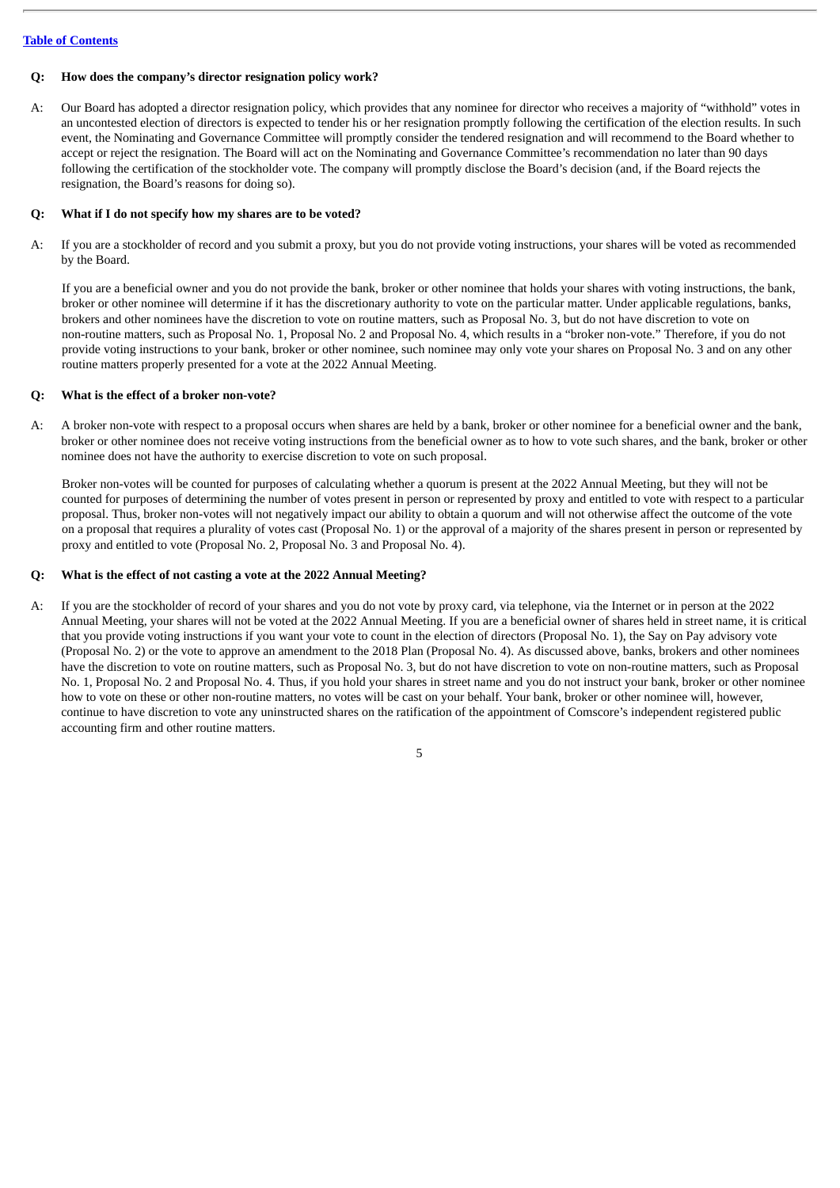**Q: How does the company's director resignation policy work?**

A: Our Board has adopted a director resignation policy, which provides that any nominee for director who receives a majority of "withhold" votes in an uncontested election of directors is expected to tender his or her resignation promptly following the certification of the election results. In such event, the Nominating and Governance Committee will promptly consider the tendered resignation and will recommend to the Board whether to accept or reject the resignation. The Board will act on the Nominating and Governance Committee's recommendation no later than 90 days following the certification of the stockholder vote. The company will promptly disclose the Board's decision (and, if the Board rejects the resignation, the Board's reasons for doing so).

**Q: What if I do not specify how my shares are to be voted?**

A: If you are a stockholder of record and you submit a proxy, but you do not provide voting instructions, your shares will be voted as recommended by the Board.

If you are a beneficial owner and you do not provide the bank, broker or other nominee that holds your shares with voting instructions, the bank, broker or other nominee will determine if it has the discretionary authority to vote on the particular matter. Under applicable regulations, banks, brokers and other nominees have the discretion to vote on routine matters, such as Proposal No. 3, but do not have discretion to vote on non-routine matters, such as Proposal No. 1, Proposal No. 2 and Proposal No. 4, which results in a "broker non-vote." Therefore, if you do not provide voting instructions to your bank, broker or other nominee, such nominee may only vote your shares on Proposal No. 3 and on any other routine matters properly presented for a vote at the 2022 Annual Meeting.

**Q: What is the effect of a broker non-vote?**

A: A broker non-vote with respect to a proposal occurs when shares are held by a bank, broker or other nominee for a beneficial owner and the bank, broker or other nominee does not receive voting instructions from the beneficial owner as to how to vote such shares, and the bank, broker or other nominee does not have the authority to exercise discretion to vote on such proposal.

Broker non-votes will be counted for purposes of calculating whether a quorum is present at the 2022 Annual Meeting, but they will not be counted for purposes of determining the number of votes present in person or represented by proxy and entitled to vote with respect to a particular proposal. Thus, broker non-votes will not negatively impact our ability to obtain a quorum and will not otherwise affect the outcome of the vote on a proposal that requires a plurality of votes cast (Proposal No. 1) or the approval of a majority of the shares present in person or represented by proxy and entitled to vote (Proposal No. 2, Proposal No. 3 and Proposal No. 4).

**Q: What is the effect of not casting a vote at the 2022 Annual Meeting?**

A: If you are the stockholder of record of your shares and you do not vote by proxy card, via telephone, via the Internet or in person at the 2022 Annual Meeting, your shares will not be voted at the 2022 Annual Meeting. If you are a beneficial owner of shares held in street name, it is critical that you provide voting instructions if you want your vote to count in the election of directors (Proposal No. 1), the Say on Pay advisory vote (Proposal No. 2) or the vote to approve an amendment to the 2018 Plan (Proposal No. 4). As discussed above, banks, brokers and other nominees have the discretion to vote on routine matters, such as Proposal No. 3, but do not have discretion to vote on non-routine matters, such as Proposal No. 1, Proposal No. 2 and Proposal No. 4. Thus, if you hold your shares in street name and you do not instruct your bank, broker or other nominee how to vote on these or other non-routine matters, no votes will be cast on your behalf. Your bank, broker or other nominee will, however, continue to have discretion to vote any uninstructed shares on the ratification of the appointment of Comscore's independent registered public accounting firm and other routine matters.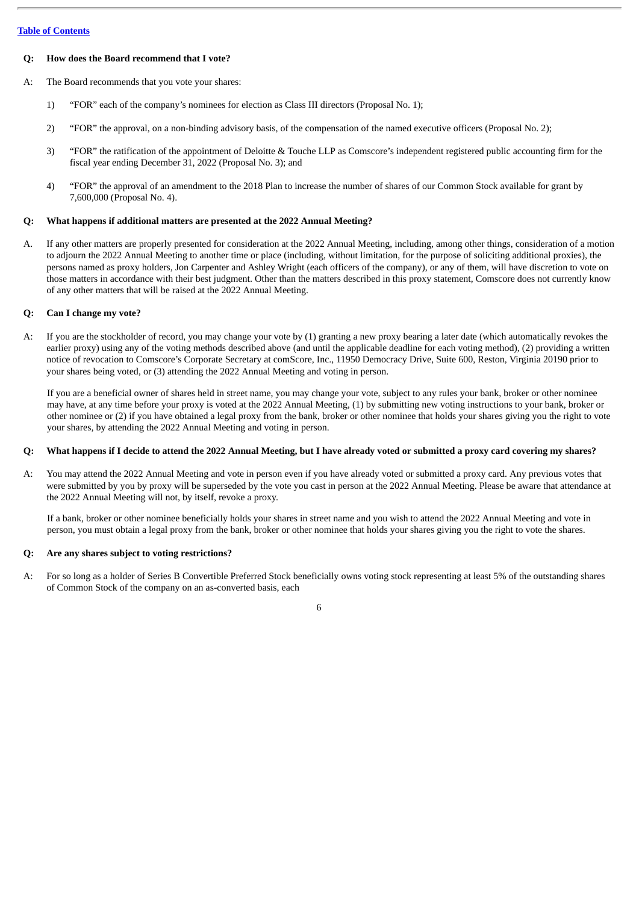[Table of Contents](#)

**Q: How does the Board recommend that I vote?**

A: The Board recommends that you vote your shares:

1) "FOR" each of the company's nominees for election as Class III directors (Proposal No. 1);

2) "FOR" the approval, on a non-binding advisory basis, of the compensation of the named executive officers (Proposal No. 2);

3) "FOR" the ratification of the appointment of Deloitte & Touche LLP as Comscore's independent registered public accounting firm for the fiscal year ending December 31, 2022 (Proposal No. 3); and

4) "FOR" the approval of an amendment to the 2018 Plan to increase the number of shares of our Common Stock available for grant by 7,600,000 (Proposal No. 4).

**Q: What happens if additional matters are presented at the 2022 Annual Meeting?**

A. If any other matters are properly presented for consideration at the 2022 Annual Meeting, including, among other things, consideration of a motion to adjourn the 2022 Annual Meeting to another time or place (including, without limitation, for the purpose of soliciting additional proxies), the persons named as proxy holders, Jon Carpenter and Ashley Wright (each officers of the company), or any of them, will have discretion to vote on those matters in accordance with their best judgment. Other than the matters described in this proxy statement, Comscore does not currently know of any other matters that will be raised at the 2022 Annual Meeting.

**Q: Can I change my vote?**

A: If you are the stockholder of record, you may change your vote by (1) granting a new proxy bearing a later date (which automatically revokes the earlier proxy) using any of the voting methods described above (and until the applicable deadline for each voting method), (2) providing a written notice of revocation to Comscore's Corporate Secretary at comScore, Inc., 11950 Democracy Drive, Suite 600, Reston, Virginia 20190 prior to your shares being voted, or (3) attending the 2022 Annual Meeting and voting in person.

If you are a beneficial owner of shares held in street name, you may change your vote, subject to any rules your bank, broker or other nominee may have, at any time before your proxy is voted at the 2022 Annual Meeting, (1) by submitting new voting instructions to your bank, broker or other nominee or (2) if you have obtained a legal proxy from the bank, broker or other nominee that holds your shares giving you the right to vote your shares, by attending the 2022 Annual Meeting and voting in person.

**Q: What happens if I decide to attend the 2022 Annual Meeting, but I have already voted or submitted a proxy card covering my shares?**

A: You may attend the 2022 Annual Meeting and vote in person even if you have already voted or submitted a proxy card. Any previous votes that were submitted by you by proxy will be superseded by the vote you cast in person at the 2022 Annual Meeting. Please be aware that attendance at the 2022 Annual Meeting will not, by itself, revoke a proxy.

If a bank, broker or other nominee beneficially holds your shares in street name and you wish to attend the 2022 Annual Meeting and vote in person, you must obtain a legal proxy from the bank, broker or other nominee that holds your shares giving you the right to vote the shares.

**Q: Are any shares subject to voting restrictions?**

A: For so long as a holder of Series B Convertible Preferred Stock beneficially owns voting stock representing at least 5% of the outstanding shares of Common Stock of the company on an as-converted basis, each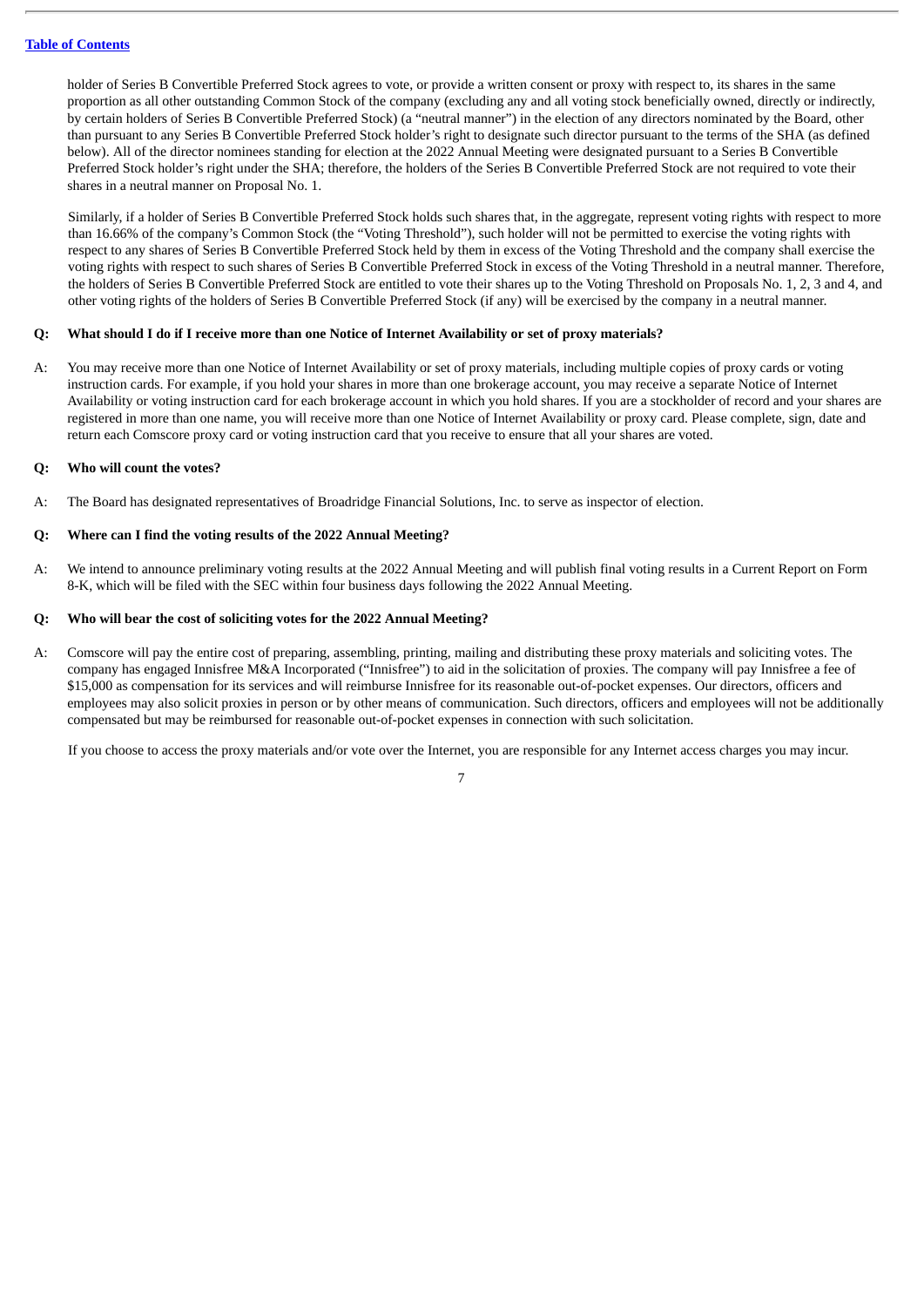holder of Series B Convertible Preferred Stock agrees to vote, or provide a written consent or proxy with respect to, its shares in the same proportion as all other outstanding Common Stock of the company (excluding any and all voting stock beneficially owned, directly or indirectly, by certain holders of Series B Convertible Preferred Stock) (a "neutral manner") in the election of any directors nominated by the Board, other than pursuant to any Series B Convertible Preferred Stock holder's right to designate such director pursuant to the terms of the SHA (as defined below). All of the director nominees standing for election at the 2022 Annual Meeting were designated pursuant to a Series B Convertible Preferred Stock holder's right under the SHA; therefore, the holders of the Series B Convertible Preferred Stock are not required to vote their shares in a neutral manner on Proposal No. 1.

Similarly, if a holder of Series B Convertible Preferred Stock holds such shares that, in the aggregate, represent voting rights with respect to more than 16.66% of the company's Common Stock (the "Voting Threshold"), such holder will not be permitted to exercise the voting rights with respect to any shares of Series B Convertible Preferred Stock held by them in excess of the Voting Threshold and the company shall exercise the voting rights with respect to such shares of Series B Convertible Preferred Stock in excess of the Voting Threshold in a neutral manner. Therefore, the holders of Series B Convertible Preferred Stock are entitled to vote their shares up to the Voting Threshold on Proposals No. 1, 2, 3 and 4, and other voting rights of the holders of Series B Convertible Preferred Stock (if any) will be exercised by the company in a neutral manner.

**Q: What should I do if I receive more than one Notice of Internet Availability or set of proxy materials?**

A: You may receive more than one Notice of Internet Availability or set of proxy materials, including multiple copies of proxy cards or voting instruction cards. For example, if you hold your shares in more than one brokerage account, you may receive a separate Notice of Internet Availability or voting instruction card for each brokerage account in which you hold shares. If you are a stockholder of record and your shares are registered in more than one name, you will receive more than one Notice of Internet Availability or proxy card. Please complete, sign, date and return each Comscore proxy card or voting instruction card that you receive to ensure that all your shares are voted.

**Q: Who will count the votes?**

A: The Board has designated representatives of Broadridge Financial Solutions, Inc. to serve as inspector of election.

**Q: Where can I find the voting results of the 2022 Annual Meeting?**

A: We intend to announce preliminary voting results at the 2022 Annual Meeting and will publish final voting results in a Current Report on Form 8-K, which will be filed with the SEC within four business days following the 2022 Annual Meeting.

**Q: Who will bear the cost of soliciting votes for the 2022 Annual Meeting?**

A: Comscore will pay the entire cost of preparing, assembling, printing, mailing and distributing these proxy materials and soliciting votes. The company has engaged Innisfree M&A Incorporated ("Innisfree") to aid in the solicitation of proxies. The company will pay Innisfree a fee of $15,000 as compensation for its services and will reimburse Innisfree for its reasonable out-of-pocket expenses. Our directors, officers and employees may also solicit proxies in person or by other means of communication. Such directors, officers and employees will not be additionally compensated but may be reimbursed for reasonable out-of-pocket expenses in connection with such solicitation.

If you choose to access the proxy materials and/or vote over the Internet, you are responsible for any Internet access charges you may incur.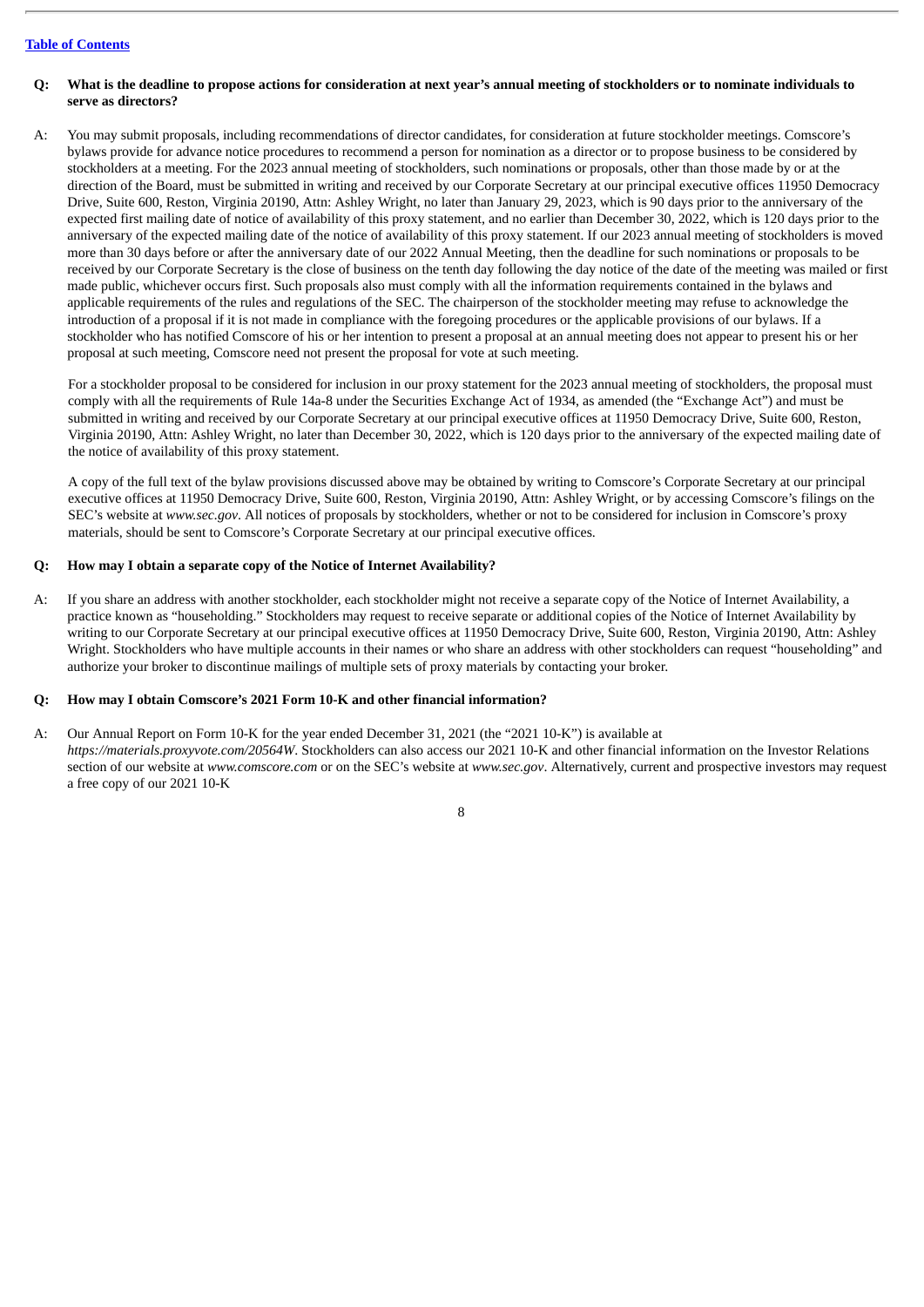[Table of Contents](#)

**Q: What is the deadline to propose actions for consideration at next year's annual meeting of stockholders or to nominate individuals to serve as directors?**

A: You may submit proposals, including recommendations of director candidates, for consideration at future stockholder meetings. Comscore's bylaws provide for advance notice procedures to recommend a person for nomination as a director or to propose business to be considered by stockholders at a meeting. For the 2023 annual meeting of stockholders, such nominations or proposals, other than those made by or at the direction of the Board, must be submitted in writing and received by our Corporate Secretary at our principal executive offices 11950 Democracy Drive, Suite 600, Reston, Virginia 20190, Attn: Ashley Wright, no later than January 29, 2023, which is 90 days prior to the anniversary of the expected first mailing date of notice of availability of this proxy statement, and no earlier than December 30, 2022, which is 120 days prior to the anniversary of the expected mailing date of the notice of availability of this proxy statement. If our 2023 annual meeting of stockholders is moved more than 30 days before or after the anniversary date of our 2022 Annual Meeting, then the deadline for such nominations or proposals to be received by our Corporate Secretary is the close of business on the tenth day following the day notice of the date of the meeting was mailed or first made public, whichever occurs first. Such proposals also must comply with all the information requirements contained in the bylaws and applicable requirements of the rules and regulations of the SEC. The chairperson of the stockholder meeting may refuse to acknowledge the introduction of a proposal if it is not made in compliance with the foregoing procedures or the applicable provisions of our bylaws. If a stockholder who has notified Comscore of his or her intention to present a proposal at an annual meeting does not appear to present his or her proposal at such meeting, Comscore need not present the proposal for vote at such meeting.

For a stockholder proposal to be considered for inclusion in our proxy statement for the 2023 annual meeting of stockholders, the proposal must comply with all the requirements of Rule 14a-8 under the Securities Exchange Act of 1934, as amended (the "Exchange Act") and must be submitted in writing and received by our Corporate Secretary at our principal executive offices at 11950 Democracy Drive, Suite 600, Reston, Virginia 20190, Attn: Ashley Wright, no later than December 30, 2022, which is 120 days prior to the anniversary of the expected mailing date of the notice of availability of this proxy statement.

A copy of the full text of the bylaw provisions discussed above may be obtained by writing to Comscore's Corporate Secretary at our principal executive offices at 11950 Democracy Drive, Suite 600, Reston, Virginia 20190, Attn: Ashley Wright, or by accessing Comscore's filings on the SEC's website at *www.sec.gov*. All notices of proposals by stockholders, whether or not to be considered for inclusion in Comscore's proxy materials, should be sent to Comscore's Corporate Secretary at our principal executive offices.

**Q: How may I obtain a separate copy of the Notice of Internet Availability?**

A: If you share an address with another stockholder, each stockholder might not receive a separate copy of the Notice of Internet Availability, a practice known as "householding." Stockholders may request to receive separate or additional copies of the Notice of Internet Availability by writing to our Corporate Secretary at our principal executive offices at 11950 Democracy Drive, Suite 600, Reston, Virginia 20190, Attn: Ashley Wright. Stockholders who have multiple accounts in their names or who share an address with other stockholders can request "householding" and authorize your broker to discontinue mailings of multiple sets of proxy materials by contacting your broker.

**Q: How may I obtain Comscore's 2021 Form 10-K and other financial information?**

A: Our Annual Report on Form 10-K for the year ended December 31, 2021 (the "2021 10-K") is available at *https://materials.proxyvote.com/20564W*. Stockholders can also access our 2021 10-K and other financial information on the Investor Relations section of our website at *www.comscore.com* or on the SEC's website at *www.sec.gov*. Alternatively, current and prospective investors may request a free copy of our 2021 10-K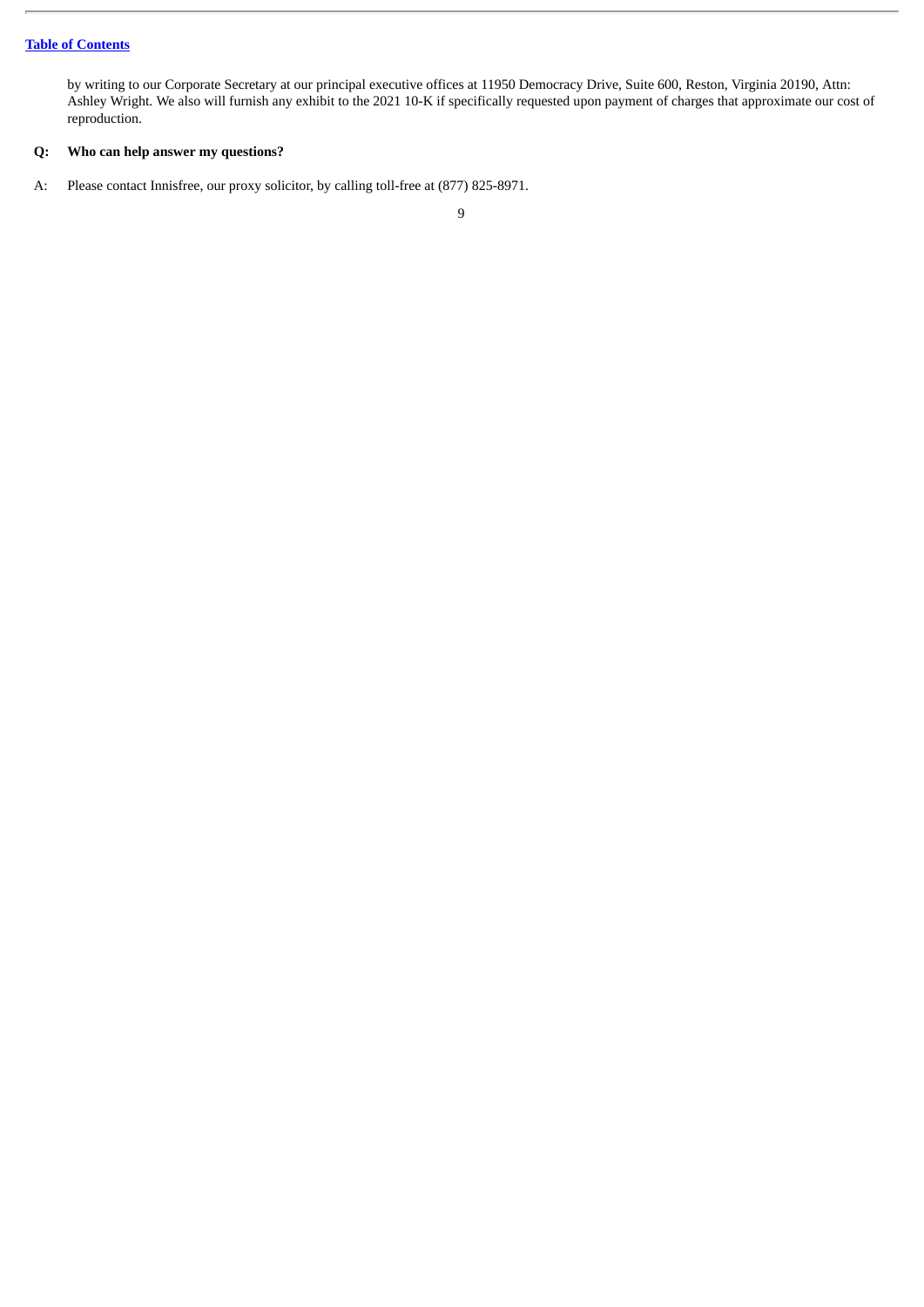by writing to our Corporate Secretary at our principal executive offices at 11950 Democracy Drive, Suite 600, Reston, Virginia 20190, Attn: Ashley Wright. We also will furnish any exhibit to the 2021 10-K if specifically requested upon payment of charges that approximate our cost of reproduction.

**Q: Who can help answer my questions?**

A: Please contact Innisfree, our proxy solicitor, by calling toll-free at (877) 825-8971.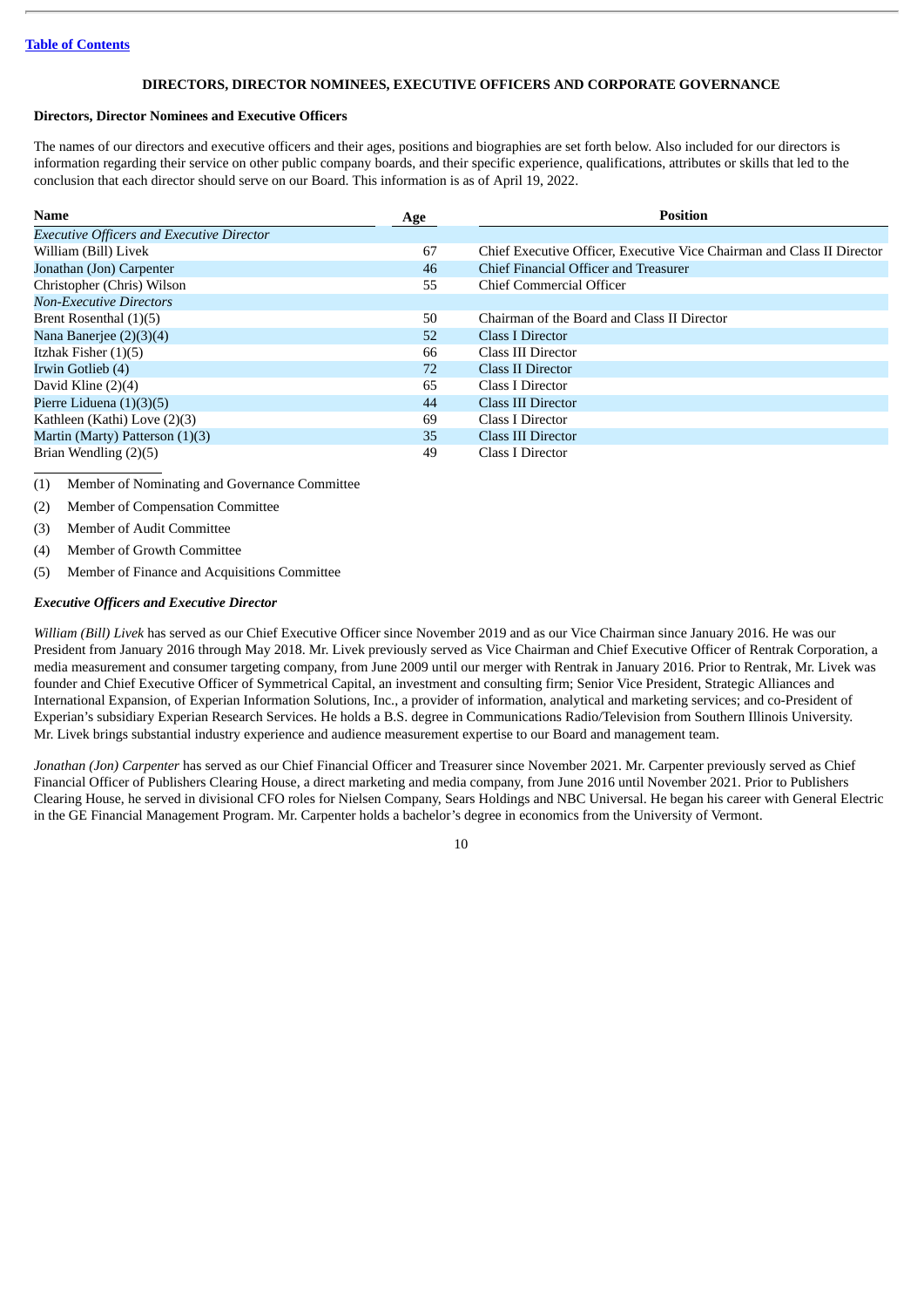[Table of Contents](#)

## DIRECTORS, DIRECTOR NOMINEES, EXECUTIVE OFFICERS AND CORPORATE GOVERNANCE

### Directors, Director Nominees and Executive Officers

The names of our directors and executive officers and their ages, positions and biographies are set forth below. Also included for our directors is information regarding their service on other public company boards, and their specific experience, qualifications, attributes or skills that led to the conclusion that each director should serve on our Board. This information is as of April 19, 2022.

| Name | Age | Position |
| --- | --- | --- |
| *Executive Officers and Executive Director* | | |
| William (Bill) Livek | 67 | Chief Executive Officer, Executive Vice Chairman and Class II Director |
| Jonathan (Jon) Carpenter | 46 | Chief Financial Officer and Treasurer |
| Christopher (Chris) Wilson | 55 | Chief Commercial Officer |
| *Non-Executive Directors* | | |
| Brent Rosenthal (1)(5) | 50 | Chairman of the Board and Class II Director |
| Nana Banerjee (2)(3)(4) | 52 | Class I Director |
| Itzhak Fisher (1)(5) | 66 | Class III Director |
| Irwin Gotlieb (4) | 72 | Class II Director |
| David Kline (2)(4) | 65 | Class I Director |
| Pierre Liduena (1)(3)(5) | 44 | Class III Director |
| Kathleen (Kathi) Love (2)(3) | 69 | Class I Director |
| Martin (Marty) Patterson (1)(3) | 35 | Class III Director |
| Brian Wendling (2)(5) | 49 | Class I Director |

(1) Member of Nominating and Governance Committee

(2) Member of Compensation Committee

(3) Member of Audit Committee

(4) Member of Growth Committee

(5) Member of Finance and Acquisitions Committee

#### *Executive Officers and Executive Director*

*William (Bill) Livek* has served as our Chief Executive Officer since November 2019 and as our Vice Chairman since January 2016. He was our President from January 2016 through May 2018. Mr. Livek previously served as Vice Chairman and Chief Executive Officer of Rentrak Corporation, a media measurement and consumer targeting company, from June 2009 until our merger with Rentrak in January 2016. Prior to Rentrak, Mr. Livek was founder and Chief Executive Officer of Symmetrical Capital, an investment and consulting firm; Senior Vice President, Strategic Alliances and International Expansion, of Experian Information Solutions, Inc., a provider of information, analytical and marketing services; and co-President of Experian's subsidiary Experian Research Services. He holds a B.S. degree in Communications Radio/Television from Southern Illinois University. Mr. Livek brings substantial industry experience and audience measurement expertise to our Board and management team.

*Jonathan (Jon) Carpenter* has served as our Chief Financial Officer and Treasurer since November 2021. Mr. Carpenter previously served as Chief Financial Officer of Publishers Clearing House, a direct marketing and media company, from June 2016 until November 2021. Prior to Publishers Clearing House, he served in divisional CFO roles for Nielsen Company, Sears Holdings and NBC Universal. He began his career with General Electric in the GE Financial Management Program. Mr. Carpenter holds a bachelor's degree in economics from the University of Vermont.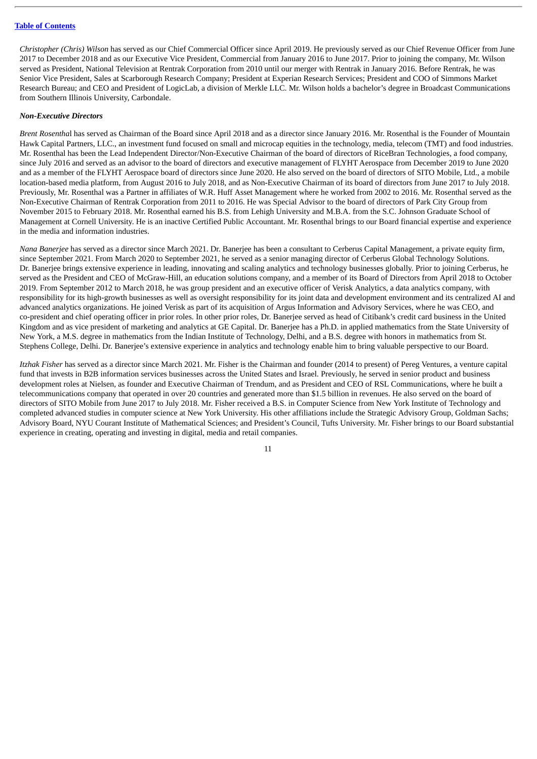*Christopher (Chris) Wilson* has served as our Chief Commercial Officer since April 2019. He previously served as our Chief Revenue Officer from June 2017 to December 2018 and as our Executive Vice President, Commercial from January 2016 to June 2017. Prior to joining the company, Mr. Wilson served as President, National Television at Rentrak Corporation from 2010 until our merger with Rentrak in January 2016. Before Rentrak, he was Senior Vice President, Sales at Scarborough Research Company; President at Experian Research Services; President and COO of Simmons Market Research Bureau; and CEO and President of LogicLab, a division of Merkle LLC. Mr. Wilson holds a bachelor's degree in Broadcast Communications from Southern Illinois University, Carbondale.

***Non-Executive Directors***

*Brent Rosenthal* has served as Chairman of the Board since April 2018 and as a director since January 2016. Mr. Rosenthal is the Founder of Mountain Hawk Capital Partners, LLC., an investment fund focused on small and microcap equities in the technology, media, telecom (TMT) and food industries. Mr. Rosenthal has been the Lead Independent Director/Non-Executive Chairman of the board of directors of RiceBran Technologies, a food company, since July 2016 and served as an advisor to the board of directors and executive management of FLYHT Aerospace from December 2019 to June 2020 and as a member of the FLYHT Aerospace board of directors since June 2020. He also served on the board of directors of SITO Mobile, Ltd., a mobile location-based media platform, from August 2016 to July 2018, and as Non-Executive Chairman of its board of directors from June 2017 to July 2018. Previously, Mr. Rosenthal was a Partner in affiliates of W.R. Huff Asset Management where he worked from 2002 to 2016. Mr. Rosenthal served as the Non-Executive Chairman of Rentrak Corporation from 2011 to 2016. He was Special Advisor to the board of directors of Park City Group from November 2015 to February 2018. Mr. Rosenthal earned his B.S. from Lehigh University and M.B.A. from the S.C. Johnson Graduate School of Management at Cornell University. He is an inactive Certified Public Accountant. Mr. Rosenthal brings to our Board financial expertise and experience in the media and information industries.

*Nana Banerjee* has served as a director since March 2021. Dr. Banerjee has been a consultant to Cerberus Capital Management, a private equity firm, since September 2021. From March 2020 to September 2021, he served as a senior managing director of Cerberus Global Technology Solutions. Dr. Banerjee brings extensive experience in leading, innovating and scaling analytics and technology businesses globally. Prior to joining Cerberus, he served as the President and CEO of McGraw-Hill, an education solutions company, and a member of its Board of Directors from April 2018 to October 2019. From September 2012 to March 2018, he was group president and an executive officer of Verisk Analytics, a data analytics company, with responsibility for its high-growth businesses as well as oversight responsibility for its joint data and development environment and its centralized AI and advanced analytics organizations. He joined Verisk as part of its acquisition of Argus Information and Advisory Services, where he was CEO, and co-president and chief operating officer in prior roles. In other prior roles, Dr. Banerjee served as head of Citibank's credit card business in the United Kingdom and as vice president of marketing and analytics at GE Capital. Dr. Banerjee has a Ph.D. in applied mathematics from the State University of New York, a M.S. degree in mathematics from the Indian Institute of Technology, Delhi, and a B.S. degree with honors in mathematics from St. Stephens College, Delhi. Dr. Banerjee's extensive experience in analytics and technology enable him to bring valuable perspective to our Board.

*Itzhak Fisher* has served as a director since March 2021. Mr. Fisher is the Chairman and founder (2014 to present) of Pereg Ventures, a venture capital fund that invests in B2B information services businesses across the United States and Israel. Previously, he served in senior product and business development roles at Nielsen, as founder and Executive Chairman of Trendum, and as President and CEO of RSL Communications, where he built a telecommunications company that operated in over 20 countries and generated more than $1.5 billion in revenues. He also served on the board of directors of SITO Mobile from June 2017 to July 2018. Mr. Fisher received a B.S. in Computer Science from New York Institute of Technology and completed advanced studies in computer science at New York University. His other affiliations include the Strategic Advisory Group, Goldman Sachs; Advisory Board, NYU Courant Institute of Mathematical Sciences; and President's Council, Tufts University. Mr. Fisher brings to our Board substantial experience in creating, operating and investing in digital, media and retail companies.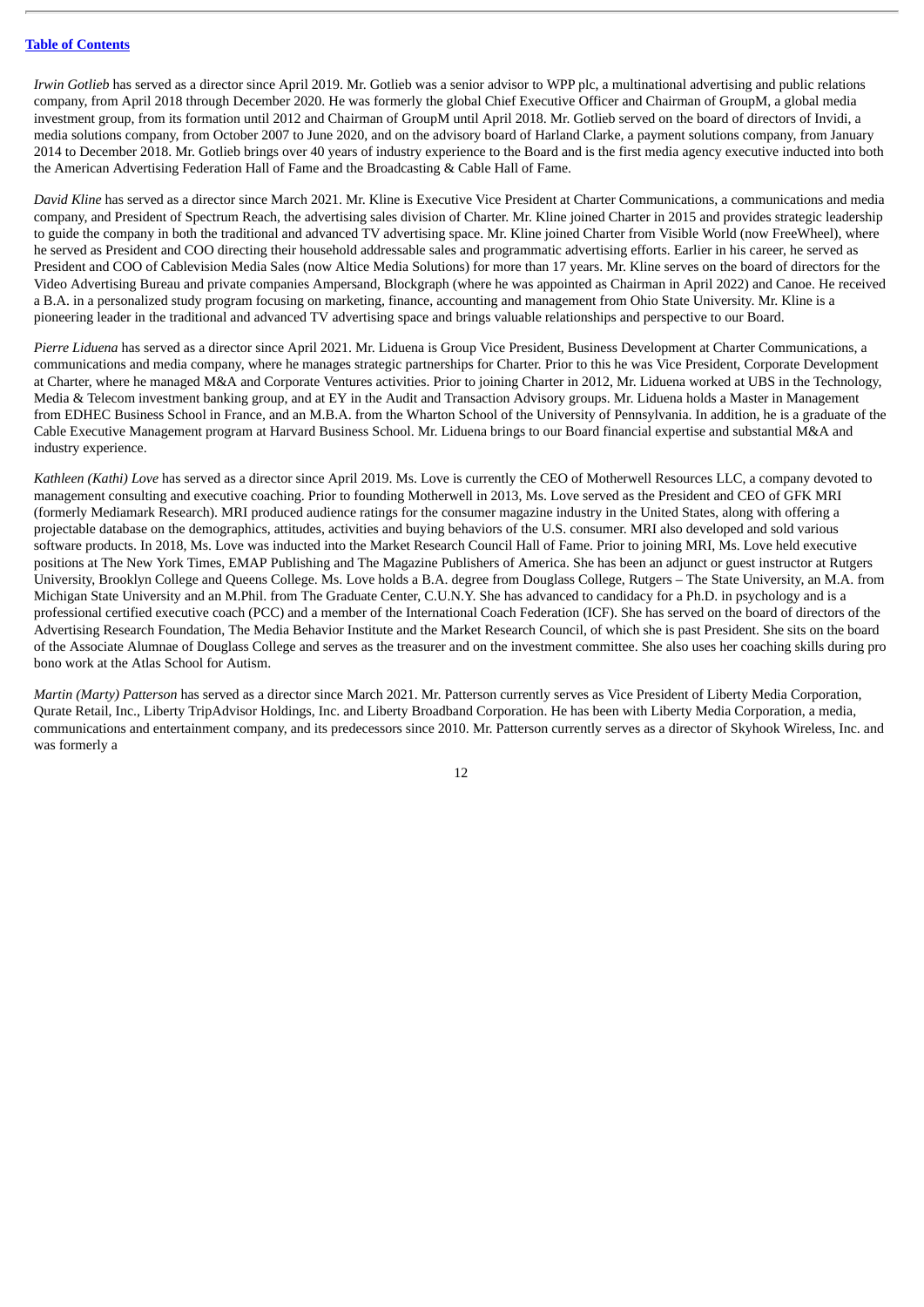*Irwin Gotlieb* has served as a director since April 2019. Mr. Gotlieb was a senior advisor to WPP plc, a multinational advertising and public relations company, from April 2018 through December 2020. He was formerly the global Chief Executive Officer and Chairman of GroupM, a global media investment group, from its formation until 2012 and Chairman of GroupM until April 2018. Mr. Gotlieb served on the board of directors of Invidi, a media solutions company, from October 2007 to June 2020, and on the advisory board of Harland Clarke, a payment solutions company, from January 2014 to December 2018. Mr. Gotlieb brings over 40 years of industry experience to the Board and is the first media agency executive inducted into both the American Advertising Federation Hall of Fame and the Broadcasting & Cable Hall of Fame.

*David Kline* has served as a director since March 2021. Mr. Kline is Executive Vice President at Charter Communications, a communications and media company, and President of Spectrum Reach, the advertising sales division of Charter. Mr. Kline joined Charter in 2015 and provides strategic leadership to guide the company in both the traditional and advanced TV advertising space. Mr. Kline joined Charter from Visible World (now FreeWheel), where he served as President and COO directing their household addressable sales and programmatic advertising efforts. Earlier in his career, he served as President and COO of Cablevision Media Sales (now Altice Media Solutions) for more than 17 years. Mr. Kline serves on the board of directors for the Video Advertising Bureau and private companies Ampersand, Blockgraph (where he was appointed as Chairman in April 2022) and Canoe. He received a B.A. in a personalized study program focusing on marketing, finance, accounting and management from Ohio State University. Mr. Kline is a pioneering leader in the traditional and advanced TV advertising space and brings valuable relationships and perspective to our Board.

*Pierre Liduena* has served as a director since April 2021. Mr. Liduena is Group Vice President, Business Development at Charter Communications, a communications and media company, where he manages strategic partnerships for Charter. Prior to this he was Vice President, Corporate Development at Charter, where he managed M&A and Corporate Ventures activities. Prior to joining Charter in 2012, Mr. Liduena worked at UBS in the Technology, Media & Telecom investment banking group, and at EY in the Audit and Transaction Advisory groups. Mr. Liduena holds a Master in Management from EDHEC Business School in France, and an M.B.A. from the Wharton School of the University of Pennsylvania. In addition, he is a graduate of the Cable Executive Management program at Harvard Business School. Mr. Liduena brings to our Board financial expertise and substantial M&A and industry experience.

*Kathleen (Kathi) Love* has served as a director since April 2019. Ms. Love is currently the CEO of Motherwell Resources LLC, a company devoted to management consulting and executive coaching. Prior to founding Motherwell in 2013, Ms. Love served as the President and CEO of GFK MRI (formerly Mediamark Research). MRI produced audience ratings for the consumer magazine industry in the United States, along with offering a projectable database on the demographics, attitudes, activities and buying behaviors of the U.S. consumer. MRI also developed and sold various software products. In 2018, Ms. Love was inducted into the Market Research Council Hall of Fame. Prior to joining MRI, Ms. Love held executive positions at The New York Times, EMAP Publishing and The Magazine Publishers of America. She has been an adjunct or guest instructor at Rutgers University, Brooklyn College and Queens College. Ms. Love holds a B.A. degree from Douglass College, Rutgers – The State University, an M.A. from Michigan State University and an M.Phil. from The Graduate Center, C.U.N.Y. She has advanced to candidacy for a Ph.D. in psychology and is a professional certified executive coach (PCC) and a member of the International Coach Federation (ICF). She has served on the board of directors of the Advertising Research Foundation, The Media Behavior Institute and the Market Research Council, of which she is past President. She sits on the board of the Associate Alumnae of Douglass College and serves as the treasurer and on the investment committee. She also uses her coaching skills during pro bono work at the Atlas School for Autism.

*Martin (Marty) Patterson* has served as a director since March 2021. Mr. Patterson currently serves as Vice President of Liberty Media Corporation, Qurate Retail, Inc., Liberty TripAdvisor Holdings, Inc. and Liberty Broadband Corporation. He has been with Liberty Media Corporation, a media, communications and entertainment company, and its predecessors since 2010. Mr. Patterson currently serves as a director of Skyhook Wireless, Inc. and was formerly a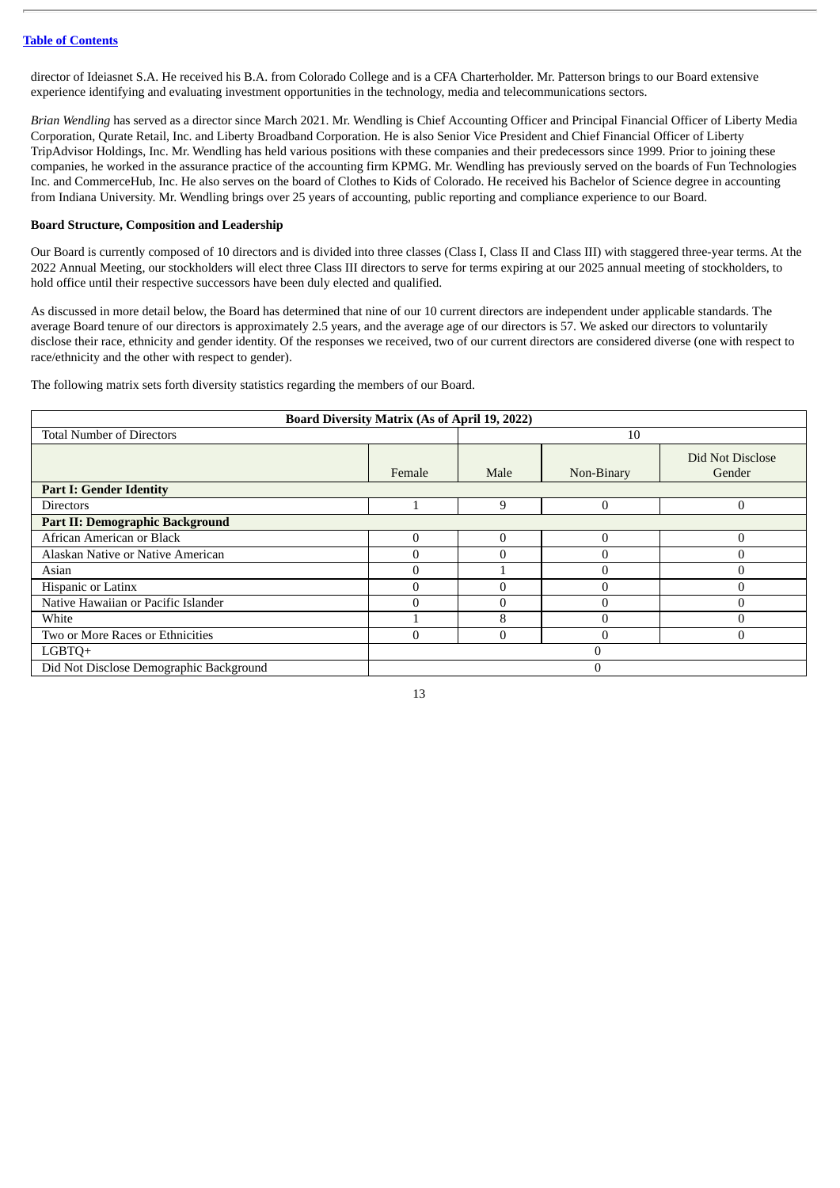director of Ideiasnet S.A. He received his B.A. from Colorado College and is a CFA Charterholder. Mr. Patterson brings to our Board extensive experience identifying and evaluating investment opportunities in the technology, media and telecommunications sectors.

*Brian Wendling* has served as a director since March 2021. Mr. Wendling is Chief Accounting Officer and Principal Financial Officer of Liberty Media Corporation, Qurate Retail, Inc. and Liberty Broadband Corporation. He is also Senior Vice President and Chief Financial Officer of Liberty TripAdvisor Holdings, Inc. Mr. Wendling has held various positions with these companies and their predecessors since 1999. Prior to joining these companies, he worked in the assurance practice of the accounting firm KPMG. Mr. Wendling has previously served on the boards of Fun Technologies Inc. and CommerceHub, Inc. He also serves on the board of Clothes to Kids of Colorado. He received his Bachelor of Science degree in accounting from Indiana University. Mr. Wendling brings over 25 years of accounting, public reporting and compliance experience to our Board.

**Board Structure, Composition and Leadership**

Our Board is currently composed of 10 directors and is divided into three classes (Class I, Class II and Class III) with staggered three-year terms. At the 2022 Annual Meeting, our stockholders will elect three Class III directors to serve for terms expiring at our 2025 annual meeting of stockholders, to hold office until their respective successors have been duly elected and qualified.

As discussed in more detail below, the Board has determined that nine of our 10 current directors are independent under applicable standards. The average Board tenure of our directors is approximately 2.5 years, and the average age of our directors is 57. We asked our directors to voluntarily disclose their race, ethnicity and gender identity. Of the responses we received, two of our current directors are considered diverse (one with respect to race/ethnicity and the other with respect to gender).

The following matrix sets forth diversity statistics regarding the members of our Board.

| **Board Diversity Matrix (As of April 19, 2022)** | | | | |
|---|---|---|---|---|
| Total Number of Directors | 10 | | | |
| | Female | Male | Non-Binary | Did Not Disclose Gender |
| **Part I: Gender Identity** | | | | |
| Directors | 1 | 9 | 0 | 0 |
| **Part II: Demographic Background** | | | | |
| African American or Black | 0 | 0 | 0 | 0 |
| Alaskan Native or Native American | 0 | 0 | 0 | 0 |
| Asian | 0 | 1 | 0 | 0 |
| Hispanic or Latinx | 0 | 0 | 0 | 0 |
| Native Hawaiian or Pacific Islander | 0 | 0 | 0 | 0 |
| White | 1 | 8 | 0 | 0 |
| Two or More Races or Ethnicities | 0 | 0 | 0 | 0 |
| LGBTQ+ | 0 | | | |
| Did Not Disclose Demographic Background | 0 | | | |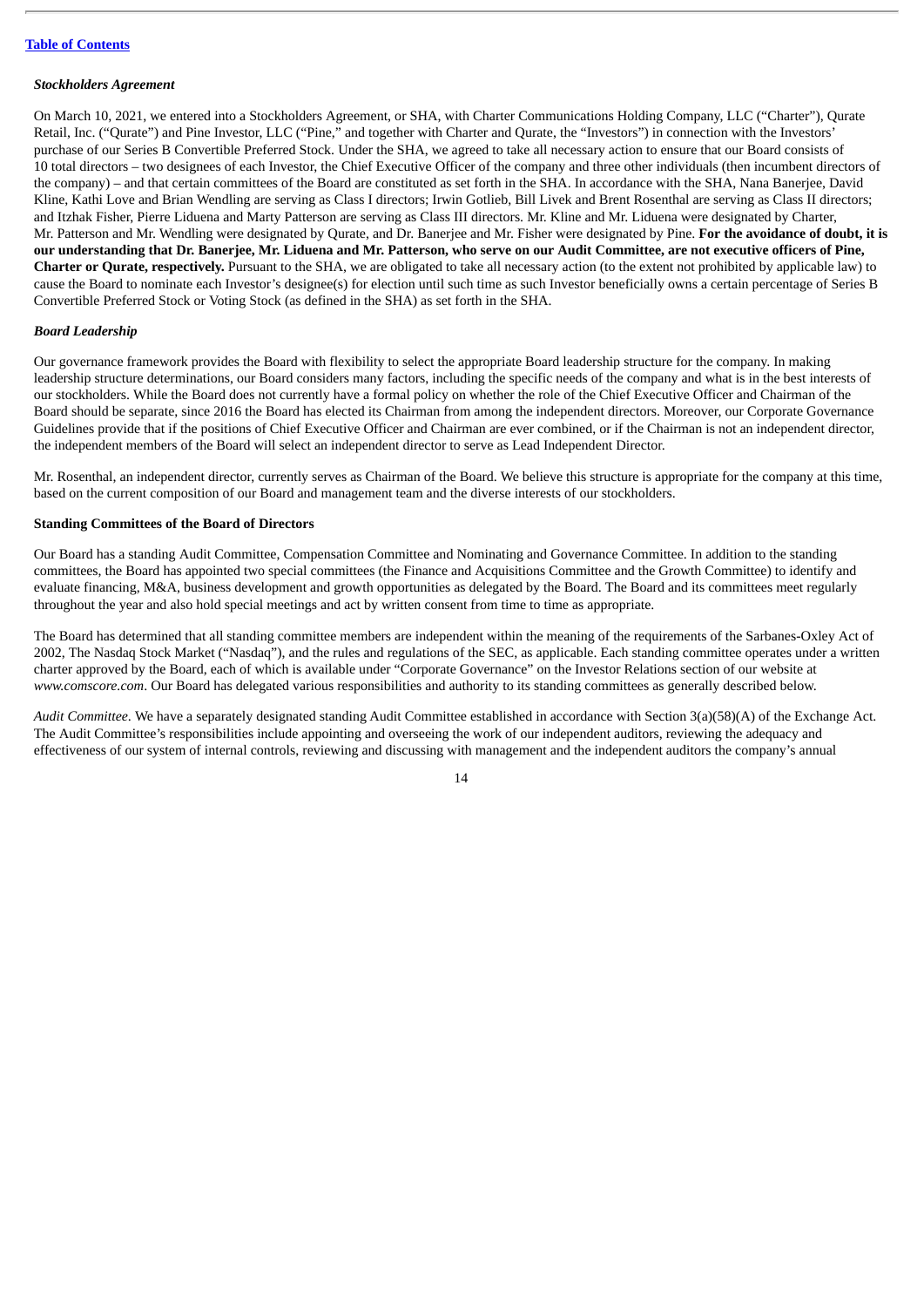***Stockholders Agreement***

On March 10, 2021, we entered into a Stockholders Agreement, or SHA, with Charter Communications Holding Company, LLC ("Charter"), Qurate Retail, Inc. ("Qurate") and Pine Investor, LLC ("Pine," and together with Charter and Qurate, the "Investors") in connection with the Investors' purchase of our Series B Convertible Preferred Stock. Under the SHA, we agreed to take all necessary action to ensure that our Board consists of 10 total directors – two designees of each Investor, the Chief Executive Officer of the company and three other individuals (then incumbent directors of the company) – and that certain committees of the Board are constituted as set forth in the SHA. In accordance with the SHA, Nana Banerjee, David Kline, Kathi Love and Brian Wendling are serving as Class I directors; Irwin Gotlieb, Bill Livek and Brent Rosenthal are serving as Class II directors; and Itzhak Fisher, Pierre Liduena and Marty Patterson are serving as Class III directors. Mr. Kline and Mr. Liduena were designated by Charter, Mr. Patterson and Mr. Wendling were designated by Qurate, and Dr. Banerjee and Mr. Fisher were designated by Pine. **For the avoidance of doubt, it is our understanding that Dr. Banerjee, Mr. Liduena and Mr. Patterson, who serve on our Audit Committee, are not executive officers of Pine, Charter or Qurate, respectively.** Pursuant to the SHA, we are obligated to take all necessary action (to the extent not prohibited by applicable law) to cause the Board to nominate each Investor's designee(s) for election until such time as such Investor beneficially owns a certain percentage of Series B Convertible Preferred Stock or Voting Stock (as defined in the SHA) as set forth in the SHA.

***Board Leadership***

Our governance framework provides the Board with flexibility to select the appropriate Board leadership structure for the company. In making leadership structure determinations, our Board considers many factors, including the specific needs of the company and what is in the best interests of our stockholders. While the Board does not currently have a formal policy on whether the role of the Chief Executive Officer and Chairman of the Board should be separate, since 2016 the Board has elected its Chairman from among the independent directors. Moreover, our Corporate Governance Guidelines provide that if the positions of Chief Executive Officer and Chairman are ever combined, or if the Chairman is not an independent director, the independent members of the Board will select an independent director to serve as Lead Independent Director.

Mr. Rosenthal, an independent director, currently serves as Chairman of the Board. We believe this structure is appropriate for the company at this time, based on the current composition of our Board and management team and the diverse interests of our stockholders.

**Standing Committees of the Board of Directors**

Our Board has a standing Audit Committee, Compensation Committee and Nominating and Governance Committee. In addition to the standing committees, the Board has appointed two special committees (the Finance and Acquisitions Committee and the Growth Committee) to identify and evaluate financing, M&A, business development and growth opportunities as delegated by the Board. The Board and its committees meet regularly throughout the year and also hold special meetings and act by written consent from time to time as appropriate.

The Board has determined that all standing committee members are independent within the meaning of the requirements of the Sarbanes-Oxley Act of 2002, The Nasdaq Stock Market ("Nasdaq"), and the rules and regulations of the SEC, as applicable. Each standing committee operates under a written charter approved by the Board, each of which is available under "Corporate Governance" on the Investor Relations section of our website at *www.comscore.com*. Our Board has delegated various responsibilities and authority to its standing committees as generally described below.

*Audit Committee*. We have a separately designated standing Audit Committee established in accordance with Section 3(a)(58)(A) of the Exchange Act. The Audit Committee's responsibilities include appointing and overseeing the work of our independent auditors, reviewing the adequacy and effectiveness of our system of internal controls, reviewing and discussing with management and the independent auditors the company's annual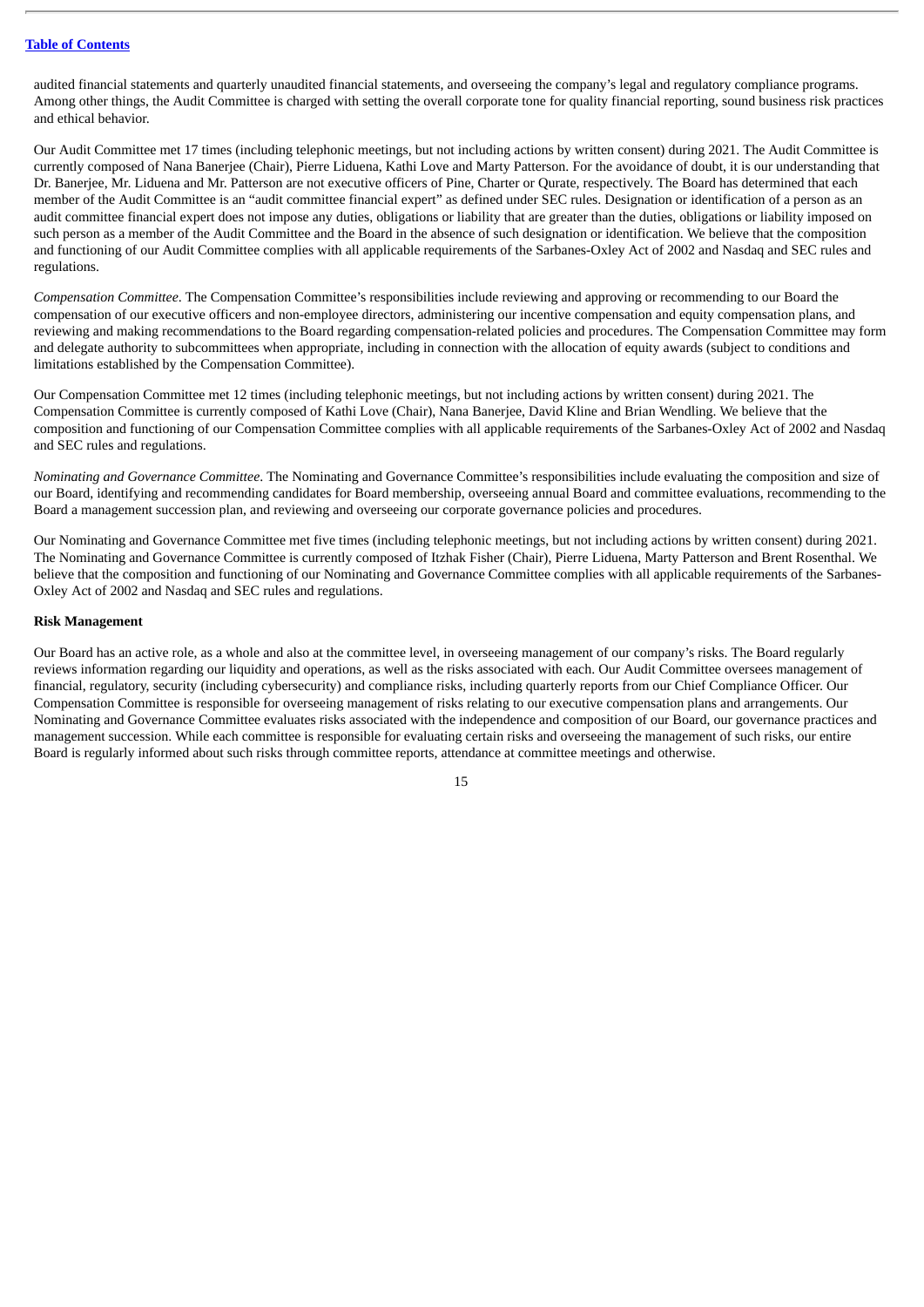audited financial statements and quarterly unaudited financial statements, and overseeing the company's legal and regulatory compliance programs. Among other things, the Audit Committee is charged with setting the overall corporate tone for quality financial reporting, sound business risk practices and ethical behavior.

Our Audit Committee met 17 times (including telephonic meetings, but not including actions by written consent) during 2021. The Audit Committee is currently composed of Nana Banerjee (Chair), Pierre Liduena, Kathi Love and Marty Patterson. For the avoidance of doubt, it is our understanding that Dr. Banerjee, Mr. Liduena and Mr. Patterson are not executive officers of Pine, Charter or Qurate, respectively. The Board has determined that each member of the Audit Committee is an "audit committee financial expert" as defined under SEC rules. Designation or identification of a person as an audit committee financial expert does not impose any duties, obligations or liability that are greater than the duties, obligations or liability imposed on such person as a member of the Audit Committee and the Board in the absence of such designation or identification. We believe that the composition and functioning of our Audit Committee complies with all applicable requirements of the Sarbanes-Oxley Act of 2002 and Nasdaq and SEC rules and regulations.

*Compensation Committee*. The Compensation Committee's responsibilities include reviewing and approving or recommending to our Board the compensation of our executive officers and non-employee directors, administering our incentive compensation and equity compensation plans, and reviewing and making recommendations to the Board regarding compensation-related policies and procedures. The Compensation Committee may form and delegate authority to subcommittees when appropriate, including in connection with the allocation of equity awards (subject to conditions and limitations established by the Compensation Committee).

Our Compensation Committee met 12 times (including telephonic meetings, but not including actions by written consent) during 2021. The Compensation Committee is currently composed of Kathi Love (Chair), Nana Banerjee, David Kline and Brian Wendling. We believe that the composition and functioning of our Compensation Committee complies with all applicable requirements of the Sarbanes-Oxley Act of 2002 and Nasdaq and SEC rules and regulations.

*Nominating and Governance Committee*. The Nominating and Governance Committee's responsibilities include evaluating the composition and size of our Board, identifying and recommending candidates for Board membership, overseeing annual Board and committee evaluations, recommending to the Board a management succession plan, and reviewing and overseeing our corporate governance policies and procedures.

Our Nominating and Governance Committee met five times (including telephonic meetings, but not including actions by written consent) during 2021. The Nominating and Governance Committee is currently composed of Itzhak Fisher (Chair), Pierre Liduena, Marty Patterson and Brent Rosenthal. We believe that the composition and functioning of our Nominating and Governance Committee complies with all applicable requirements of the Sarbanes-Oxley Act of 2002 and Nasdaq and SEC rules and regulations.

**Risk Management**

Our Board has an active role, as a whole and also at the committee level, in overseeing management of our company's risks. The Board regularly reviews information regarding our liquidity and operations, as well as the risks associated with each. Our Audit Committee oversees management of financial, regulatory, security (including cybersecurity) and compliance risks, including quarterly reports from our Chief Compliance Officer. Our Compensation Committee is responsible for overseeing management of risks relating to our executive compensation plans and arrangements. Our Nominating and Governance Committee evaluates risks associated with the independence and composition of our Board, our governance practices and management succession. While each committee is responsible for evaluating certain risks and overseeing the management of such risks, our entire Board is regularly informed about such risks through committee reports, attendance at committee meetings and otherwise.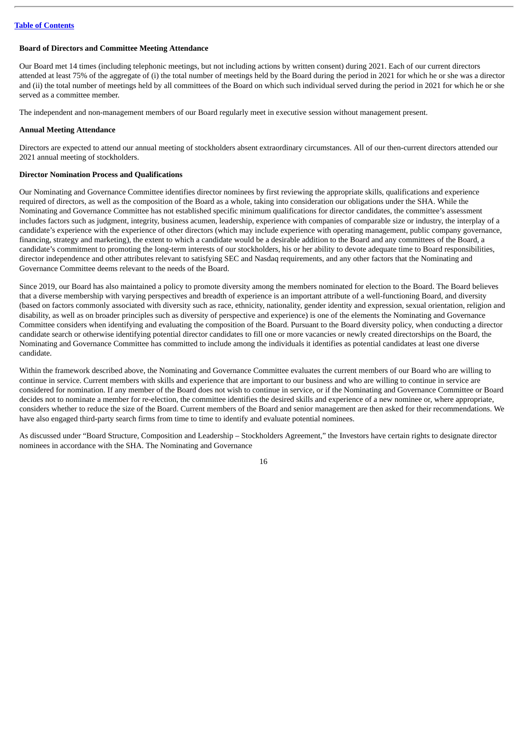**Board of Directors and Committee Meeting Attendance**

Our Board met 14 times (including telephonic meetings, but not including actions by written consent) during 2021. Each of our current directors attended at least 75% of the aggregate of (i) the total number of meetings held by the Board during the period in 2021 for which he or she was a director and (ii) the total number of meetings held by all committees of the Board on which such individual served during the period in 2021 for which he or she served as a committee member.

The independent and non-management members of our Board regularly meet in executive session without management present.

**Annual Meeting Attendance**

Directors are expected to attend our annual meeting of stockholders absent extraordinary circumstances. All of our then-current directors attended our 2021 annual meeting of stockholders.

**Director Nomination Process and Qualifications**

Our Nominating and Governance Committee identifies director nominees by first reviewing the appropriate skills, qualifications and experience required of directors, as well as the composition of the Board as a whole, taking into consideration our obligations under the SHA. While the Nominating and Governance Committee has not established specific minimum qualifications for director candidates, the committee's assessment includes factors such as judgment, integrity, business acumen, leadership, experience with companies of comparable size or industry, the interplay of a candidate's experience with the experience of other directors (which may include experience with operating management, public company governance, financing, strategy and marketing), the extent to which a candidate would be a desirable addition to the Board and any committees of the Board, a candidate's commitment to promoting the long-term interests of our stockholders, his or her ability to devote adequate time to Board responsibilities, director independence and other attributes relevant to satisfying SEC and Nasdaq requirements, and any other factors that the Nominating and Governance Committee deems relevant to the needs of the Board.

Since 2019, our Board has also maintained a policy to promote diversity among the members nominated for election to the Board. The Board believes that a diverse membership with varying perspectives and breadth of experience is an important attribute of a well-functioning Board, and diversity (based on factors commonly associated with diversity such as race, ethnicity, nationality, gender identity and expression, sexual orientation, religion and disability, as well as on broader principles such as diversity of perspective and experience) is one of the elements the Nominating and Governance Committee considers when identifying and evaluating the composition of the Board. Pursuant to the Board diversity policy, when conducting a director candidate search or otherwise identifying potential director candidates to fill one or more vacancies or newly created directorships on the Board, the Nominating and Governance Committee has committed to include among the individuals it identifies as potential candidates at least one diverse candidate.

Within the framework described above, the Nominating and Governance Committee evaluates the current members of our Board who are willing to continue in service. Current members with skills and experience that are important to our business and who are willing to continue in service are considered for nomination. If any member of the Board does not wish to continue in service, or if the Nominating and Governance Committee or Board decides not to nominate a member for re-election, the committee identifies the desired skills and experience of a new nominee or, where appropriate, considers whether to reduce the size of the Board. Current members of the Board and senior management are then asked for their recommendations. We have also engaged third-party search firms from time to time to identify and evaluate potential nominees.

As discussed under "Board Structure, Composition and Leadership – Stockholders Agreement," the Investors have certain rights to designate director nominees in accordance with the SHA. The Nominating and Governance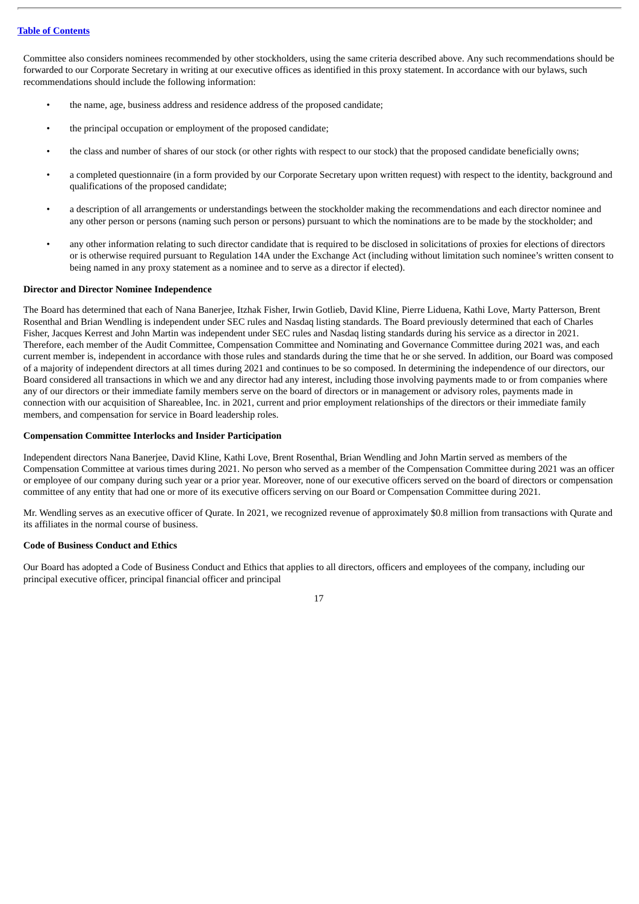Committee also considers nominees recommended by other stockholders, using the same criteria described above. Any such recommendations should be forwarded to our Corporate Secretary in writing at our executive offices as identified in this proxy statement. In accordance with our bylaws, such recommendations should include the following information:

- the name, age, business address and residence address of the proposed candidate;
- the principal occupation or employment of the proposed candidate;
- the class and number of shares of our stock (or other rights with respect to our stock) that the proposed candidate beneficially owns;
- a completed questionnaire (in a form provided by our Corporate Secretary upon written request) with respect to the identity, background and qualifications of the proposed candidate;
- a description of all arrangements or understandings between the stockholder making the recommendations and each director nominee and any other person or persons (naming such person or persons) pursuant to which the nominations are to be made by the stockholder; and
- any other information relating to such director candidate that is required to be disclosed in solicitations of proxies for elections of directors or is otherwise required pursuant to Regulation 14A under the Exchange Act (including without limitation such nominee's written consent to being named in any proxy statement as a nominee and to serve as a director if elected).

**Director and Director Nominee Independence**

The Board has determined that each of Nana Banerjee, Itzhak Fisher, Irwin Gotlieb, David Kline, Pierre Liduena, Kathi Love, Marty Patterson, Brent Rosenthal and Brian Wendling is independent under SEC rules and Nasdaq listing standards. The Board previously determined that each of Charles Fisher, Jacques Kerrest and John Martin was independent under SEC rules and Nasdaq listing standards during his service as a director in 2021. Therefore, each member of the Audit Committee, Compensation Committee and Nominating and Governance Committee during 2021 was, and each current member is, independent in accordance with those rules and standards during the time that he or she served. In addition, our Board was composed of a majority of independent directors at all times during 2021 and continues to be so composed. In determining the independence of our directors, our Board considered all transactions in which we and any director had any interest, including those involving payments made to or from companies where any of our directors or their immediate family members serve on the board of directors or in management or advisory roles, payments made in connection with our acquisition of Shareablee, Inc. in 2021, current and prior employment relationships of the directors or their immediate family members, and compensation for service in Board leadership roles.

**Compensation Committee Interlocks and Insider Participation**

Independent directors Nana Banerjee, David Kline, Kathi Love, Brent Rosenthal, Brian Wendling and John Martin served as members of the Compensation Committee at various times during 2021. No person who served as a member of the Compensation Committee during 2021 was an officer or employee of our company during such year or a prior year. Moreover, none of our executive officers served on the board of directors or compensation committee of any entity that had one or more of its executive officers serving on our Board or Compensation Committee during 2021.

Mr. Wendling serves as an executive officer of Qurate. In 2021, we recognized revenue of approximately $0.8 million from transactions with Qurate and its affiliates in the normal course of business.

**Code of Business Conduct and Ethics**

Our Board has adopted a Code of Business Conduct and Ethics that applies to all directors, officers and employees of the company, including our principal executive officer, principal financial officer and principal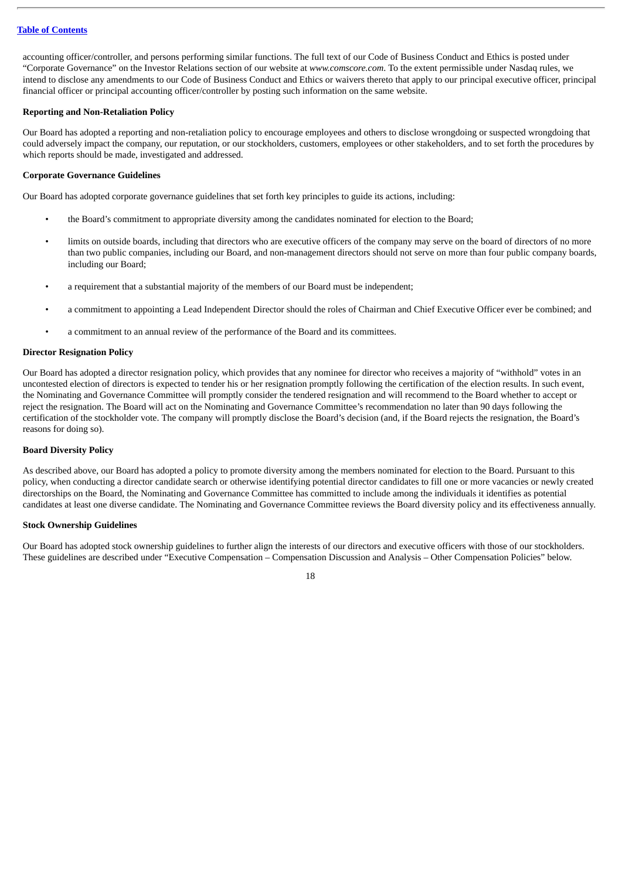accounting officer/controller, and persons performing similar functions. The full text of our Code of Business Conduct and Ethics is posted under "Corporate Governance" on the Investor Relations section of our website at *www.comscore.com*. To the extent permissible under Nasdaq rules, we intend to disclose any amendments to our Code of Business Conduct and Ethics or waivers thereto that apply to our principal executive officer, principal financial officer or principal accounting officer/controller by posting such information on the same website.

**Reporting and Non-Retaliation Policy**

Our Board has adopted a reporting and non-retaliation policy to encourage employees and others to disclose wrongdoing or suspected wrongdoing that could adversely impact the company, our reputation, or our stockholders, customers, employees or other stakeholders, and to set forth the procedures by which reports should be made, investigated and addressed.

**Corporate Governance Guidelines**

Our Board has adopted corporate governance guidelines that set forth key principles to guide its actions, including:

- the Board's commitment to appropriate diversity among the candidates nominated for election to the Board;
- limits on outside boards, including that directors who are executive officers of the company may serve on the board of directors of no more than two public companies, including our Board, and non-management directors should not serve on more than four public company boards, including our Board;
- a requirement that a substantial majority of the members of our Board must be independent;
- a commitment to appointing a Lead Independent Director should the roles of Chairman and Chief Executive Officer ever be combined; and
- a commitment to an annual review of the performance of the Board and its committees.

**Director Resignation Policy**

Our Board has adopted a director resignation policy, which provides that any nominee for director who receives a majority of "withhold" votes in an uncontested election of directors is expected to tender his or her resignation promptly following the certification of the election results. In such event, the Nominating and Governance Committee will promptly consider the tendered resignation and will recommend to the Board whether to accept or reject the resignation. The Board will act on the Nominating and Governance Committee's recommendation no later than 90 days following the certification of the stockholder vote. The company will promptly disclose the Board's decision (and, if the Board rejects the resignation, the Board's reasons for doing so).

**Board Diversity Policy**

As described above, our Board has adopted a policy to promote diversity among the members nominated for election to the Board. Pursuant to this policy, when conducting a director candidate search or otherwise identifying potential director candidates to fill one or more vacancies or newly created directorships on the Board, the Nominating and Governance Committee has committed to include among the individuals it identifies as potential candidates at least one diverse candidate. The Nominating and Governance Committee reviews the Board diversity policy and its effectiveness annually.

**Stock Ownership Guidelines**

Our Board has adopted stock ownership guidelines to further align the interests of our directors and executive officers with those of our stockholders. These guidelines are described under "Executive Compensation – Compensation Discussion and Analysis – Other Compensation Policies" below.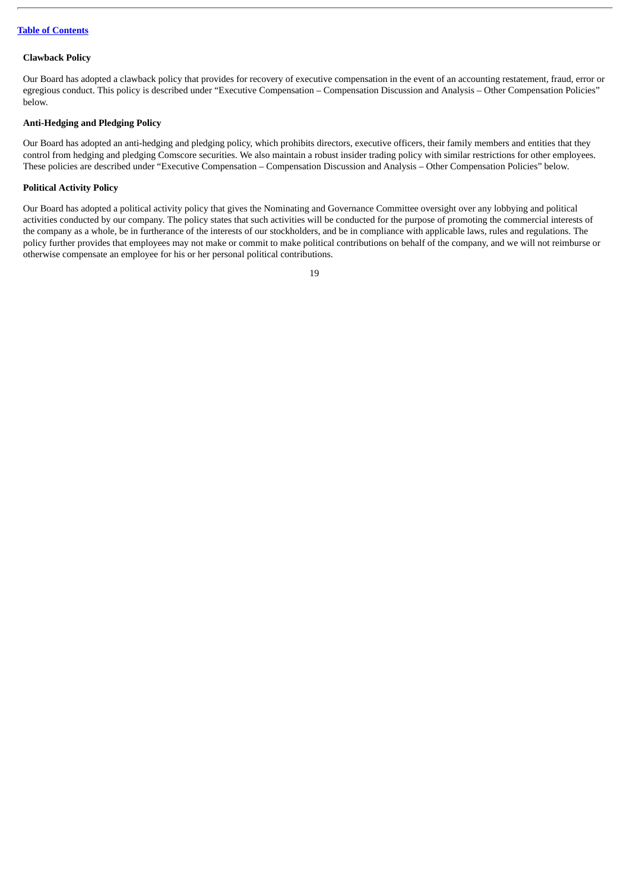**Clawback Policy**

Our Board has adopted a clawback policy that provides for recovery of executive compensation in the event of an accounting restatement, fraud, error or egregious conduct. This policy is described under "Executive Compensation – Compensation Discussion and Analysis – Other Compensation Policies" below.

**Anti-Hedging and Pledging Policy**

Our Board has adopted an anti-hedging and pledging policy, which prohibits directors, executive officers, their family members and entities that they control from hedging and pledging Comscore securities. We also maintain a robust insider trading policy with similar restrictions for other employees. These policies are described under "Executive Compensation – Compensation Discussion and Analysis – Other Compensation Policies" below.

**Political Activity Policy**

Our Board has adopted a political activity policy that gives the Nominating and Governance Committee oversight over any lobbying and political activities conducted by our company. The policy states that such activities will be conducted for the purpose of promoting the commercial interests of the company as a whole, be in furtherance of the interests of our stockholders, and be in compliance with applicable laws, rules and regulations. The policy further provides that employees may not make or commit to make political contributions on behalf of the company, and we will not reimburse or otherwise compensate an employee for his or her personal political contributions.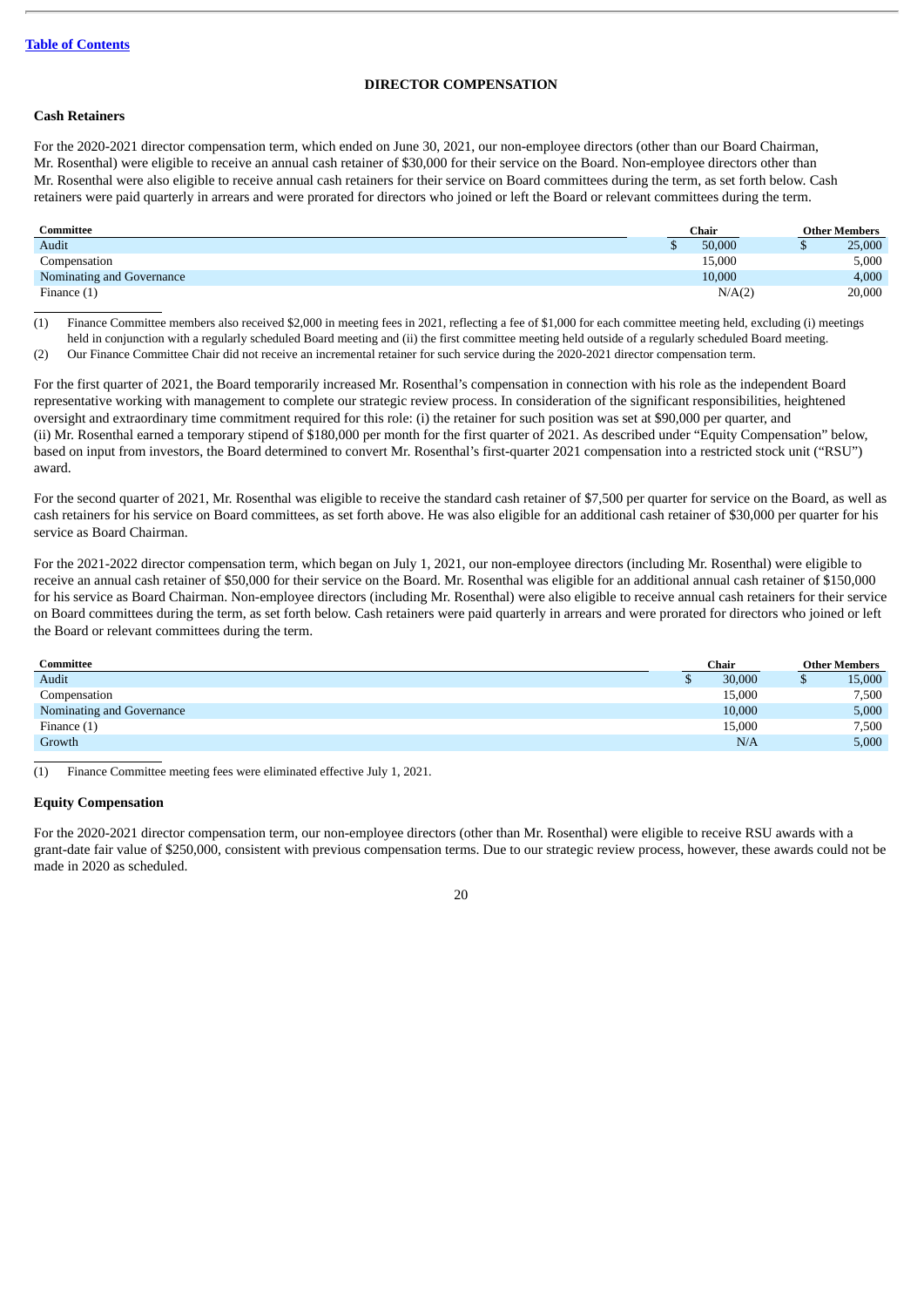## DIRECTOR COMPENSATION

### Cash Retainers

For the 2020-2021 director compensation term, which ended on June 30, 2021, our non-employee directors (other than our Board Chairman, Mr. Rosenthal) were eligible to receive an annual cash retainer of $30,000 for their service on the Board. Non-employee directors other than Mr. Rosenthal were also eligible to receive annual cash retainers for their service on Board committees during the term, as set forth below. Cash retainers were paid quarterly in arrears and were prorated for directors who joined or left the Board or relevant committees during the term.

| Committee | Chair | Other Members |
|---|---|---|
| Audit | $ 50,000 | $ 25,000 |
| Compensation | 15,000 | 5,000 |
| Nominating and Governance | 10,000 | 4,000 |
| Finance (1) | N/A(2) | 20,000 |

(1) Finance Committee members also received $2,000 in meeting fees in 2021, reflecting a fee of $1,000 for each committee meeting held, excluding (i) meetings held in conjunction with a regularly scheduled Board meeting and (ii) the first committee meeting held outside of a regularly scheduled Board meeting.

(2) Our Finance Committee Chair did not receive an incremental retainer for such service during the 2020-2021 director compensation term.

For the first quarter of 2021, the Board temporarily increased Mr. Rosenthal's compensation in connection with his role as the independent Board representative working with management to complete our strategic review process. In consideration of the significant responsibilities, heightened oversight and extraordinary time commitment required for this role: (i) the retainer for such position was set at $90,000 per quarter, and (ii) Mr. Rosenthal earned a temporary stipend of $180,000 per month for the first quarter of 2021. As described under "Equity Compensation" below, based on input from investors, the Board determined to convert Mr. Rosenthal's first-quarter 2021 compensation into a restricted stock unit ("RSU") award.

For the second quarter of 2021, Mr. Rosenthal was eligible to receive the standard cash retainer of $7,500 per quarter for service on the Board, as well as cash retainers for his service on Board committees, as set forth above. He was also eligible for an additional cash retainer of $30,000 per quarter for his service as Board Chairman.

For the 2021-2022 director compensation term, which began on July 1, 2021, our non-employee directors (including Mr. Rosenthal) were eligible to receive an annual cash retainer of $50,000 for their service on the Board. Mr. Rosenthal was eligible for an additional annual cash retainer of $150,000 for his service as Board Chairman. Non-employee directors (including Mr. Rosenthal) were also eligible to receive annual cash retainers for their service on Board committees during the term, as set forth below. Cash retainers were paid quarterly in arrears and were prorated for directors who joined or left the Board or relevant committees during the term.

| Committee | Chair | Other Members |
|---|---|---|
| Audit | $ 30,000 | $ 15,000 |
| Compensation | 15,000 | 7,500 |
| Nominating and Governance | 10,000 | 5,000 |
| Finance (1) | 15,000 | 7,500 |
| Growth | N/A | 5,000 |

(1) Finance Committee meeting fees were eliminated effective July 1, 2021.

### Equity Compensation

For the 2020-2021 director compensation term, our non-employee directors (other than Mr. Rosenthal) were eligible to receive RSU awards with a grant-date fair value of $250,000, consistent with previous compensation terms. Due to our strategic review process, however, these awards could not be made in 2020 as scheduled.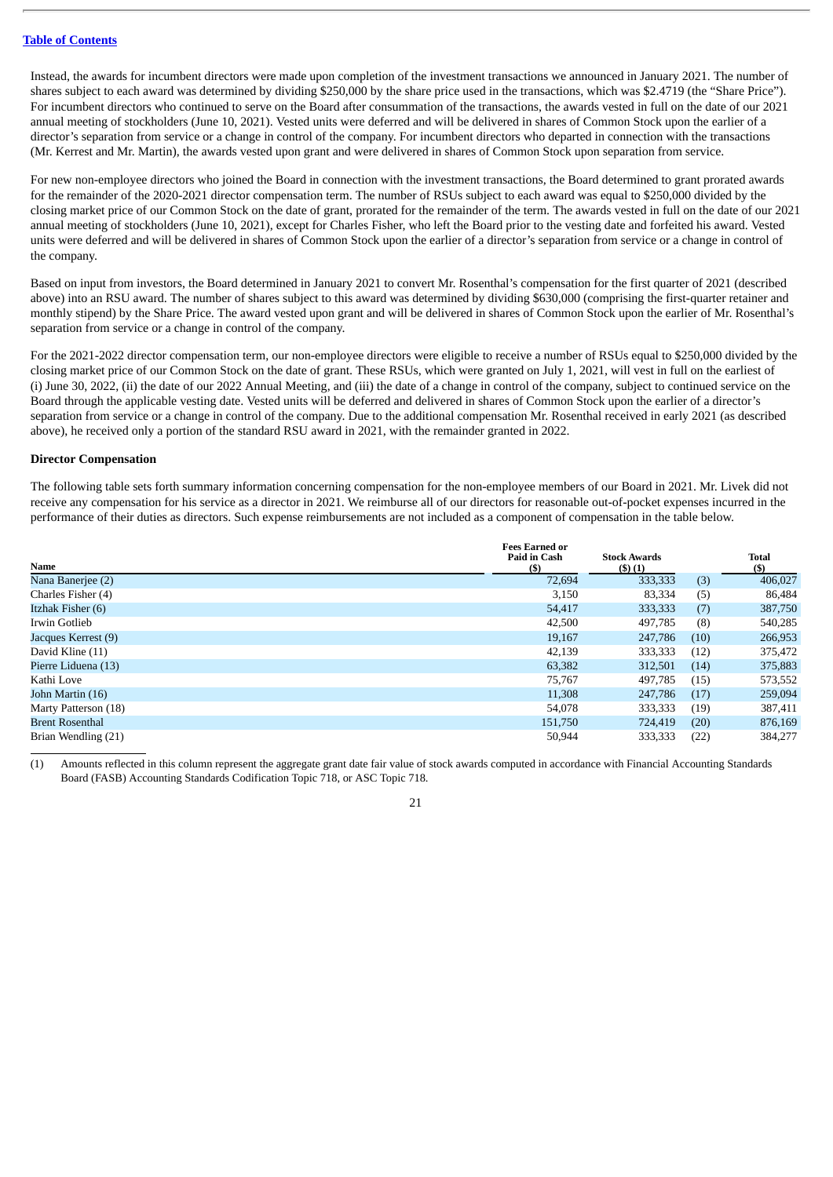Instead, the awards for incumbent directors were made upon completion of the investment transactions we announced in January 2021. The number of shares subject to each award was determined by dividing $250,000 by the share price used in the transactions, which was $2.4719 (the "Share Price"). For incumbent directors who continued to serve on the Board after consummation of the transactions, the awards vested in full on the date of our 2021 annual meeting of stockholders (June 10, 2021). Vested units were deferred and will be delivered in shares of Common Stock upon the earlier of a director's separation from service or a change in control of the company. For incumbent directors who departed in connection with the transactions (Mr. Kerrest and Mr. Martin), the awards vested upon grant and were delivered in shares of Common Stock upon separation from service.

For new non-employee directors who joined the Board in connection with the investment transactions, the Board determined to grant prorated awards for the remainder of the 2020-2021 director compensation term. The number of RSUs subject to each award was equal to $250,000 divided by the closing market price of our Common Stock on the date of grant, prorated for the remainder of the term. The awards vested in full on the date of our 2021 annual meeting of stockholders (June 10, 2021), except for Charles Fisher, who left the Board prior to the vesting date and forfeited his award. Vested units were deferred and will be delivered in shares of Common Stock upon the earlier of a director's separation from service or a change in control of the company.

Based on input from investors, the Board determined in January 2021 to convert Mr. Rosenthal's compensation for the first quarter of 2021 (described above) into an RSU award. The number of shares subject to this award was determined by dividing $630,000 (comprising the first-quarter retainer and monthly stipend) by the Share Price. The award vested upon grant and will be delivered in shares of Common Stock upon the earlier of Mr. Rosenthal's separation from service or a change in control of the company.

For the 2021-2022 director compensation term, our non-employee directors were eligible to receive a number of RSUs equal to $250,000 divided by the closing market price of our Common Stock on the date of grant. These RSUs, which were granted on July 1, 2021, will vest in full on the earliest of (i) June 30, 2022, (ii) the date of our 2022 Annual Meeting, and (iii) the date of a change in control of the company, subject to continued service on the Board through the applicable vesting date. Vested units will be deferred and delivered in shares of Common Stock upon the earlier of a director's separation from service or a change in control of the company. Due to the additional compensation Mr. Rosenthal received in early 2021 (as described above), he received only a portion of the standard RSU award in 2021, with the remainder granted in 2022.

**Director Compensation**

The following table sets forth summary information concerning compensation for the non-employee members of our Board in 2021. Mr. Livek did not receive any compensation for his service as a director in 2021. We reimburse all of our directors for reasonable out-of-pocket expenses incurred in the performance of their duties as directors. Such expense reimbursements are not included as a component of compensation in the table below.

| Name | Fees Earned or Paid in Cash ($) | Stock Awards ($) (1) | | Total ($) |
|---|---|---|---|---|
| Nana Banerjee (2) | 72,694 | 333,333 | (3) | 406,027 |
| Charles Fisher (4) | 3,150 | 83,334 | (5) | 86,484 |
| Itzhak Fisher (6) | 54,417 | 333,333 | (7) | 387,750 |
| Irwin Gotlieb | 42,500 | 497,785 | (8) | 540,285 |
| Jacques Kerrest (9) | 19,167 | 247,786 | (10) | 266,953 |
| David Kline (11) | 42,139 | 333,333 | (12) | 375,472 |
| Pierre Liduena (13) | 63,382 | 312,501 | (14) | 375,883 |
| Kathi Love | 75,767 | 497,785 | (15) | 573,552 |
| John Martin (16) | 11,308 | 247,786 | (17) | 259,094 |
| Marty Patterson (18) | 54,078 | 333,333 | (19) | 387,411 |
| Brent Rosenthal | 151,750 | 724,419 | (20) | 876,169 |
| Brian Wendling (21) | 50,944 | 333,333 | (22) | 384,277 |

(1) Amounts reflected in this column represent the aggregate grant date fair value of stock awards computed in accordance with Financial Accounting Standards Board (FASB) Accounting Standards Codification Topic 718, or ASC Topic 718.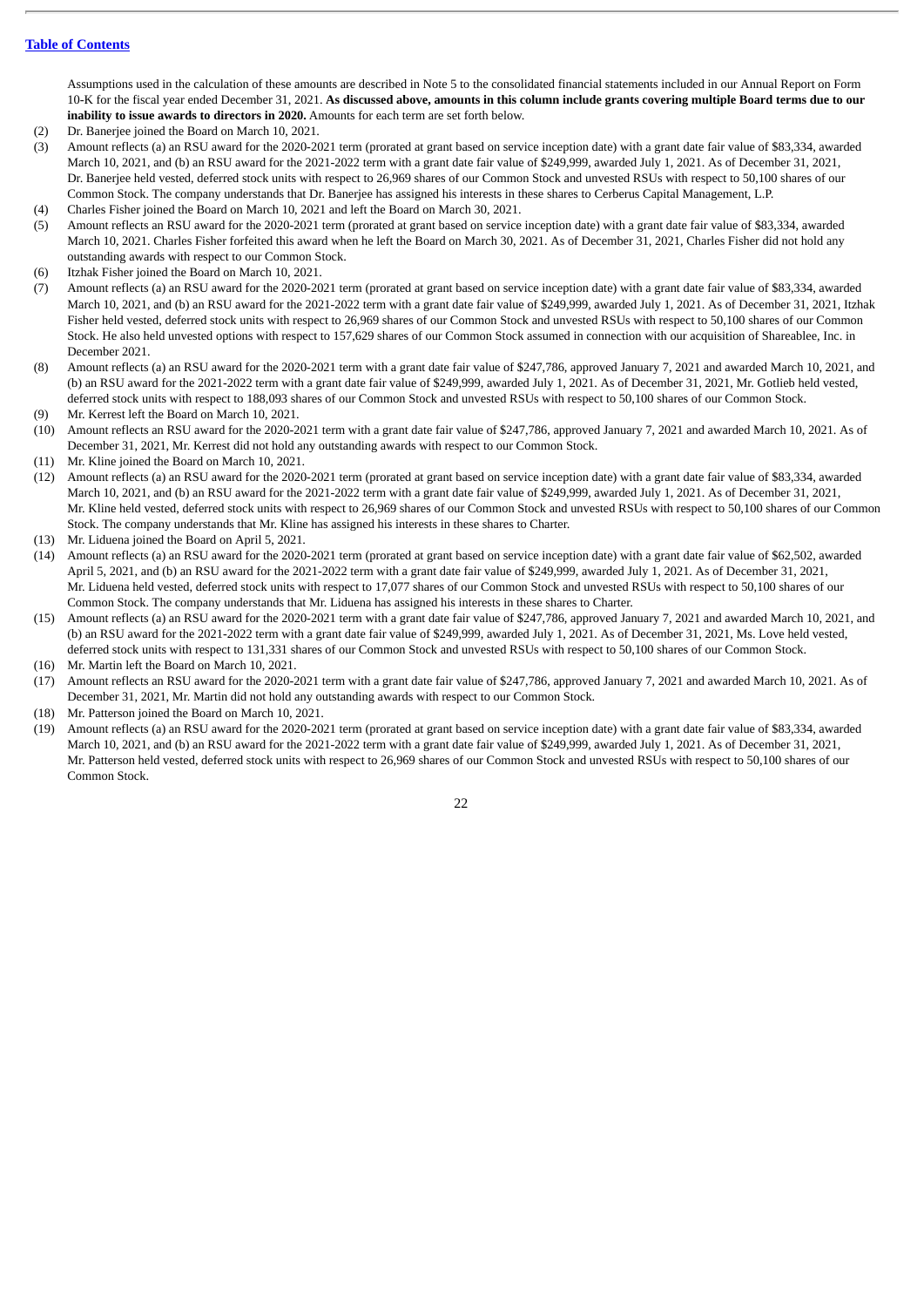[Table of Contents](#)

Assumptions used in the calculation of these amounts are described in Note 5 to the consolidated financial statements included in our Annual Report on Form 10-K for the fiscal year ended December 31, 2021. **As discussed above, amounts in this column include grants covering multiple Board terms due to our inability to issue awards to directors in 2020.** Amounts for each term are set forth below.

(2) Dr. Banerjee joined the Board on March 10, 2021.

(3) Amount reflects (a) an RSU award for the 2020-2021 term (prorated at grant based on service inception date) with a grant date fair value of $83,334, awarded March 10, 2021, and (b) an RSU award for the 2021-2022 term with a grant date fair value of $249,999, awarded July 1, 2021. As of December 31, 2021, Dr. Banerjee held vested, deferred stock units with respect to 26,969 shares of our Common Stock and unvested RSUs with respect to 50,100 shares of our Common Stock. The company understands that Dr. Banerjee has assigned his interests in these shares to Cerberus Capital Management, L.P.

(4) Charles Fisher joined the Board on March 10, 2021 and left the Board on March 30, 2021.

(5) Amount reflects an RSU award for the 2020-2021 term (prorated at grant based on service inception date) with a grant date fair value of $83,334, awarded March 10, 2021. Charles Fisher forfeited this award when he left the Board on March 30, 2021. As of December 31, 2021, Charles Fisher did not hold any outstanding awards with respect to our Common Stock.

(6) Itzhak Fisher joined the Board on March 10, 2021.

(7) Amount reflects (a) an RSU award for the 2020-2021 term (prorated at grant based on service inception date) with a grant date fair value of $83,334, awarded March 10, 2021, and (b) an RSU award for the 2021-2022 term with a grant date fair value of $249,999, awarded July 1, 2021. As of December 31, 2021, Itzhak Fisher held vested, deferred stock units with respect to 26,969 shares of our Common Stock and unvested RSUs with respect to 50,100 shares of our Common Stock. He also held unvested options with respect to 157,629 shares of our Common Stock assumed in connection with our acquisition of Shareablee, Inc. in December 2021.

(8) Amount reflects (a) an RSU award for the 2020-2021 term with a grant date fair value of $247,786, approved January 7, 2021 and awarded March 10, 2021, and (b) an RSU award for the 2021-2022 term with a grant date fair value of $249,999, awarded July 1, 2021. As of December 31, 2021, Mr. Gotlieb held vested, deferred stock units with respect to 188,093 shares of our Common Stock and unvested RSUs with respect to 50,100 shares of our Common Stock.

(9) Mr. Kerrest left the Board on March 10, 2021.

(10) Amount reflects an RSU award for the 2020-2021 term with a grant date fair value of $247,786, approved January 7, 2021 and awarded March 10, 2021. As of December 31, 2021, Mr. Kerrest did not hold any outstanding awards with respect to our Common Stock.

(11) Mr. Kline joined the Board on March 10, 2021.

(12) Amount reflects (a) an RSU award for the 2020-2021 term (prorated at grant based on service inception date) with a grant date fair value of $83,334, awarded March 10, 2021, and (b) an RSU award for the 2021-2022 term with a grant date fair value of $249,999, awarded July 1, 2021. As of December 31, 2021, Mr. Kline held vested, deferred stock units with respect to 26,969 shares of our Common Stock and unvested RSUs with respect to 50,100 shares of our Common Stock. The company understands that Mr. Kline has assigned his interests in these shares to Charter.

(13) Mr. Liduena joined the Board on April 5, 2021.

(14) Amount reflects (a) an RSU award for the 2020-2021 term (prorated at grant based on service inception date) with a grant date fair value of $62,502, awarded April 5, 2021, and (b) an RSU award for the 2021-2022 term with a grant date fair value of $249,999, awarded July 1, 2021. As of December 31, 2021, Mr. Liduena held vested, deferred stock units with respect to 17,077 shares of our Common Stock and unvested RSUs with respect to 50,100 shares of our Common Stock. The company understands that Mr. Liduena has assigned his interests in these shares to Charter.

(15) Amount reflects (a) an RSU award for the 2020-2021 term with a grant date fair value of $247,786, approved January 7, 2021 and awarded March 10, 2021, and (b) an RSU award for the 2021-2022 term with a grant date fair value of $249,999, awarded July 1, 2021. As of December 31, 2021, Ms. Love held vested, deferred stock units with respect to 131,331 shares of our Common Stock and unvested RSUs with respect to 50,100 shares of our Common Stock.

(16) Mr. Martin left the Board on March 10, 2021.

(17) Amount reflects an RSU award for the 2020-2021 term with a grant date fair value of $247,786, approved January 7, 2021 and awarded March 10, 2021. As of December 31, 2021, Mr. Martin did not hold any outstanding awards with respect to our Common Stock.

(18) Mr. Patterson joined the Board on March 10, 2021.

(19) Amount reflects (a) an RSU award for the 2020-2021 term (prorated at grant based on service inception date) with a grant date fair value of $83,334, awarded March 10, 2021, and (b) an RSU award for the 2021-2022 term with a grant date fair value of $249,999, awarded July 1, 2021. As of December 31, 2021, Mr. Patterson held vested, deferred stock units with respect to 26,969 shares of our Common Stock and unvested RSUs with respect to 50,100 shares of our Common Stock.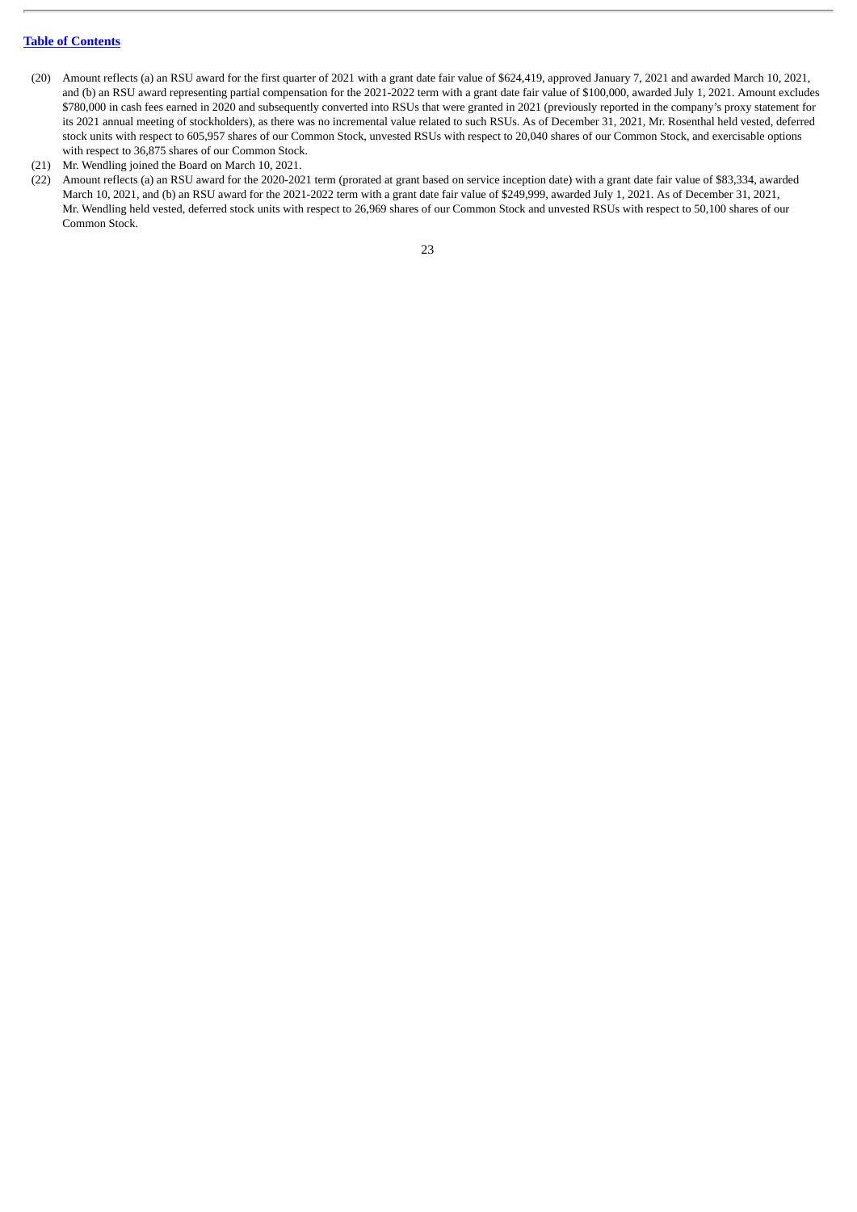(20) Amount reflects (a) an RSU award for the first quarter of 2021 with a grant date fair value of $624,419, approved January 7, 2021 and awarded March 10, 2021, and (b) an RSU award representing partial compensation for the 2021-2022 term with a grant date fair value of $100,000, awarded July 1, 2021. Amount excludes $780,000 in cash fees earned in 2020 and subsequently converted into RSUs that were granted in 2021 (previously reported in the company's proxy statement for its 2021 annual meeting of stockholders), as there was no incremental value related to such RSUs. As of December 31, 2021, Mr. Rosenthal held vested, deferred stock units with respect to 605,957 shares of our Common Stock, unvested RSUs with respect to 20,040 shares of our Common Stock, and exercisable options with respect to 36,875 shares of our Common Stock.

(21) Mr. Wendling joined the Board on March 10, 2021.

(22) Amount reflects (a) an RSU award for the 2020-2021 term (prorated at grant based on service inception date) with a grant date fair value of $83,334, awarded March 10, 2021, and (b) an RSU award for the 2021-2022 term with a grant date fair value of $249,999, awarded July 1, 2021. As of December 31, 2021, Mr. Wendling held vested, deferred stock units with respect to 26,969 shares of our Common Stock and unvested RSUs with respect to 50,100 shares of our Common Stock.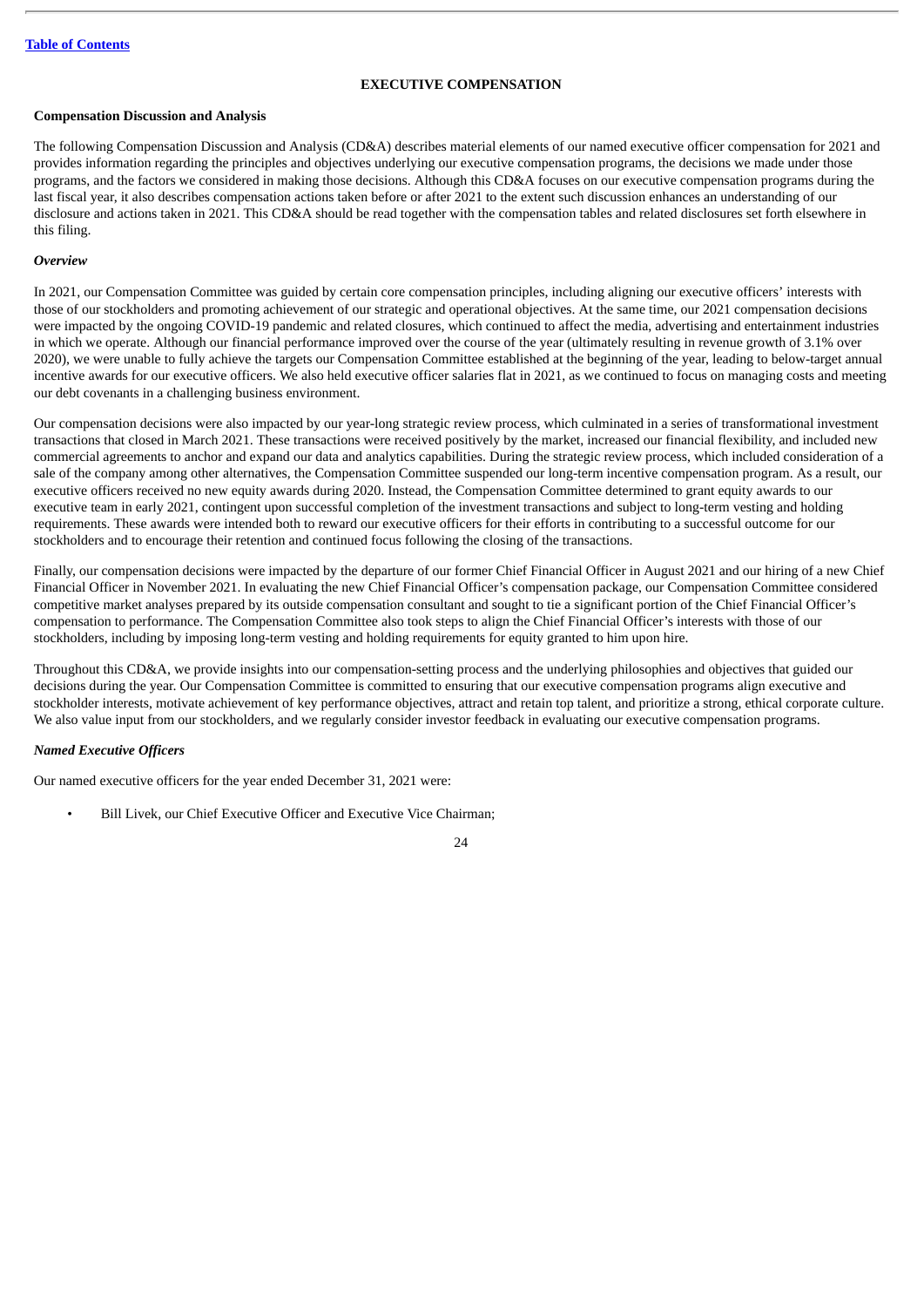## EXECUTIVE COMPENSATION

### Compensation Discussion and Analysis

The following Compensation Discussion and Analysis (CD&A) describes material elements of our named executive officer compensation for 2021 and provides information regarding the principles and objectives underlying our executive compensation programs, the decisions we made under those programs, and the factors we considered in making those decisions. Although this CD&A focuses on our executive compensation programs during the last fiscal year, it also describes compensation actions taken before or after 2021 to the extent such discussion enhances an understanding of our disclosure and actions taken in 2021. This CD&A should be read together with the compensation tables and related disclosures set forth elsewhere in this filing.

#### *Overview*

In 2021, our Compensation Committee was guided by certain core compensation principles, including aligning our executive officers' interests with those of our stockholders and promoting achievement of our strategic and operational objectives. At the same time, our 2021 compensation decisions were impacted by the ongoing COVID-19 pandemic and related closures, which continued to affect the media, advertising and entertainment industries in which we operate. Although our financial performance improved over the course of the year (ultimately resulting in revenue growth of 3.1% over 2020), we were unable to fully achieve the targets our Compensation Committee established at the beginning of the year, leading to below-target annual incentive awards for our executive officers. We also held executive officer salaries flat in 2021, as we continued to focus on managing costs and meeting our debt covenants in a challenging business environment.

Our compensation decisions were also impacted by our year-long strategic review process, which culminated in a series of transformational investment transactions that closed in March 2021. These transactions were received positively by the market, increased our financial flexibility, and included new commercial agreements to anchor and expand our data and analytics capabilities. During the strategic review process, which included consideration of a sale of the company among other alternatives, the Compensation Committee suspended our long-term incentive compensation program. As a result, our executive officers received no new equity awards during 2020. Instead, the Compensation Committee determined to grant equity awards to our executive team in early 2021, contingent upon successful completion of the investment transactions and subject to long-term vesting and holding requirements. These awards were intended both to reward our executive officers for their efforts in contributing to a successful outcome for our stockholders and to encourage their retention and continued focus following the closing of the transactions.

Finally, our compensation decisions were impacted by the departure of our former Chief Financial Officer in August 2021 and our hiring of a new Chief Financial Officer in November 2021. In evaluating the new Chief Financial Officer's compensation package, our Compensation Committee considered competitive market analyses prepared by its outside compensation consultant and sought to tie a significant portion of the Chief Financial Officer's compensation to performance. The Compensation Committee also took steps to align the Chief Financial Officer's interests with those of our stockholders, including by imposing long-term vesting and holding requirements for equity granted to him upon hire.

Throughout this CD&A, we provide insights into our compensation-setting process and the underlying philosophies and objectives that guided our decisions during the year. Our Compensation Committee is committed to ensuring that our executive compensation programs align executive and stockholder interests, motivate achievement of key performance objectives, attract and retain top talent, and prioritize a strong, ethical corporate culture. We also value input from our stockholders, and we regularly consider investor feedback in evaluating our executive compensation programs.

#### *Named Executive Officers*

Our named executive officers for the year ended December 31, 2021 were:

- Bill Livek, our Chief Executive Officer and Executive Vice Chairman;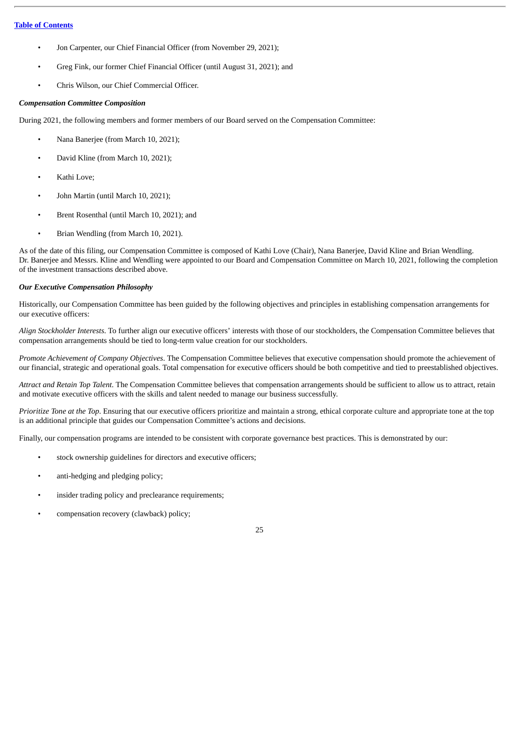- Jon Carpenter, our Chief Financial Officer (from November 29, 2021);
- Greg Fink, our former Chief Financial Officer (until August 31, 2021); and
- Chris Wilson, our Chief Commercial Officer.

***Compensation Committee Composition***

During 2021, the following members and former members of our Board served on the Compensation Committee:

- Nana Banerjee (from March 10, 2021);
- David Kline (from March 10, 2021);
- Kathi Love;
- John Martin (until March 10, 2021);
- Brent Rosenthal (until March 10, 2021); and
- Brian Wendling (from March 10, 2021).

As of the date of this filing, our Compensation Committee is composed of Kathi Love (Chair), Nana Banerjee, David Kline and Brian Wendling. Dr. Banerjee and Messrs. Kline and Wendling were appointed to our Board and Compensation Committee on March 10, 2021, following the completion of the investment transactions described above.

***Our Executive Compensation Philosophy***

Historically, our Compensation Committee has been guided by the following objectives and principles in establishing compensation arrangements for our executive officers:

*Align Stockholder Interests*. To further align our executive officers' interests with those of our stockholders, the Compensation Committee believes that compensation arrangements should be tied to long-term value creation for our stockholders.

*Promote Achievement of Company Objectives*. The Compensation Committee believes that executive compensation should promote the achievement of our financial, strategic and operational goals. Total compensation for executive officers should be both competitive and tied to preestablished objectives.

*Attract and Retain Top Talent*. The Compensation Committee believes that compensation arrangements should be sufficient to allow us to attract, retain and motivate executive officers with the skills and talent needed to manage our business successfully.

*Prioritize Tone at the Top*. Ensuring that our executive officers prioritize and maintain a strong, ethical corporate culture and appropriate tone at the top is an additional principle that guides our Compensation Committee's actions and decisions.

Finally, our compensation programs are intended to be consistent with corporate governance best practices. This is demonstrated by our:

- stock ownership guidelines for directors and executive officers;
- anti-hedging and pledging policy;
- insider trading policy and preclearance requirements;
- compensation recovery (clawback) policy;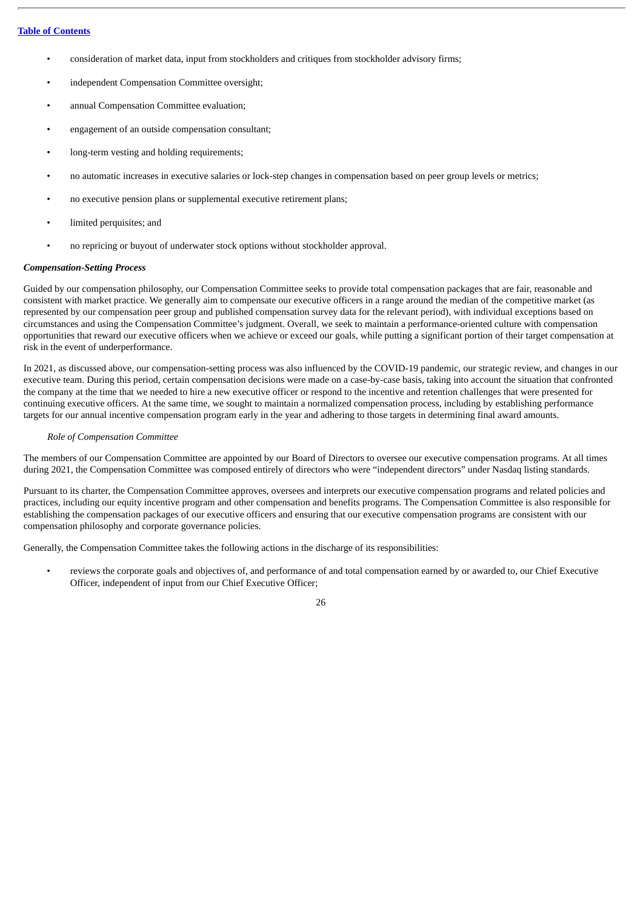- consideration of market data, input from stockholders and critiques from stockholder advisory firms;
- independent Compensation Committee oversight;
- annual Compensation Committee evaluation;
- engagement of an outside compensation consultant;
- long-term vesting and holding requirements;
- no automatic increases in executive salaries or lock-step changes in compensation based on peer group levels or metrics;
- no executive pension plans or supplemental executive retirement plans;
- limited perquisites; and
- no repricing or buyout of underwater stock options without stockholder approval.

***Compensation-Setting Process***

Guided by our compensation philosophy, our Compensation Committee seeks to provide total compensation packages that are fair, reasonable and consistent with market practice. We generally aim to compensate our executive officers in a range around the median of the competitive market (as represented by our compensation peer group and published compensation survey data for the relevant period), with individual exceptions based on circumstances and using the Compensation Committee's judgment. Overall, we seek to maintain a performance-oriented culture with compensation opportunities that reward our executive officers when we achieve or exceed our goals, while putting a significant portion of their target compensation at risk in the event of underperformance.

In 2021, as discussed above, our compensation-setting process was also influenced by the COVID-19 pandemic, our strategic review, and changes in our executive team. During this period, certain compensation decisions were made on a case-by-case basis, taking into account the situation that confronted the company at the time that we needed to hire a new executive officer or respond to the incentive and retention challenges that were presented for continuing executive officers. At the same time, we sought to maintain a normalized compensation process, including by establishing performance targets for our annual incentive compensation program early in the year and adhering to those targets in determining final award amounts.

*Role of Compensation Committee*

The members of our Compensation Committee are appointed by our Board of Directors to oversee our executive compensation programs. At all times during 2021, the Compensation Committee was composed entirely of directors who were "independent directors" under Nasdaq listing standards.

Pursuant to its charter, the Compensation Committee approves, oversees and interprets our executive compensation programs and related policies and practices, including our equity incentive program and other compensation and benefits programs. The Compensation Committee is also responsible for establishing the compensation packages of our executive officers and ensuring that our executive compensation programs are consistent with our compensation philosophy and corporate governance policies.

Generally, the Compensation Committee takes the following actions in the discharge of its responsibilities:

- reviews the corporate goals and objectives of, and performance of and total compensation earned by or awarded to, our Chief Executive Officer, independent of input from our Chief Executive Officer;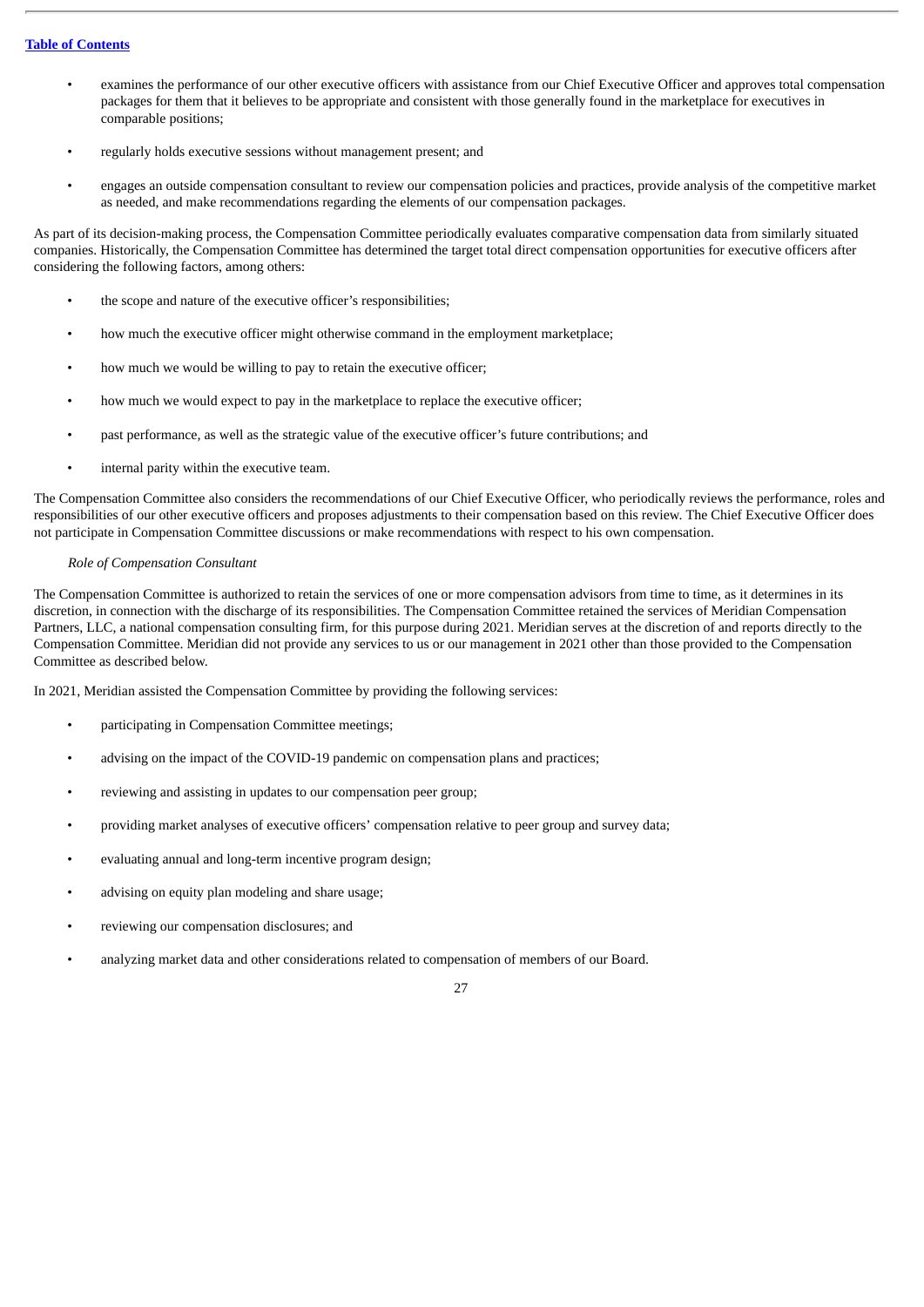- examines the performance of our other executive officers with assistance from our Chief Executive Officer and approves total compensation packages for them that it believes to be appropriate and consistent with those generally found in the marketplace for executives in comparable positions;
- regularly holds executive sessions without management present; and
- engages an outside compensation consultant to review our compensation policies and practices, provide analysis of the competitive market as needed, and make recommendations regarding the elements of our compensation packages.

As part of its decision-making process, the Compensation Committee periodically evaluates comparative compensation data from similarly situated companies. Historically, the Compensation Committee has determined the target total direct compensation opportunities for executive officers after considering the following factors, among others:

- the scope and nature of the executive officer's responsibilities;
- how much the executive officer might otherwise command in the employment marketplace;
- how much we would be willing to pay to retain the executive officer;
- how much we would expect to pay in the marketplace to replace the executive officer;
- past performance, as well as the strategic value of the executive officer's future contributions; and
- internal parity within the executive team.

The Compensation Committee also considers the recommendations of our Chief Executive Officer, who periodically reviews the performance, roles and responsibilities of our other executive officers and proposes adjustments to their compensation based on this review. The Chief Executive Officer does not participate in Compensation Committee discussions or make recommendations with respect to his own compensation.

*Role of Compensation Consultant*

The Compensation Committee is authorized to retain the services of one or more compensation advisors from time to time, as it determines in its discretion, in connection with the discharge of its responsibilities. The Compensation Committee retained the services of Meridian Compensation Partners, LLC, a national compensation consulting firm, for this purpose during 2021. Meridian serves at the discretion of and reports directly to the Compensation Committee. Meridian did not provide any services to us or our management in 2021 other than those provided to the Compensation Committee as described below.

In 2021, Meridian assisted the Compensation Committee by providing the following services:

- participating in Compensation Committee meetings;
- advising on the impact of the COVID-19 pandemic on compensation plans and practices;
- reviewing and assisting in updates to our compensation peer group;
- providing market analyses of executive officers' compensation relative to peer group and survey data;
- evaluating annual and long-term incentive program design;
- advising on equity plan modeling and share usage;
- reviewing our compensation disclosures; and
- analyzing market data and other considerations related to compensation of members of our Board.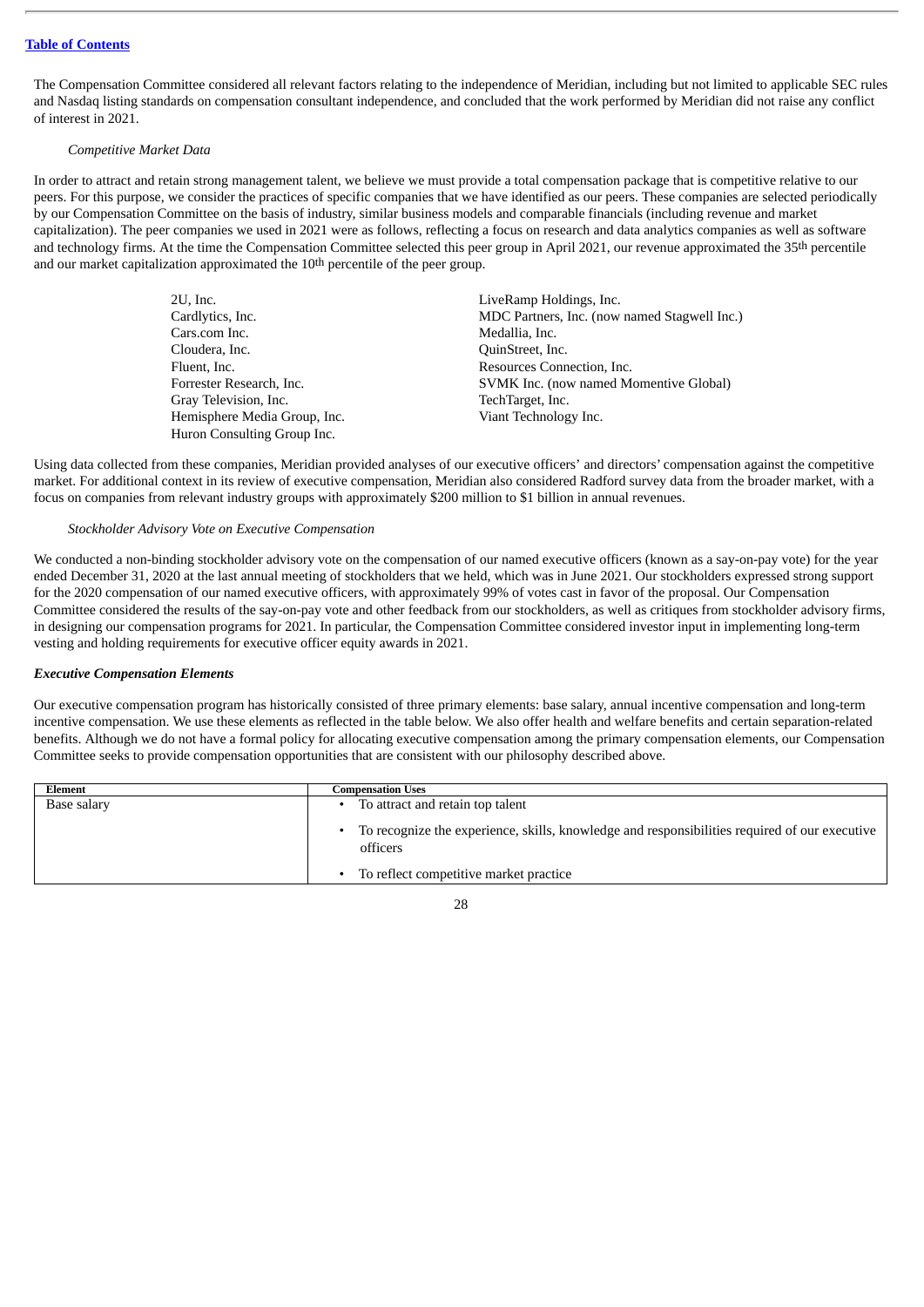The Compensation Committee considered all relevant factors relating to the independence of Meridian, including but not limited to applicable SEC rules and Nasdaq listing standards on compensation consultant independence, and concluded that the work performed by Meridian did not raise any conflict of interest in 2021.

*Competitive Market Data*

In order to attract and retain strong management talent, we believe we must provide a total compensation package that is competitive relative to our peers. For this purpose, we consider the practices of specific companies that we have identified as our peers. These companies are selected periodically by our Compensation Committee on the basis of industry, similar business models and comparable financials (including revenue and market capitalization). The peer companies we used in 2021 were as follows, reflecting a focus on research and data analytics companies as well as software and technology firms. At the time the Compensation Committee selected this peer group in April 2021, our revenue approximated the 35th percentile and our market capitalization approximated the 10th percentile of the peer group.

- 2U, Inc.
- Cardlytics, Inc.
- Cars.com Inc.
- Cloudera, Inc.
- Fluent, Inc.
- Forrester Research, Inc.
- Gray Television, Inc.
- Hemisphere Media Group, Inc.
- Huron Consulting Group Inc.
- LiveRamp Holdings, Inc.
- MDC Partners, Inc. (now named Stagwell Inc.)
- Medallia, Inc.
- QuinStreet, Inc.
- Resources Connection, Inc.
- SVMK Inc. (now named Momentive Global)
- TechTarget, Inc.
- Viant Technology Inc.

Using data collected from these companies, Meridian provided analyses of our executive officers' and directors' compensation against the competitive market. For additional context in its review of executive compensation, Meridian also considered Radford survey data from the broader market, with a focus on companies from relevant industry groups with approximately $200 million to $1 billion in annual revenues.

*Stockholder Advisory Vote on Executive Compensation*

We conducted a non-binding stockholder advisory vote on the compensation of our named executive officers (known as a say-on-pay vote) for the year ended December 31, 2020 at the last annual meeting of stockholders that we held, which was in June 2021. Our stockholders expressed strong support for the 2020 compensation of our named executive officers, with approximately 99% of votes cast in favor of the proposal. Our Compensation Committee considered the results of the say-on-pay vote and other feedback from our stockholders, as well as critiques from stockholder advisory firms, in designing our compensation programs for 2021. In particular, the Compensation Committee considered investor input in implementing long-term vesting and holding requirements for executive officer equity awards in 2021.

***Executive Compensation Elements***

Our executive compensation program has historically consisted of three primary elements: base salary, annual incentive compensation and long-term incentive compensation. We use these elements as reflected in the table below. We also offer health and welfare benefits and certain separation-related benefits. Although we do not have a formal policy for allocating executive compensation among the primary compensation elements, our Compensation Committee seeks to provide compensation opportunities that are consistent with our philosophy described above.

| Element | Compensation Uses |
|---|---|
| Base salary | • To attract and retain top talent<br>• To recognize the experience, skills, knowledge and responsibilities required of our executive officers<br>• To reflect competitive market practice |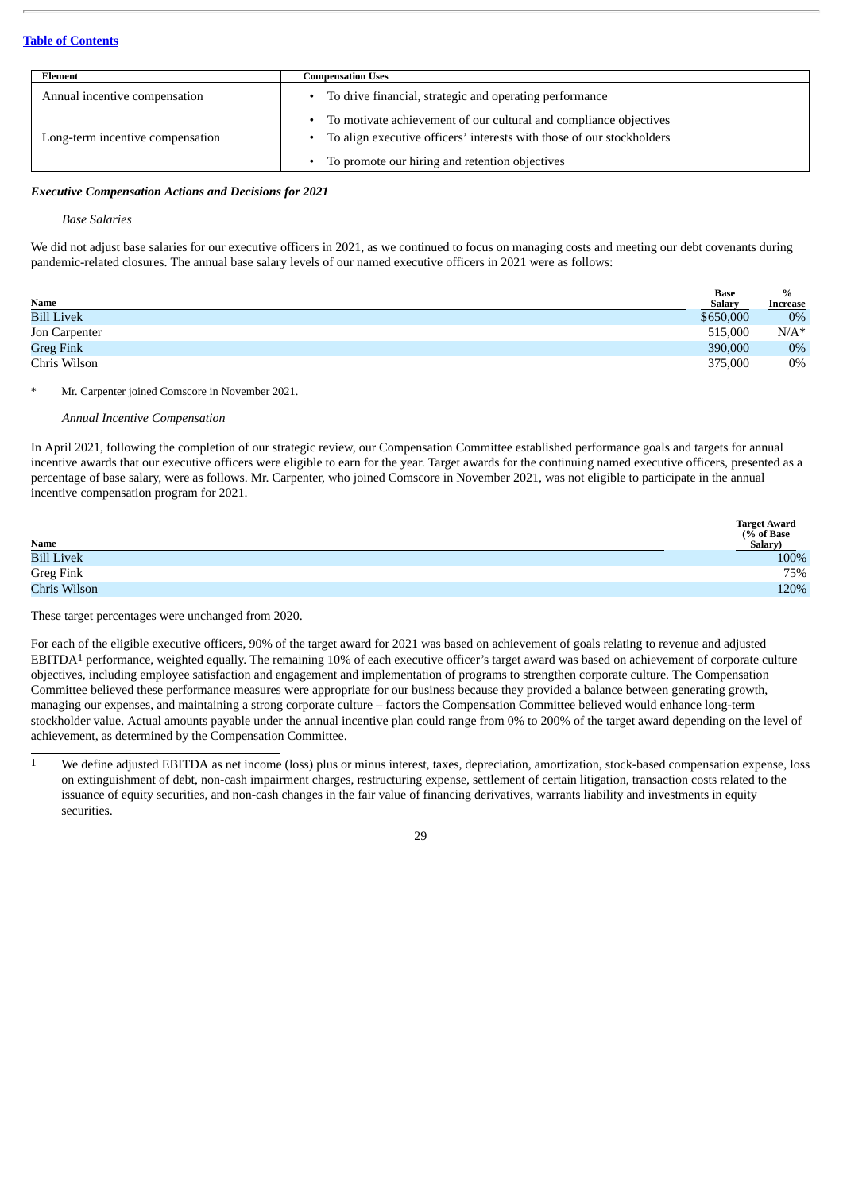| Element | Compensation Uses |
| --- | --- |
| Annual incentive compensation | • To drive financial, strategic and operating performance<br>• To motivate achievement of our cultural and compliance objectives |
| Long-term incentive compensation | • To align executive officers' interests with those of our stockholders<br>• To promote our hiring and retention objectives |

***Executive Compensation Actions and Decisions for 2021***

*Base Salaries*

We did not adjust base salaries for our executive officers in 2021, as we continued to focus on managing costs and meeting our debt covenants during pandemic-related closures. The annual base salary levels of our named executive officers in 2021 were as follows:

| Name | Base Salary | % Increase |
| --- | --- | --- |
| Bill Livek | $650,000 | 0% |
| Jon Carpenter | 515,000 | N/A* |
| Greg Fink | 390,000 | 0% |
| Chris Wilson | 375,000 | 0% |

\* Mr. Carpenter joined Comscore in November 2021.

*Annual Incentive Compensation*

In April 2021, following the completion of our strategic review, our Compensation Committee established performance goals and targets for annual incentive awards that our executive officers were eligible to earn for the year. Target awards for the continuing named executive officers, presented as a percentage of base salary, were as follows. Mr. Carpenter, who joined Comscore in November 2021, was not eligible to participate in the annual incentive compensation program for 2021.

| Name | Target Award (% of Base Salary) |
| --- | --- |
| Bill Livek | 100% |
| Greg Fink | 75% |
| Chris Wilson | 120% |

These target percentages were unchanged from 2020.

For each of the eligible executive officers, 90% of the target award for 2021 was based on achievement of goals relating to revenue and adjusted EBITDA[1] performance, weighted equally. The remaining 10% of each executive officer's target award was based on achievement of corporate culture objectives, including employee satisfaction and engagement and implementation of programs to strengthen corporate culture. The Compensation Committee believed these performance measures were appropriate for our business because they provided a balance between generating growth, managing our expenses, and maintaining a strong corporate culture – factors the Compensation Committee believed would enhance long-term stockholder value. Actual amounts payable under the annual incentive plan could range from 0% to 200% of the target award depending on the level of achievement, as determined by the Compensation Committee.

[1] We define adjusted EBITDA as net income (loss) plus or minus interest, taxes, depreciation, amortization, stock-based compensation expense, loss on extinguishment of debt, non-cash impairment charges, restructuring expense, settlement of certain litigation, transaction costs related to the issuance of equity securities, and non-cash changes in the fair value of financing derivatives, warrants liability and investments in equity securities.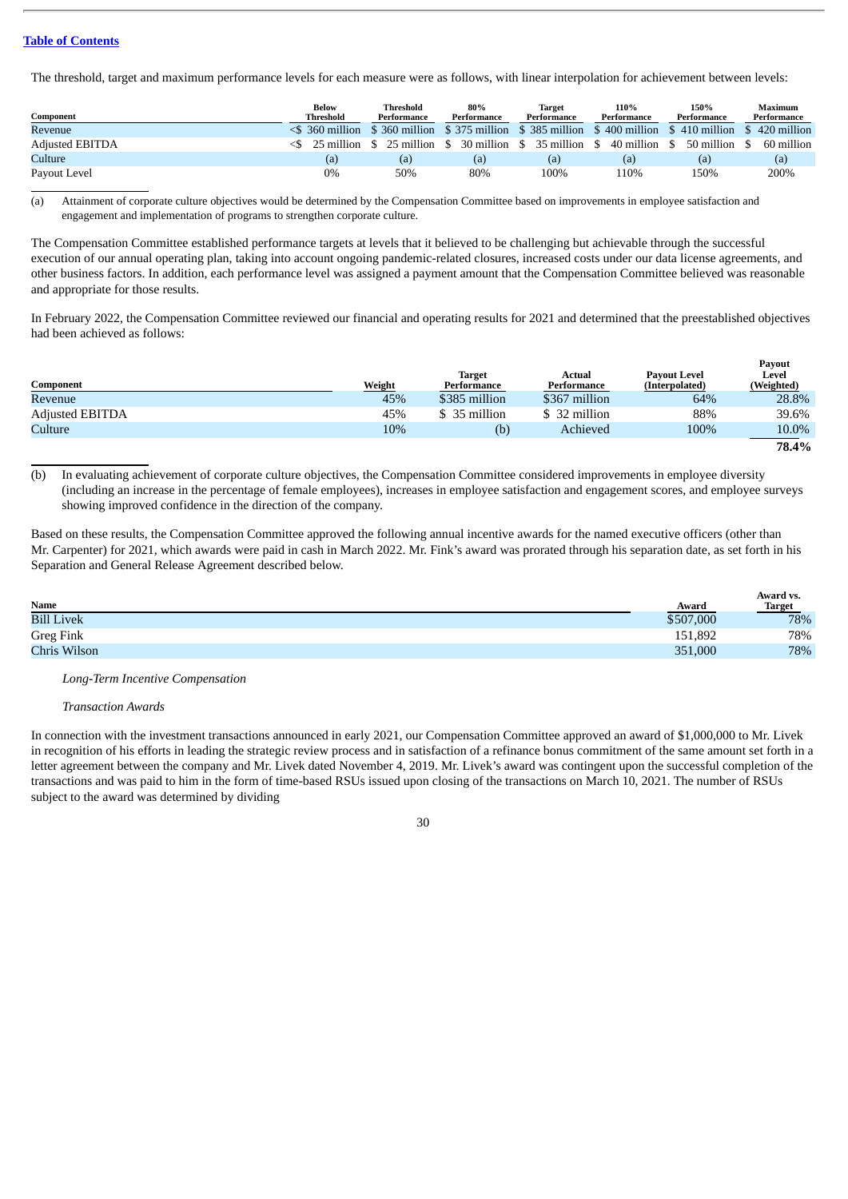[Table of Contents](#)

The threshold, target and maximum performance levels for each measure were as follows, with linear interpolation for achievement between levels:

| Component | Below Threshold | Threshold Performance | 80% Performance | Target Performance | 110% Performance | 150% Performance | Maximum Performance |
|---|---|---|---|---|---|---|---|
| Revenue | <$ 360 million | $ 360 million | $ 375 million | $ 385 million | $ 400 million | $ 410 million | $ 420 million |
| Adjusted EBITDA | <$ 25 million | $ 25 million | $ 30 million | $ 35 million | $ 40 million | $ 50 million | $ 60 million |
| Culture | (a) | (a) | (a) | (a) | (a) | (a) | (a) |
| Payout Level | 0% | 50% | 80% | 100% | 110% | 150% | 200% |

(a) Attainment of corporate culture objectives would be determined by the Compensation Committee based on improvements in employee satisfaction and engagement and implementation of programs to strengthen corporate culture.

The Compensation Committee established performance targets at levels that it believed to be challenging but achievable through the successful execution of our annual operating plan, taking into account ongoing pandemic-related closures, increased costs under our data license agreements, and other business factors. In addition, each performance level was assigned a payment amount that the Compensation Committee believed was reasonable and appropriate for those results.

In February 2022, the Compensation Committee reviewed our financial and operating results for 2021 and determined that the preestablished objectives had been achieved as follows:

| Component | Weight | Target Performance | Actual Performance | Payout Level (Interpolated) | Payout Level (Weighted) |
|---|---|---|---|---|---|
| Revenue | 45% | $385 million | $367 million | 64% | 28.8% |
| Adjusted EBITDA | 45% | $ 35 million | $ 32 million | 88% | 39.6% |
| Culture | 10% | (b) | Achieved | 100% | 10.0% |
| | | | | | **78.4%** |

(b) In evaluating achievement of corporate culture objectives, the Compensation Committee considered improvements in employee diversity (including an increase in the percentage of female employees), increases in employee satisfaction and engagement scores, and employee surveys showing improved confidence in the direction of the company.

Based on these results, the Compensation Committee approved the following annual incentive awards for the named executive officers (other than Mr. Carpenter) for 2021, which awards were paid in cash in March 2022. Mr. Fink's award was prorated through his separation date, as set forth in his Separation and General Release Agreement described below.

| Name | Award | Award vs. Target |
|---|---|---|
| Bill Livek | $507,000 | 78% |
| Greg Fink | 151,892 | 78% |
| Chris Wilson | 351,000 | 78% |

*Long-Term Incentive Compensation*

*Transaction Awards*

In connection with the investment transactions announced in early 2021, our Compensation Committee approved an award of $1,000,000 to Mr. Livek in recognition of his efforts in leading the strategic review process and in satisfaction of a refinance bonus commitment of the same amount set forth in a letter agreement between the company and Mr. Livek dated November 4, 2019. Mr. Livek's award was contingent upon the successful completion of the transactions and was paid to him in the form of time-based RSUs issued upon closing of the transactions on March 10, 2021. The number of RSUs subject to the award was determined by dividing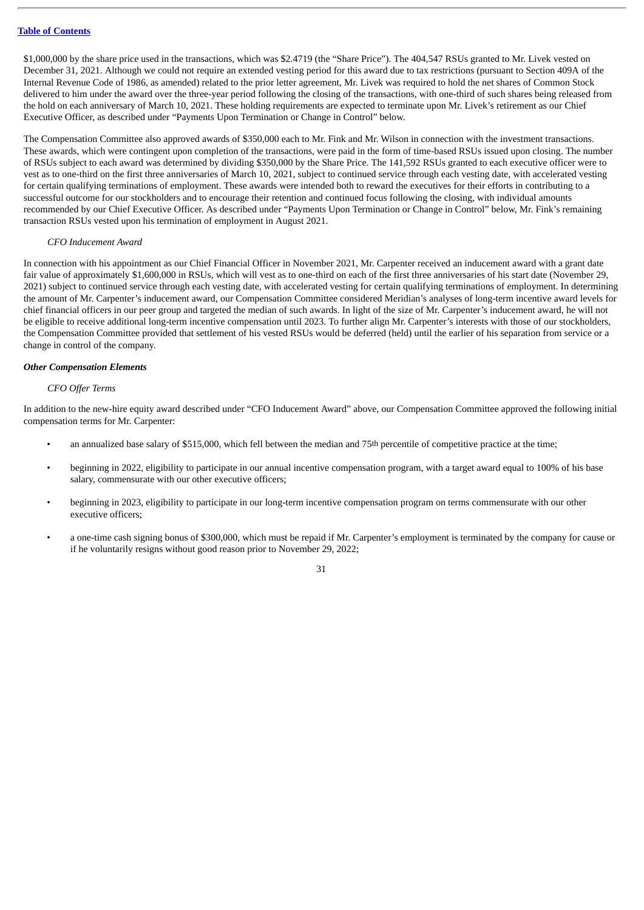$1,000,000 by the share price used in the transactions, which was $2.4719 (the "Share Price"). The 404,547 RSUs granted to Mr. Livek vested on December 31, 2021. Although we could not require an extended vesting period for this award due to tax restrictions (pursuant to Section 409A of the Internal Revenue Code of 1986, as amended) related to the prior letter agreement, Mr. Livek was required to hold the net shares of Common Stock delivered to him under the award over the three-year period following the closing of the transactions, with one-third of such shares being released from the hold on each anniversary of March 10, 2021. These holding requirements are expected to terminate upon Mr. Livek's retirement as our Chief Executive Officer, as described under "Payments Upon Termination or Change in Control" below.

The Compensation Committee also approved awards of $350,000 each to Mr. Fink and Mr. Wilson in connection with the investment transactions. These awards, which were contingent upon completion of the transactions, were paid in the form of time-based RSUs issued upon closing. The number of RSUs subject to each award was determined by dividing $350,000 by the Share Price. The 141,592 RSUs granted to each executive officer were to vest as to one-third on the first three anniversaries of March 10, 2021, subject to continued service through each vesting date, with accelerated vesting for certain qualifying terminations of employment. These awards were intended both to reward the executives for their efforts in contributing to a successful outcome for our stockholders and to encourage their retention and continued focus following the closing, with individual amounts recommended by our Chief Executive Officer. As described under "Payments Upon Termination or Change in Control" below, Mr. Fink's remaining transaction RSUs vested upon his termination of employment in August 2021.

*CFO Inducement Award*

In connection with his appointment as our Chief Financial Officer in November 2021, Mr. Carpenter received an inducement award with a grant date fair value of approximately $1,600,000 in RSUs, which will vest as to one-third on each of the first three anniversaries of his start date (November 29, 2021) subject to continued service through each vesting date, with accelerated vesting for certain qualifying terminations of employment. In determining the amount of Mr. Carpenter's inducement award, our Compensation Committee considered Meridian's analyses of long-term incentive award levels for chief financial officers in our peer group and targeted the median of such awards. In light of the size of Mr. Carpenter's inducement award, he will not be eligible to receive additional long-term incentive compensation until 2023. To further align Mr. Carpenter's interests with those of our stockholders, the Compensation Committee provided that settlement of his vested RSUs would be deferred (held) until the earlier of his separation from service or a change in control of the company.

***Other Compensation Elements***

*CFO Offer Terms*

In addition to the new-hire equity award described under "CFO Inducement Award" above, our Compensation Committee approved the following initial compensation terms for Mr. Carpenter:

- an annualized base salary of $515,000, which fell between the median and 75th percentile of competitive practice at the time;
- beginning in 2022, eligibility to participate in our annual incentive compensation program, with a target award equal to 100% of his base salary, commensurate with our other executive officers;
- beginning in 2023, eligibility to participate in our long-term incentive compensation program on terms commensurate with our other executive officers;
- a one-time cash signing bonus of $300,000, which must be repaid if Mr. Carpenter's employment is terminated by the company for cause or if he voluntarily resigns without good reason prior to November 29, 2022;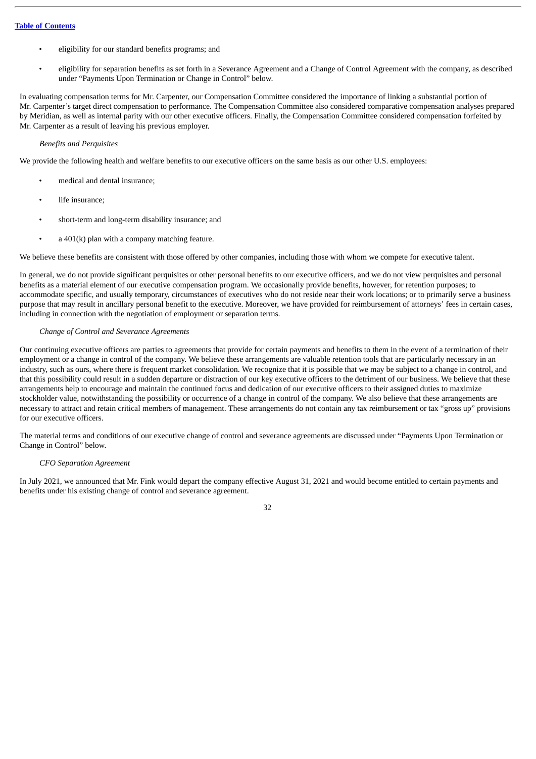- eligibility for our standard benefits programs; and
- eligibility for separation benefits as set forth in a Severance Agreement and a Change of Control Agreement with the company, as described under "Payments Upon Termination or Change in Control" below.

In evaluating compensation terms for Mr. Carpenter, our Compensation Committee considered the importance of linking a substantial portion of Mr. Carpenter's target direct compensation to performance. The Compensation Committee also considered comparative compensation analyses prepared by Meridian, as well as internal parity with our other executive officers. Finally, the Compensation Committee considered compensation forfeited by Mr. Carpenter as a result of leaving his previous employer.

*Benefits and Perquisites*

We provide the following health and welfare benefits to our executive officers on the same basis as our other U.S. employees:

- medical and dental insurance;
- life insurance;
- short-term and long-term disability insurance; and
- a 401(k) plan with a company matching feature.

We believe these benefits are consistent with those offered by other companies, including those with whom we compete for executive talent.

In general, we do not provide significant perquisites or other personal benefits to our executive officers, and we do not view perquisites and personal benefits as a material element of our executive compensation program. We occasionally provide benefits, however, for retention purposes; to accommodate specific, and usually temporary, circumstances of executives who do not reside near their work locations; or to primarily serve a business purpose that may result in ancillary personal benefit to the executive. Moreover, we have provided for reimbursement of attorneys' fees in certain cases, including in connection with the negotiation of employment or separation terms.

*Change of Control and Severance Agreements*

Our continuing executive officers are parties to agreements that provide for certain payments and benefits to them in the event of a termination of their employment or a change in control of the company. We believe these arrangements are valuable retention tools that are particularly necessary in an industry, such as ours, where there is frequent market consolidation. We recognize that it is possible that we may be subject to a change in control, and that this possibility could result in a sudden departure or distraction of our key executive officers to the detriment of our business. We believe that these arrangements help to encourage and maintain the continued focus and dedication of our executive officers to their assigned duties to maximize stockholder value, notwithstanding the possibility or occurrence of a change in control of the company. We also believe that these arrangements are necessary to attract and retain critical members of management. These arrangements do not contain any tax reimbursement or tax "gross up" provisions for our executive officers.

The material terms and conditions of our executive change of control and severance agreements are discussed under "Payments Upon Termination or Change in Control" below.

*CFO Separation Agreement*

In July 2021, we announced that Mr. Fink would depart the company effective August 31, 2021 and would become entitled to certain payments and benefits under his existing change of control and severance agreement.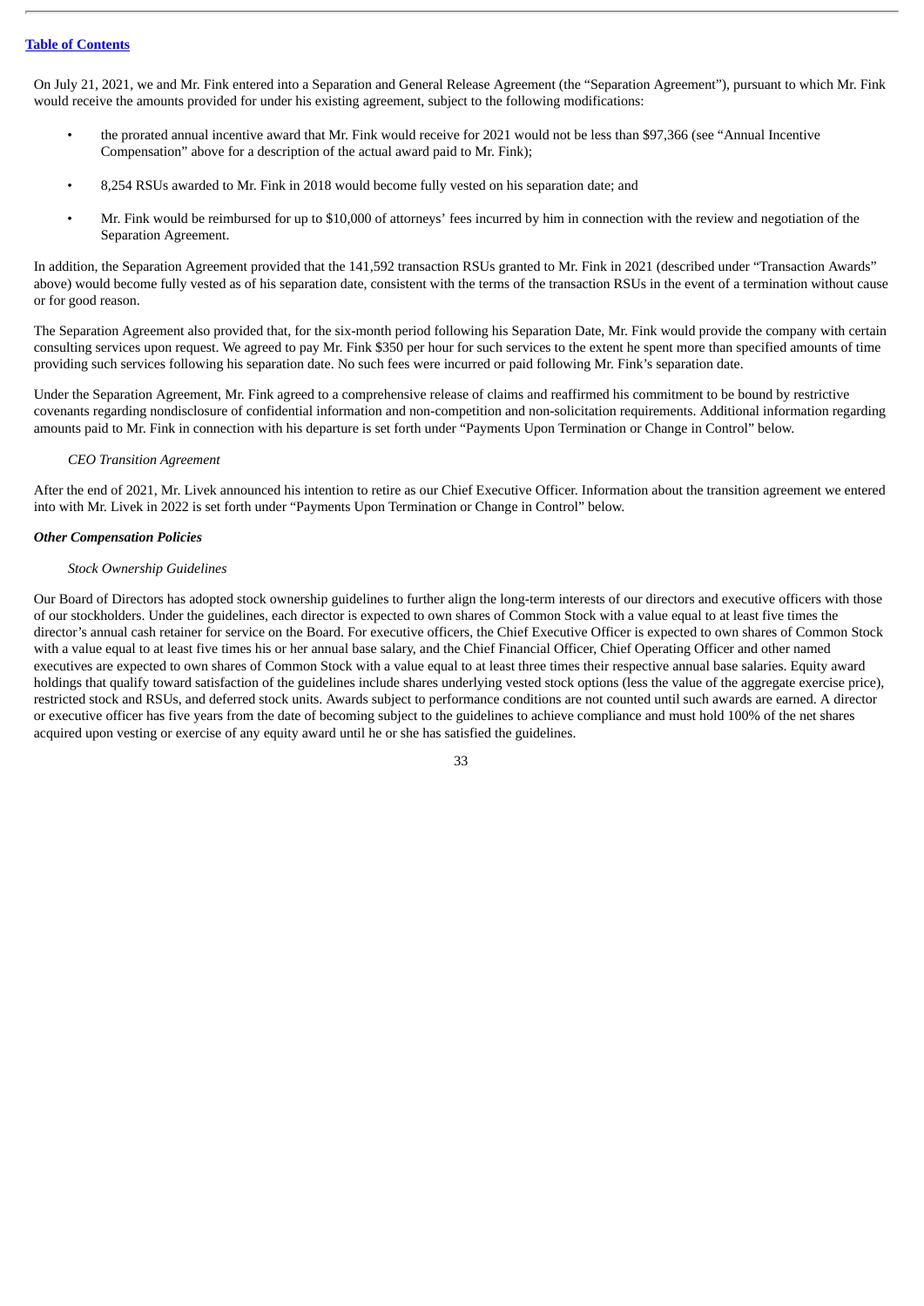On July 21, 2021, we and Mr. Fink entered into a Separation and General Release Agreement (the "Separation Agreement"), pursuant to which Mr. Fink would receive the amounts provided for under his existing agreement, subject to the following modifications:

- the prorated annual incentive award that Mr. Fink would receive for 2021 would not be less than $97,366 (see "Annual Incentive Compensation" above for a description of the actual award paid to Mr. Fink);
- 8,254 RSUs awarded to Mr. Fink in 2018 would become fully vested on his separation date; and
- Mr. Fink would be reimbursed for up to $10,000 of attorneys' fees incurred by him in connection with the review and negotiation of the Separation Agreement.

In addition, the Separation Agreement provided that the 141,592 transaction RSUs granted to Mr. Fink in 2021 (described under "Transaction Awards" above) would become fully vested as of his separation date, consistent with the terms of the transaction RSUs in the event of a termination without cause or for good reason.

The Separation Agreement also provided that, for the six-month period following his Separation Date, Mr. Fink would provide the company with certain consulting services upon request. We agreed to pay Mr. Fink $350 per hour for such services to the extent he spent more than specified amounts of time providing such services following his separation date. No such fees were incurred or paid following Mr. Fink's separation date.

Under the Separation Agreement, Mr. Fink agreed to a comprehensive release of claims and reaffirmed his commitment to be bound by restrictive covenants regarding nondisclosure of confidential information and non-competition and non-solicitation requirements. Additional information regarding amounts paid to Mr. Fink in connection with his departure is set forth under "Payments Upon Termination or Change in Control" below.

*CEO Transition Agreement*

After the end of 2021, Mr. Livek announced his intention to retire as our Chief Executive Officer. Information about the transition agreement we entered into with Mr. Livek in 2022 is set forth under "Payments Upon Termination or Change in Control" below.

***Other Compensation Policies***

*Stock Ownership Guidelines*

Our Board of Directors has adopted stock ownership guidelines to further align the long-term interests of our directors and executive officers with those of our stockholders. Under the guidelines, each director is expected to own shares of Common Stock with a value equal to at least five times the director's annual cash retainer for service on the Board. For executive officers, the Chief Executive Officer is expected to own shares of Common Stock with a value equal to at least five times his or her annual base salary, and the Chief Financial Officer, Chief Operating Officer and other named executives are expected to own shares of Common Stock with a value equal to at least three times their respective annual base salaries. Equity award holdings that qualify toward satisfaction of the guidelines include shares underlying vested stock options (less the value of the aggregate exercise price), restricted stock and RSUs, and deferred stock units. Awards subject to performance conditions are not counted until such awards are earned. A director or executive officer has five years from the date of becoming subject to the guidelines to achieve compliance and must hold 100% of the net shares acquired upon vesting or exercise of any equity award until he or she has satisfied the guidelines.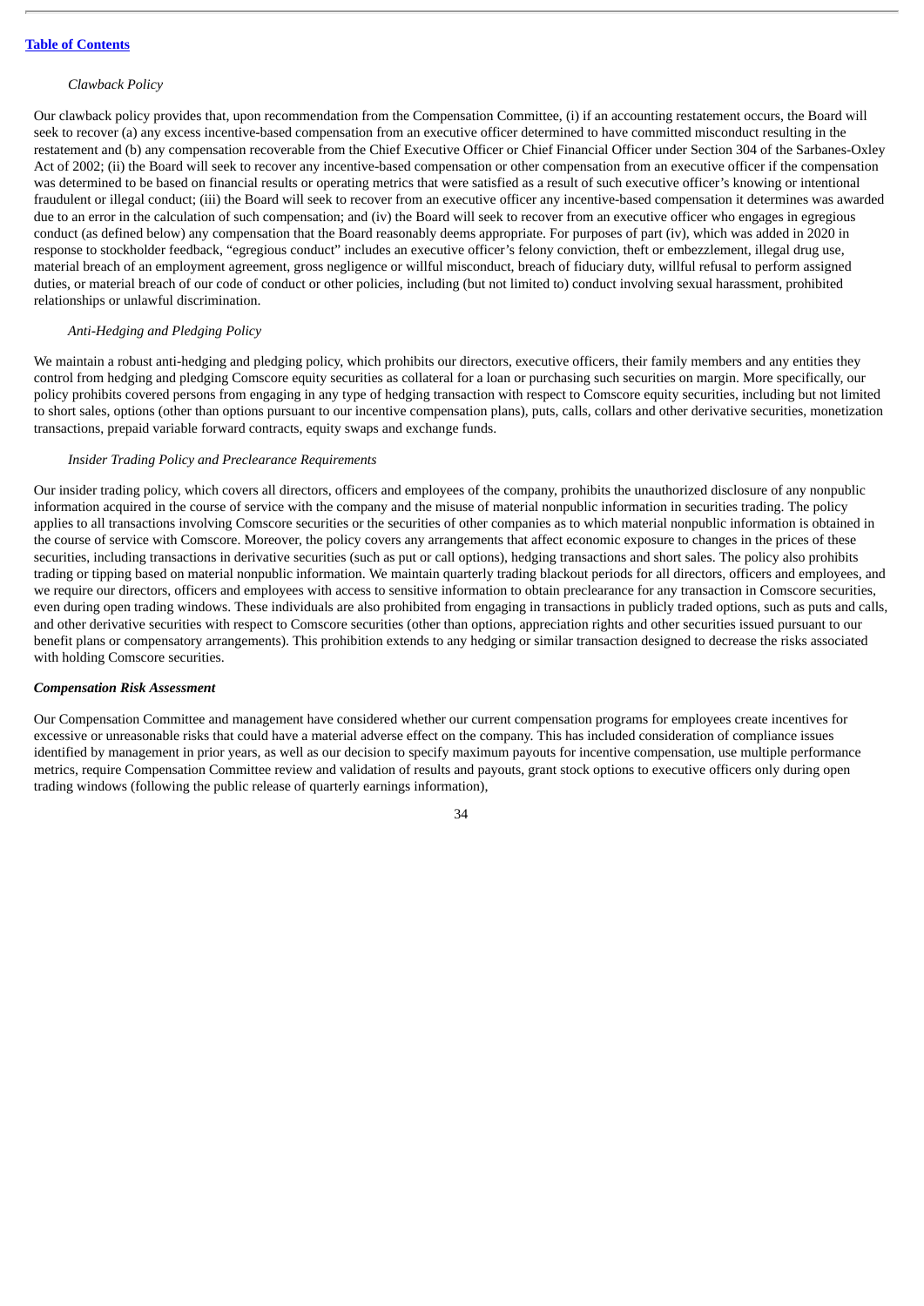*Clawback Policy*

Our clawback policy provides that, upon recommendation from the Compensation Committee, (i) if an accounting restatement occurs, the Board will seek to recover (a) any excess incentive-based compensation from an executive officer determined to have committed misconduct resulting in the restatement and (b) any compensation recoverable from the Chief Executive Officer or Chief Financial Officer under Section 304 of the Sarbanes-Oxley Act of 2002; (ii) the Board will seek to recover any incentive-based compensation or other compensation from an executive officer if the compensation was determined to be based on financial results or operating metrics that were satisfied as a result of such executive officer's knowing or intentional fraudulent or illegal conduct; (iii) the Board will seek to recover from an executive officer any incentive-based compensation it determines was awarded due to an error in the calculation of such compensation; and (iv) the Board will seek to recover from an executive officer who engages in egregious conduct (as defined below) any compensation that the Board reasonably deems appropriate. For purposes of part (iv), which was added in 2020 in response to stockholder feedback, "egregious conduct" includes an executive officer's felony conviction, theft or embezzlement, illegal drug use, material breach of an employment agreement, gross negligence or willful misconduct, breach of fiduciary duty, willful refusal to perform assigned duties, or material breach of our code of conduct or other policies, including (but not limited to) conduct involving sexual harassment, prohibited relationships or unlawful discrimination.

*Anti-Hedging and Pledging Policy*

We maintain a robust anti-hedging and pledging policy, which prohibits our directors, executive officers, their family members and any entities they control from hedging and pledging Comscore equity securities as collateral for a loan or purchasing such securities on margin. More specifically, our policy prohibits covered persons from engaging in any type of hedging transaction with respect to Comscore equity securities, including but not limited to short sales, options (other than options pursuant to our incentive compensation plans), puts, calls, collars and other derivative securities, monetization transactions, prepaid variable forward contracts, equity swaps and exchange funds.

*Insider Trading Policy and Preclearance Requirements*

Our insider trading policy, which covers all directors, officers and employees of the company, prohibits the unauthorized disclosure of any nonpublic information acquired in the course of service with the company and the misuse of material nonpublic information in securities trading. The policy applies to all transactions involving Comscore securities or the securities of other companies as to which material nonpublic information is obtained in the course of service with Comscore. Moreover, the policy covers any arrangements that affect economic exposure to changes in the prices of these securities, including transactions in derivative securities (such as put or call options), hedging transactions and short sales. The policy also prohibits trading or tipping based on material nonpublic information. We maintain quarterly trading blackout periods for all directors, officers and employees, and we require our directors, officers and employees with access to sensitive information to obtain preclearance for any transaction in Comscore securities, even during open trading windows. These individuals are also prohibited from engaging in transactions in publicly traded options, such as puts and calls, and other derivative securities with respect to Comscore securities (other than options, appreciation rights and other securities issued pursuant to our benefit plans or compensatory arrangements). This prohibition extends to any hedging or similar transaction designed to decrease the risks associated with holding Comscore securities.

***Compensation Risk Assessment***

Our Compensation Committee and management have considered whether our current compensation programs for employees create incentives for excessive or unreasonable risks that could have a material adverse effect on the company. This has included consideration of compliance issues identified by management in prior years, as well as our decision to specify maximum payouts for incentive compensation, use multiple performance metrics, require Compensation Committee review and validation of results and payouts, grant stock options to executive officers only during open trading windows (following the public release of quarterly earnings information),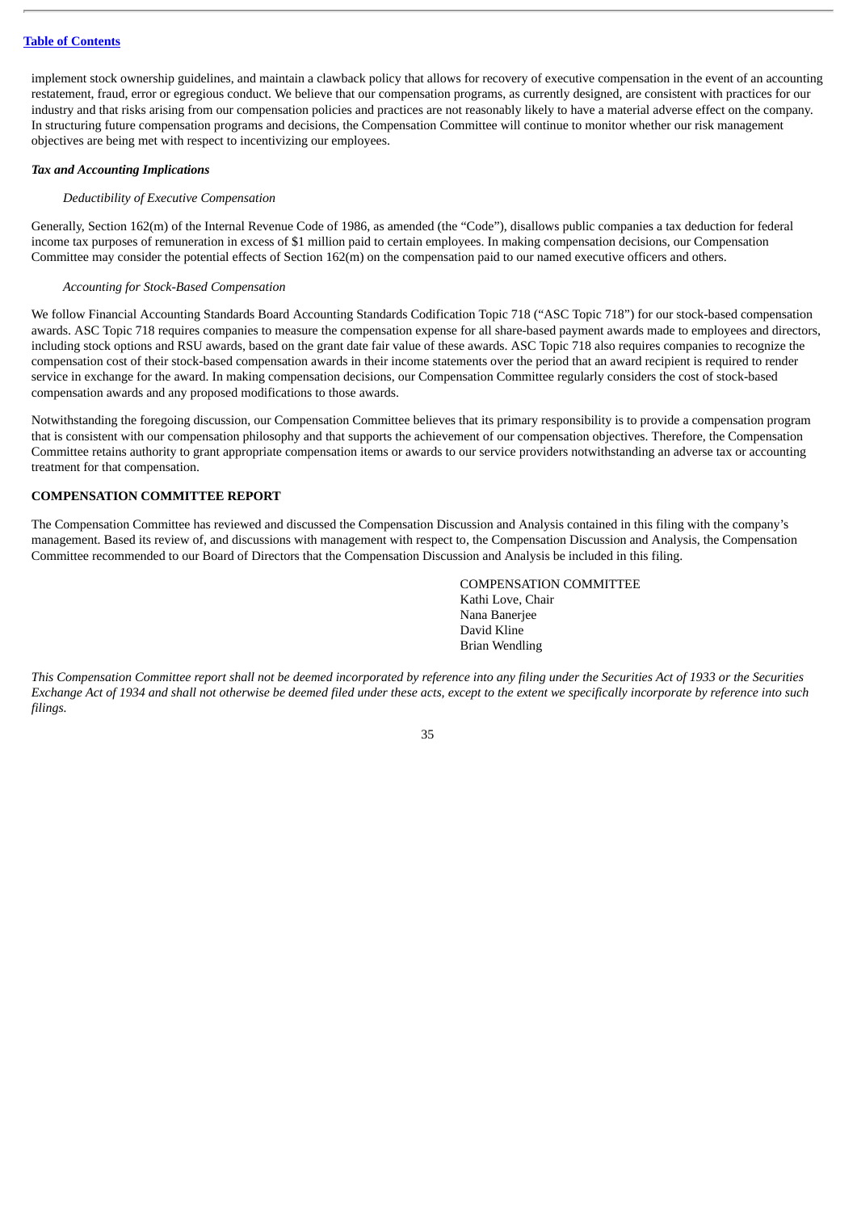implement stock ownership guidelines, and maintain a clawback policy that allows for recovery of executive compensation in the event of an accounting restatement, fraud, error or egregious conduct. We believe that our compensation programs, as currently designed, are consistent with practices for our industry and that risks arising from our compensation policies and practices are not reasonably likely to have a material adverse effect on the company. In structuring future compensation programs and decisions, the Compensation Committee will continue to monitor whether our risk management objectives are being met with respect to incentivizing our employees.

***Tax and Accounting Implications***

*Deductibility of Executive Compensation*

Generally, Section 162(m) of the Internal Revenue Code of 1986, as amended (the "Code"), disallows public companies a tax deduction for federal income tax purposes of remuneration in excess of $1 million paid to certain employees. In making compensation decisions, our Compensation Committee may consider the potential effects of Section 162(m) on the compensation paid to our named executive officers and others.

*Accounting for Stock-Based Compensation*

We follow Financial Accounting Standards Board Accounting Standards Codification Topic 718 ("ASC Topic 718") for our stock-based compensation awards. ASC Topic 718 requires companies to measure the compensation expense for all share-based payment awards made to employees and directors, including stock options and RSU awards, based on the grant date fair value of these awards. ASC Topic 718 also requires companies to recognize the compensation cost of their stock-based compensation awards in their income statements over the period that an award recipient is required to render service in exchange for the award. In making compensation decisions, our Compensation Committee regularly considers the cost of stock-based compensation awards and any proposed modifications to those awards.

Notwithstanding the foregoing discussion, our Compensation Committee believes that its primary responsibility is to provide a compensation program that is consistent with our compensation philosophy and that supports the achievement of our compensation objectives. Therefore, the Compensation Committee retains authority to grant appropriate compensation items or awards to our service providers notwithstanding an adverse tax or accounting treatment for that compensation.

**COMPENSATION COMMITTEE REPORT**

The Compensation Committee has reviewed and discussed the Compensation Discussion and Analysis contained in this filing with the company's management. Based its review of, and discussions with management with respect to, the Compensation Discussion and Analysis, the Compensation Committee recommended to our Board of Directors that the Compensation Discussion and Analysis be included in this filing.

COMPENSATION COMMITTEE
Kathi Love, Chair
Nana Banerjee
David Kline
Brian Wendling

*This Compensation Committee report shall not be deemed incorporated by reference into any filing under the Securities Act of 1933 or the Securities Exchange Act of 1934 and shall not otherwise be deemed filed under these acts, except to the extent we specifically incorporate by reference into such filings.*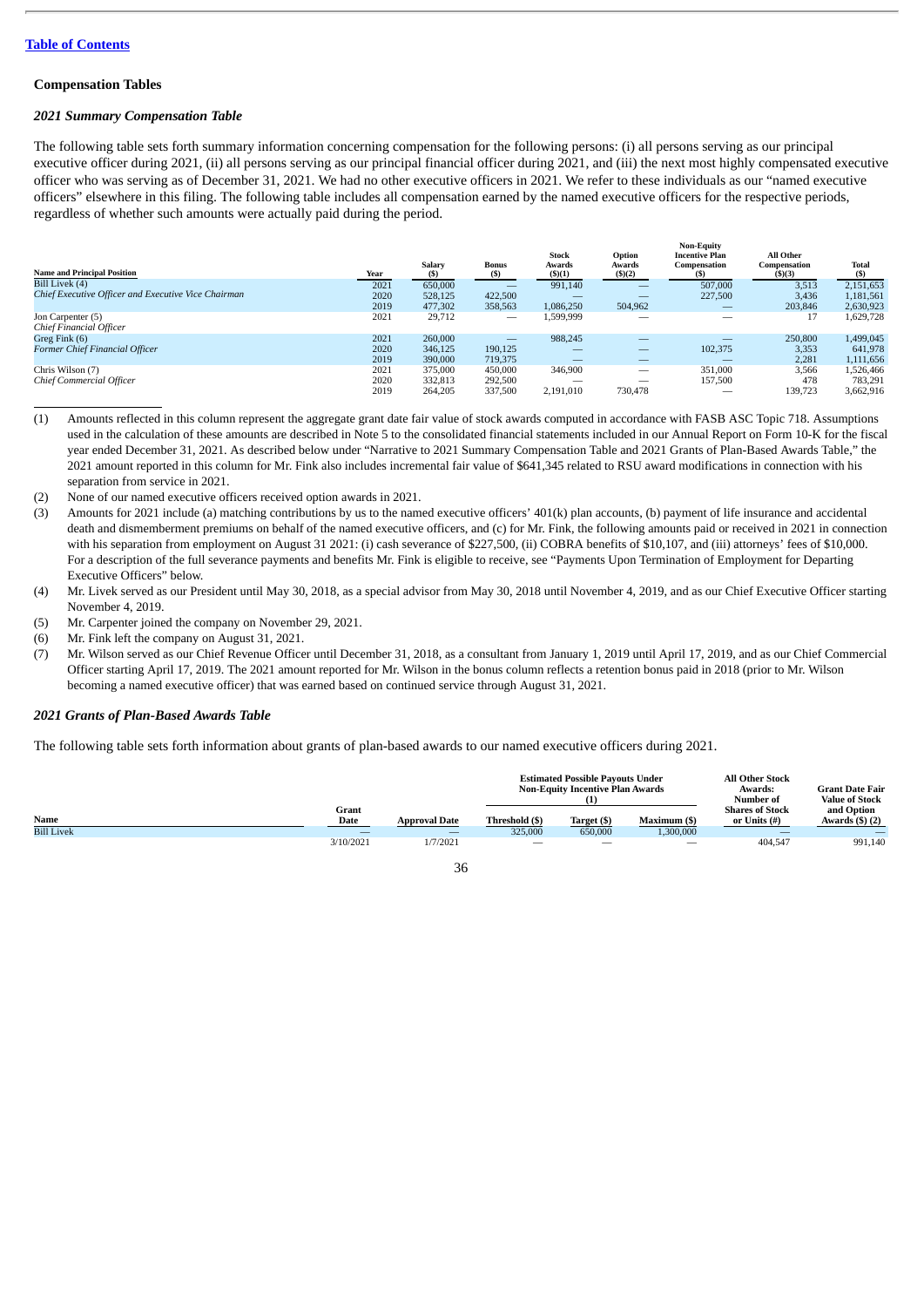[Table of Contents](#)

**Compensation Tables**

***2021 Summary Compensation Table***

The following table sets forth summary information concerning compensation for the following persons: (i) all persons serving as our principal executive officer during 2021, (ii) all persons serving as our principal financial officer during 2021, and (iii) the next most highly compensated executive officer who was serving as of December 31, 2021. We had no other executive officers in 2021. We refer to these individuals as our "named executive officers" elsewhere in this filing. The following table includes all compensation earned by the named executive officers for the respective periods, regardless of whether such amounts were actually paid during the period.

| Name and Principal Position | Year | Salary ($) | Bonus ($) | Stock Awards ($)(1) | Option Awards ($)(2) | Non-Equity Incentive Plan Compensation ($) | All Other Compensation ($)(3) | Total ($) |
|---|---|---|---|---|---|---|---|---|
| Bill Livek (4) | 2021 | 650,000 | — | 991,140 | — | 507,000 | 3,513 | 2,151,653 |
| *Chief Executive Officer and Executive Vice Chairman* | 2020 | 528,125 | 422,500 | — | — | 227,500 | 3,436 | 1,181,561 |
| | 2019 | 477,302 | 358,563 | 1,086,250 | 504,962 | — | 203,846 | 2,630,923 |
| Jon Carpenter (5) | 2021 | 29,712 | — | 1,599,999 | — | — | 17 | 1,629,728 |
| *Chief Financial Officer* | | | | | | | | |
| Greg Fink (6) | 2021 | 260,000 | — | 988,245 | — | — | 250,800 | 1,499,045 |
| *Former Chief Financial Officer* | 2020 | 346,125 | 190,125 | — | — | 102,375 | 3,353 | 641,978 |
| | 2019 | 390,000 | 719,375 | — | — | — | 2,281 | 1,111,656 |
| Chris Wilson (7) | 2021 | 375,000 | 450,000 | 346,900 | — | 351,000 | 3,566 | 1,526,466 |
| *Chief Commercial Officer* | 2020 | 332,813 | 292,500 | — | — | 157,500 | 478 | 783,291 |
| | 2019 | 264,205 | 337,500 | 2,191,010 | 730,478 | — | 139,723 | 3,662,916 |

(1) Amounts reflected in this column represent the aggregate grant date fair value of stock awards computed in accordance with FASB ASC Topic 718. Assumptions used in the calculation of these amounts are described in Note 5 to the consolidated financial statements included in our Annual Report on Form 10-K for the fiscal year ended December 31, 2021. As described below under "Narrative to 2021 Summary Compensation Table and 2021 Grants of Plan-Based Awards Table," the 2021 amount reported in this column for Mr. Fink also includes incremental fair value of $641,345 related to RSU award modifications in connection with his separation from service in 2021.

(2) None of our named executive officers received option awards in 2021.

(3) Amounts for 2021 include (a) matching contributions by us to the named executive officers' 401(k) plan accounts, (b) payment of life insurance and accidental death and dismemberment premiums on behalf of the named executive officers, and (c) for Mr. Fink, the following amounts paid or received in 2021 in connection with his separation from employment on August 31 2021: (i) cash severance of $227,500, (ii) COBRA benefits of $10,107, and (iii) attorneys' fees of $10,000. For a description of the full severance payments and benefits Mr. Fink is eligible to receive, see "Payments Upon Termination of Employment for Departing Executive Officers" below.

(4) Mr. Livek served as our President until May 30, 2018, as a special advisor from May 30, 2018 until November 4, 2019, and as our Chief Executive Officer starting November 4, 2019.

(5) Mr. Carpenter joined the company on November 29, 2021.

(6) Mr. Fink left the company on August 31, 2021.

(7) Mr. Wilson served as our Chief Revenue Officer until December 31, 2018, as a consultant from January 1, 2019 until April 17, 2019, and as our Chief Commercial Officer starting April 17, 2019. The 2021 amount reported for Mr. Wilson in the bonus column reflects a retention bonus paid in 2018 (prior to Mr. Wilson becoming a named executive officer) that was earned based on continued service through August 31, 2021.

***2021 Grants of Plan-Based Awards Table***

The following table sets forth information about grants of plan-based awards to our named executive officers during 2021.

| Name | Grant Date | Approval Date | Estimated Possible Payouts Under Non-Equity Incentive Plan Awards (1) | | | All Other Stock Awards: Number of Shares of Stock or Units (#) | Grant Date Fair Value of Stock and Option Awards ($) (2) |
|---|---|---|---|---|---|---|---|
| | | | Threshold ($) | Target ($) | Maximum ($) | | |
| Bill Livek | — | — | 325,000 | 650,000 | 1,300,000 | — | — |
| | 3/10/2021 | 1/7/2021 | — | — | — | 404,547 | 991,140 |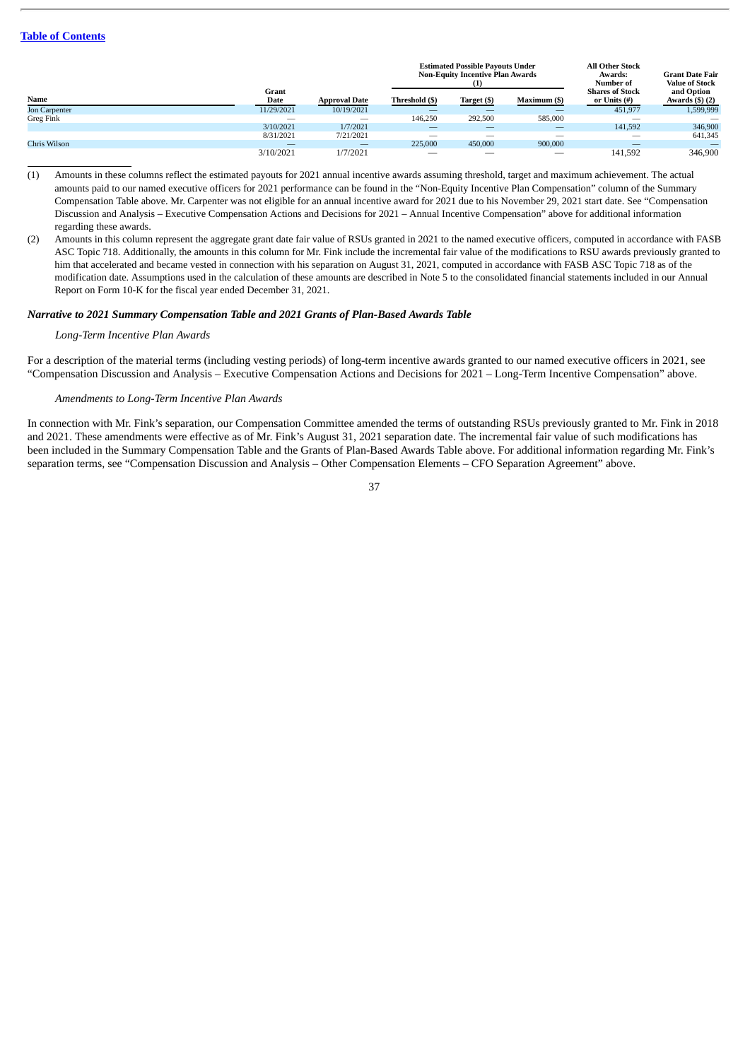| Name | Grant Date | Approval Date | Estimated Possible Payouts Under Non-Equity Incentive Plan Awards (1) | | | All Other Stock Awards: Number of Shares of Stock or Units (#) | Grant Date Fair Value of Stock and Option Awards ($) (2) |
|---|---|---|---|---|---|---|---|
| | | | Threshold ($) | Target ($) | Maximum ($) | | |
| Jon Carpenter | 11/29/2021 | 10/19/2021 | — | — | — | 451,977 | 1,599,999 |
| Greg Fink | — | — | 146,250 | 292,500 | 585,000 | — | — |
| | 3/10/2021 | 1/7/2021 | — | — | — | 141,592 | 346,900 |
| | 8/31/2021 | 7/21/2021 | — | — | — | — | 641,345 |
| Chris Wilson | — | — | 225,000 | 450,000 | 900,000 | — | — |
| | 3/10/2021 | 1/7/2021 | — | — | — | 141,592 | 346,900 |

(1) Amounts in these columns reflect the estimated payouts for 2021 annual incentive awards assuming threshold, target and maximum achievement. The actual amounts paid to our named executive officers for 2021 performance can be found in the "Non-Equity Incentive Plan Compensation" column of the Summary Compensation Table above. Mr. Carpenter was not eligible for an annual incentive award for 2021 due to his November 29, 2021 start date. See "Compensation Discussion and Analysis – Executive Compensation Actions and Decisions for 2021 – Annual Incentive Compensation" above for additional information regarding these awards.

(2) Amounts in this column represent the aggregate grant date fair value of RSUs granted in 2021 to the named executive officers, computed in accordance with FASB ASC Topic 718. Additionally, the amounts in this column for Mr. Fink include the incremental fair value of the modifications to RSU awards previously granted to him that accelerated and became vested in connection with his separation on August 31, 2021, computed in accordance with FASB ASC Topic 718 as of the modification date. Assumptions used in the calculation of these amounts are described in Note 5 to the consolidated financial statements included in our Annual Report on Form 10-K for the fiscal year ended December 31, 2021.

### *Narrative to 2021 Summary Compensation Table and 2021 Grants of Plan-Based Awards Table*

*Long-Term Incentive Plan Awards*

For a description of the material terms (including vesting periods) of long-term incentive awards granted to our named executive officers in 2021, see "Compensation Discussion and Analysis – Executive Compensation Actions and Decisions for 2021 – Long-Term Incentive Compensation" above.

*Amendments to Long-Term Incentive Plan Awards*

In connection with Mr. Fink's separation, our Compensation Committee amended the terms of outstanding RSUs previously granted to Mr. Fink in 2018 and 2021. These amendments were effective as of Mr. Fink's August 31, 2021 separation date. The incremental fair value of such modifications has been included in the Summary Compensation Table and the Grants of Plan-Based Awards Table above. For additional information regarding Mr. Fink's separation terms, see "Compensation Discussion and Analysis – Other Compensation Elements – CFO Separation Agreement" above.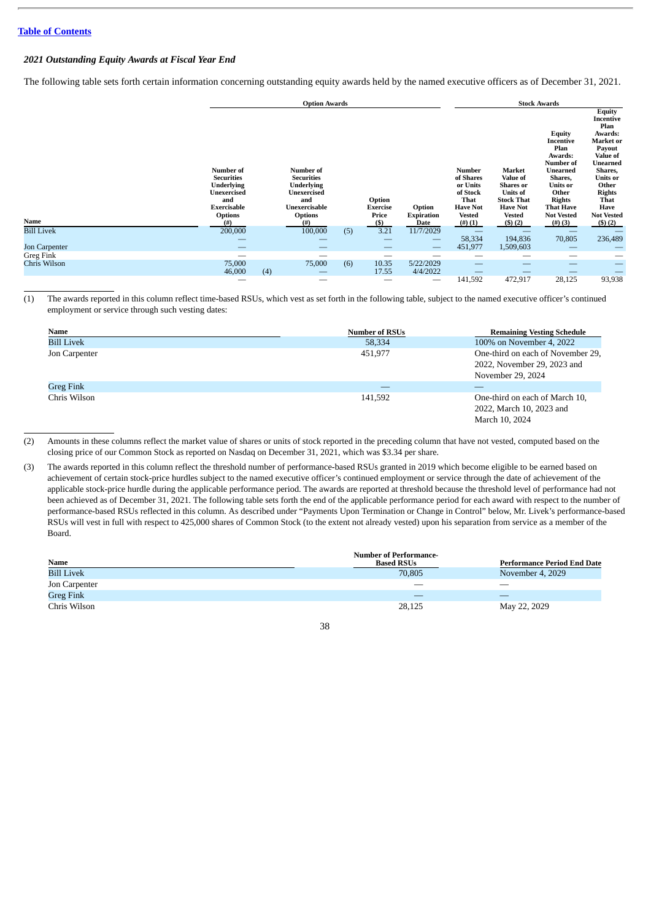[Table of Contents](#)

### *2021 Outstanding Equity Awards at Fiscal Year End*

The following table sets forth certain information concerning outstanding equity awards held by the named executive officers as of December 31, 2021.

| | Option Awards | | | | Stock Awards | | | |
|---|---|---|---|---|---|---|---|---|
| Name | Number of Securities Underlying Unexercised and Exercisable Options (#) | Number of Securities Underlying Unexercised and Unexercisable Options (#) | Option Exercise Price ($) | Option Expiration Date | Number of Shares or Units of Stock That Have Not Vested (#) (1) | Market Value of Shares or Units of Stock That Have Not Vested ($) (2) | Equity Incentive Plan Awards: Number of Unearned Shares, Units or Other Rights That Have Not Vested (#) (3) | Equity Incentive Plan Awards: Market or Payout Value of Unearned Shares, Units or Other Rights That Have Not Vested ($) (2) |
| Bill Livek | 200,000 | 100,000 (5) | 3.21 | 11/7/2029 | — | — | — | — |
| | — | — | — | — | 58,334 | 194,836 | 70,805 | 236,489 |
| Jon Carpenter | — | — | — | — | 451,977 | 1,509,603 | — | — |
| Greg Fink | — | — | — | — | — | — | — | — |
| Chris Wilson | 75,000 | 75,000 (6) | 10.35 | 5/22/2029 | — | — | — | — |
| | 46,000 (4) | — | 17.55 | 4/4/2022 | — | — | — | — |
| | — | — | — | — | 141,592 | 472,917 | 28,125 | 93,938 |

(1) The awards reported in this column reflect time-based RSUs, which vest as set forth in the following table, subject to the named executive officer's continued employment or service through such vesting dates:

| Name | Number of RSUs | Remaining Vesting Schedule |
|---|---|---|
| Bill Livek | 58,334 | 100% on November 4, 2022 |
| Jon Carpenter | 451,977 | One-third on each of November 29, 2022, November 29, 2023 and November 29, 2024 |
| Greg Fink | — | — |
| Chris Wilson | 141,592 | One-third on each of March 10, 2022, March 10, 2023 and March 10, 2024 |

(2) Amounts in these columns reflect the market value of shares or units of stock reported in the preceding column that have not vested, computed based on the closing price of our Common Stock as reported on Nasdaq on December 31, 2021, which was $3.34 per share.

(3) The awards reported in this column reflect the threshold number of performance-based RSUs granted in 2019 which become eligible to be earned based on achievement of certain stock-price hurdles subject to the named executive officer's continued employment or service through the date of achievement of the applicable stock-price hurdle during the applicable performance period. The awards are reported at threshold because the threshold level of performance had not been achieved as of December 31, 2021. The following table sets forth the end of the applicable performance period for each award with respect to the number of performance-based RSUs reflected in this column. As described under "Payments Upon Termination or Change in Control" below, Mr. Livek's performance-based RSUs will vest in full with respect to 425,000 shares of Common Stock (to the extent not already vested) upon his separation from service as a member of the Board.

| Name | Number of Performance-Based RSUs | Performance Period End Date |
|---|---|---|
| Bill Livek | 70,805 | November 4, 2029 |
| Jon Carpenter | — | — |
| Greg Fink | — | — |
| Chris Wilson | 28,125 | May 22, 2029 |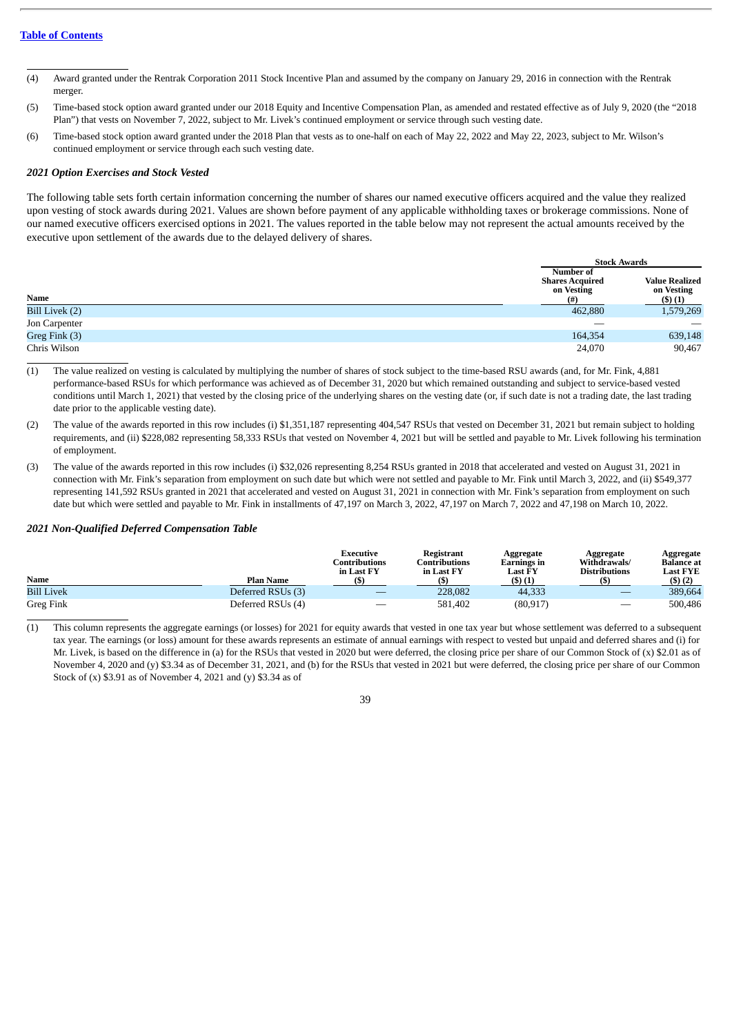[Table of Contents](#)

(4) Award granted under the Rentrak Corporation 2011 Stock Incentive Plan and assumed by the company on January 29, 2016 in connection with the Rentrak merger.

(5) Time-based stock option award granted under our 2018 Equity and Incentive Compensation Plan, as amended and restated effective as of July 9, 2020 (the "2018 Plan") that vests on November 7, 2022, subject to Mr. Livek's continued employment or service through such vesting date.

(6) Time-based stock option award granted under the 2018 Plan that vests as to one-half on each of May 22, 2022 and May 22, 2023, subject to Mr. Wilson's continued employment or service through each such vesting date.

### *2021 Option Exercises and Stock Vested*

The following table sets forth certain information concerning the number of shares our named executive officers acquired and the value they realized upon vesting of stock awards during 2021. Values are shown before payment of any applicable withholding taxes or brokerage commissions. None of our named executive officers exercised options in 2021. The values reported in the table below may not represent the actual amounts received by the executive upon settlement of the awards due to the delayed delivery of shares.

| | Stock Awards | |
|---|---|---|
| **Name** | **Number of Shares Acquired on Vesting (#)** | **Value Realized on Vesting ($) (1)** |
| Bill Livek (2) | 462,880 | 1,579,269 |
| Jon Carpenter | — | — |
| Greg Fink (3) | 164,354 | 639,148 |
| Chris Wilson | 24,070 | 90,467 |

(1) The value realized on vesting is calculated by multiplying the number of shares of stock subject to the time-based RSU awards (and, for Mr. Fink, 4,881 performance-based RSUs for which performance was achieved as of December 31, 2020 but which remained outstanding and subject to service-based vested conditions until March 1, 2021) that vested by the closing price of the underlying shares on the vesting date (or, if such date is not a trading date, the last trading date prior to the applicable vesting date).

(2) The value of the awards reported in this row includes (i) $1,351,187 representing 404,547 RSUs that vested on December 31, 2021 but remain subject to holding requirements, and (ii) $228,082 representing 58,333 RSUs that vested on November 4, 2021 but will be settled and payable to Mr. Livek following his termination of employment.

(3) The value of the awards reported in this row includes (i) $32,026 representing 8,254 RSUs granted in 2018 that accelerated and vested on August 31, 2021 in connection with Mr. Fink's separation from employment on such date but which were not settled and payable to Mr. Fink until March 3, 2022, and (ii) $549,377 representing 141,592 RSUs granted in 2021 that accelerated and vested on August 31, 2021 in connection with Mr. Fink's separation from employment on such date but which were settled and payable to Mr. Fink in installments of 47,197 on March 3, 2022, 47,197 on March 7, 2022 and 47,198 on March 10, 2022.

### *2021 Non-Qualified Deferred Compensation Table*

| Name | Plan Name | Executive Contributions in Last FY ($) | Registrant Contributions in Last FY ($) | Aggregate Earnings in Last FY ($) (1) | Aggregate Withdrawals/ Distributions ($) | Aggregate Balance at Last FYE ($) (2) |
|---|---|---|---|---|---|---|
| Bill Livek | Deferred RSUs (3) | — | 228,082 | 44,333 | — | 389,664 |
| Greg Fink | Deferred RSUs (4) | — | 581,402 | (80,917) | — | 500,486 |

(1) This column represents the aggregate earnings (or losses) for 2021 for equity awards that vested in one tax year but whose settlement was deferred to a subsequent tax year. The earnings (or loss) amount for these awards represents an estimate of annual earnings with respect to vested but unpaid and deferred shares and (i) for Mr. Livek, is based on the difference in (a) for the RSUs that vested in 2020 but were deferred, the closing price per share of our Common Stock of (x) $2.01 as of November 4, 2020 and (y) $3.34 as of December 31, 2021, and (b) for the RSUs that vested in 2021 but were deferred, the closing price per share of our Common Stock of (x) $3.91 as of November 4, 2021 and (y) $3.34 as of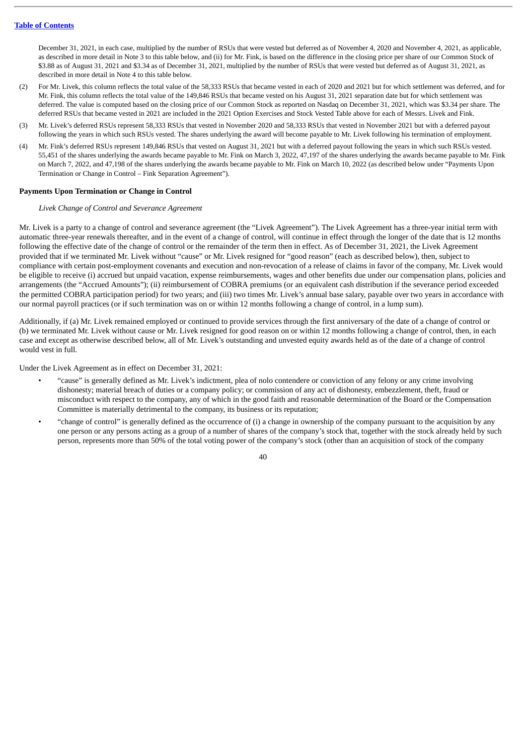December 31, 2021, in each case, multiplied by the number of RSUs that were vested but deferred as of November 4, 2020 and November 4, 2021, as applicable, as described in more detail in Note 3 to this table below, and (ii) for Mr. Fink, is based on the difference in the closing price per share of our Common Stock of $3.88 as of August 31, 2021 and $3.34 as of December 31, 2021, multiplied by the number of RSUs that were vested but deferred as of August 31, 2021, as described in more detail in Note 4 to this table below.

(2) For Mr. Livek, this column reflects the total value of the 58,333 RSUs that became vested in each of 2020 and 2021 but for which settlement was deferred, and for Mr. Fink, this column reflects the total value of the 149,846 RSUs that became vested on his August 31, 2021 separation date but for which settlement was deferred. The value is computed based on the closing price of our Common Stock as reported on Nasdaq on December 31, 2021, which was $3.34 per share. The deferred RSUs that became vested in 2021 are included in the 2021 Option Exercises and Stock Vested Table above for each of Messrs. Livek and Fink.

(3) Mr. Livek's deferred RSUs represent 58,333 RSUs that vested in November 2020 and 58,333 RSUs that vested in November 2021 but with a deferred payout following the years in which such RSUs vested. The shares underlying the award will become payable to Mr. Livek following his termination of employment.

(4) Mr. Fink's deferred RSUs represent 149,846 RSUs that vested on August 31, 2021 but with a deferred payout following the years in which such RSUs vested. 55,451 of the shares underlying the awards became payable to Mr. Fink on March 3, 2022, 47,197 of the shares underlying the awards became payable to Mr. Fink on March 7, 2022, and 47,198 of the shares underlying the awards became payable to Mr. Fink on March 10, 2022 (as described below under "Payments Upon Termination or Change in Control – Fink Separation Agreement").

### Payments Upon Termination or Change in Control

*Livek Change of Control and Severance Agreement*

Mr. Livek is a party to a change of control and severance agreement (the "Livek Agreement"). The Livek Agreement has a three-year initial term with automatic three-year renewals thereafter, and in the event of a change of control, will continue in effect through the longer of the date that is 12 months following the effective date of the change of control or the remainder of the term then in effect. As of December 31, 2021, the Livek Agreement provided that if we terminated Mr. Livek without "cause" or Mr. Livek resigned for "good reason" (each as described below), then, subject to compliance with certain post-employment covenants and execution and non-revocation of a release of claims in favor of the company, Mr. Livek would be eligible to receive (i) accrued but unpaid vacation, expense reimbursements, wages and other benefits due under our compensation plans, policies and arrangements (the "Accrued Amounts"); (ii) reimbursement of COBRA premiums (or an equivalent cash distribution if the severance period exceeded the permitted COBRA participation period) for two years; and (iii) two times Mr. Livek's annual base salary, payable over two years in accordance with our normal payroll practices (or if such termination was on or within 12 months following a change of control, in a lump sum).

Additionally, if (a) Mr. Livek remained employed or continued to provide services through the first anniversary of the date of a change of control or (b) we terminated Mr. Livek without cause or Mr. Livek resigned for good reason on or within 12 months following a change of control, then, in each case and except as otherwise described below, all of Mr. Livek's outstanding and unvested equity awards held as of the date of a change of control would vest in full.

Under the Livek Agreement as in effect on December 31, 2021:

- "cause" is generally defined as Mr. Livek's indictment, plea of nolo contendere or conviction of any felony or any crime involving dishonesty; material breach of duties or a company policy; or commission of any act of dishonesty, embezzlement, theft, fraud or misconduct with respect to the company, any of which in the good faith and reasonable determination of the Board or the Compensation Committee is materially detrimental to the company, its business or its reputation;
- "change of control" is generally defined as the occurrence of (i) a change in ownership of the company pursuant to the acquisition by any one person or any persons acting as a group of a number of shares of the company's stock that, together with the stock already held by such person, represents more than 50% of the total voting power of the company's stock (other than an acquisition of stock of the company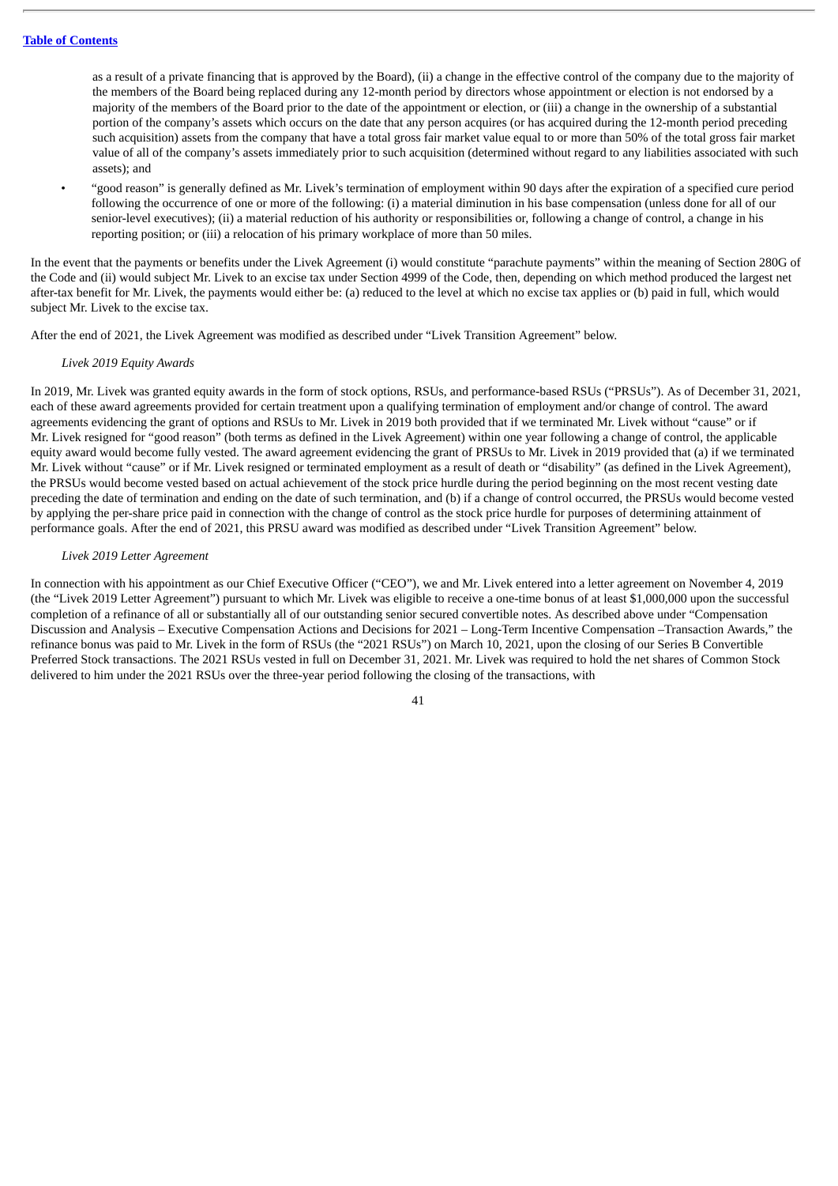as a result of a private financing that is approved by the Board), (ii) a change in the effective control of the company due to the majority of the members of the Board being replaced during any 12-month period by directors whose appointment or election is not endorsed by a majority of the members of the Board prior to the date of the appointment or election, or (iii) a change in the ownership of a substantial portion of the company's assets which occurs on the date that any person acquires (or has acquired during the 12-month period preceding such acquisition) assets from the company that have a total gross fair market value equal to or more than 50% of the total gross fair market value of all of the company's assets immediately prior to such acquisition (determined without regard to any liabilities associated with such assets); and

- "good reason" is generally defined as Mr. Livek's termination of employment within 90 days after the expiration of a specified cure period following the occurrence of one or more of the following: (i) a material diminution in his base compensation (unless done for all of our senior-level executives); (ii) a material reduction of his authority or responsibilities or, following a change of control, a change in his reporting position; or (iii) a relocation of his primary workplace of more than 50 miles.

In the event that the payments or benefits under the Livek Agreement (i) would constitute "parachute payments" within the meaning of Section 280G of the Code and (ii) would subject Mr. Livek to an excise tax under Section 4999 of the Code, then, depending on which method produced the largest net after-tax benefit for Mr. Livek, the payments would either be: (a) reduced to the level at which no excise tax applies or (b) paid in full, which would subject Mr. Livek to the excise tax.

After the end of 2021, the Livek Agreement was modified as described under "Livek Transition Agreement" below.

*Livek 2019 Equity Awards*

In 2019, Mr. Livek was granted equity awards in the form of stock options, RSUs, and performance-based RSUs ("PRSUs"). As of December 31, 2021, each of these award agreements provided for certain treatment upon a qualifying termination of employment and/or change of control. The award agreements evidencing the grant of options and RSUs to Mr. Livek in 2019 both provided that if we terminated Mr. Livek without "cause" or if Mr. Livek resigned for "good reason" (both terms as defined in the Livek Agreement) within one year following a change of control, the applicable equity award would become fully vested. The award agreement evidencing the grant of PRSUs to Mr. Livek in 2019 provided that (a) if we terminated Mr. Livek without "cause" or if Mr. Livek resigned or terminated employment as a result of death or "disability" (as defined in the Livek Agreement), the PRSUs would become vested based on actual achievement of the stock price hurdle during the period beginning on the most recent vesting date preceding the date of termination and ending on the date of such termination, and (b) if a change of control occurred, the PRSUs would become vested by applying the per-share price paid in connection with the change of control as the stock price hurdle for purposes of determining attainment of performance goals. After the end of 2021, this PRSU award was modified as described under "Livek Transition Agreement" below.

*Livek 2019 Letter Agreement*

In connection with his appointment as our Chief Executive Officer ("CEO"), we and Mr. Livek entered into a letter agreement on November 4, 2019 (the "Livek 2019 Letter Agreement") pursuant to which Mr. Livek was eligible to receive a one-time bonus of at least $1,000,000 upon the successful completion of a refinance of all or substantially all of our outstanding senior secured convertible notes. As described above under "Compensation Discussion and Analysis – Executive Compensation Actions and Decisions for 2021 – Long-Term Incentive Compensation –Transaction Awards," the refinance bonus was paid to Mr. Livek in the form of RSUs (the "2021 RSUs") on March 10, 2021, upon the closing of our Series B Convertible Preferred Stock transactions. The 2021 RSUs vested in full on December 31, 2021. Mr. Livek was required to hold the net shares of Common Stock delivered to him under the 2021 RSUs over the three-year period following the closing of the transactions, with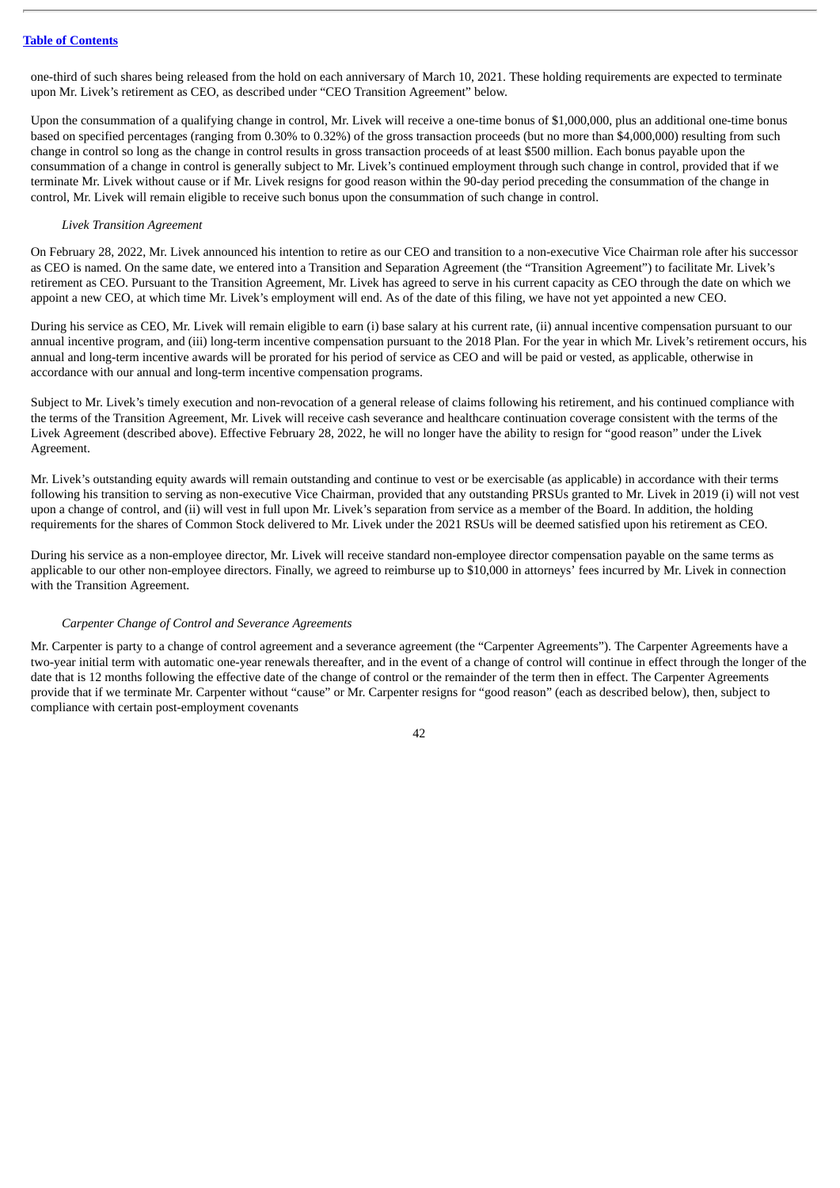one-third of such shares being released from the hold on each anniversary of March 10, 2021. These holding requirements are expected to terminate upon Mr. Livek's retirement as CEO, as described under "CEO Transition Agreement" below.

Upon the consummation of a qualifying change in control, Mr. Livek will receive a one-time bonus of $1,000,000, plus an additional one-time bonus based on specified percentages (ranging from 0.30% to 0.32%) of the gross transaction proceeds (but no more than $4,000,000) resulting from such change in control so long as the change in control results in gross transaction proceeds of at least $500 million. Each bonus payable upon the consummation of a change in control is generally subject to Mr. Livek's continued employment through such change in control, provided that if we terminate Mr. Livek without cause or if Mr. Livek resigns for good reason within the 90-day period preceding the consummation of the change in control, Mr. Livek will remain eligible to receive such bonus upon the consummation of such change in control.

*Livek Transition Agreement*

On February 28, 2022, Mr. Livek announced his intention to retire as our CEO and transition to a non-executive Vice Chairman role after his successor as CEO is named. On the same date, we entered into a Transition and Separation Agreement (the "Transition Agreement") to facilitate Mr. Livek's retirement as CEO. Pursuant to the Transition Agreement, Mr. Livek has agreed to serve in his current capacity as CEO through the date on which we appoint a new CEO, at which time Mr. Livek's employment will end. As of the date of this filing, we have not yet appointed a new CEO.

During his service as CEO, Mr. Livek will remain eligible to earn (i) base salary at his current rate, (ii) annual incentive compensation pursuant to our annual incentive program, and (iii) long-term incentive compensation pursuant to the 2018 Plan. For the year in which Mr. Livek's retirement occurs, his annual and long-term incentive awards will be prorated for his period of service as CEO and will be paid or vested, as applicable, otherwise in accordance with our annual and long-term incentive compensation programs.

Subject to Mr. Livek's timely execution and non-revocation of a general release of claims following his retirement, and his continued compliance with the terms of the Transition Agreement, Mr. Livek will receive cash severance and healthcare continuation coverage consistent with the terms of the Livek Agreement (described above). Effective February 28, 2022, he will no longer have the ability to resign for "good reason" under the Livek Agreement.

Mr. Livek's outstanding equity awards will remain outstanding and continue to vest or be exercisable (as applicable) in accordance with their terms following his transition to serving as non-executive Vice Chairman, provided that any outstanding PRSUs granted to Mr. Livek in 2019 (i) will not vest upon a change of control, and (ii) will vest in full upon Mr. Livek's separation from service as a member of the Board. In addition, the holding requirements for the shares of Common Stock delivered to Mr. Livek under the 2021 RSUs will be deemed satisfied upon his retirement as CEO.

During his service as a non-employee director, Mr. Livek will receive standard non-employee director compensation payable on the same terms as applicable to our other non-employee directors. Finally, we agreed to reimburse up to $10,000 in attorneys' fees incurred by Mr. Livek in connection with the Transition Agreement.

*Carpenter Change of Control and Severance Agreements*

Mr. Carpenter is party to a change of control agreement and a severance agreement (the "Carpenter Agreements"). The Carpenter Agreements have a two-year initial term with automatic one-year renewals thereafter, and in the event of a change of control will continue in effect through the longer of the date that is 12 months following the effective date of the change of control or the remainder of the term then in effect. The Carpenter Agreements provide that if we terminate Mr. Carpenter without "cause" or Mr. Carpenter resigns for "good reason" (each as described below), then, subject to compliance with certain post-employment covenants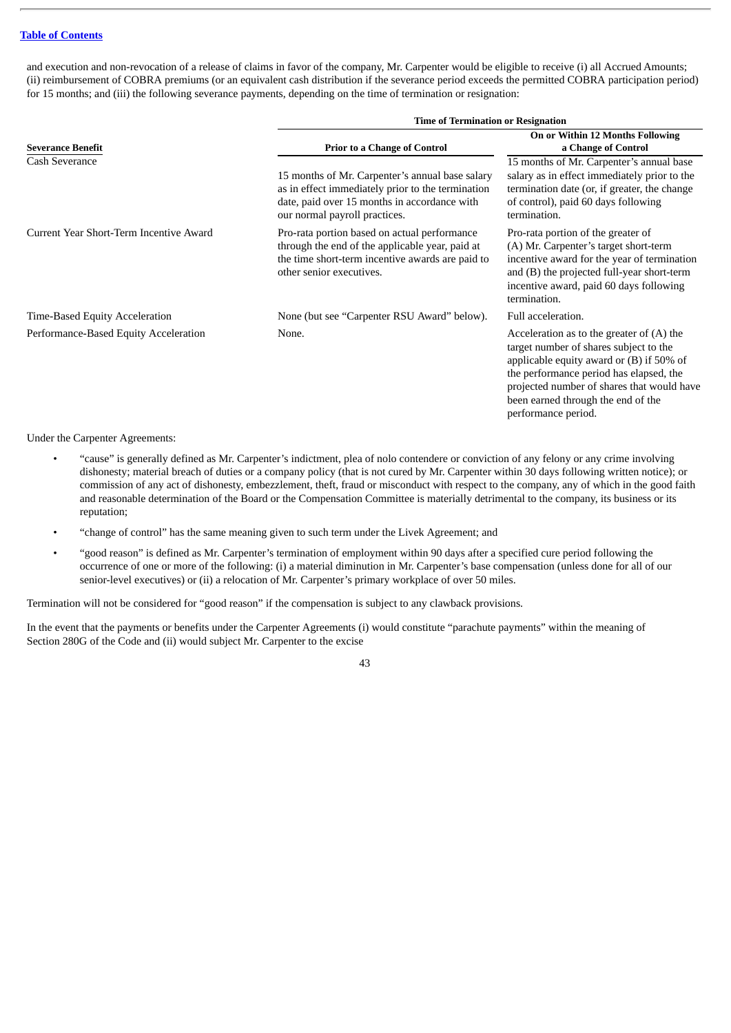and execution and non-revocation of a release of claims in favor of the company, Mr. Carpenter would be eligible to receive (i) all Accrued Amounts; (ii) reimbursement of COBRA premiums (or an equivalent cash distribution if the severance period exceeds the permitted COBRA participation period) for 15 months; and (iii) the following severance payments, depending on the time of termination or resignation:

| | Time of Termination or Resignation | |
|---|---|---|
| **Severance Benefit** | **Prior to a Change of Control** | **On or Within 12 Months Following a Change of Control** |
| Cash Severance | 15 months of Mr. Carpenter's annual base salary as in effect immediately prior to the termination date, paid over 15 months in accordance with our normal payroll practices. | 15 months of Mr. Carpenter's annual base salary as in effect immediately prior to the termination date (or, if greater, the change of control), paid 60 days following termination. |
| Current Year Short-Term Incentive Award | Pro-rata portion based on actual performance through the end of the applicable year, paid at the time short-term incentive awards are paid to other senior executives. | Pro-rata portion of the greater of (A) Mr. Carpenter's target short-term incentive award for the year of termination and (B) the projected full-year short-term incentive award, paid 60 days following termination. |
| Time-Based Equity Acceleration | None (but see "Carpenter RSU Award" below). | Full acceleration. |
| Performance-Based Equity Acceleration | None. | Acceleration as to the greater of (A) the target number of shares subject to the applicable equity award or (B) if 50% of the performance period has elapsed, the projected number of shares that would have been earned through the end of the performance period. |

Under the Carpenter Agreements:

- "cause" is generally defined as Mr. Carpenter's indictment, plea of nolo contendere or conviction of any felony or any crime involving dishonesty; material breach of duties or a company policy (that is not cured by Mr. Carpenter within 30 days following written notice); or commission of any act of dishonesty, embezzlement, theft, fraud or misconduct with respect to the company, any of which in the good faith and reasonable determination of the Board or the Compensation Committee is materially detrimental to the company, its business or its reputation;
- "change of control" has the same meaning given to such term under the Livek Agreement; and
- "good reason" is defined as Mr. Carpenter's termination of employment within 90 days after a specified cure period following the occurrence of one or more of the following: (i) a material diminution in Mr. Carpenter's base compensation (unless done for all of our senior-level executives) or (ii) a relocation of Mr. Carpenter's primary workplace of over 50 miles.

Termination will not be considered for "good reason" if the compensation is subject to any clawback provisions.

In the event that the payments or benefits under the Carpenter Agreements (i) would constitute "parachute payments" within the meaning of Section 280G of the Code and (ii) would subject Mr. Carpenter to the excise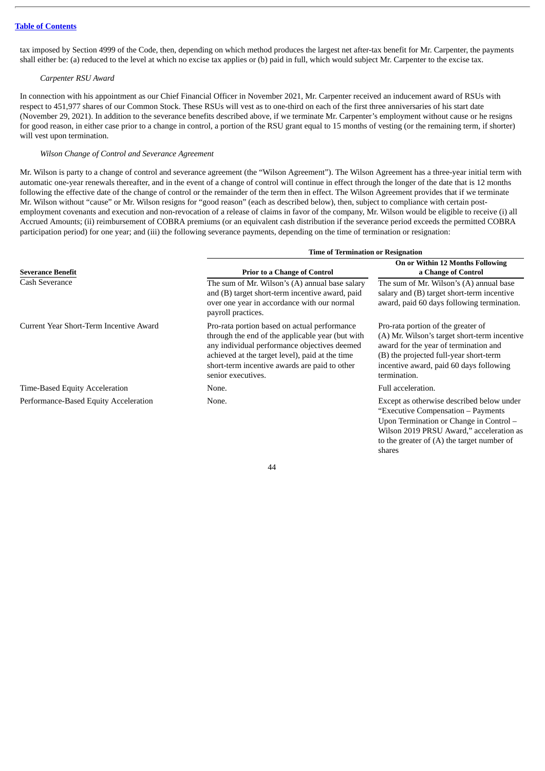tax imposed by Section 4999 of the Code, then, depending on which method produces the largest net after-tax benefit for Mr. Carpenter, the payments shall either be: (a) reduced to the level at which no excise tax applies or (b) paid in full, which would subject Mr. Carpenter to the excise tax.

*Carpenter RSU Award*

In connection with his appointment as our Chief Financial Officer in November 2021, Mr. Carpenter received an inducement award of RSUs with respect to 451,977 shares of our Common Stock. These RSUs will vest as to one-third on each of the first three anniversaries of his start date (November 29, 2021). In addition to the severance benefits described above, if we terminate Mr. Carpenter's employment without cause or he resigns for good reason, in either case prior to a change in control, a portion of the RSU grant equal to 15 months of vesting (or the remaining term, if shorter) will vest upon termination.

*Wilson Change of Control and Severance Agreement*

Mr. Wilson is party to a change of control and severance agreement (the "Wilson Agreement"). The Wilson Agreement has a three-year initial term with automatic one-year renewals thereafter, and in the event of a change of control will continue in effect through the longer of the date that is 12 months following the effective date of the change of control or the remainder of the term then in effect. The Wilson Agreement provides that if we terminate Mr. Wilson without "cause" or Mr. Wilson resigns for "good reason" (each as described below), then, subject to compliance with certain post-employment covenants and execution and non-revocation of a release of claims in favor of the company, Mr. Wilson would be eligible to receive (i) all Accrued Amounts; (ii) reimbursement of COBRA premiums (or an equivalent cash distribution if the severance period exceeds the permitted COBRA participation period) for one year; and (iii) the following severance payments, depending on the time of termination or resignation:

| | **Time of Termination or Resignation** | |
|---|---|---|
| **Severance Benefit** | **Prior to a Change of Control** | **On or Within 12 Months Following a Change of Control** |
| Cash Severance | The sum of Mr. Wilson's (A) annual base salary and (B) target short-term incentive award, paid over one year in accordance with our normal payroll practices. | The sum of Mr. Wilson's (A) annual base salary and (B) target short-term incentive award, paid 60 days following termination. |
| Current Year Short-Term Incentive Award | Pro-rata portion based on actual performance through the end of the applicable year (but with any individual performance objectives deemed achieved at the target level), paid at the time short-term incentive awards are paid to other senior executives. | Pro-rata portion of the greater of (A) Mr. Wilson's target short-term incentive award for the year of termination and (B) the projected full-year short-term incentive award, paid 60 days following termination. |
| Time-Based Equity Acceleration | None. | Full acceleration. |
| Performance-Based Equity Acceleration | None. | Except as otherwise described below under "Executive Compensation – Payments Upon Termination or Change in Control – Wilson 2019 PRSU Award," acceleration as to the greater of (A) the target number of shares |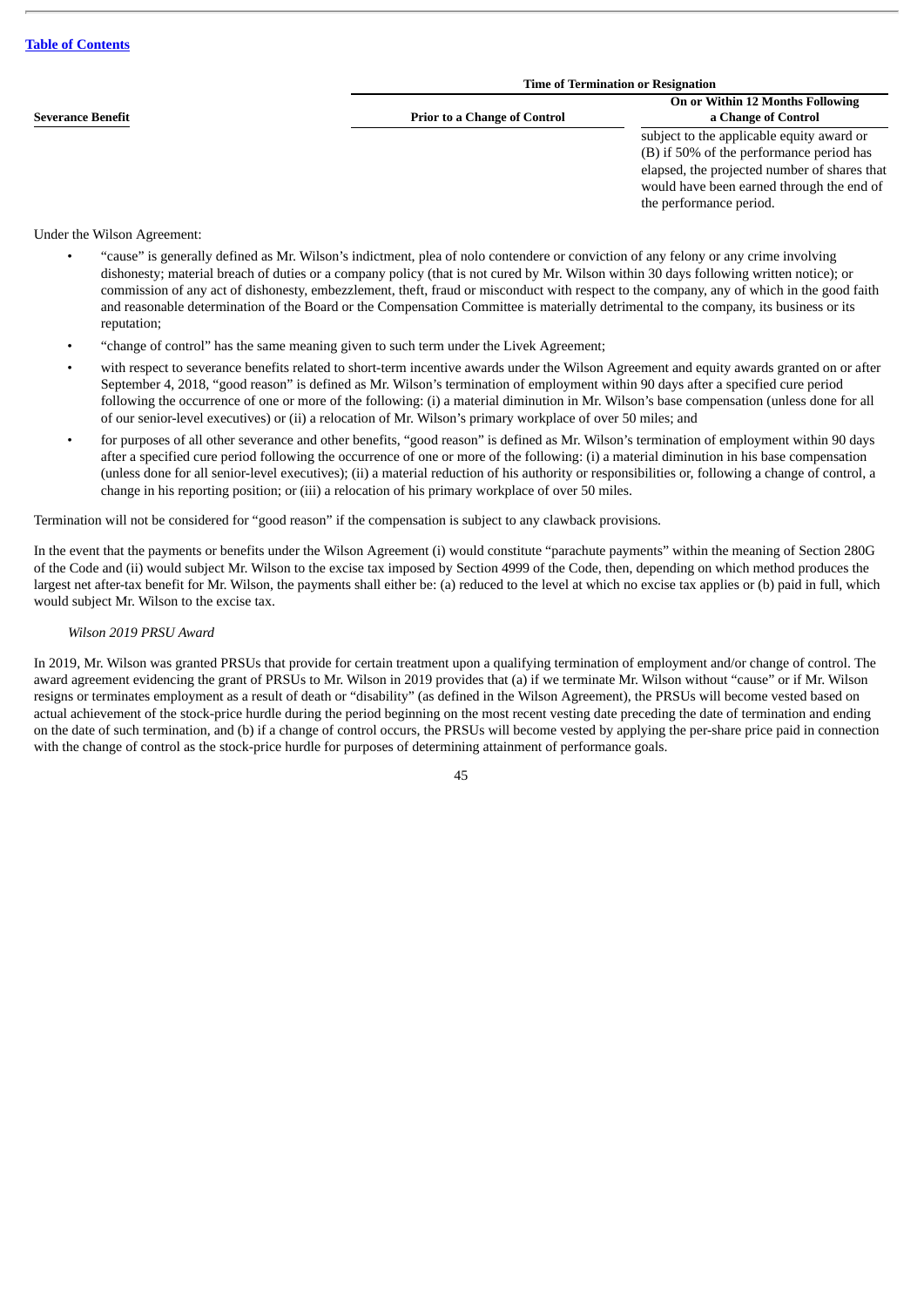| Severance Benefit | Time of Termination or Resignation | |
|---|---|---|
| | Prior to a Change of Control | On or Within 12 Months Following a Change of Control |
| | | subject to the applicable equity award or (B) if 50% of the performance period has elapsed, the projected number of shares that would have been earned through the end of the performance period. |

Under the Wilson Agreement:

- "cause" is generally defined as Mr. Wilson's indictment, plea of nolo contendere or conviction of any felony or any crime involving dishonesty; material breach of duties or a company policy (that is not cured by Mr. Wilson within 30 days following written notice); or commission of any act of dishonesty, embezzlement, theft, fraud or misconduct with respect to the company, any of which in the good faith and reasonable determination of the Board or the Compensation Committee is materially detrimental to the company, its business or its reputation;
- "change of control" has the same meaning given to such term under the Livek Agreement;
- with respect to severance benefits related to short-term incentive awards under the Wilson Agreement and equity awards granted on or after September 4, 2018, "good reason" is defined as Mr. Wilson's termination of employment within 90 days after a specified cure period following the occurrence of one or more of the following: (i) a material diminution in Mr. Wilson's base compensation (unless done for all of our senior-level executives) or (ii) a relocation of Mr. Wilson's primary workplace of over 50 miles; and
- for purposes of all other severance and other benefits, "good reason" is defined as Mr. Wilson's termination of employment within 90 days after a specified cure period following the occurrence of one or more of the following: (i) a material diminution in his base compensation (unless done for all senior-level executives); (ii) a material reduction of his authority or responsibilities or, following a change of control, a change in his reporting position; or (iii) a relocation of his primary workplace of over 50 miles.

Termination will not be considered for "good reason" if the compensation is subject to any clawback provisions.

In the event that the payments or benefits under the Wilson Agreement (i) would constitute "parachute payments" within the meaning of Section 280G of the Code and (ii) would subject Mr. Wilson to the excise tax imposed by Section 4999 of the Code, then, depending on which method produces the largest net after-tax benefit for Mr. Wilson, the payments shall either be: (a) reduced to the level at which no excise tax applies or (b) paid in full, which would subject Mr. Wilson to the excise tax.

*Wilson 2019 PRSU Award*

In 2019, Mr. Wilson was granted PRSUs that provide for certain treatment upon a qualifying termination of employment and/or change of control. The award agreement evidencing the grant of PRSUs to Mr. Wilson in 2019 provides that (a) if we terminate Mr. Wilson without "cause" or if Mr. Wilson resigns or terminates employment as a result of death or "disability" (as defined in the Wilson Agreement), the PRSUs will become vested based on actual achievement of the stock-price hurdle during the period beginning on the most recent vesting date preceding the date of termination and ending on the date of such termination, and (b) if a change of control occurs, the PRSUs will become vested by applying the per-share price paid in connection with the change of control as the stock-price hurdle for purposes of determining attainment of performance goals.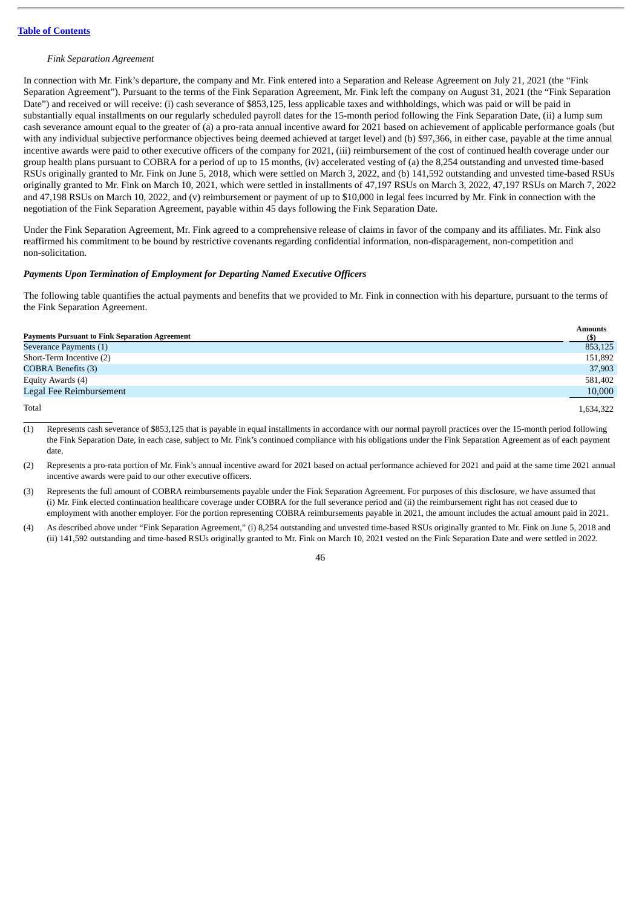*Fink Separation Agreement*

In connection with Mr. Fink's departure, the company and Mr. Fink entered into a Separation and Release Agreement on July 21, 2021 (the "Fink Separation Agreement"). Pursuant to the terms of the Fink Separation Agreement, Mr. Fink left the company on August 31, 2021 (the "Fink Separation Date") and received or will receive: (i) cash severance of $853,125, less applicable taxes and withholdings, which was paid or will be paid in substantially equal installments on our regularly scheduled payroll dates for the 15-month period following the Fink Separation Date, (ii) a lump sum cash severance amount equal to the greater of (a) a pro-rata annual incentive award for 2021 based on achievement of applicable performance goals (but with any individual subjective performance objectives being deemed achieved at target level) and (b) $97,366, in either case, payable at the time annual incentive awards were paid to other executive officers of the company for 2021, (iii) reimbursement of the cost of continued health coverage under our group health plans pursuant to COBRA for a period of up to 15 months, (iv) accelerated vesting of (a) the 8,254 outstanding and unvested time-based RSUs originally granted to Mr. Fink on June 5, 2018, which were settled on March 3, 2022, and (b) 141,592 outstanding and unvested time-based RSUs originally granted to Mr. Fink on March 10, 2021, which were settled in installments of 47,197 RSUs on March 3, 2022, 47,197 RSUs on March 7, 2022 and 47,198 RSUs on March 10, 2022, and (v) reimbursement or payment of up to $10,000 in legal fees incurred by Mr. Fink in connection with the negotiation of the Fink Separation Agreement, payable within 45 days following the Fink Separation Date.

Under the Fink Separation Agreement, Mr. Fink agreed to a comprehensive release of claims in favor of the company and its affiliates. Mr. Fink also reaffirmed his commitment to be bound by restrictive covenants regarding confidential information, non-disparagement, non-competition and non-solicitation.

***Payments Upon Termination of Employment for Departing Named Executive Officers***

The following table quantifies the actual payments and benefits that we provided to Mr. Fink in connection with his departure, pursuant to the terms of the Fink Separation Agreement.

| Payments Pursuant to Fink Separation Agreement | Amounts ($) |
|---|---|
| Severance Payments (1) | 853,125 |
| Short-Term Incentive (2) | 151,892 |
| COBRA Benefits (3) | 37,903 |
| Equity Awards (4) | 581,402 |
| Legal Fee Reimbursement | 10,000 |
| Total | 1,634,322 |

(1) Represents cash severance of $853,125 that is payable in equal installments in accordance with our normal payroll practices over the 15-month period following the Fink Separation Date, in each case, subject to Mr. Fink's continued compliance with his obligations under the Fink Separation Agreement as of each payment date.

(2) Represents a pro-rata portion of Mr. Fink's annual incentive award for 2021 based on actual performance achieved for 2021 and paid at the same time 2021 annual incentive awards were paid to our other executive officers.

(3) Represents the full amount of COBRA reimbursements payable under the Fink Separation Agreement. For purposes of this disclosure, we have assumed that (i) Mr. Fink elected continuation healthcare coverage under COBRA for the full severance period and (ii) the reimbursement right has not ceased due to employment with another employer. For the portion representing COBRA reimbursements payable in 2021, the amount includes the actual amount paid in 2021.

(4) As described above under "Fink Separation Agreement," (i) 8,254 outstanding and unvested time-based RSUs originally granted to Mr. Fink on June 5, 2018 and (ii) 141,592 outstanding and time-based RSUs originally granted to Mr. Fink on March 10, 2021 vested on the Fink Separation Date and were settled in 2022.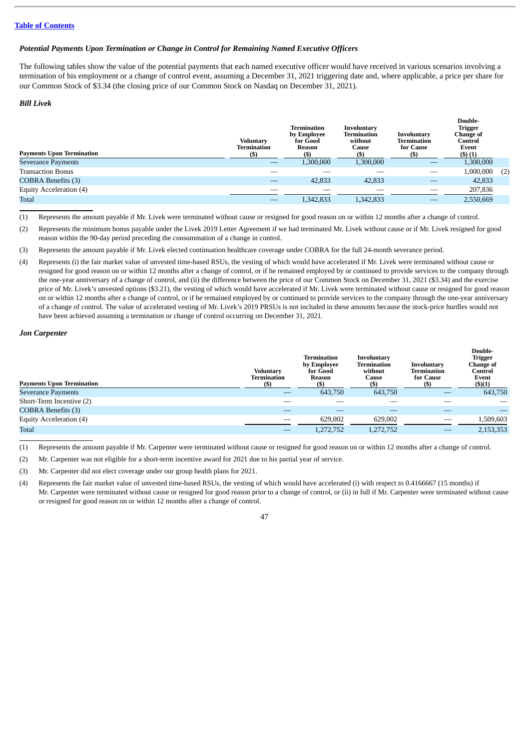[Table of Contents](#)

### *Potential Payments Upon Termination or Change in Control for Remaining Named Executive Officers*

The following tables show the value of the potential payments that each named executive officer would have received in various scenarios involving a termination of his employment or a change of control event, assuming a December 31, 2021 triggering date and, where applicable, a price per share for our Common Stock of $3.34 (the closing price of our Common Stock on Nasdaq on December 31, 2021).

#### *Bill Livek*

| Payments Upon Termination | Voluntary Termination ($) | Termination by Employee for Good Reason ($) | Involuntary Termination without Cause ($) | Involuntary Termination for Cause ($) | Double-Trigger Change of Control Event ($) (1) |
|---|---|---|---|---|---|
| Severance Payments | — | 1,300,000 | 1,300,000 | — | 1,300,000 |
| Transaction Bonus | — | — | — | — | 1,000,000 (2) |
| COBRA Benefits (3) | — | 42,833 | 42,833 | — | 42,833 |
| Equity Acceleration (4) | — | — | — | — | 207,836 |
| Total | — | 1,342,833 | 1,342,833 | — | 2,550,669 |

(1) Represents the amount payable if Mr. Livek were terminated without cause or resigned for good reason on or within 12 months after a change of control.

(2) Represents the minimum bonus payable under the Livek 2019 Letter Agreement if we had terminated Mr. Livek without cause or if Mr. Livek resigned for good reason within the 90-day period preceding the consummation of a change in control.

(3) Represents the amount payable if Mr. Livek elected continuation healthcare coverage under COBRA for the full 24-month severance period.

(4) Represents (i) the fair market value of unvested time-based RSUs, the vesting of which would have accelerated if Mr. Livek were terminated without cause or resigned for good reason on or within 12 months after a change of control, or if he remained employed by or continued to provide services to the company through the one-year anniversary of a change of control, and (ii) the difference between the price of our Common Stock on December 31, 2021 ($3.34) and the exercise price of Mr. Livek's unvested options ($3.21), the vesting of which would have accelerated if Mr. Livek were terminated without cause or resigned for good reason on or within 12 months after a change of control, or if he remained employed by or continued to provide services to the company through the one-year anniversary of a change of control. The value of accelerated vesting of Mr. Livek's 2019 PRSUs is not included in these amounts because the stock-price hurdles would not have been achieved assuming a termination or change of control occurring on December 31, 2021.

#### *Jon Carpenter*

| Payments Upon Termination | Voluntary Termination ($) | Termination by Employee for Good Reason ($) | Involuntary Termination without Cause ($) | Involuntary Termination for Cause ($) | Double-Trigger Change of Control Event ($)(1) |
|---|---|---|---|---|---|
| Severance Payments | — | 643,750 | 643,750 | — | 643,750 |
| Short-Term Incentive (2) | — | — | — | — | — |
| COBRA Benefits (3) | — | — | — | — | — |
| Equity Acceleration (4) | — | 629,002 | 629,002 | — | 1,509,603 |
| Total | — | 1,272,752 | 1,272,752 | — | 2,153,353 |

(1) Represents the amount payable if Mr. Carpenter were terminated without cause or resigned for good reason on or within 12 months after a change of control.

(2) Mr. Carpenter was not eligible for a short-term incentive award for 2021 due to his partial year of service.

(3) Mr. Carpenter did not elect coverage under our group health plans for 2021.

(4) Represents the fair market value of unvested time-based RSUs, the vesting of which would have accelerated (i) with respect to 0.4166667 (15 months) if Mr. Carpenter were terminated without cause or resigned for good reason prior to a change of control, or (ii) in full if Mr. Carpenter were terminated without cause or resigned for good reason on or within 12 months after a change of control.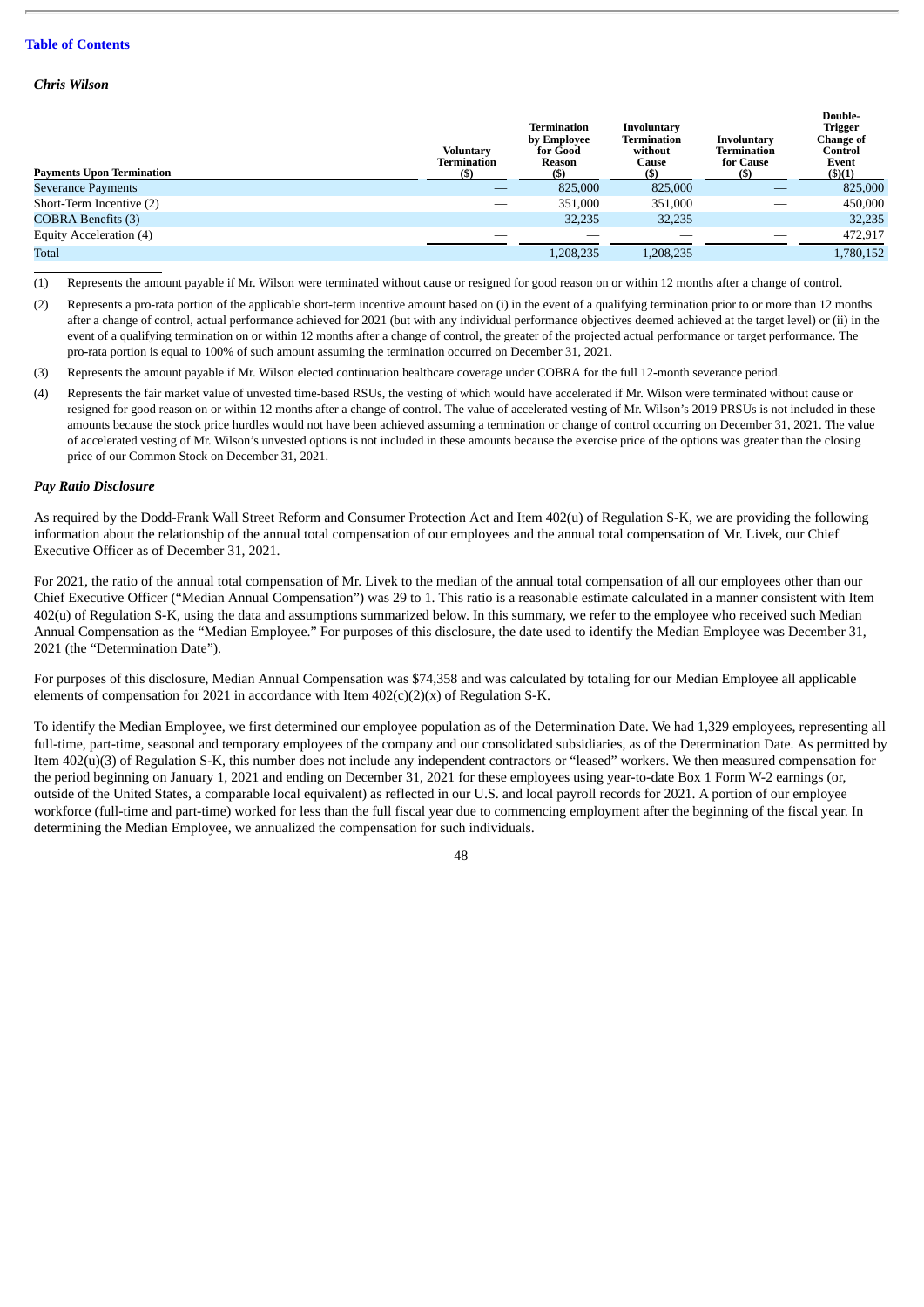*Chris Wilson*

| Payments Upon Termination | Voluntary Termination ($) | Termination by Employee for Good Reason ($) | Involuntary Termination without Cause ($) | Involuntary Termination for Cause ($) | Double-Trigger Change of Control Event ($)(1) |
|---|---|---|---|---|---|
| Severance Payments | — | 825,000 | 825,000 | — | 825,000 |
| Short-Term Incentive (2) | — | 351,000 | 351,000 | — | 450,000 |
| COBRA Benefits (3) | — | 32,235 | 32,235 | — | 32,235 |
| Equity Acceleration (4) | — | — | — | — | 472,917 |
| Total | — | 1,208,235 | 1,208,235 | — | 1,780,152 |

(1) Represents the amount payable if Mr. Wilson were terminated without cause or resigned for good reason on or within 12 months after a change of control.

(2) Represents a pro-rata portion of the applicable short-term incentive amount based on (i) in the event of a qualifying termination prior to or more than 12 months after a change of control, actual performance achieved for 2021 (but with any individual performance objectives deemed achieved at the target level) or (ii) in the event of a qualifying termination on or within 12 months after a change of control, the greater of the projected actual performance or target performance. The pro-rata portion is equal to 100% of such amount assuming the termination occurred on December 31, 2021.

(3) Represents the amount payable if Mr. Wilson elected continuation healthcare coverage under COBRA for the full 12-month severance period.

(4) Represents the fair market value of unvested time-based RSUs, the vesting of which would have accelerated if Mr. Wilson were terminated without cause or resigned for good reason on or within 12 months after a change of control. The value of accelerated vesting of Mr. Wilson's 2019 PRSUs is not included in these amounts because the stock price hurdles would not have been achieved assuming a termination or change of control occurring on December 31, 2021. The value of accelerated vesting of Mr. Wilson's unvested options is not included in these amounts because the exercise price of the options was greater than the closing price of our Common Stock on December 31, 2021.

### *Pay Ratio Disclosure*

As required by the Dodd-Frank Wall Street Reform and Consumer Protection Act and Item 402(u) of Regulation S-K, we are providing the following information about the relationship of the annual total compensation of our employees and the annual total compensation of Mr. Livek, our Chief Executive Officer as of December 31, 2021.

For 2021, the ratio of the annual total compensation of Mr. Livek to the median of the annual total compensation of all our employees other than our Chief Executive Officer ("Median Annual Compensation") was 29 to 1. This ratio is a reasonable estimate calculated in a manner consistent with Item 402(u) of Regulation S-K, using the data and assumptions summarized below. In this summary, we refer to the employee who received such Median Annual Compensation as the "Median Employee." For purposes of this disclosure, the date used to identify the Median Employee was December 31, 2021 (the "Determination Date").

For purposes of this disclosure, Median Annual Compensation was $74,358 and was calculated by totaling for our Median Employee all applicable elements of compensation for 2021 in accordance with Item 402(c)(2)(x) of Regulation S-K.

To identify the Median Employee, we first determined our employee population as of the Determination Date. We had 1,329 employees, representing all full-time, part-time, seasonal and temporary employees of the company and our consolidated subsidiaries, as of the Determination Date. As permitted by Item 402(u)(3) of Regulation S-K, this number does not include any independent contractors or "leased" workers. We then measured compensation for the period beginning on January 1, 2021 and ending on December 31, 2021 for these employees using year-to-date Box 1 Form W-2 earnings (or, outside of the United States, a comparable local equivalent) as reflected in our U.S. and local payroll records for 2021. A portion of our employee workforce (full-time and part-time) worked for less than the full fiscal year due to commencing employment after the beginning of the fiscal year. In determining the Median Employee, we annualized the compensation for such individuals.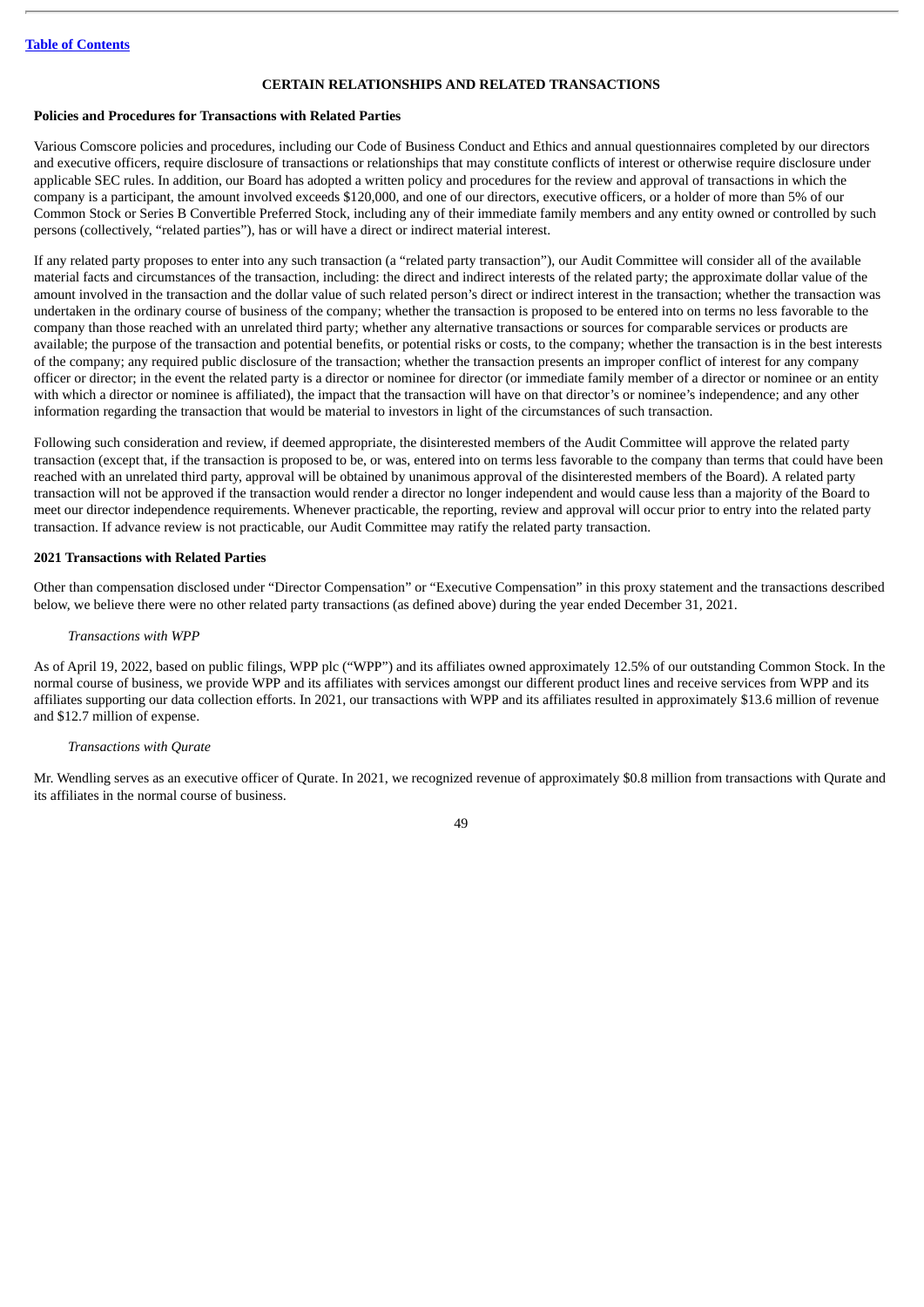## CERTAIN RELATIONSHIPS AND RELATED TRANSACTIONS

### Policies and Procedures for Transactions with Related Parties

Various Comscore policies and procedures, including our Code of Business Conduct and Ethics and annual questionnaires completed by our directors and executive officers, require disclosure of transactions or relationships that may constitute conflicts of interest or otherwise require disclosure under applicable SEC rules. In addition, our Board has adopted a written policy and procedures for the review and approval of transactions in which the company is a participant, the amount involved exceeds $120,000, and one of our directors, executive officers, or a holder of more than 5% of our Common Stock or Series B Convertible Preferred Stock, including any of their immediate family members and any entity owned or controlled by such persons (collectively, "related parties"), has or will have a direct or indirect material interest.

If any related party proposes to enter into any such transaction (a "related party transaction"), our Audit Committee will consider all of the available material facts and circumstances of the transaction, including: the direct and indirect interests of the related party; the approximate dollar value of the amount involved in the transaction and the dollar value of such related person's direct or indirect interest in the transaction; whether the transaction was undertaken in the ordinary course of business of the company; whether the transaction is proposed to be entered into on terms no less favorable to the company than those reached with an unrelated third party; whether any alternative transactions or sources for comparable services or products are available; the purpose of the transaction and potential benefits, or potential risks or costs, to the company; whether the transaction is in the best interests of the company; any required public disclosure of the transaction; whether the transaction presents an improper conflict of interest for any company officer or director; in the event the related party is a director or nominee for director (or immediate family member of a director or nominee or an entity with which a director or nominee is affiliated), the impact that the transaction will have on that director's or nominee's independence; and any other information regarding the transaction that would be material to investors in light of the circumstances of such transaction.

Following such consideration and review, if deemed appropriate, the disinterested members of the Audit Committee will approve the related party transaction (except that, if the transaction is proposed to be, or was, entered into on terms less favorable to the company than terms that could have been reached with an unrelated third party, approval will be obtained by unanimous approval of the disinterested members of the Board). A related party transaction will not be approved if the transaction would render a director no longer independent and would cause less than a majority of the Board to meet our director independence requirements. Whenever practicable, the reporting, review and approval will occur prior to entry into the related party transaction. If advance review is not practicable, our Audit Committee may ratify the related party transaction.

### 2021 Transactions with Related Parties

Other than compensation disclosed under "Director Compensation" or "Executive Compensation" in this proxy statement and the transactions described below, we believe there were no other related party transactions (as defined above) during the year ended December 31, 2021.

*Transactions with WPP*

As of April 19, 2022, based on public filings, WPP plc ("WPP") and its affiliates owned approximately 12.5% of our outstanding Common Stock. In the normal course of business, we provide WPP and its affiliates with services amongst our different product lines and receive services from WPP and its affiliates supporting our data collection efforts. In 2021, our transactions with WPP and its affiliates resulted in approximately $13.6 million of revenue and $12.7 million of expense.

*Transactions with Qurate*

Mr. Wendling serves as an executive officer of Qurate. In 2021, we recognized revenue of approximately $0.8 million from transactions with Qurate and its affiliates in the normal course of business.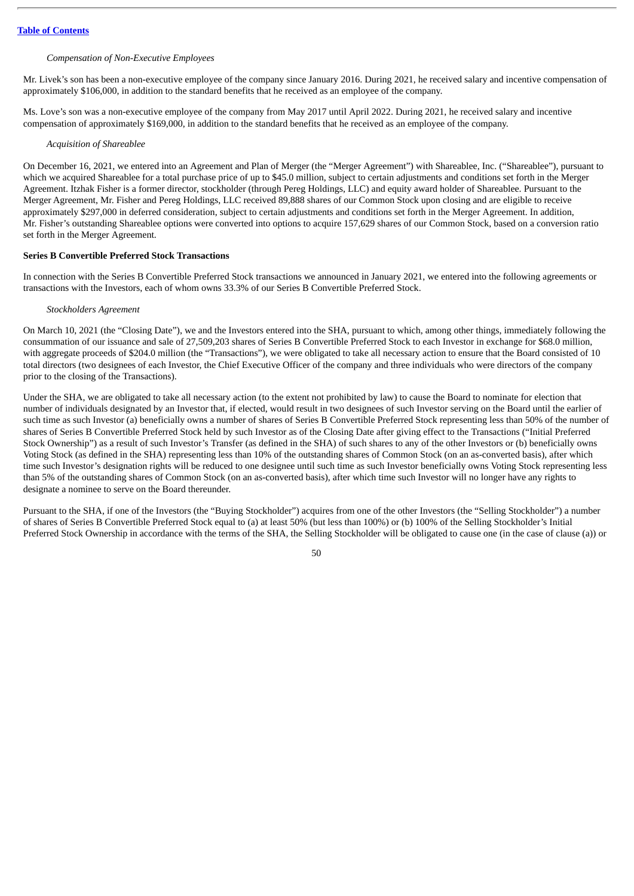*Compensation of Non-Executive Employees*

Mr. Livek's son has been a non-executive employee of the company since January 2016. During 2021, he received salary and incentive compensation of approximately $106,000, in addition to the standard benefits that he received as an employee of the company.

Ms. Love's son was a non-executive employee of the company from May 2017 until April 2022. During 2021, he received salary and incentive compensation of approximately $169,000, in addition to the standard benefits that he received as an employee of the company.

*Acquisition of Shareablee*

On December 16, 2021, we entered into an Agreement and Plan of Merger (the "Merger Agreement") with Shareablee, Inc. ("Shareablee"), pursuant to which we acquired Shareablee for a total purchase price of up to $45.0 million, subject to certain adjustments and conditions set forth in the Merger Agreement. Itzhak Fisher is a former director, stockholder (through Pereg Holdings, LLC) and equity award holder of Shareablee. Pursuant to the Merger Agreement, Mr. Fisher and Pereg Holdings, LLC received 89,888 shares of our Common Stock upon closing and are eligible to receive approximately $297,000 in deferred consideration, subject to certain adjustments and conditions set forth in the Merger Agreement. In addition, Mr. Fisher's outstanding Shareablee options were converted into options to acquire 157,629 shares of our Common Stock, based on a conversion ratio set forth in the Merger Agreement.

**Series B Convertible Preferred Stock Transactions**

In connection with the Series B Convertible Preferred Stock transactions we announced in January 2021, we entered into the following agreements or transactions with the Investors, each of whom owns 33.3% of our Series B Convertible Preferred Stock.

*Stockholders Agreement*

On March 10, 2021 (the "Closing Date"), we and the Investors entered into the SHA, pursuant to which, among other things, immediately following the consummation of our issuance and sale of 27,509,203 shares of Series B Convertible Preferred Stock to each Investor in exchange for $68.0 million, with aggregate proceeds of $204.0 million (the "Transactions"), we were obligated to take all necessary action to ensure that the Board consisted of 10 total directors (two designees of each Investor, the Chief Executive Officer of the company and three individuals who were directors of the company prior to the closing of the Transactions).

Under the SHA, we are obligated to take all necessary action (to the extent not prohibited by law) to cause the Board to nominate for election that number of individuals designated by an Investor that, if elected, would result in two designees of such Investor serving on the Board until the earlier of such time as such Investor (a) beneficially owns a number of shares of Series B Convertible Preferred Stock representing less than 50% of the number of shares of Series B Convertible Preferred Stock held by such Investor as of the Closing Date after giving effect to the Transactions ("Initial Preferred Stock Ownership") as a result of such Investor's Transfer (as defined in the SHA) of such shares to any of the other Investors or (b) beneficially owns Voting Stock (as defined in the SHA) representing less than 10% of the outstanding shares of Common Stock (on an as-converted basis), after which time such Investor's designation rights will be reduced to one designee until such time as such Investor beneficially owns Voting Stock representing less than 5% of the outstanding shares of Common Stock (on an as-converted basis), after which time such Investor will no longer have any rights to designate a nominee to serve on the Board thereunder.

Pursuant to the SHA, if one of the Investors (the "Buying Stockholder") acquires from one of the other Investors (the "Selling Stockholder") a number of shares of Series B Convertible Preferred Stock equal to (a) at least 50% (but less than 100%) or (b) 100% of the Selling Stockholder's Initial Preferred Stock Ownership in accordance with the terms of the SHA, the Selling Stockholder will be obligated to cause one (in the case of clause (a)) or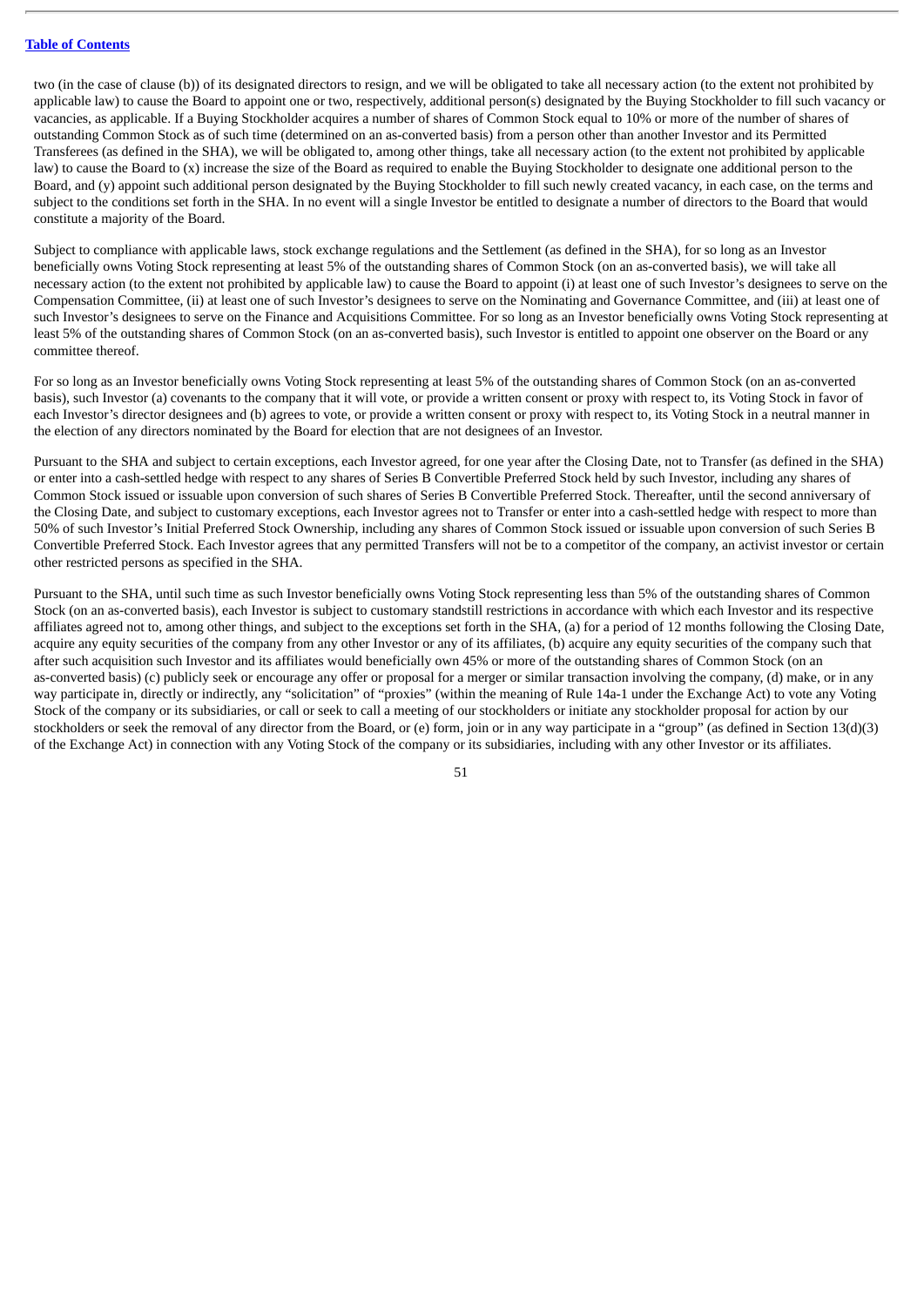two (in the case of clause (b)) of its designated directors to resign, and we will be obligated to take all necessary action (to the extent not prohibited by applicable law) to cause the Board to appoint one or two, respectively, additional person(s) designated by the Buying Stockholder to fill such vacancy or vacancies, as applicable. If a Buying Stockholder acquires a number of shares of Common Stock equal to 10% or more of the number of shares of outstanding Common Stock as of such time (determined on an as-converted basis) from a person other than another Investor and its Permitted Transferees (as defined in the SHA), we will be obligated to, among other things, take all necessary action (to the extent not prohibited by applicable law) to cause the Board to (x) increase the size of the Board as required to enable the Buying Stockholder to designate one additional person to the Board, and (y) appoint such additional person designated by the Buying Stockholder to fill such newly created vacancy, in each case, on the terms and subject to the conditions set forth in the SHA. In no event will a single Investor be entitled to designate a number of directors to the Board that would constitute a majority of the Board.

Subject to compliance with applicable laws, stock exchange regulations and the Settlement (as defined in the SHA), for so long as an Investor beneficially owns Voting Stock representing at least 5% of the outstanding shares of Common Stock (on an as-converted basis), we will take all necessary action (to the extent not prohibited by applicable law) to cause the Board to appoint (i) at least one of such Investor's designees to serve on the Compensation Committee, (ii) at least one of such Investor's designees to serve on the Nominating and Governance Committee, and (iii) at least one of such Investor's designees to serve on the Finance and Acquisitions Committee. For so long as an Investor beneficially owns Voting Stock representing at least 5% of the outstanding shares of Common Stock (on an as-converted basis), such Investor is entitled to appoint one observer on the Board or any committee thereof.

For so long as an Investor beneficially owns Voting Stock representing at least 5% of the outstanding shares of Common Stock (on an as-converted basis), such Investor (a) covenants to the company that it will vote, or provide a written consent or proxy with respect to, its Voting Stock in favor of each Investor's director designees and (b) agrees to vote, or provide a written consent or proxy with respect to, its Voting Stock in a neutral manner in the election of any directors nominated by the Board for election that are not designees of an Investor.

Pursuant to the SHA and subject to certain exceptions, each Investor agreed, for one year after the Closing Date, not to Transfer (as defined in the SHA) or enter into a cash-settled hedge with respect to any shares of Series B Convertible Preferred Stock held by such Investor, including any shares of Common Stock issued or issuable upon conversion of such shares of Series B Convertible Preferred Stock. Thereafter, until the second anniversary of the Closing Date, and subject to customary exceptions, each Investor agrees not to Transfer or enter into a cash-settled hedge with respect to more than 50% of such Investor's Initial Preferred Stock Ownership, including any shares of Common Stock issued or issuable upon conversion of such Series B Convertible Preferred Stock. Each Investor agrees that any permitted Transfers will not be to a competitor of the company, an activist investor or certain other restricted persons as specified in the SHA.

Pursuant to the SHA, until such time as such Investor beneficially owns Voting Stock representing less than 5% of the outstanding shares of Common Stock (on an as-converted basis), each Investor is subject to customary standstill restrictions in accordance with which each Investor and its respective affiliates agreed not to, among other things, and subject to the exceptions set forth in the SHA, (a) for a period of 12 months following the Closing Date, acquire any equity securities of the company from any other Investor or any of its affiliates, (b) acquire any equity securities of the company such that after such acquisition such Investor and its affiliates would beneficially own 45% or more of the outstanding shares of Common Stock (on an as-converted basis) (c) publicly seek or encourage any offer or proposal for a merger or similar transaction involving the company, (d) make, or in any way participate in, directly or indirectly, any "solicitation" of "proxies" (within the meaning of Rule 14a-1 under the Exchange Act) to vote any Voting Stock of the company or its subsidiaries, or call or seek to call a meeting of our stockholders or initiate any stockholder proposal for action by our stockholders or seek the removal of any director from the Board, or (e) form, join or in any way participate in a "group" (as defined in Section 13(d)(3) of the Exchange Act) in connection with any Voting Stock of the company or its subsidiaries, including with any other Investor or its affiliates.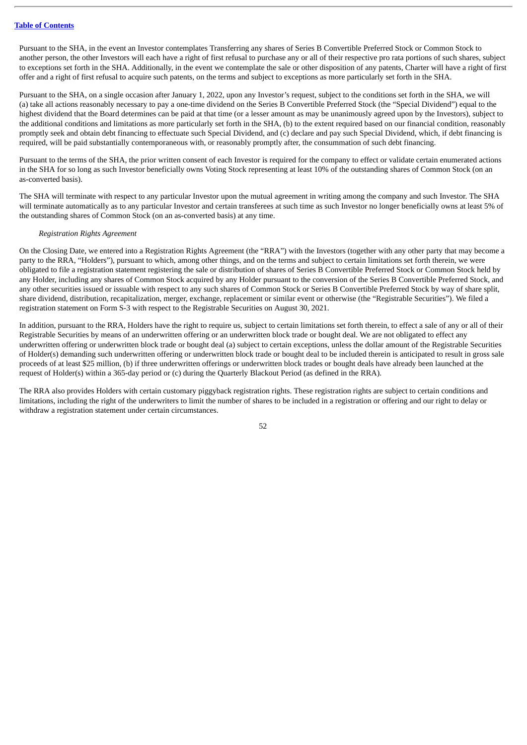Pursuant to the SHA, in the event an Investor contemplates Transferring any shares of Series B Convertible Preferred Stock or Common Stock to another person, the other Investors will each have a right of first refusal to purchase any or all of their respective pro rata portions of such shares, subject to exceptions set forth in the SHA. Additionally, in the event we contemplate the sale or other disposition of any patents, Charter will have a right of first offer and a right of first refusal to acquire such patents, on the terms and subject to exceptions as more particularly set forth in the SHA.

Pursuant to the SHA, on a single occasion after January 1, 2022, upon any Investor's request, subject to the conditions set forth in the SHA, we will (a) take all actions reasonably necessary to pay a one-time dividend on the Series B Convertible Preferred Stock (the "Special Dividend") equal to the highest dividend that the Board determines can be paid at that time (or a lesser amount as may be unanimously agreed upon by the Investors), subject to the additional conditions and limitations as more particularly set forth in the SHA, (b) to the extent required based on our financial condition, reasonably promptly seek and obtain debt financing to effectuate such Special Dividend, and (c) declare and pay such Special Dividend, which, if debt financing is required, will be paid substantially contemporaneous with, or reasonably promptly after, the consummation of such debt financing.

Pursuant to the terms of the SHA, the prior written consent of each Investor is required for the company to effect or validate certain enumerated actions in the SHA for so long as such Investor beneficially owns Voting Stock representing at least 10% of the outstanding shares of Common Stock (on an as-converted basis).

The SHA will terminate with respect to any particular Investor upon the mutual agreement in writing among the company and such Investor. The SHA will terminate automatically as to any particular Investor and certain transferees at such time as such Investor no longer beneficially owns at least 5% of the outstanding shares of Common Stock (on an as-converted basis) at any time.

*Registration Rights Agreement*

On the Closing Date, we entered into a Registration Rights Agreement (the "RRA") with the Investors (together with any other party that may become a party to the RRA, "Holders"), pursuant to which, among other things, and on the terms and subject to certain limitations set forth therein, we were obligated to file a registration statement registering the sale or distribution of shares of Series B Convertible Preferred Stock or Common Stock held by any Holder, including any shares of Common Stock acquired by any Holder pursuant to the conversion of the Series B Convertible Preferred Stock, and any other securities issued or issuable with respect to any such shares of Common Stock or Series B Convertible Preferred Stock by way of share split, share dividend, distribution, recapitalization, merger, exchange, replacement or similar event or otherwise (the "Registrable Securities"). We filed a registration statement on Form S-3 with respect to the Registrable Securities on August 30, 2021.

In addition, pursuant to the RRA, Holders have the right to require us, subject to certain limitations set forth therein, to effect a sale of any or all of their Registrable Securities by means of an underwritten offering or an underwritten block trade or bought deal. We are not obligated to effect any underwritten offering or underwritten block trade or bought deal (a) subject to certain exceptions, unless the dollar amount of the Registrable Securities of Holder(s) demanding such underwritten offering or underwritten block trade or bought deal to be included therein is anticipated to result in gross sale proceeds of at least $25 million, (b) if three underwritten offerings or underwritten block trades or bought deals have already been launched at the request of Holder(s) within a 365-day period or (c) during the Quarterly Blackout Period (as defined in the RRA).

The RRA also provides Holders with certain customary piggyback registration rights. These registration rights are subject to certain conditions and limitations, including the right of the underwriters to limit the number of shares to be included in a registration or offering and our right to delay or withdraw a registration statement under certain circumstances.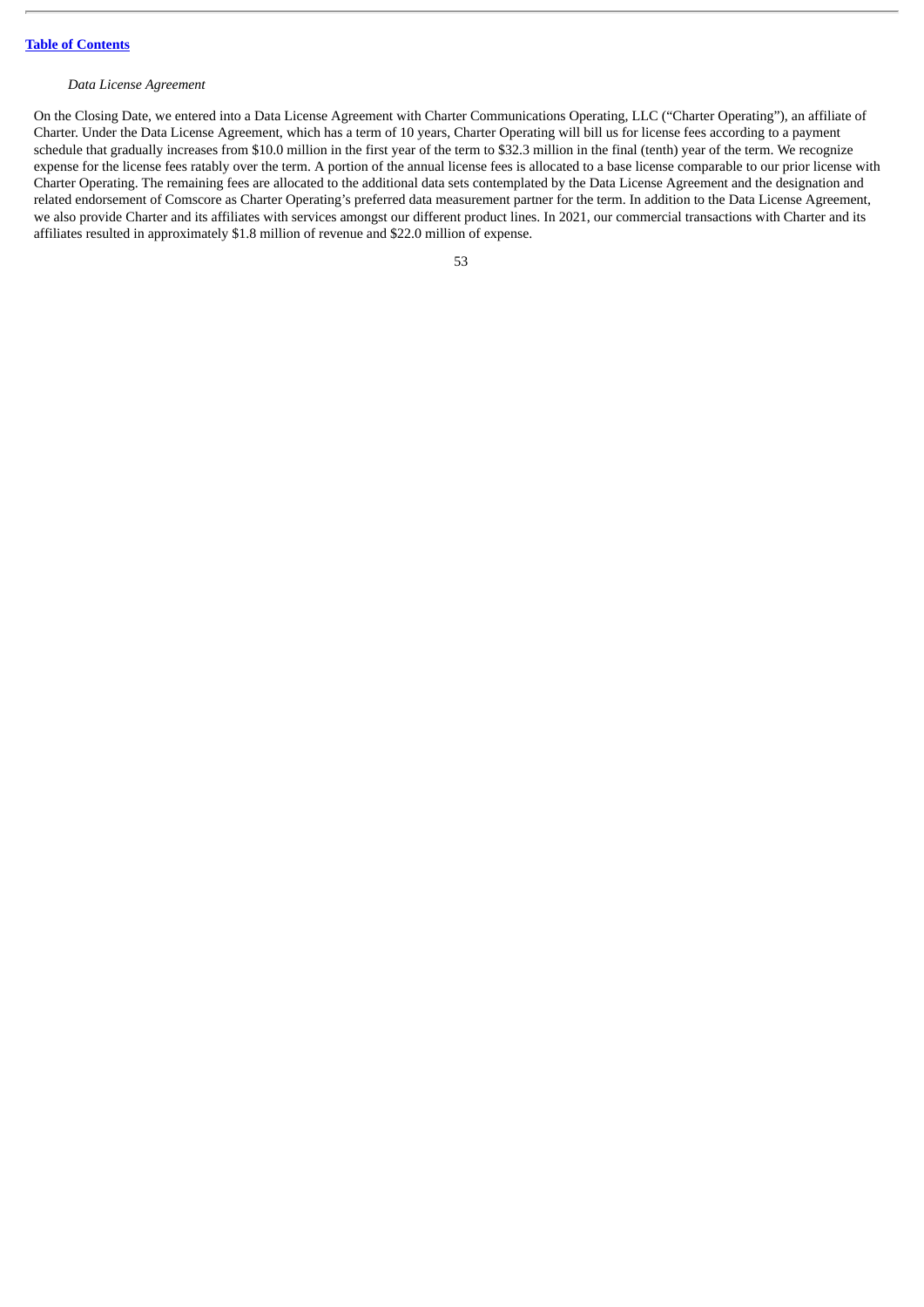*Data License Agreement*

On the Closing Date, we entered into a Data License Agreement with Charter Communications Operating, LLC ("Charter Operating"), an affiliate of Charter. Under the Data License Agreement, which has a term of 10 years, Charter Operating will bill us for license fees according to a payment schedule that gradually increases from $10.0 million in the first year of the term to $32.3 million in the final (tenth) year of the term. We recognize expense for the license fees ratably over the term. A portion of the annual license fees is allocated to a base license comparable to our prior license with Charter Operating. The remaining fees are allocated to the additional data sets contemplated by the Data License Agreement and the designation and related endorsement of Comscore as Charter Operating's preferred data measurement partner for the term. In addition to the Data License Agreement, we also provide Charter and its affiliates with services amongst our different product lines. In 2021, our commercial transactions with Charter and its affiliates resulted in approximately $1.8 million of revenue and $22.0 million of expense.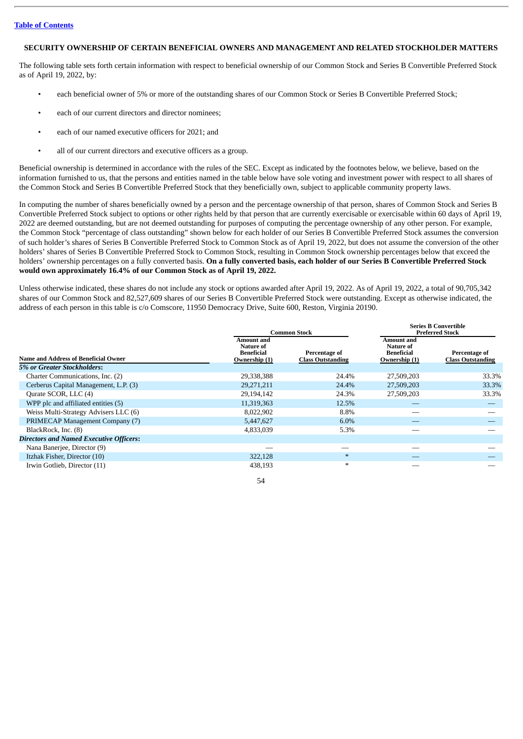[Table of Contents](#)

## SECURITY OWNERSHIP OF CERTAIN BENEFICIAL OWNERS AND MANAGEMENT AND RELATED STOCKHOLDER MATTERS

The following table sets forth certain information with respect to beneficial ownership of our Common Stock and Series B Convertible Preferred Stock as of April 19, 2022, by:

- each beneficial owner of 5% or more of the outstanding shares of our Common Stock or Series B Convertible Preferred Stock;
- each of our current directors and director nominees;
- each of our named executive officers for 2021; and
- all of our current directors and executive officers as a group.

Beneficial ownership is determined in accordance with the rules of the SEC. Except as indicated by the footnotes below, we believe, based on the information furnished to us, that the persons and entities named in the table below have sole voting and investment power with respect to all shares of the Common Stock and Series B Convertible Preferred Stock that they beneficially own, subject to applicable community property laws.

In computing the number of shares beneficially owned by a person and the percentage ownership of that person, shares of Common Stock and Series B Convertible Preferred Stock subject to options or other rights held by that person that are currently exercisable or exercisable within 60 days of April 19, 2022 are deemed outstanding, but are not deemed outstanding for purposes of computing the percentage ownership of any other person. For example, the Common Stock "percentage of class outstanding" shown below for each holder of our Series B Convertible Preferred Stock assumes the conversion of such holder's shares of Series B Convertible Preferred Stock to Common Stock as of April 19, 2022, but does not assume the conversion of the other holders' shares of Series B Convertible Preferred Stock to Common Stock, resulting in Common Stock ownership percentages below that exceed the holders' ownership percentages on a fully converted basis. **On a fully converted basis, each holder of our Series B Convertible Preferred Stock would own approximately 16.4% of our Common Stock as of April 19, 2022.**

Unless otherwise indicated, these shares do not include any stock or options awarded after April 19, 2022. As of April 19, 2022, a total of 90,705,342 shares of our Common Stock and 82,527,609 shares of our Series B Convertible Preferred Stock were outstanding. Except as otherwise indicated, the address of each person in this table is c/o Comscore, 11950 Democracy Drive, Suite 600, Reston, Virginia 20190.

| | Common Stock | | Series B Convertible Preferred Stock | |
|---|---|---|---|---|
| Name and Address of Beneficial Owner | Amount and Nature of Beneficial Ownership (1) | Percentage of Class Outstanding | Amount and Nature of Beneficial Ownership (1) | Percentage of Class Outstanding |
| ***5% or Greater Stockholders*:** | | | | |
| Charter Communications, Inc. (2) | 29,338,388 | 24.4% | 27,509,203 | 33.3% |
| Cerberus Capital Management, L.P. (3) | 29,271,211 | 24.4% | 27,509,203 | 33.3% |
| Qurate SCOR, LLC (4) | 29,194,142 | 24.3% | 27,509,203 | 33.3% |
| WPP plc and affiliated entities (5) | 11,319,363 | 12.5% | — | — |
| Weiss Multi-Strategy Advisers LLC (6) | 8,022,902 | 8.8% | — | — |
| PRIMECAP Management Company (7) | 5,447,627 | 6.0% | — | — |
| BlackRock, Inc. (8) | 4,833,039 | 5.3% | — | — |
| ***Directors and Named Executive Officers*:** | | | | |
| Nana Banerjee, Director (9) | — | — | — | — |
| Itzhak Fisher, Director (10) | 322,128 | * | — | — |
| Irwin Gotlieb, Director (11) | 438,193 | * | — | — |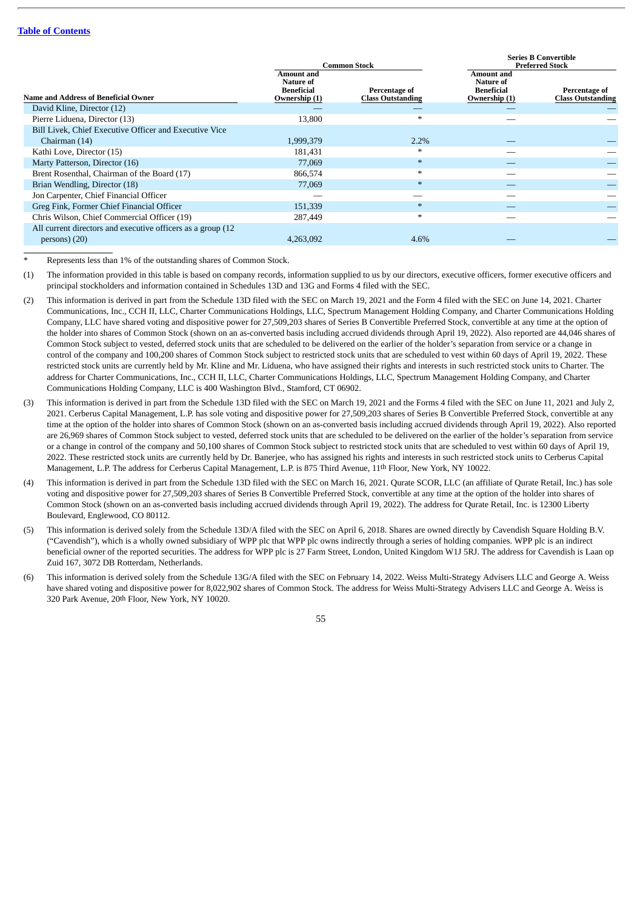[Table of Contents](#)

| Name and Address of Beneficial Owner | Common Stock | | Series B Convertible Preferred Stock | |
|---|---|---|---|---|
| | Amount and Nature of Beneficial Ownership (1) | Percentage of Class Outstanding | Amount and Nature of Beneficial Ownership (1) | Percentage of Class Outstanding |
| David Kline, Director (12) | — | — | — | — |
| Pierre Liduena, Director (13) | 13,800 | * | — | — |
| Bill Livek, Chief Executive Officer and Executive Vice Chairman (14) | 1,999,379 | 2.2% | — | — |
| Kathi Love, Director (15) | 181,431 | * | — | — |
| Marty Patterson, Director (16) | 77,069 | * | — | — |
| Brent Rosenthal, Chairman of the Board (17) | 866,574 | * | — | — |
| Brian Wendling, Director (18) | 77,069 | * | — | — |
| Jon Carpenter, Chief Financial Officer | — | — | — | — |
| Greg Fink, Former Chief Financial Officer | 151,339 | * | — | — |
| Chris Wilson, Chief Commercial Officer (19) | 287,449 | * | — | — |
| All current directors and executive officers as a group (12 persons) (20) | 4,263,092 | 4.6% | — | — |

\* Represents less than 1% of the outstanding shares of Common Stock.

(1) The information provided in this table is based on company records, information supplied to us by our directors, executive officers, former executive officers and principal stockholders and information contained in Schedules 13D and 13G and Forms 4 filed with the SEC.

(2) This information is derived in part from the Schedule 13D filed with the SEC on March 19, 2021 and the Form 4 filed with the SEC on June 14, 2021. Charter Communications, Inc., CCH II, LLC, Charter Communications Holdings, LLC, Spectrum Management Holding Company, and Charter Communications Holding Company, LLC have shared voting and dispositive power for 27,509,203 shares of Series B Convertible Preferred Stock, convertible at any time at the option of the holder into shares of Common Stock (shown on an as-converted basis including accrued dividends through April 19, 2022). Also reported are 44,046 shares of Common Stock subject to vested, deferred stock units that are scheduled to be delivered on the earlier of the holder's separation from service or a change in control of the company and 100,200 shares of Common Stock subject to restricted stock units that are scheduled to vest within 60 days of April 19, 2022. These restricted stock units are currently held by Mr. Kline and Mr. Liduena, who have assigned their rights and interests in such restricted stock units to Charter. The address for Charter Communications, Inc., CCH II, LLC, Charter Communications Holdings, LLC, Spectrum Management Holding Company, and Charter Communications Holding Company, LLC is 400 Washington Blvd., Stamford, CT 06902.

(3) This information is derived in part from the Schedule 13D filed with the SEC on March 19, 2021 and the Forms 4 filed with the SEC on June 11, 2021 and July 2, 2021. Cerberus Capital Management, L.P. has sole voting and dispositive power for 27,509,203 shares of Series B Convertible Preferred Stock, convertible at any time at the option of the holder into shares of Common Stock (shown on an as-converted basis including accrued dividends through April 19, 2022). Also reported are 26,969 shares of Common Stock subject to vested, deferred stock units that are scheduled to be delivered on the earlier of the holder's separation from service or a change in control of the company and 50,100 shares of Common Stock subject to restricted stock units that are scheduled to vest within 60 days of April 19, 2022. These restricted stock units are currently held by Dr. Banerjee, who has assigned his rights and interests in such restricted stock units to Cerberus Capital Management, L.P. The address for Cerberus Capital Management, L.P. is 875 Third Avenue, 11th Floor, New York, NY 10022.

(4) This information is derived in part from the Schedule 13D filed with the SEC on March 16, 2021. Qurate SCOR, LLC (an affiliate of Qurate Retail, Inc.) has sole voting and dispositive power for 27,509,203 shares of Series B Convertible Preferred Stock, convertible at any time at the option of the holder into shares of Common Stock (shown on an as-converted basis including accrued dividends through April 19, 2022). The address for Qurate Retail, Inc. is 12300 Liberty Boulevard, Englewood, CO 80112.

(5) This information is derived solely from the Schedule 13D/A filed with the SEC on April 6, 2018. Shares are owned directly by Cavendish Square Holding B.V. ("Cavendish"), which is a wholly owned subsidiary of WPP plc that WPP plc owns indirectly through a series of holding companies. WPP plc is an indirect beneficial owner of the reported securities. The address for WPP plc is 27 Farm Street, London, United Kingdom W1J 5RJ. The address for Cavendish is Laan op Zuid 167, 3072 DB Rotterdam, Netherlands.

(6) This information is derived solely from the Schedule 13G/A filed with the SEC on February 14, 2022. Weiss Multi-Strategy Advisers LLC and George A. Weiss have shared voting and dispositive power for 8,022,902 shares of Common Stock. The address for Weiss Multi-Strategy Advisers LLC and George A. Weiss is 320 Park Avenue, 20th Floor, New York, NY 10020.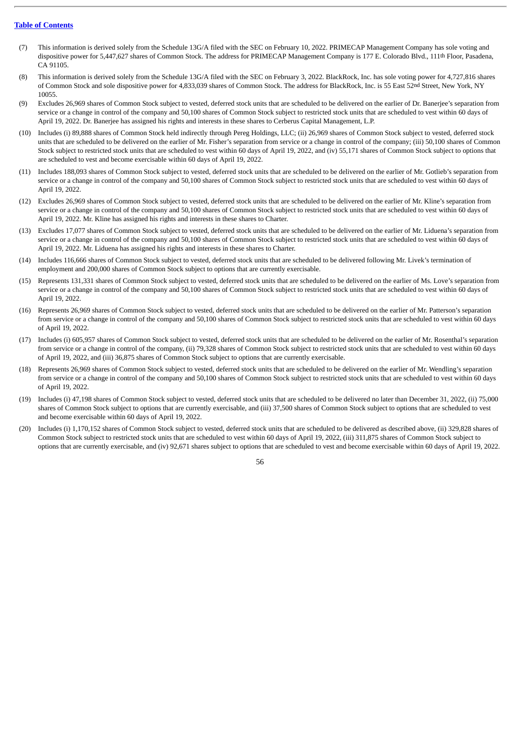[Table of Contents](#)

(7) This information is derived solely from the Schedule 13G/A filed with the SEC on February 10, 2022. PRIMECAP Management Company has sole voting and dispositive power for 5,447,627 shares of Common Stock. The address for PRIMECAP Management Company is 177 E. Colorado Blvd., 111th Floor, Pasadena, CA 91105.

(8) This information is derived solely from the Schedule 13G/A filed with the SEC on February 3, 2022. BlackRock, Inc. has sole voting power for 4,727,816 shares of Common Stock and sole dispositive power for 4,833,039 shares of Common Stock. The address for BlackRock, Inc. is 55 East 52nd Street, New York, NY 10055.

(9) Excludes 26,969 shares of Common Stock subject to vested, deferred stock units that are scheduled to be delivered on the earlier of Dr. Banerjee's separation from service or a change in control of the company and 50,100 shares of Common Stock subject to restricted stock units that are scheduled to vest within 60 days of April 19, 2022. Dr. Banerjee has assigned his rights and interests in these shares to Cerberus Capital Management, L.P.

(10) Includes (i) 89,888 shares of Common Stock held indirectly through Pereg Holdings, LLC; (ii) 26,969 shares of Common Stock subject to vested, deferred stock units that are scheduled to be delivered on the earlier of Mr. Fisher's separation from service or a change in control of the company; (iii) 50,100 shares of Common Stock subject to restricted stock units that are scheduled to vest within 60 days of April 19, 2022, and (iv) 55,171 shares of Common Stock subject to options that are scheduled to vest and become exercisable within 60 days of April 19, 2022.

(11) Includes 188,093 shares of Common Stock subject to vested, deferred stock units that are scheduled to be delivered on the earlier of Mr. Gotlieb's separation from service or a change in control of the company and 50,100 shares of Common Stock subject to restricted stock units that are scheduled to vest within 60 days of April 19, 2022.

(12) Excludes 26,969 shares of Common Stock subject to vested, deferred stock units that are scheduled to be delivered on the earlier of Mr. Kline's separation from service or a change in control of the company and 50,100 shares of Common Stock subject to restricted stock units that are scheduled to vest within 60 days of April 19, 2022. Mr. Kline has assigned his rights and interests in these shares to Charter.

(13) Excludes 17,077 shares of Common Stock subject to vested, deferred stock units that are scheduled to be delivered on the earlier of Mr. Liduena's separation from service or a change in control of the company and 50,100 shares of Common Stock subject to restricted stock units that are scheduled to vest within 60 days of April 19, 2022. Mr. Liduena has assigned his rights and interests in these shares to Charter.

(14) Includes 116,666 shares of Common Stock subject to vested, deferred stock units that are scheduled to be delivered following Mr. Livek's termination of employment and 200,000 shares of Common Stock subject to options that are currently exercisable.

(15) Represents 131,331 shares of Common Stock subject to vested, deferred stock units that are scheduled to be delivered on the earlier of Ms. Love's separation from service or a change in control of the company and 50,100 shares of Common Stock subject to restricted stock units that are scheduled to vest within 60 days of April 19, 2022.

(16) Represents 26,969 shares of Common Stock subject to vested, deferred stock units that are scheduled to be delivered on the earlier of Mr. Patterson's separation from service or a change in control of the company and 50,100 shares of Common Stock subject to restricted stock units that are scheduled to vest within 60 days of April 19, 2022.

(17) Includes (i) 605,957 shares of Common Stock subject to vested, deferred stock units that are scheduled to be delivered on the earlier of Mr. Rosenthal's separation from service or a change in control of the company, (ii) 79,328 shares of Common Stock subject to restricted stock units that are scheduled to vest within 60 days of April 19, 2022, and (iii) 36,875 shares of Common Stock subject to options that are currently exercisable.

(18) Represents 26,969 shares of Common Stock subject to vested, deferred stock units that are scheduled to be delivered on the earlier of Mr. Wendling's separation from service or a change in control of the company and 50,100 shares of Common Stock subject to restricted stock units that are scheduled to vest within 60 days of April 19, 2022.

(19) Includes (i) 47,198 shares of Common Stock subject to vested, deferred stock units that are scheduled to be delivered no later than December 31, 2022, (ii) 75,000 shares of Common Stock subject to options that are currently exercisable, and (iii) 37,500 shares of Common Stock subject to options that are scheduled to vest and become exercisable within 60 days of April 19, 2022.

(20) Includes (i) 1,170,152 shares of Common Stock subject to vested, deferred stock units that are scheduled to be delivered as described above, (ii) 329,828 shares of Common Stock subject to restricted stock units that are scheduled to vest within 60 days of April 19, 2022, (iii) 311,875 shares of Common Stock subject to options that are currently exercisable, and (iv) 92,671 shares subject to options that are scheduled to vest and become exercisable within 60 days of April 19, 2022.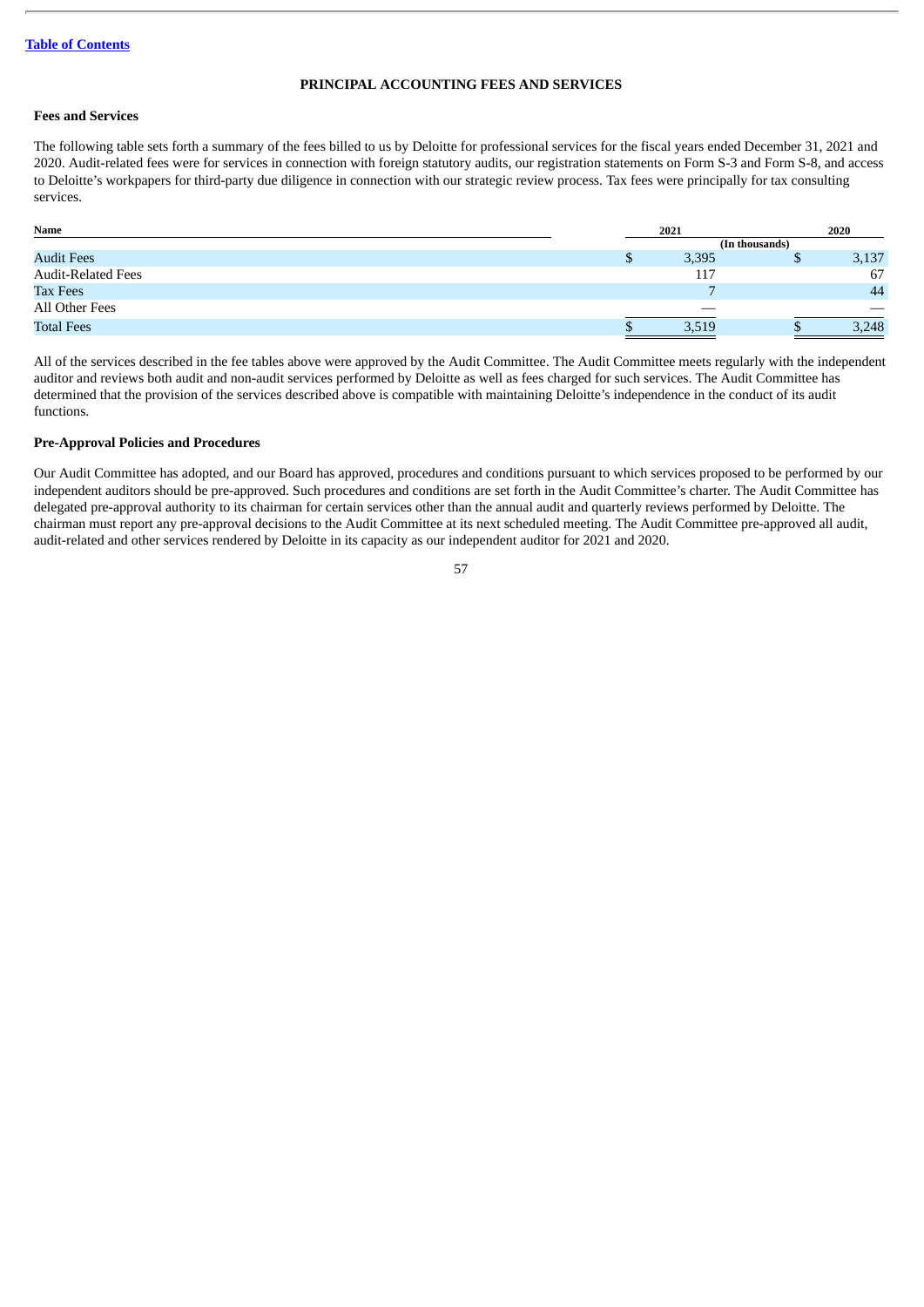## PRINCIPAL ACCOUNTING FEES AND SERVICES

### Fees and Services

The following table sets forth a summary of the fees billed to us by Deloitte for professional services for the fiscal years ended December 31, 2021 and 2020. Audit-related fees were for services in connection with foreign statutory audits, our registration statements on Form S-3 and Form S-8, and access to Deloitte's workpapers for third-party due diligence in connection with our strategic review process. Tax fees were principally for tax consulting services.

| Name | 2021 | 2020 |
|---|---|---|
| | (In thousands) | |
| Audit Fees | $ 3,395 | $ 3,137 |
| Audit-Related Fees | 117 | 67 |
| Tax Fees | 7 | 44 |
| All Other Fees | — | — |
| Total Fees | $ 3,519 | $ 3,248 |

All of the services described in the fee tables above were approved by the Audit Committee. The Audit Committee meets regularly with the independent auditor and reviews both audit and non-audit services performed by Deloitte as well as fees charged for such services. The Audit Committee has determined that the provision of the services described above is compatible with maintaining Deloitte's independence in the conduct of its audit functions.

### Pre-Approval Policies and Procedures

Our Audit Committee has adopted, and our Board has approved, procedures and conditions pursuant to which services proposed to be performed by our independent auditors should be pre-approved. Such procedures and conditions are set forth in the Audit Committee's charter. The Audit Committee has delegated pre-approval authority to its chairman for certain services other than the annual audit and quarterly reviews performed by Deloitte. The chairman must report any pre-approval decisions to the Audit Committee at its next scheduled meeting. The Audit Committee pre-approved all audit, audit-related and other services rendered by Deloitte in its capacity as our independent auditor for 2021 and 2020.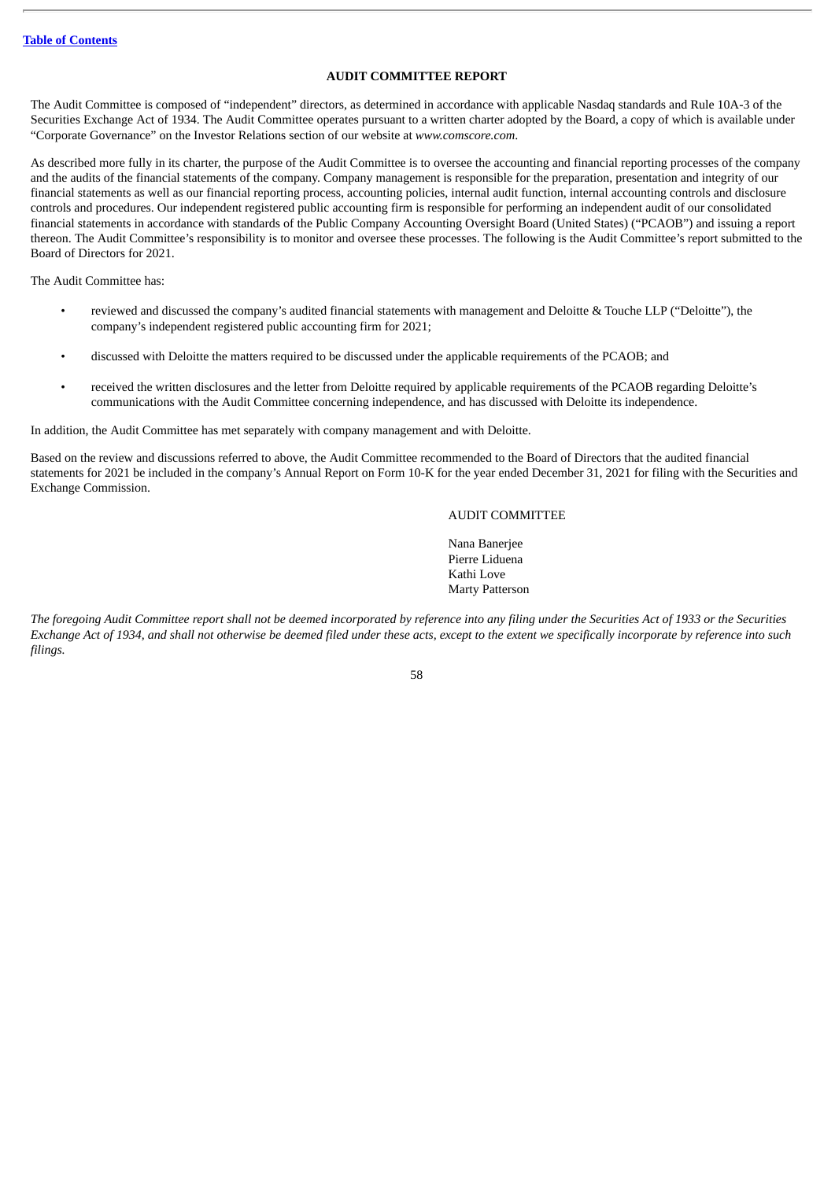## AUDIT COMMITTEE REPORT

The Audit Committee is composed of "independent" directors, as determined in accordance with applicable Nasdaq standards and Rule 10A-3 of the Securities Exchange Act of 1934. The Audit Committee operates pursuant to a written charter adopted by the Board, a copy of which is available under "Corporate Governance" on the Investor Relations section of our website at *www.comscore.com*.

As described more fully in its charter, the purpose of the Audit Committee is to oversee the accounting and financial reporting processes of the company and the audits of the financial statements of the company. Company management is responsible for the preparation, presentation and integrity of our financial statements as well as our financial reporting process, accounting policies, internal audit function, internal accounting controls and disclosure controls and procedures. Our independent registered public accounting firm is responsible for performing an independent audit of our consolidated financial statements in accordance with standards of the Public Company Accounting Oversight Board (United States) ("PCAOB") and issuing a report thereon. The Audit Committee's responsibility is to monitor and oversee these processes. The following is the Audit Committee's report submitted to the Board of Directors for 2021.

The Audit Committee has:

- reviewed and discussed the company's audited financial statements with management and Deloitte & Touche LLP ("Deloitte"), the company's independent registered public accounting firm for 2021;
- discussed with Deloitte the matters required to be discussed under the applicable requirements of the PCAOB; and
- received the written disclosures and the letter from Deloitte required by applicable requirements of the PCAOB regarding Deloitte's communications with the Audit Committee concerning independence, and has discussed with Deloitte its independence.

In addition, the Audit Committee has met separately with company management and with Deloitte.

Based on the review and discussions referred to above, the Audit Committee recommended to the Board of Directors that the audited financial statements for 2021 be included in the company's Annual Report on Form 10-K for the year ended December 31, 2021 for filing with the Securities and Exchange Commission.

AUDIT COMMITTEE

Nana Banerjee
Pierre Liduena
Kathi Love
Marty Patterson

*The foregoing Audit Committee report shall not be deemed incorporated by reference into any filing under the Securities Act of 1933 or the Securities Exchange Act of 1934, and shall not otherwise be deemed filed under these acts, except to the extent we specifically incorporate by reference into such filings.*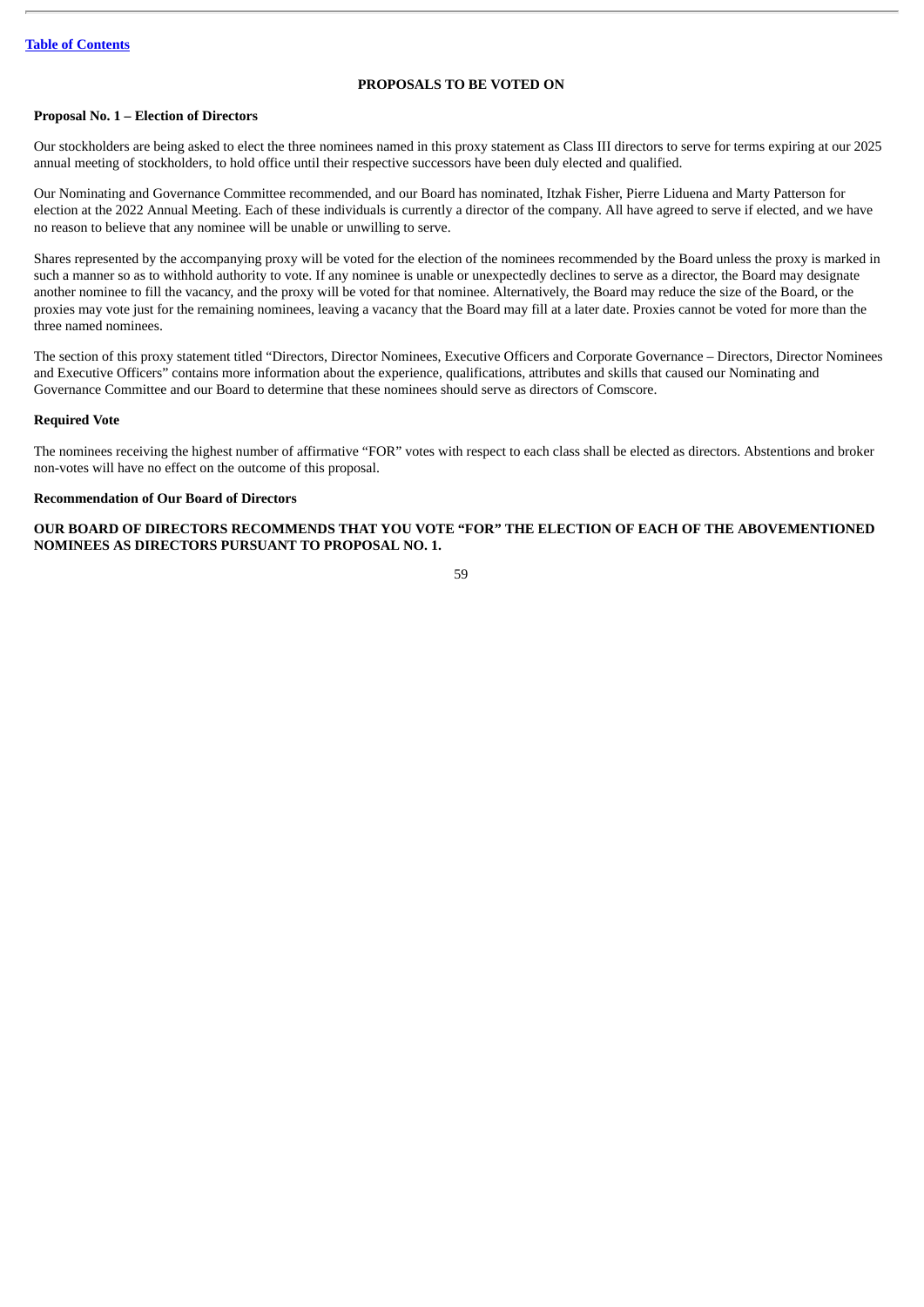## PROPOSALS TO BE VOTED ON

### Proposal No. 1 – Election of Directors

Our stockholders are being asked to elect the three nominees named in this proxy statement as Class III directors to serve for terms expiring at our 2025 annual meeting of stockholders, to hold office until their respective successors have been duly elected and qualified.

Our Nominating and Governance Committee recommended, and our Board has nominated, Itzhak Fisher, Pierre Liduena and Marty Patterson for election at the 2022 Annual Meeting. Each of these individuals is currently a director of the company. All have agreed to serve if elected, and we have no reason to believe that any nominee will be unable or unwilling to serve.

Shares represented by the accompanying proxy will be voted for the election of the nominees recommended by the Board unless the proxy is marked in such a manner so as to withhold authority to vote. If any nominee is unable or unexpectedly declines to serve as a director, the Board may designate another nominee to fill the vacancy, and the proxy will be voted for that nominee. Alternatively, the Board may reduce the size of the Board, or the proxies may vote just for the remaining nominees, leaving a vacancy that the Board may fill at a later date. Proxies cannot be voted for more than the three named nominees.

The section of this proxy statement titled "Directors, Director Nominees, Executive Officers and Corporate Governance – Directors, Director Nominees and Executive Officers" contains more information about the experience, qualifications, attributes and skills that caused our Nominating and Governance Committee and our Board to determine that these nominees should serve as directors of Comscore.

### Required Vote

The nominees receiving the highest number of affirmative "FOR" votes with respect to each class shall be elected as directors. Abstentions and broker non-votes will have no effect on the outcome of this proposal.

### Recommendation of Our Board of Directors

**OUR BOARD OF DIRECTORS RECOMMENDS THAT YOU VOTE "FOR" THE ELECTION OF EACH OF THE ABOVEMENTIONED NOMINEES AS DIRECTORS PURSUANT TO PROPOSAL NO. 1.**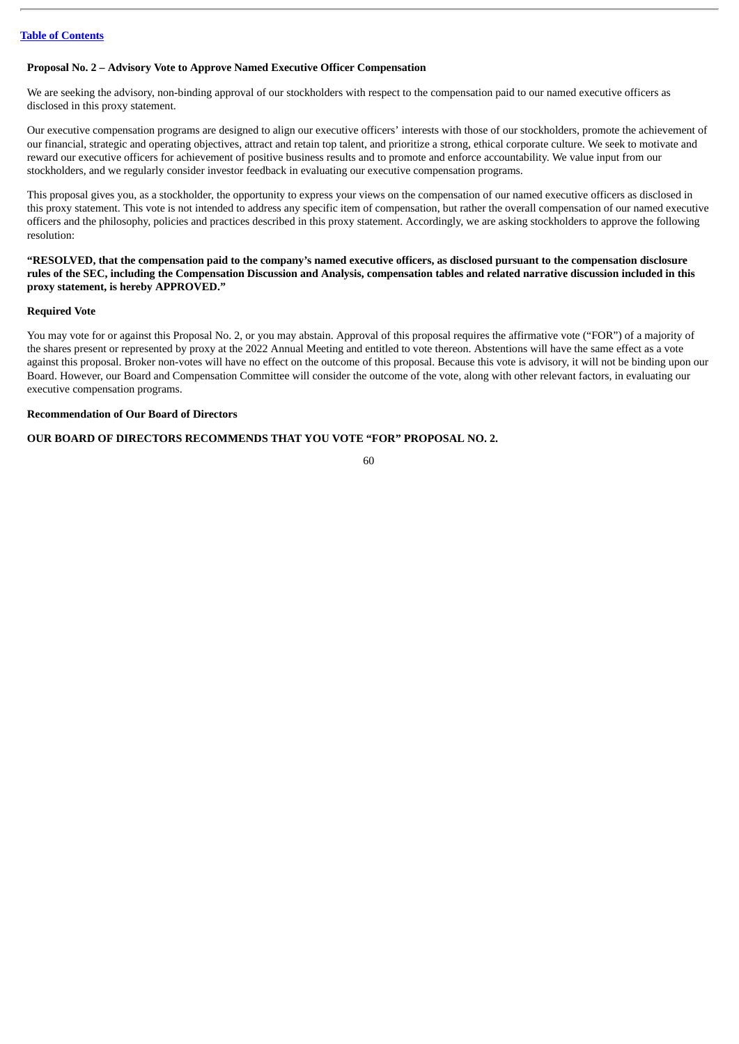### Proposal No. 2 – Advisory Vote to Approve Named Executive Officer Compensation

We are seeking the advisory, non-binding approval of our stockholders with respect to the compensation paid to our named executive officers as disclosed in this proxy statement.

Our executive compensation programs are designed to align our executive officers' interests with those of our stockholders, promote the achievement of our financial, strategic and operating objectives, attract and retain top talent, and prioritize a strong, ethical corporate culture. We seek to motivate and reward our executive officers for achievement of positive business results and to promote and enforce accountability. We value input from our stockholders, and we regularly consider investor feedback in evaluating our executive compensation programs.

This proposal gives you, as a stockholder, the opportunity to express your views on the compensation of our named executive officers as disclosed in this proxy statement. This vote is not intended to address any specific item of compensation, but rather the overall compensation of our named executive officers and the philosophy, policies and practices described in this proxy statement. Accordingly, we are asking stockholders to approve the following resolution:

**"RESOLVED, that the compensation paid to the company's named executive officers, as disclosed pursuant to the compensation disclosure rules of the SEC, including the Compensation Discussion and Analysis, compensation tables and related narrative discussion included in this proxy statement, is hereby APPROVED."**

#### Required Vote

You may vote for or against this Proposal No. 2, or you may abstain. Approval of this proposal requires the affirmative vote ("FOR") of a majority of the shares present or represented by proxy at the 2022 Annual Meeting and entitled to vote thereon. Abstentions will have the same effect as a vote against this proposal. Broker non-votes will have no effect on the outcome of this proposal. Because this vote is advisory, it will not be binding upon our Board. However, our Board and Compensation Committee will consider the outcome of the vote, along with other relevant factors, in evaluating our executive compensation programs.

#### Recommendation of Our Board of Directors

**OUR BOARD OF DIRECTORS RECOMMENDS THAT YOU VOTE "FOR" PROPOSAL NO. 2.**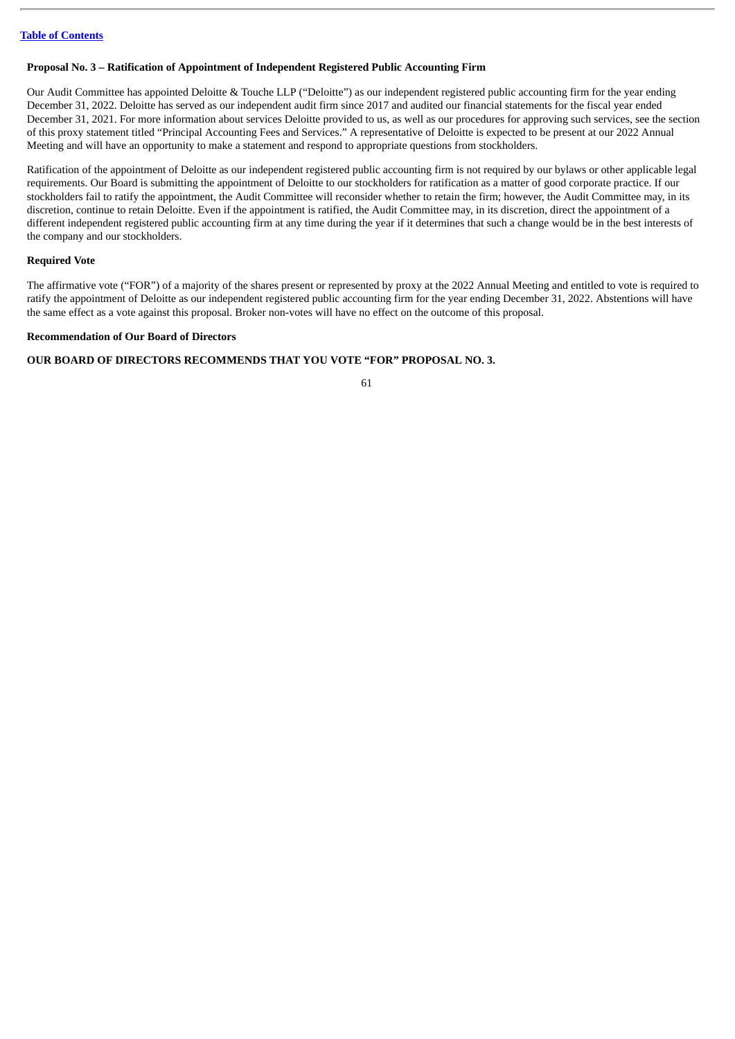### Proposal No. 3 – Ratification of Appointment of Independent Registered Public Accounting Firm

Our Audit Committee has appointed Deloitte & Touche LLP ("Deloitte") as our independent registered public accounting firm for the year ending December 31, 2022. Deloitte has served as our independent audit firm since 2017 and audited our financial statements for the fiscal year ended December 31, 2021. For more information about services Deloitte provided to us, as well as our procedures for approving such services, see the section of this proxy statement titled "Principal Accounting Fees and Services." A representative of Deloitte is expected to be present at our 2022 Annual Meeting and will have an opportunity to make a statement and respond to appropriate questions from stockholders.

Ratification of the appointment of Deloitte as our independent registered public accounting firm is not required by our bylaws or other applicable legal requirements. Our Board is submitting the appointment of Deloitte to our stockholders for ratification as a matter of good corporate practice. If our stockholders fail to ratify the appointment, the Audit Committee will reconsider whether to retain the firm; however, the Audit Committee may, in its discretion, continue to retain Deloitte. Even if the appointment is ratified, the Audit Committee may, in its discretion, direct the appointment of a different independent registered public accounting firm at any time during the year if it determines that such a change would be in the best interests of the company and our stockholders.

#### Required Vote

The affirmative vote ("FOR") of a majority of the shares present or represented by proxy at the 2022 Annual Meeting and entitled to vote is required to ratify the appointment of Deloitte as our independent registered public accounting firm for the year ending December 31, 2022. Abstentions will have the same effect as a vote against this proposal. Broker non-votes will have no effect on the outcome of this proposal.

#### Recommendation of Our Board of Directors

**OUR BOARD OF DIRECTORS RECOMMENDS THAT YOU VOTE "FOR" PROPOSAL NO. 3.**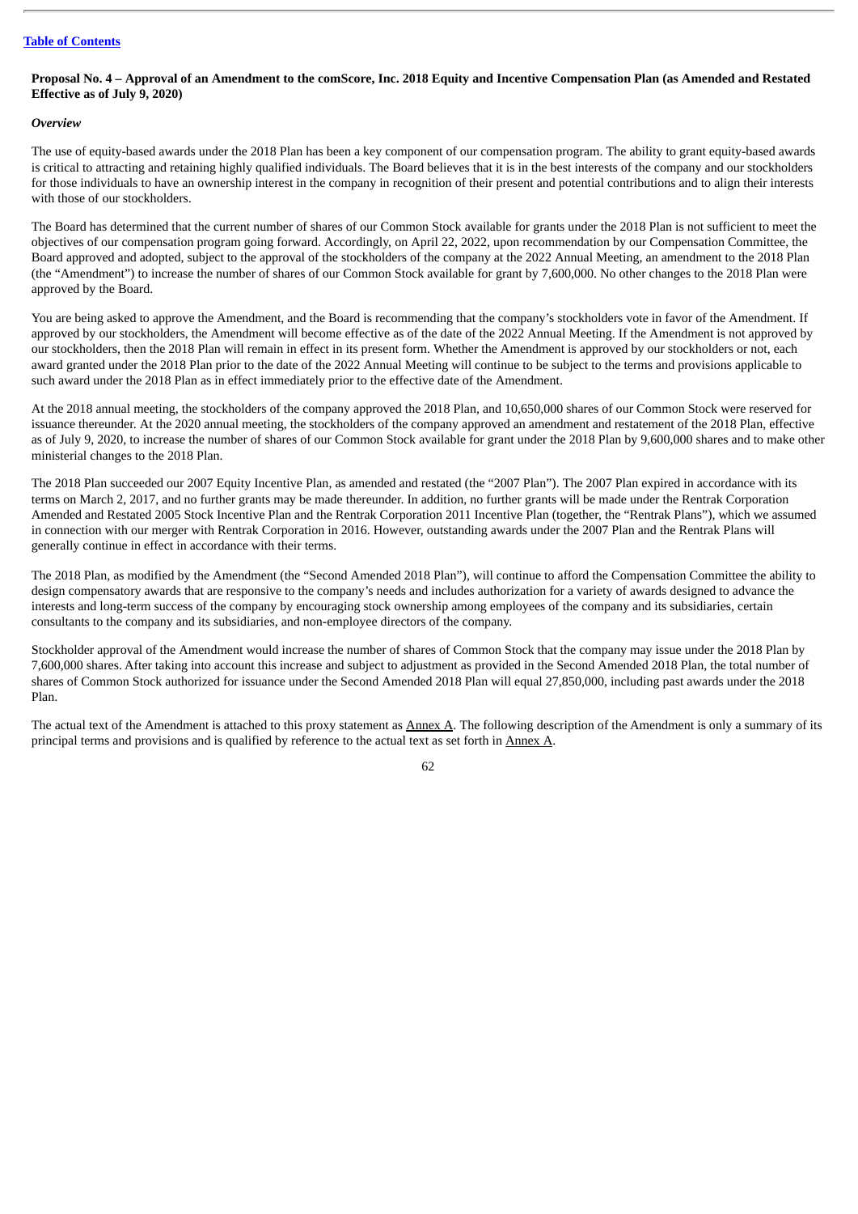[Table of Contents](#)

**Proposal No. 4 – Approval of an Amendment to the comScore, Inc. 2018 Equity and Incentive Compensation Plan (as Amended and Restated Effective as of July 9, 2020)**

***Overview***

The use of equity-based awards under the 2018 Plan has been a key component of our compensation program. The ability to grant equity-based awards is critical to attracting and retaining highly qualified individuals. The Board believes that it is in the best interests of the company and our stockholders for those individuals to have an ownership interest in the company in recognition of their present and potential contributions and to align their interests with those of our stockholders.

The Board has determined that the current number of shares of our Common Stock available for grants under the 2018 Plan is not sufficient to meet the objectives of our compensation program going forward. Accordingly, on April 22, 2022, upon recommendation by our Compensation Committee, the Board approved and adopted, subject to the approval of the stockholders of the company at the 2022 Annual Meeting, an amendment to the 2018 Plan (the "Amendment") to increase the number of shares of our Common Stock available for grant by 7,600,000. No other changes to the 2018 Plan were approved by the Board.

You are being asked to approve the Amendment, and the Board is recommending that the company's stockholders vote in favor of the Amendment. If approved by our stockholders, the Amendment will become effective as of the date of the 2022 Annual Meeting. If the Amendment is not approved by our stockholders, then the 2018 Plan will remain in effect in its present form. Whether the Amendment is approved by our stockholders or not, each award granted under the 2018 Plan prior to the date of the 2022 Annual Meeting will continue to be subject to the terms and provisions applicable to such award under the 2018 Plan as in effect immediately prior to the effective date of the Amendment.

At the 2018 annual meeting, the stockholders of the company approved the 2018 Plan, and 10,650,000 shares of our Common Stock were reserved for issuance thereunder. At the 2020 annual meeting, the stockholders of the company approved an amendment and restatement of the 2018 Plan, effective as of July 9, 2020, to increase the number of shares of our Common Stock available for grant under the 2018 Plan by 9,600,000 shares and to make other ministerial changes to the 2018 Plan.

The 2018 Plan succeeded our 2007 Equity Incentive Plan, as amended and restated (the "2007 Plan"). The 2007 Plan expired in accordance with its terms on March 2, 2017, and no further grants may be made thereunder. In addition, no further grants will be made under the Rentrak Corporation Amended and Restated 2005 Stock Incentive Plan and the Rentrak Corporation 2011 Incentive Plan (together, the "Rentrak Plans"), which we assumed in connection with our merger with Rentrak Corporation in 2016. However, outstanding awards under the 2007 Plan and the Rentrak Plans will generally continue in effect in accordance with their terms.

The 2018 Plan, as modified by the Amendment (the "Second Amended 2018 Plan"), will continue to afford the Compensation Committee the ability to design compensatory awards that are responsive to the company's needs and includes authorization for a variety of awards designed to advance the interests and long-term success of the company by encouraging stock ownership among employees of the company and its subsidiaries, certain consultants to the company and its subsidiaries, and non-employee directors of the company.

Stockholder approval of the Amendment would increase the number of shares of Common Stock that the company may issue under the 2018 Plan by 7,600,000 shares. After taking into account this increase and subject to adjustment as provided in the Second Amended 2018 Plan, the total number of shares of Common Stock authorized for issuance under the Second Amended 2018 Plan will equal 27,850,000, including past awards under the 2018 Plan.

The actual text of the Amendment is attached to this proxy statement as Annex A. The following description of the Amendment is only a summary of its principal terms and provisions and is qualified by reference to the actual text as set forth in Annex A.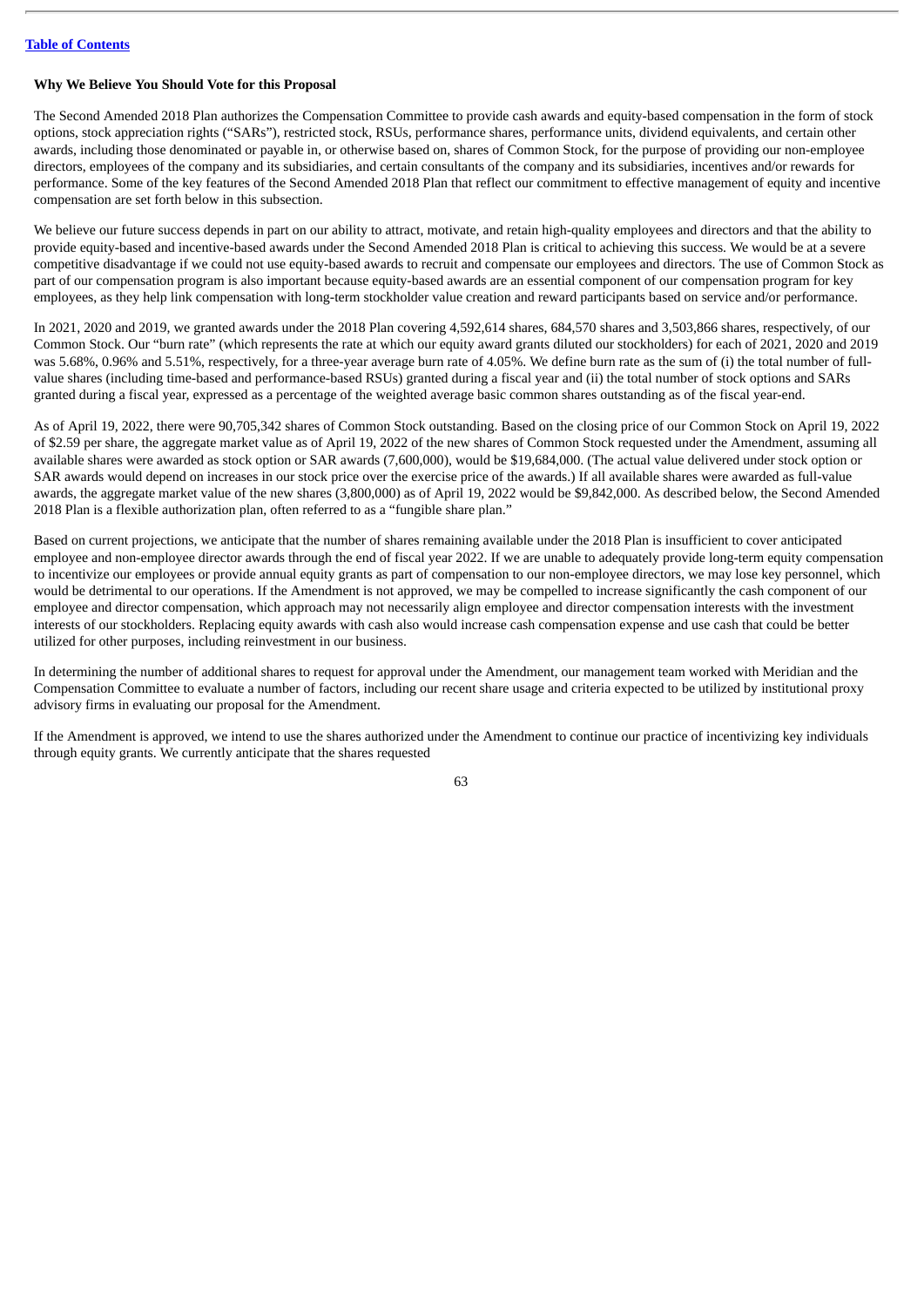**Why We Believe You Should Vote for this Proposal**

The Second Amended 2018 Plan authorizes the Compensation Committee to provide cash awards and equity-based compensation in the form of stock options, stock appreciation rights ("SARs"), restricted stock, RSUs, performance shares, performance units, dividend equivalents, and certain other awards, including those denominated or payable in, or otherwise based on, shares of Common Stock, for the purpose of providing our non-employee directors, employees of the company and its subsidiaries, and certain consultants of the company and its subsidiaries, incentives and/or rewards for performance. Some of the key features of the Second Amended 2018 Plan that reflect our commitment to effective management of equity and incentive compensation are set forth below in this subsection.

We believe our future success depends in part on our ability to attract, motivate, and retain high-quality employees and directors and that the ability to provide equity-based and incentive-based awards under the Second Amended 2018 Plan is critical to achieving this success. We would be at a severe competitive disadvantage if we could not use equity-based awards to recruit and compensate our employees and directors. The use of Common Stock as part of our compensation program is also important because equity-based awards are an essential component of our compensation program for key employees, as they help link compensation with long-term stockholder value creation and reward participants based on service and/or performance.

In 2021, 2020 and 2019, we granted awards under the 2018 Plan covering 4,592,614 shares, 684,570 shares and 3,503,866 shares, respectively, of our Common Stock. Our "burn rate" (which represents the rate at which our equity award grants diluted our stockholders) for each of 2021, 2020 and 2019 was 5.68%, 0.96% and 5.51%, respectively, for a three-year average burn rate of 4.05%. We define burn rate as the sum of (i) the total number of full-value shares (including time-based and performance-based RSUs) granted during a fiscal year and (ii) the total number of stock options and SARs granted during a fiscal year, expressed as a percentage of the weighted average basic common shares outstanding as of the fiscal year-end.

As of April 19, 2022, there were 90,705,342 shares of Common Stock outstanding. Based on the closing price of our Common Stock on April 19, 2022 of $2.59 per share, the aggregate market value as of April 19, 2022 of the new shares of Common Stock requested under the Amendment, assuming all available shares were awarded as stock option or SAR awards (7,600,000), would be $19,684,000. (The actual value delivered under stock option or SAR awards would depend on increases in our stock price over the exercise price of the awards.) If all available shares were awarded as full-value awards, the aggregate market value of the new shares (3,800,000) as of April 19, 2022 would be $9,842,000. As described below, the Second Amended 2018 Plan is a flexible authorization plan, often referred to as a "fungible share plan."

Based on current projections, we anticipate that the number of shares remaining available under the 2018 Plan is insufficient to cover anticipated employee and non-employee director awards through the end of fiscal year 2022. If we are unable to adequately provide long-term equity compensation to incentivize our employees or provide annual equity grants as part of compensation to our non-employee directors, we may lose key personnel, which would be detrimental to our operations. If the Amendment is not approved, we may be compelled to increase significantly the cash component of our employee and director compensation, which approach may not necessarily align employee and director compensation interests with the investment interests of our stockholders. Replacing equity awards with cash also would increase cash compensation expense and use cash that could be better utilized for other purposes, including reinvestment in our business.

In determining the number of additional shares to request for approval under the Amendment, our management team worked with Meridian and the Compensation Committee to evaluate a number of factors, including our recent share usage and criteria expected to be utilized by institutional proxy advisory firms in evaluating our proposal for the Amendment.

If the Amendment is approved, we intend to use the shares authorized under the Amendment to continue our practice of incentivizing key individuals through equity grants. We currently anticipate that the shares requested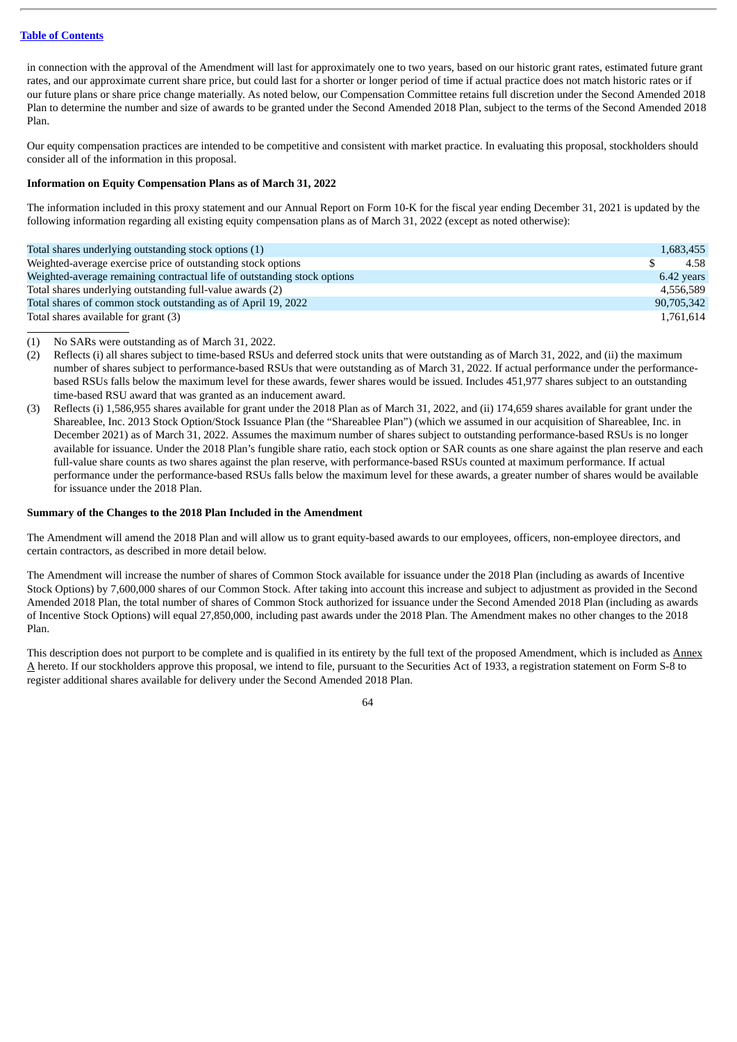in connection with the approval of the Amendment will last for approximately one to two years, based on our historic grant rates, estimated future grant rates, and our approximate current share price, but could last for a shorter or longer period of time if actual practice does not match historic rates or if our future plans or share price change materially. As noted below, our Compensation Committee retains full discretion under the Second Amended 2018 Plan to determine the number and size of awards to be granted under the Second Amended 2018 Plan, subject to the terms of the Second Amended 2018 Plan.

Our equity compensation practices are intended to be competitive and consistent with market practice. In evaluating this proposal, stockholders should consider all of the information in this proposal.

**Information on Equity Compensation Plans as of March 31, 2022**

The information included in this proxy statement and our Annual Report on Form 10-K for the fiscal year ending December 31, 2021 is updated by the following information regarding all existing equity compensation plans as of March 31, 2022 (except as noted otherwise):

| | |
|---|---|
| Total shares underlying outstanding stock options (1) | 1,683,455 |
| Weighted-average exercise price of outstanding stock options | $ 4.58 |
| Weighted-average remaining contractual life of outstanding stock options | 6.42 years |
| Total shares underlying outstanding full-value awards (2) | 4,556,589 |
| Total shares of common stock outstanding as of April 19, 2022 | 90,705,342 |
| Total shares available for grant (3) | 1,761,614 |

(1) No SARs were outstanding as of March 31, 2022.

(2) Reflects (i) all shares subject to time-based RSUs and deferred stock units that were outstanding as of March 31, 2022, and (ii) the maximum number of shares subject to performance-based RSUs that were outstanding as of March 31, 2022. If actual performance under the performance-based RSUs falls below the maximum level for these awards, fewer shares would be issued. Includes 451,977 shares subject to an outstanding time-based RSU award that was granted as an inducement award.

(3) Reflects (i) 1,586,955 shares available for grant under the 2018 Plan as of March 31, 2022, and (ii) 174,659 shares available for grant under the Shareablee, Inc. 2013 Stock Option/Stock Issuance Plan (the "Shareablee Plan") (which we assumed in our acquisition of Shareablee, Inc. in December 2021) as of March 31, 2022. Assumes the maximum number of shares subject to outstanding performance-based RSUs is no longer available for issuance. Under the 2018 Plan's fungible share ratio, each stock option or SAR counts as one share against the plan reserve and each full-value share counts as two shares against the plan reserve, with performance-based RSUs counted at maximum performance. If actual performance under the performance-based RSUs falls below the maximum level for these awards, a greater number of shares would be available for issuance under the 2018 Plan.

**Summary of the Changes to the 2018 Plan Included in the Amendment**

The Amendment will amend the 2018 Plan and will allow us to grant equity-based awards to our employees, officers, non-employee directors, and certain contractors, as described in more detail below.

The Amendment will increase the number of shares of Common Stock available for issuance under the 2018 Plan (including as awards of Incentive Stock Options) by 7,600,000 shares of our Common Stock. After taking into account this increase and subject to adjustment as provided in the Second Amended 2018 Plan, the total number of shares of Common Stock authorized for issuance under the Second Amended 2018 Plan (including as awards of Incentive Stock Options) will equal 27,850,000, including past awards under the 2018 Plan. The Amendment makes no other changes to the 2018 Plan.

This description does not purport to be complete and is qualified in its entirety by the full text of the proposed Amendment, which is included as Annex A hereto. If our stockholders approve this proposal, we intend to file, pursuant to the Securities Act of 1933, a registration statement on Form S-8 to register additional shares available for delivery under the Second Amended 2018 Plan.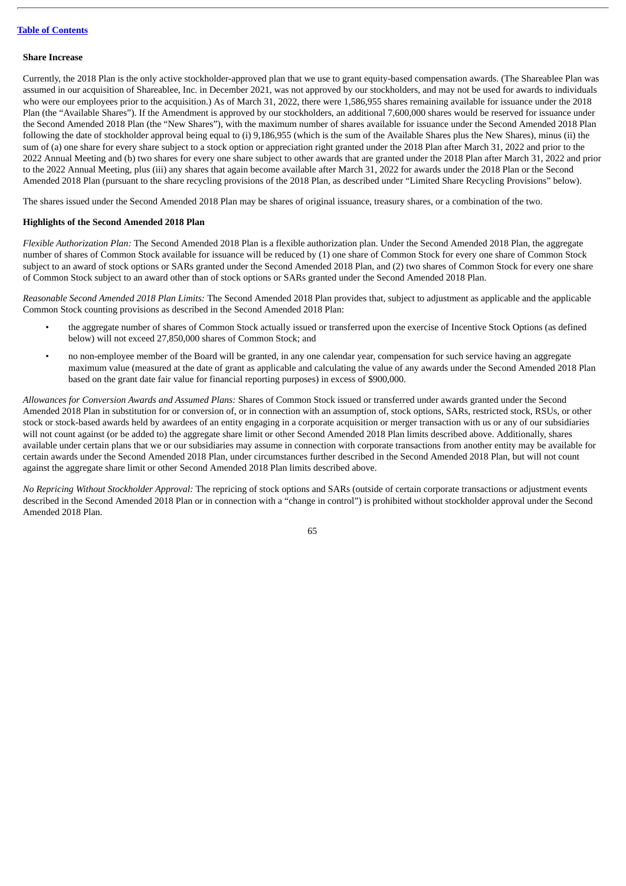[Table of Contents](#)

### Share Increase

Currently, the 2018 Plan is the only active stockholder-approved plan that we use to grant equity-based compensation awards. (The Shareablee Plan was assumed in our acquisition of Shareablee, Inc. in December 2021, was not approved by our stockholders, and may not be used for awards to individuals who were our employees prior to the acquisition.) As of March 31, 2022, there were 1,586,955 shares remaining available for issuance under the 2018 Plan (the "Available Shares"). If the Amendment is approved by our stockholders, an additional 7,600,000 shares would be reserved for issuance under the Second Amended 2018 Plan (the "New Shares"), with the maximum number of shares available for issuance under the Second Amended 2018 Plan following the date of stockholder approval being equal to (i) 9,186,955 (which is the sum of the Available Shares plus the New Shares), minus (ii) the sum of (a) one share for every share subject to a stock option or appreciation right granted under the 2018 Plan after March 31, 2022 and prior to the 2022 Annual Meeting and (b) two shares for every one share subject to other awards that are granted under the 2018 Plan after March 31, 2022 and prior to the 2022 Annual Meeting, plus (iii) any shares that again become available after March 31, 2022 for awards under the 2018 Plan or the Second Amended 2018 Plan (pursuant to the share recycling provisions of the 2018 Plan, as described under "Limited Share Recycling Provisions" below).

The shares issued under the Second Amended 2018 Plan may be shares of original issuance, treasury shares, or a combination of the two.

### Highlights of the Second Amended 2018 Plan

*Flexible Authorization Plan:* The Second Amended 2018 Plan is a flexible authorization plan. Under the Second Amended 2018 Plan, the aggregate number of shares of Common Stock available for issuance will be reduced by (1) one share of Common Stock for every one share of Common Stock subject to an award of stock options or SARs granted under the Second Amended 2018 Plan, and (2) two shares of Common Stock for every one share of Common Stock subject to an award other than of stock options or SARs granted under the Second Amended 2018 Plan.

*Reasonable Second Amended 2018 Plan Limits:* The Second Amended 2018 Plan provides that, subject to adjustment as applicable and the applicable Common Stock counting provisions as described in the Second Amended 2018 Plan:

- the aggregate number of shares of Common Stock actually issued or transferred upon the exercise of Incentive Stock Options (as defined below) will not exceed 27,850,000 shares of Common Stock; and
- no non-employee member of the Board will be granted, in any one calendar year, compensation for such service having an aggregate maximum value (measured at the date of grant as applicable and calculating the value of any awards under the Second Amended 2018 Plan based on the grant date fair value for financial reporting purposes) in excess of $900,000.

*Allowances for Conversion Awards and Assumed Plans:* Shares of Common Stock issued or transferred under awards granted under the Second Amended 2018 Plan in substitution for or conversion of, or in connection with an assumption of, stock options, SARs, restricted stock, RSUs, or other stock or stock-based awards held by awardees of an entity engaging in a corporate acquisition or merger transaction with us or any of our subsidiaries will not count against (or be added to) the aggregate share limit or other Second Amended 2018 Plan limits described above. Additionally, shares available under certain plans that we or our subsidiaries may assume in connection with corporate transactions from another entity may be available for certain awards under the Second Amended 2018 Plan, under circumstances further described in the Second Amended 2018 Plan, but will not count against the aggregate share limit or other Second Amended 2018 Plan limits described above.

*No Repricing Without Stockholder Approval:* The repricing of stock options and SARs (outside of certain corporate transactions or adjustment events described in the Second Amended 2018 Plan or in connection with a "change in control") is prohibited without stockholder approval under the Second Amended 2018 Plan.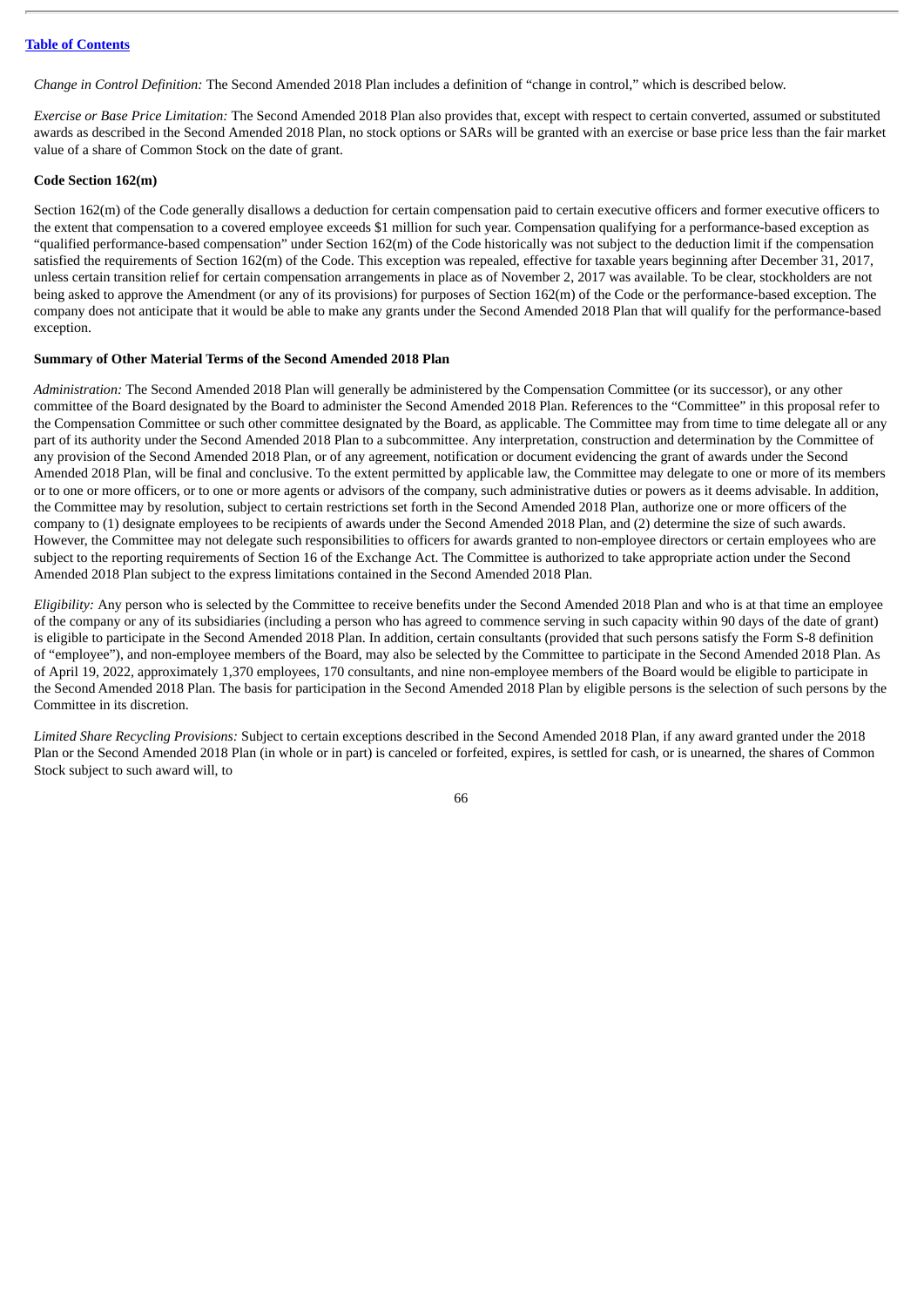*Change in Control Definition:* The Second Amended 2018 Plan includes a definition of "change in control," which is described below.

*Exercise or Base Price Limitation:* The Second Amended 2018 Plan also provides that, except with respect to certain converted, assumed or substituted awards as described in the Second Amended 2018 Plan, no stock options or SARs will be granted with an exercise or base price less than the fair market value of a share of Common Stock on the date of grant.

**Code Section 162(m)**

Section 162(m) of the Code generally disallows a deduction for certain compensation paid to certain executive officers and former executive officers to the extent that compensation to a covered employee exceeds $1 million for such year. Compensation qualifying for a performance-based exception as "qualified performance-based compensation" under Section 162(m) of the Code historically was not subject to the deduction limit if the compensation satisfied the requirements of Section 162(m) of the Code. This exception was repealed, effective for taxable years beginning after December 31, 2017, unless certain transition relief for certain compensation arrangements in place as of November 2, 2017 was available. To be clear, stockholders are not being asked to approve the Amendment (or any of its provisions) for purposes of Section 162(m) of the Code or the performance-based exception. The company does not anticipate that it would be able to make any grants under the Second Amended 2018 Plan that will qualify for the performance-based exception.

**Summary of Other Material Terms of the Second Amended 2018 Plan**

*Administration:* The Second Amended 2018 Plan will generally be administered by the Compensation Committee (or its successor), or any other committee of the Board designated by the Board to administer the Second Amended 2018 Plan. References to the "Committee" in this proposal refer to the Compensation Committee or such other committee designated by the Board, as applicable. The Committee may from time to time delegate all or any part of its authority under the Second Amended 2018 Plan to a subcommittee. Any interpretation, construction and determination by the Committee of any provision of the Second Amended 2018 Plan, or of any agreement, notification or document evidencing the grant of awards under the Second Amended 2018 Plan, will be final and conclusive. To the extent permitted by applicable law, the Committee may delegate to one or more of its members or to one or more officers, or to one or more agents or advisors of the company, such administrative duties or powers as it deems advisable. In addition, the Committee may by resolution, subject to certain restrictions set forth in the Second Amended 2018 Plan, authorize one or more officers of the company to (1) designate employees to be recipients of awards under the Second Amended 2018 Plan, and (2) determine the size of such awards. However, the Committee may not delegate such responsibilities to officers for awards granted to non-employee directors or certain employees who are subject to the reporting requirements of Section 16 of the Exchange Act. The Committee is authorized to take appropriate action under the Second Amended 2018 Plan subject to the express limitations contained in the Second Amended 2018 Plan.

*Eligibility:* Any person who is selected by the Committee to receive benefits under the Second Amended 2018 Plan and who is at that time an employee of the company or any of its subsidiaries (including a person who has agreed to commence serving in such capacity within 90 days of the date of grant) is eligible to participate in the Second Amended 2018 Plan. In addition, certain consultants (provided that such persons satisfy the Form S-8 definition of "employee"), and non-employee members of the Board, may also be selected by the Committee to participate in the Second Amended 2018 Plan. As of April 19, 2022, approximately 1,370 employees, 170 consultants, and nine non-employee members of the Board would be eligible to participate in the Second Amended 2018 Plan. The basis for participation in the Second Amended 2018 Plan by eligible persons is the selection of such persons by the Committee in its discretion.

*Limited Share Recycling Provisions:* Subject to certain exceptions described in the Second Amended 2018 Plan, if any award granted under the 2018 Plan or the Second Amended 2018 Plan (in whole or in part) is canceled or forfeited, expires, is settled for cash, or is unearned, the shares of Common Stock subject to such award will, to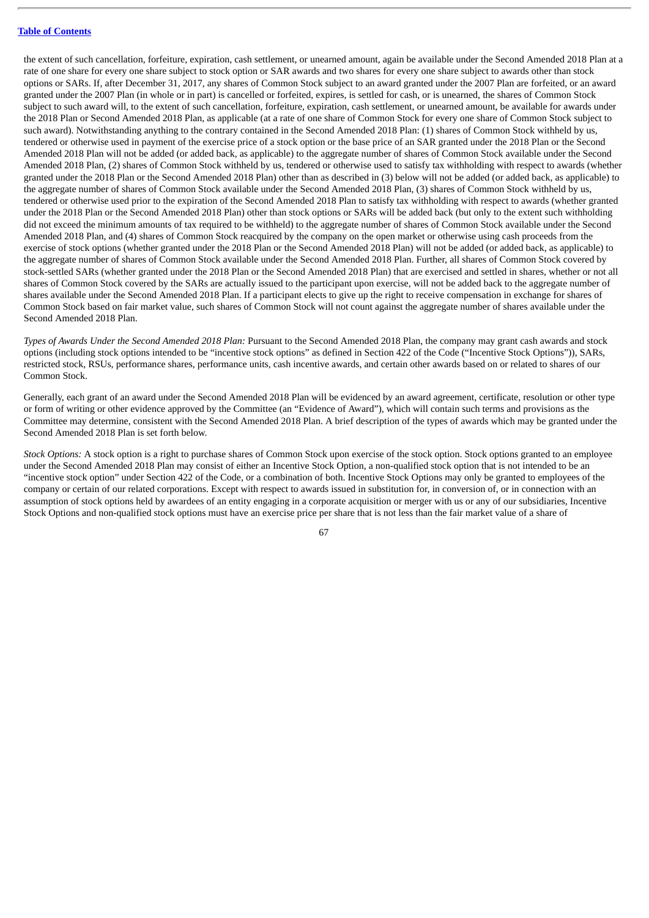the extent of such cancellation, forfeiture, expiration, cash settlement, or unearned amount, again be available under the Second Amended 2018 Plan at a rate of one share for every one share subject to stock option or SAR awards and two shares for every one share subject to awards other than stock options or SARs. If, after December 31, 2017, any shares of Common Stock subject to an award granted under the 2007 Plan are forfeited, or an award granted under the 2007 Plan (in whole or in part) is cancelled or forfeited, expires, is settled for cash, or is unearned, the shares of Common Stock subject to such award will, to the extent of such cancellation, forfeiture, expiration, cash settlement, or unearned amount, be available for awards under the 2018 Plan or Second Amended 2018 Plan, as applicable (at a rate of one share of Common Stock for every one share of Common Stock subject to such award). Notwithstanding anything to the contrary contained in the Second Amended 2018 Plan: (1) shares of Common Stock withheld by us, tendered or otherwise used in payment of the exercise price of a stock option or the base price of an SAR granted under the 2018 Plan or the Second Amended 2018 Plan will not be added (or added back, as applicable) to the aggregate number of shares of Common Stock available under the Second Amended 2018 Plan, (2) shares of Common Stock withheld by us, tendered or otherwise used to satisfy tax withholding with respect to awards (whether granted under the 2018 Plan or the Second Amended 2018 Plan) other than as described in (3) below will not be added (or added back, as applicable) to the aggregate number of shares of Common Stock available under the Second Amended 2018 Plan, (3) shares of Common Stock withheld by us, tendered or otherwise used prior to the expiration of the Second Amended 2018 Plan to satisfy tax withholding with respect to awards (whether granted under the 2018 Plan or the Second Amended 2018 Plan) other than stock options or SARs will be added back (but only to the extent such withholding did not exceed the minimum amounts of tax required to be withheld) to the aggregate number of shares of Common Stock available under the Second Amended 2018 Plan, and (4) shares of Common Stock reacquired by the company on the open market or otherwise using cash proceeds from the exercise of stock options (whether granted under the 2018 Plan or the Second Amended 2018 Plan) will not be added (or added back, as applicable) to the aggregate number of shares of Common Stock available under the Second Amended 2018 Plan. Further, all shares of Common Stock covered by stock-settled SARs (whether granted under the 2018 Plan or the Second Amended 2018 Plan) that are exercised and settled in shares, whether or not all shares of Common Stock covered by the SARs are actually issued to the participant upon exercise, will not be added back to the aggregate number of shares available under the Second Amended 2018 Plan. If a participant elects to give up the right to receive compensation in exchange for shares of Common Stock based on fair market value, such shares of Common Stock will not count against the aggregate number of shares available under the Second Amended 2018 Plan.

*Types of Awards Under the Second Amended 2018 Plan:* Pursuant to the Second Amended 2018 Plan, the company may grant cash awards and stock options (including stock options intended to be "incentive stock options" as defined in Section 422 of the Code ("Incentive Stock Options")), SARs, restricted stock, RSUs, performance shares, performance units, cash incentive awards, and certain other awards based on or related to shares of our Common Stock.

Generally, each grant of an award under the Second Amended 2018 Plan will be evidenced by an award agreement, certificate, resolution or other type or form of writing or other evidence approved by the Committee (an "Evidence of Award"), which will contain such terms and provisions as the Committee may determine, consistent with the Second Amended 2018 Plan. A brief description of the types of awards which may be granted under the Second Amended 2018 Plan is set forth below.

*Stock Options:* A stock option is a right to purchase shares of Common Stock upon exercise of the stock option. Stock options granted to an employee under the Second Amended 2018 Plan may consist of either an Incentive Stock Option, a non-qualified stock option that is not intended to be an "incentive stock option" under Section 422 of the Code, or a combination of both. Incentive Stock Options may only be granted to employees of the company or certain of our related corporations. Except with respect to awards issued in substitution for, in conversion of, or in connection with an assumption of stock options held by awardees of an entity engaging in a corporate acquisition or merger with us or any of our subsidiaries, Incentive Stock Options and non-qualified stock options must have an exercise price per share that is not less than the fair market value of a share of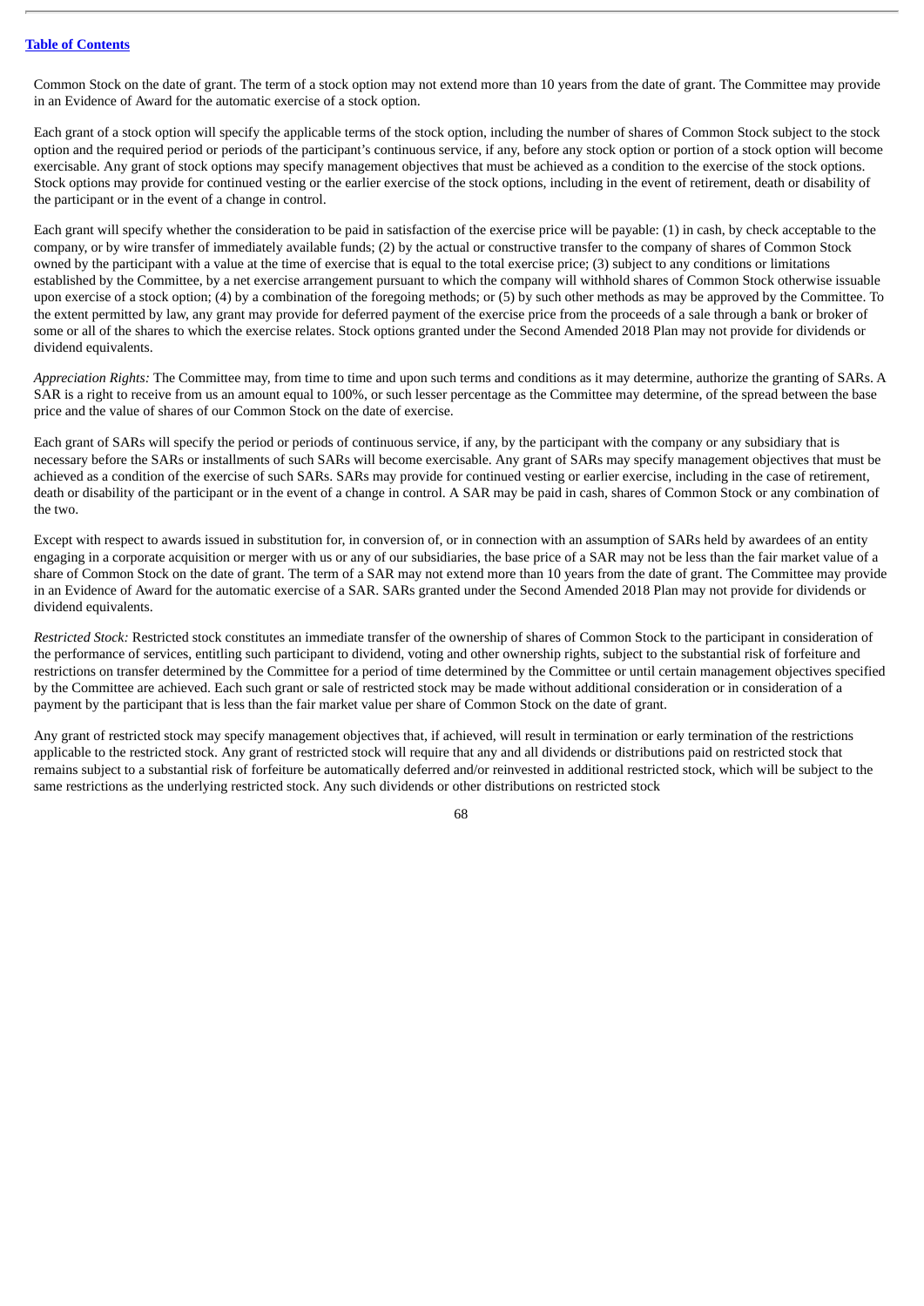Common Stock on the date of grant. The term of a stock option may not extend more than 10 years from the date of grant. The Committee may provide in an Evidence of Award for the automatic exercise of a stock option.

Each grant of a stock option will specify the applicable terms of the stock option, including the number of shares of Common Stock subject to the stock option and the required period or periods of the participant's continuous service, if any, before any stock option or portion of a stock option will become exercisable. Any grant of stock options may specify management objectives that must be achieved as a condition to the exercise of the stock options. Stock options may provide for continued vesting or the earlier exercise of the stock options, including in the event of retirement, death or disability of the participant or in the event of a change in control.

Each grant will specify whether the consideration to be paid in satisfaction of the exercise price will be payable: (1) in cash, by check acceptable to the company, or by wire transfer of immediately available funds; (2) by the actual or constructive transfer to the company of shares of Common Stock owned by the participant with a value at the time of exercise that is equal to the total exercise price; (3) subject to any conditions or limitations established by the Committee, by a net exercise arrangement pursuant to which the company will withhold shares of Common Stock otherwise issuable upon exercise of a stock option; (4) by a combination of the foregoing methods; or (5) by such other methods as may be approved by the Committee. To the extent permitted by law, any grant may provide for deferred payment of the exercise price from the proceeds of a sale through a bank or broker of some or all of the shares to which the exercise relates. Stock options granted under the Second Amended 2018 Plan may not provide for dividends or dividend equivalents.

*Appreciation Rights:* The Committee may, from time to time and upon such terms and conditions as it may determine, authorize the granting of SARs. A SAR is a right to receive from us an amount equal to 100%, or such lesser percentage as the Committee may determine, of the spread between the base price and the value of shares of our Common Stock on the date of exercise.

Each grant of SARs will specify the period or periods of continuous service, if any, by the participant with the company or any subsidiary that is necessary before the SARs or installments of such SARs will become exercisable. Any grant of SARs may specify management objectives that must be achieved as a condition of the exercise of such SARs. SARs may provide for continued vesting or earlier exercise, including in the case of retirement, death or disability of the participant or in the event of a change in control. A SAR may be paid in cash, shares of Common Stock or any combination of the two.

Except with respect to awards issued in substitution for, in conversion of, or in connection with an assumption of SARs held by awardees of an entity engaging in a corporate acquisition or merger with us or any of our subsidiaries, the base price of a SAR may not be less than the fair market value of a share of Common Stock on the date of grant. The term of a SAR may not extend more than 10 years from the date of grant. The Committee may provide in an Evidence of Award for the automatic exercise of a SAR. SARs granted under the Second Amended 2018 Plan may not provide for dividends or dividend equivalents.

*Restricted Stock:* Restricted stock constitutes an immediate transfer of the ownership of shares of Common Stock to the participant in consideration of the performance of services, entitling such participant to dividend, voting and other ownership rights, subject to the substantial risk of forfeiture and restrictions on transfer determined by the Committee for a period of time determined by the Committee or until certain management objectives specified by the Committee are achieved. Each such grant or sale of restricted stock may be made without additional consideration or in consideration of a payment by the participant that is less than the fair market value per share of Common Stock on the date of grant.

Any grant of restricted stock may specify management objectives that, if achieved, will result in termination or early termination of the restrictions applicable to the restricted stock. Any grant of restricted stock will require that any and all dividends or distributions paid on restricted stock that remains subject to a substantial risk of forfeiture be automatically deferred and/or reinvested in additional restricted stock, which will be subject to the same restrictions as the underlying restricted stock. Any such dividends or other distributions on restricted stock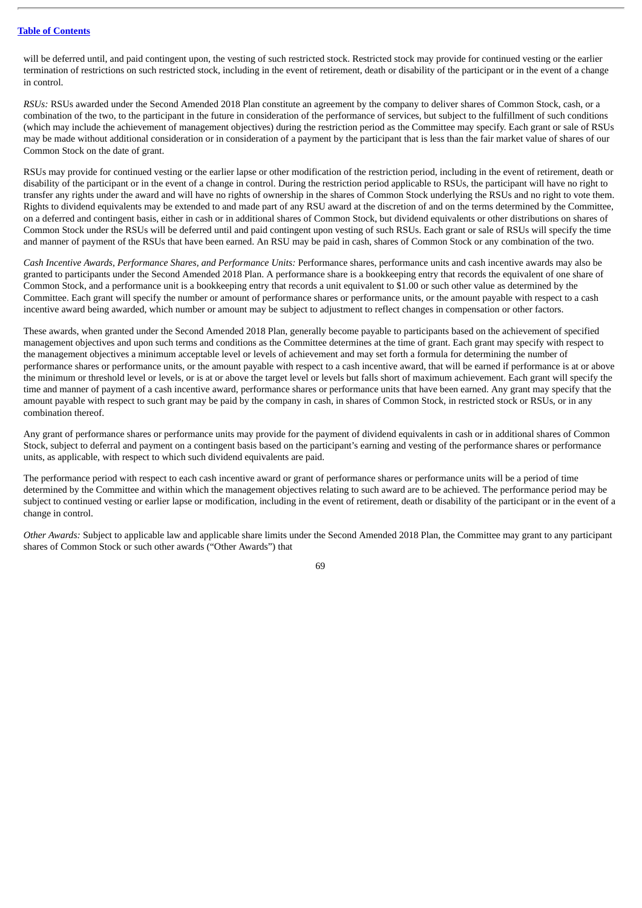will be deferred until, and paid contingent upon, the vesting of such restricted stock. Restricted stock may provide for continued vesting or the earlier termination of restrictions on such restricted stock, including in the event of retirement, death or disability of the participant or in the event of a change in control.

*RSUs:* RSUs awarded under the Second Amended 2018 Plan constitute an agreement by the company to deliver shares of Common Stock, cash, or a combination of the two, to the participant in the future in consideration of the performance of services, but subject to the fulfillment of such conditions (which may include the achievement of management objectives) during the restriction period as the Committee may specify. Each grant or sale of RSUs may be made without additional consideration or in consideration of a payment by the participant that is less than the fair market value of shares of our Common Stock on the date of grant.

RSUs may provide for continued vesting or the earlier lapse or other modification of the restriction period, including in the event of retirement, death or disability of the participant or in the event of a change in control. During the restriction period applicable to RSUs, the participant will have no right to transfer any rights under the award and will have no rights of ownership in the shares of Common Stock underlying the RSUs and no right to vote them. Rights to dividend equivalents may be extended to and made part of any RSU award at the discretion of and on the terms determined by the Committee, on a deferred and contingent basis, either in cash or in additional shares of Common Stock, but dividend equivalents or other distributions on shares of Common Stock under the RSUs will be deferred until and paid contingent upon vesting of such RSUs. Each grant or sale of RSUs will specify the time and manner of payment of the RSUs that have been earned. An RSU may be paid in cash, shares of Common Stock or any combination of the two.

*Cash Incentive Awards, Performance Shares, and Performance Units:* Performance shares, performance units and cash incentive awards may also be granted to participants under the Second Amended 2018 Plan. A performance share is a bookkeeping entry that records the equivalent of one share of Common Stock, and a performance unit is a bookkeeping entry that records a unit equivalent to $1.00 or such other value as determined by the Committee. Each grant will specify the number or amount of performance shares or performance units, or the amount payable with respect to a cash incentive award being awarded, which number or amount may be subject to adjustment to reflect changes in compensation or other factors.

These awards, when granted under the Second Amended 2018 Plan, generally become payable to participants based on the achievement of specified management objectives and upon such terms and conditions as the Committee determines at the time of grant. Each grant may specify with respect to the management objectives a minimum acceptable level or levels of achievement and may set forth a formula for determining the number of performance shares or performance units, or the amount payable with respect to a cash incentive award, that will be earned if performance is at or above the minimum or threshold level or levels, or is at or above the target level or levels but falls short of maximum achievement. Each grant will specify the time and manner of payment of a cash incentive award, performance shares or performance units that have been earned. Any grant may specify that the amount payable with respect to such grant may be paid by the company in cash, in shares of Common Stock, in restricted stock or RSUs, or in any combination thereof.

Any grant of performance shares or performance units may provide for the payment of dividend equivalents in cash or in additional shares of Common Stock, subject to deferral and payment on a contingent basis based on the participant's earning and vesting of the performance shares or performance units, as applicable, with respect to which such dividend equivalents are paid.

The performance period with respect to each cash incentive award or grant of performance shares or performance units will be a period of time determined by the Committee and within which the management objectives relating to such award are to be achieved. The performance period may be subject to continued vesting or earlier lapse or modification, including in the event of retirement, death or disability of the participant or in the event of a change in control.

*Other Awards:* Subject to applicable law and applicable share limits under the Second Amended 2018 Plan, the Committee may grant to any participant shares of Common Stock or such other awards ("Other Awards") that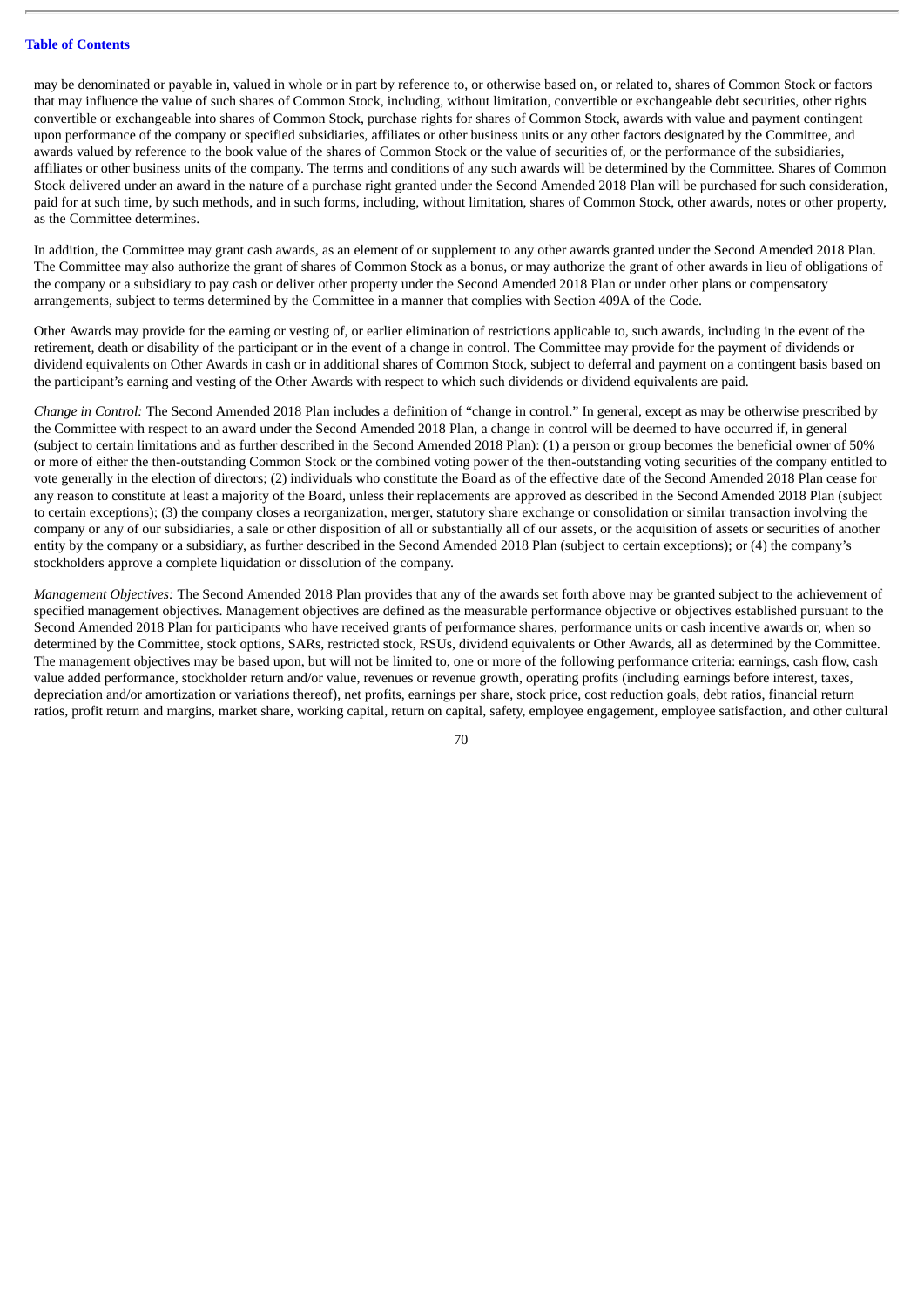may be denominated or payable in, valued in whole or in part by reference to, or otherwise based on, or related to, shares of Common Stock or factors that may influence the value of such shares of Common Stock, including, without limitation, convertible or exchangeable debt securities, other rights convertible or exchangeable into shares of Common Stock, purchase rights for shares of Common Stock, awards with value and payment contingent upon performance of the company or specified subsidiaries, affiliates or other business units or any other factors designated by the Committee, and awards valued by reference to the book value of the shares of Common Stock or the value of securities of, or the performance of the subsidiaries, affiliates or other business units of the company. The terms and conditions of any such awards will be determined by the Committee. Shares of Common Stock delivered under an award in the nature of a purchase right granted under the Second Amended 2018 Plan will be purchased for such consideration, paid for at such time, by such methods, and in such forms, including, without limitation, shares of Common Stock, other awards, notes or other property, as the Committee determines.

In addition, the Committee may grant cash awards, as an element of or supplement to any other awards granted under the Second Amended 2018 Plan. The Committee may also authorize the grant of shares of Common Stock as a bonus, or may authorize the grant of other awards in lieu of obligations of the company or a subsidiary to pay cash or deliver other property under the Second Amended 2018 Plan or under other plans or compensatory arrangements, subject to terms determined by the Committee in a manner that complies with Section 409A of the Code.

Other Awards may provide for the earning or vesting of, or earlier elimination of restrictions applicable to, such awards, including in the event of the retirement, death or disability of the participant or in the event of a change in control. The Committee may provide for the payment of dividends or dividend equivalents on Other Awards in cash or in additional shares of Common Stock, subject to deferral and payment on a contingent basis based on the participant's earning and vesting of the Other Awards with respect to which such dividends or dividend equivalents are paid.

*Change in Control:* The Second Amended 2018 Plan includes a definition of "change in control." In general, except as may be otherwise prescribed by the Committee with respect to an award under the Second Amended 2018 Plan, a change in control will be deemed to have occurred if, in general (subject to certain limitations and as further described in the Second Amended 2018 Plan): (1) a person or group becomes the beneficial owner of 50% or more of either the then-outstanding Common Stock or the combined voting power of the then-outstanding voting securities of the company entitled to vote generally in the election of directors; (2) individuals who constitute the Board as of the effective date of the Second Amended 2018 Plan cease for any reason to constitute at least a majority of the Board, unless their replacements are approved as described in the Second Amended 2018 Plan (subject to certain exceptions); (3) the company closes a reorganization, merger, statutory share exchange or consolidation or similar transaction involving the company or any of our subsidiaries, a sale or other disposition of all or substantially all of our assets, or the acquisition of assets or securities of another entity by the company or a subsidiary, as further described in the Second Amended 2018 Plan (subject to certain exceptions); or (4) the company's stockholders approve a complete liquidation or dissolution of the company.

*Management Objectives:* The Second Amended 2018 Plan provides that any of the awards set forth above may be granted subject to the achievement of specified management objectives. Management objectives are defined as the measurable performance objective or objectives established pursuant to the Second Amended 2018 Plan for participants who have received grants of performance shares, performance units or cash incentive awards or, when so determined by the Committee, stock options, SARs, restricted stock, RSUs, dividend equivalents or Other Awards, all as determined by the Committee. The management objectives may be based upon, but will not be limited to, one or more of the following performance criteria: earnings, cash flow, cash value added performance, stockholder return and/or value, revenues or revenue growth, operating profits (including earnings before interest, taxes, depreciation and/or amortization or variations thereof), net profits, earnings per share, stock price, cost reduction goals, debt ratios, financial return ratios, profit return and margins, market share, working capital, return on capital, safety, employee engagement, employee satisfaction, and other cultural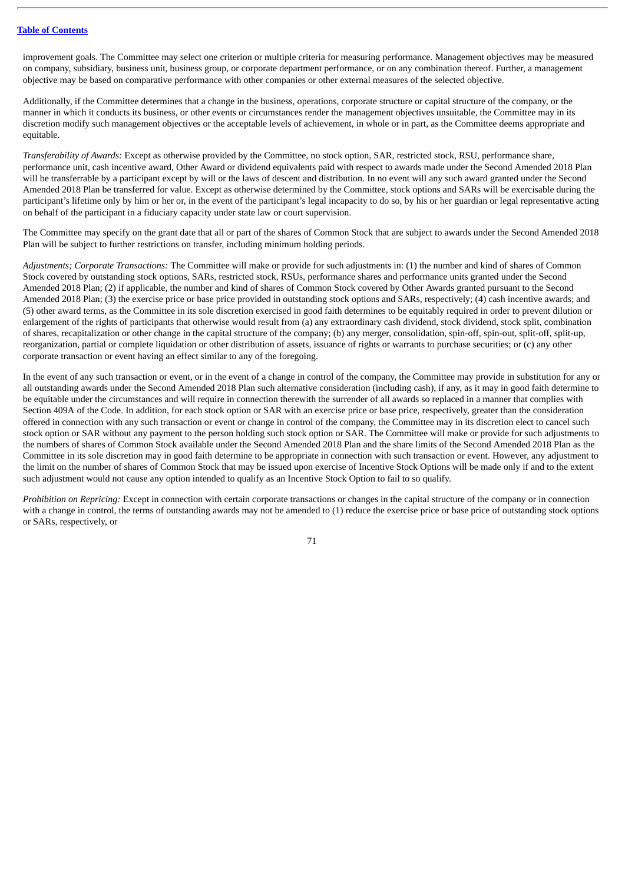improvement goals. The Committee may select one criterion or multiple criteria for measuring performance. Management objectives may be measured on company, subsidiary, business unit, business group, or corporate department performance, or on any combination thereof. Further, a management objective may be based on comparative performance with other companies or other external measures of the selected objective.

Additionally, if the Committee determines that a change in the business, operations, corporate structure or capital structure of the company, or the manner in which it conducts its business, or other events or circumstances render the management objectives unsuitable, the Committee may in its discretion modify such management objectives or the acceptable levels of achievement, in whole or in part, as the Committee deems appropriate and equitable.

*Transferability of Awards:* Except as otherwise provided by the Committee, no stock option, SAR, restricted stock, RSU, performance share, performance unit, cash incentive award, Other Award or dividend equivalents paid with respect to awards made under the Second Amended 2018 Plan will be transferrable by a participant except by will or the laws of descent and distribution. In no event will any such award granted under the Second Amended 2018 Plan be transferred for value. Except as otherwise determined by the Committee, stock options and SARs will be exercisable during the participant's lifetime only by him or her or, in the event of the participant's legal incapacity to do so, by his or her guardian or legal representative acting on behalf of the participant in a fiduciary capacity under state law or court supervision.

The Committee may specify on the grant date that all or part of the shares of Common Stock that are subject to awards under the Second Amended 2018 Plan will be subject to further restrictions on transfer, including minimum holding periods.

*Adjustments; Corporate Transactions:* The Committee will make or provide for such adjustments in: (1) the number and kind of shares of Common Stock covered by outstanding stock options, SARs, restricted stock, RSUs, performance shares and performance units granted under the Second Amended 2018 Plan; (2) if applicable, the number and kind of shares of Common Stock covered by Other Awards granted pursuant to the Second Amended 2018 Plan; (3) the exercise price or base price provided in outstanding stock options and SARs, respectively; (4) cash incentive awards; and (5) other award terms, as the Committee in its sole discretion exercised in good faith determines to be equitably required in order to prevent dilution or enlargement of the rights of participants that otherwise would result from (a) any extraordinary cash dividend, stock dividend, stock split, combination of shares, recapitalization or other change in the capital structure of the company; (b) any merger, consolidation, spin-off, spin-out, split-off, split-up, reorganization, partial or complete liquidation or other distribution of assets, issuance of rights or warrants to purchase securities; or (c) any other corporate transaction or event having an effect similar to any of the foregoing.

In the event of any such transaction or event, or in the event of a change in control of the company, the Committee may provide in substitution for any or all outstanding awards under the Second Amended 2018 Plan such alternative consideration (including cash), if any, as it may in good faith determine to be equitable under the circumstances and will require in connection therewith the surrender of all awards so replaced in a manner that complies with Section 409A of the Code. In addition, for each stock option or SAR with an exercise price or base price, respectively, greater than the consideration offered in connection with any such transaction or event or change in control of the company, the Committee may in its discretion elect to cancel such stock option or SAR without any payment to the person holding such stock option or SAR. The Committee will make or provide for such adjustments to the numbers of shares of Common Stock available under the Second Amended 2018 Plan and the share limits of the Second Amended 2018 Plan as the Committee in its sole discretion may in good faith determine to be appropriate in connection with such transaction or event. However, any adjustment to the limit on the number of shares of Common Stock that may be issued upon exercise of Incentive Stock Options will be made only if and to the extent such adjustment would not cause any option intended to qualify as an Incentive Stock Option to fail to so qualify.

*Prohibition on Repricing:* Except in connection with certain corporate transactions or changes in the capital structure of the company or in connection with a change in control, the terms of outstanding awards may not be amended to (1) reduce the exercise price or base price of outstanding stock options or SARs, respectively, or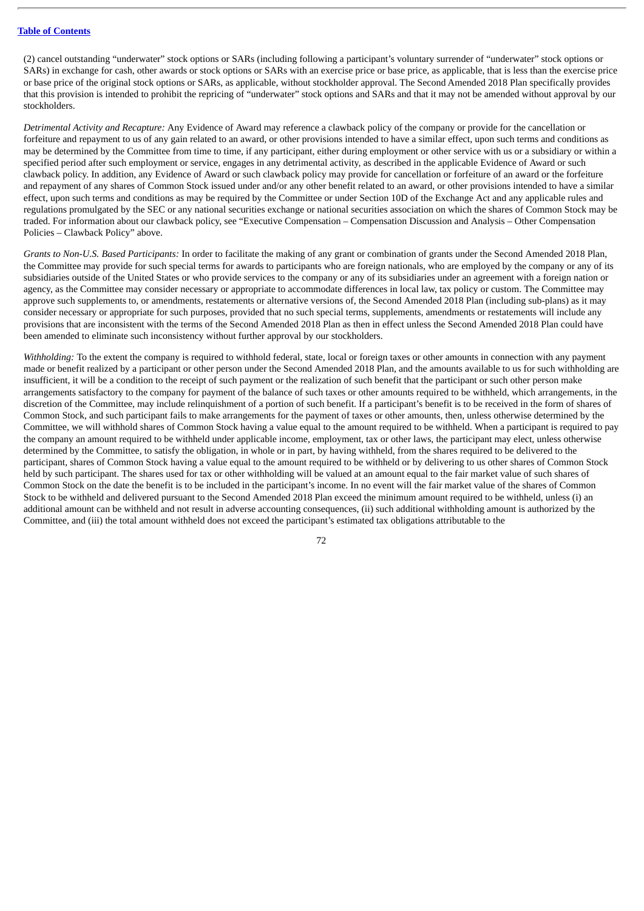(2) cancel outstanding "underwater" stock options or SARs (including following a participant's voluntary surrender of "underwater" stock options or SARs) in exchange for cash, other awards or stock options or SARs with an exercise price or base price, as applicable, that is less than the exercise price or base price of the original stock options or SARs, as applicable, without stockholder approval. The Second Amended 2018 Plan specifically provides that this provision is intended to prohibit the repricing of "underwater" stock options and SARs and that it may not be amended without approval by our stockholders.

*Detrimental Activity and Recapture:* Any Evidence of Award may reference a clawback policy of the company or provide for the cancellation or forfeiture and repayment to us of any gain related to an award, or other provisions intended to have a similar effect, upon such terms and conditions as may be determined by the Committee from time to time, if any participant, either during employment or other service with us or a subsidiary or within a specified period after such employment or service, engages in any detrimental activity, as described in the applicable Evidence of Award or such clawback policy. In addition, any Evidence of Award or such clawback policy may provide for cancellation or forfeiture of an award or the forfeiture and repayment of any shares of Common Stock issued under and/or any other benefit related to an award, or other provisions intended to have a similar effect, upon such terms and conditions as may be required by the Committee or under Section 10D of the Exchange Act and any applicable rules and regulations promulgated by the SEC or any national securities exchange or national securities association on which the shares of Common Stock may be traded. For information about our clawback policy, see "Executive Compensation – Compensation Discussion and Analysis – Other Compensation Policies – Clawback Policy" above.

*Grants to Non-U.S. Based Participants:* In order to facilitate the making of any grant or combination of grants under the Second Amended 2018 Plan, the Committee may provide for such special terms for awards to participants who are foreign nationals, who are employed by the company or any of its subsidiaries outside of the United States or who provide services to the company or any of its subsidiaries under an agreement with a foreign nation or agency, as the Committee may consider necessary or appropriate to accommodate differences in local law, tax policy or custom. The Committee may approve such supplements to, or amendments, restatements or alternative versions of, the Second Amended 2018 Plan (including sub-plans) as it may consider necessary or appropriate for such purposes, provided that no such special terms, supplements, amendments or restatements will include any provisions that are inconsistent with the terms of the Second Amended 2018 Plan as then in effect unless the Second Amended 2018 Plan could have been amended to eliminate such inconsistency without further approval by our stockholders.

*Withholding:* To the extent the company is required to withhold federal, state, local or foreign taxes or other amounts in connection with any payment made or benefit realized by a participant or other person under the Second Amended 2018 Plan, and the amounts available to us for such withholding are insufficient, it will be a condition to the receipt of such payment or the realization of such benefit that the participant or such other person make arrangements satisfactory to the company for payment of the balance of such taxes or other amounts required to be withheld, which arrangements, in the discretion of the Committee, may include relinquishment of a portion of such benefit. If a participant's benefit is to be received in the form of shares of Common Stock, and such participant fails to make arrangements for the payment of taxes or other amounts, then, unless otherwise determined by the Committee, we will withhold shares of Common Stock having a value equal to the amount required to be withheld. When a participant is required to pay the company an amount required to be withheld under applicable income, employment, tax or other laws, the participant may elect, unless otherwise determined by the Committee, to satisfy the obligation, in whole or in part, by having withheld, from the shares required to be delivered to the participant, shares of Common Stock having a value equal to the amount required to be withheld or by delivering to us other shares of Common Stock held by such participant. The shares used for tax or other withholding will be valued at an amount equal to the fair market value of such shares of Common Stock on the date the benefit is to be included in the participant's income. In no event will the fair market value of the shares of Common Stock to be withheld and delivered pursuant to the Second Amended 2018 Plan exceed the minimum amount required to be withheld, unless (i) an additional amount can be withheld and not result in adverse accounting consequences, (ii) such additional withholding amount is authorized by the Committee, and (iii) the total amount withheld does not exceed the participant's estimated tax obligations attributable to the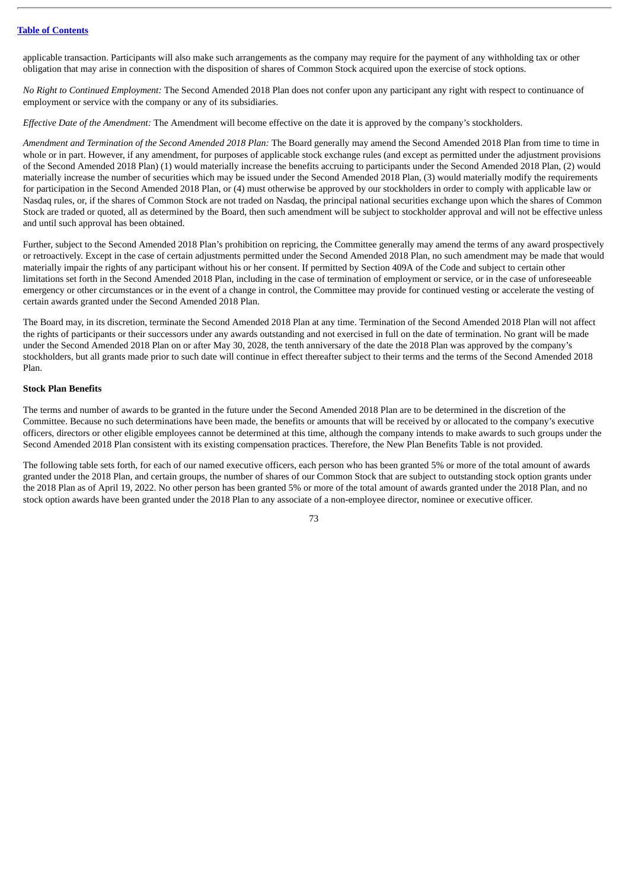applicable transaction. Participants will also make such arrangements as the company may require for the payment of any withholding tax or other obligation that may arise in connection with the disposition of shares of Common Stock acquired upon the exercise of stock options.

*No Right to Continued Employment:* The Second Amended 2018 Plan does not confer upon any participant any right with respect to continuance of employment or service with the company or any of its subsidiaries.

*Effective Date of the Amendment:* The Amendment will become effective on the date it is approved by the company's stockholders.

*Amendment and Termination of the Second Amended 2018 Plan:* The Board generally may amend the Second Amended 2018 Plan from time to time in whole or in part. However, if any amendment, for purposes of applicable stock exchange rules (and except as permitted under the adjustment provisions of the Second Amended 2018 Plan) (1) would materially increase the benefits accruing to participants under the Second Amended 2018 Plan, (2) would materially increase the number of securities which may be issued under the Second Amended 2018 Plan, (3) would materially modify the requirements for participation in the Second Amended 2018 Plan, or (4) must otherwise be approved by our stockholders in order to comply with applicable law or Nasdaq rules, or, if the shares of Common Stock are not traded on Nasdaq, the principal national securities exchange upon which the shares of Common Stock are traded or quoted, all as determined by the Board, then such amendment will be subject to stockholder approval and will not be effective unless and until such approval has been obtained.

Further, subject to the Second Amended 2018 Plan's prohibition on repricing, the Committee generally may amend the terms of any award prospectively or retroactively. Except in the case of certain adjustments permitted under the Second Amended 2018 Plan, no such amendment may be made that would materially impair the rights of any participant without his or her consent. If permitted by Section 409A of the Code and subject to certain other limitations set forth in the Second Amended 2018 Plan, including in the case of termination of employment or service, or in the case of unforeseeable emergency or other circumstances or in the event of a change in control, the Committee may provide for continued vesting or accelerate the vesting of certain awards granted under the Second Amended 2018 Plan.

The Board may, in its discretion, terminate the Second Amended 2018 Plan at any time. Termination of the Second Amended 2018 Plan will not affect the rights of participants or their successors under any awards outstanding and not exercised in full on the date of termination. No grant will be made under the Second Amended 2018 Plan on or after May 30, 2028, the tenth anniversary of the date the 2018 Plan was approved by the company's stockholders, but all grants made prior to such date will continue in effect thereafter subject to their terms and the terms of the Second Amended 2018 Plan.

**Stock Plan Benefits**

The terms and number of awards to be granted in the future under the Second Amended 2018 Plan are to be determined in the discretion of the Committee. Because no such determinations have been made, the benefits or amounts that will be received by or allocated to the company's executive officers, directors or other eligible employees cannot be determined at this time, although the company intends to make awards to such groups under the Second Amended 2018 Plan consistent with its existing compensation practices. Therefore, the New Plan Benefits Table is not provided.

The following table sets forth, for each of our named executive officers, each person who has been granted 5% or more of the total amount of awards granted under the 2018 Plan, and certain groups, the number of shares of our Common Stock that are subject to outstanding stock option grants under the 2018 Plan as of April 19, 2022. No other person has been granted 5% or more of the total amount of awards granted under the 2018 Plan, and no stock option awards have been granted under the 2018 Plan to any associate of a non-employee director, nominee or executive officer.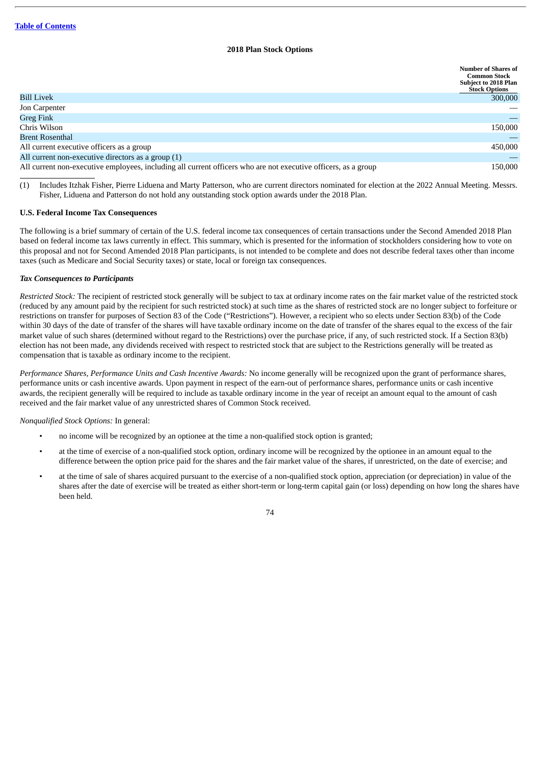[Table of Contents](#)

### 2018 Plan Stock Options

| | Number of Shares of Common Stock Subject to 2018 Plan Stock Options |
|---|---|
| Bill Livek | 300,000 |
| Jon Carpenter | — |
| Greg Fink | — |
| Chris Wilson | 150,000 |
| Brent Rosenthal | — |
| All current executive officers as a group | 450,000 |
| All current non-executive directors as a group (1) | — |
| All current non-executive employees, including all current officers who are not executive officers, as a group | 150,000 |

(1) Includes Itzhak Fisher, Pierre Liduena and Marty Patterson, who are current directors nominated for election at the 2022 Annual Meeting. Messrs. Fisher, Liduena and Patterson do not hold any outstanding stock option awards under the 2018 Plan.

**U.S. Federal Income Tax Consequences**

The following is a brief summary of certain of the U.S. federal income tax consequences of certain transactions under the Second Amended 2018 Plan based on federal income tax laws currently in effect. This summary, which is presented for the information of stockholders considering how to vote on this proposal and not for Second Amended 2018 Plan participants, is not intended to be complete and does not describe federal taxes other than income taxes (such as Medicare and Social Security taxes) or state, local or foreign tax consequences.

***Tax Consequences to Participants***

*Restricted Stock:* The recipient of restricted stock generally will be subject to tax at ordinary income rates on the fair market value of the restricted stock (reduced by any amount paid by the recipient for such restricted stock) at such time as the shares of restricted stock are no longer subject to forfeiture or restrictions on transfer for purposes of Section 83 of the Code ("Restrictions"). However, a recipient who so elects under Section 83(b) of the Code within 30 days of the date of transfer of the shares will have taxable ordinary income on the date of transfer of the shares equal to the excess of the fair market value of such shares (determined without regard to the Restrictions) over the purchase price, if any, of such restricted stock. If a Section 83(b) election has not been made, any dividends received with respect to restricted stock that are subject to the Restrictions generally will be treated as compensation that is taxable as ordinary income to the recipient.

*Performance Shares, Performance Units and Cash Incentive Awards:* No income generally will be recognized upon the grant of performance shares, performance units or cash incentive awards. Upon payment in respect of the earn-out of performance shares, performance units or cash incentive awards, the recipient generally will be required to include as taxable ordinary income in the year of receipt an amount equal to the amount of cash received and the fair market value of any unrestricted shares of Common Stock received.

*Nonqualified Stock Options:* In general:

- no income will be recognized by an optionee at the time a non-qualified stock option is granted;
- at the time of exercise of a non-qualified stock option, ordinary income will be recognized by the optionee in an amount equal to the difference between the option price paid for the shares and the fair market value of the shares, if unrestricted, on the date of exercise; and
- at the time of sale of shares acquired pursuant to the exercise of a non-qualified stock option, appreciation (or depreciation) in value of the shares after the date of exercise will be treated as either short-term or long-term capital gain (or loss) depending on how long the shares have been held.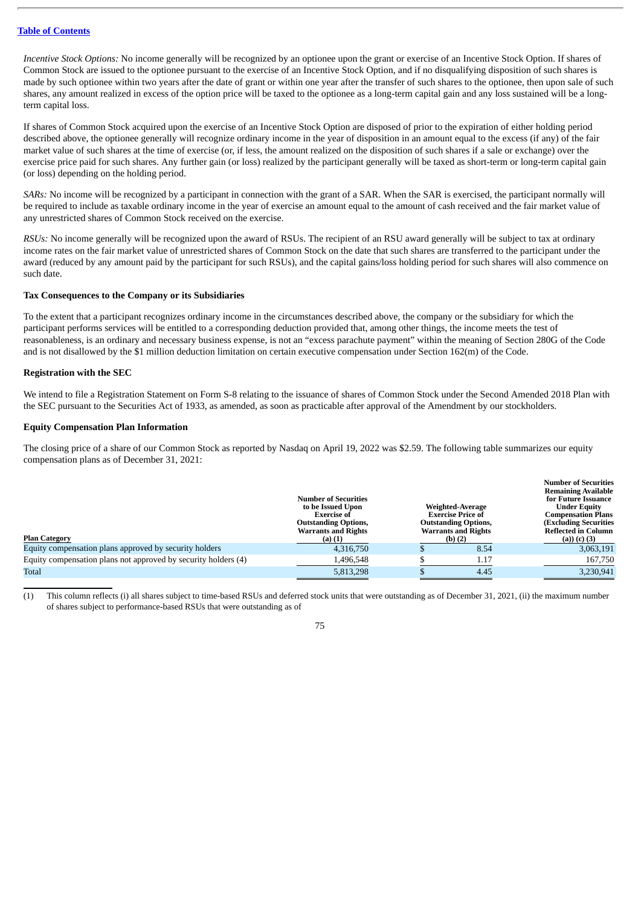*Incentive Stock Options:* No income generally will be recognized by an optionee upon the grant or exercise of an Incentive Stock Option. If shares of Common Stock are issued to the optionee pursuant to the exercise of an Incentive Stock Option, and if no disqualifying disposition of such shares is made by such optionee within two years after the date of grant or within one year after the transfer of such shares to the optionee, then upon sale of such shares, any amount realized in excess of the option price will be taxed to the optionee as a long-term capital gain and any loss sustained will be a long-term capital loss.

If shares of Common Stock acquired upon the exercise of an Incentive Stock Option are disposed of prior to the expiration of either holding period described above, the optionee generally will recognize ordinary income in the year of disposition in an amount equal to the excess (if any) of the fair market value of such shares at the time of exercise (or, if less, the amount realized on the disposition of such shares if a sale or exchange) over the exercise price paid for such shares. Any further gain (or loss) realized by the participant generally will be taxed as short-term or long-term capital gain (or loss) depending on the holding period.

*SARs:* No income will be recognized by a participant in connection with the grant of a SAR. When the SAR is exercised, the participant normally will be required to include as taxable ordinary income in the year of exercise an amount equal to the amount of cash received and the fair market value of any unrestricted shares of Common Stock received on the exercise.

*RSUs:* No income generally will be recognized upon the award of RSUs. The recipient of an RSU award generally will be subject to tax at ordinary income rates on the fair market value of unrestricted shares of Common Stock on the date that such shares are transferred to the participant under the award (reduced by any amount paid by the participant for such RSUs), and the capital gains/loss holding period for such shares will also commence on such date.

**Tax Consequences to the Company or its Subsidiaries**

To the extent that a participant recognizes ordinary income in the circumstances described above, the company or the subsidiary for which the participant performs services will be entitled to a corresponding deduction provided that, among other things, the income meets the test of reasonableness, is an ordinary and necessary business expense, is not an "excess parachute payment" within the meaning of Section 280G of the Code and is not disallowed by the $1 million deduction limitation on certain executive compensation under Section 162(m) of the Code.

**Registration with the SEC**

We intend to file a Registration Statement on Form S-8 relating to the issuance of shares of Common Stock under the Second Amended 2018 Plan with the SEC pursuant to the Securities Act of 1933, as amended, as soon as practicable after approval of the Amendment by our stockholders.

**Equity Compensation Plan Information**

The closing price of a share of our Common Stock as reported by Nasdaq on April 19, 2022 was $2.59. The following table summarizes our equity compensation plans as of December 31, 2021:

| Plan Category | Number of Securities to be Issued Upon Exercise of Outstanding Options, Warrants and Rights (a) (1) | Weighted-Average Exercise Price of Outstanding Options, Warrants and Rights (b) (2) | Number of Securities Remaining Available for Future Issuance Under Equity Compensation Plans (Excluding Securities Reflected in Column (a)) (c) (3) |
|---|---|---|---|
| Equity compensation plans approved by security holders | 4,316,750 | $ 8.54 | 3,063,191 |
| Equity compensation plans not approved by security holders (4) | 1,496,548 | $ 1.17 | 167,750 |
| Total | 5,813,298 | $ 4.45 | 3,230,941 |

(1) This column reflects (i) all shares subject to time-based RSUs and deferred stock units that were outstanding as of December 31, 2021, (ii) the maximum number of shares subject to performance-based RSUs that were outstanding as of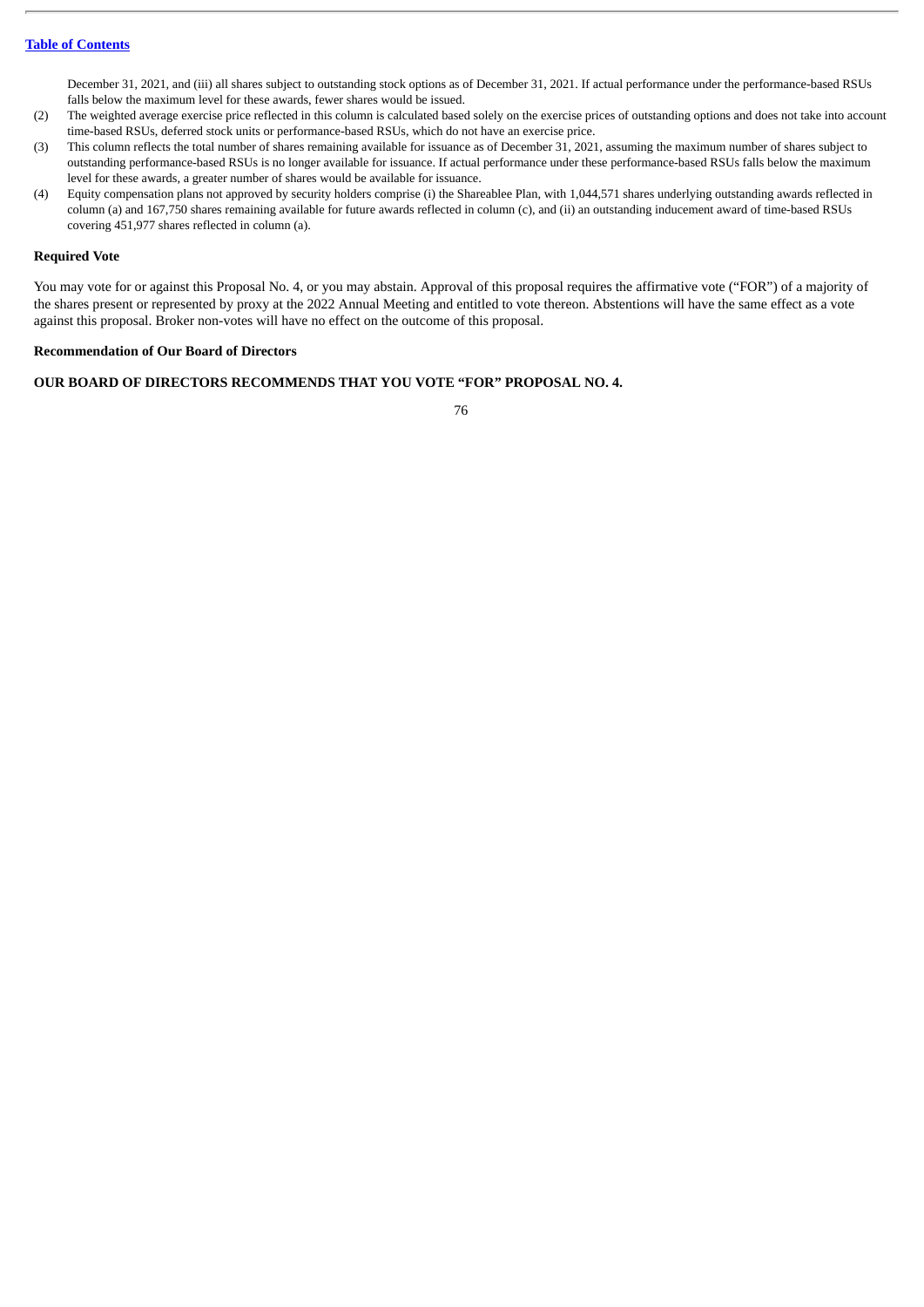December 31, 2021, and (iii) all shares subject to outstanding stock options as of December 31, 2021. If actual performance under the performance-based RSUs falls below the maximum level for these awards, fewer shares would be issued.

(2) The weighted average exercise price reflected in this column is calculated based solely on the exercise prices of outstanding options and does not take into account time-based RSUs, deferred stock units or performance-based RSUs, which do not have an exercise price.

(3) This column reflects the total number of shares remaining available for issuance as of December 31, 2021, assuming the maximum number of shares subject to outstanding performance-based RSUs is no longer available for issuance. If actual performance under these performance-based RSUs falls below the maximum level for these awards, a greater number of shares would be available for issuance.

(4) Equity compensation plans not approved by security holders comprise (i) the Shareablee Plan, with 1,044,571 shares underlying outstanding awards reflected in column (a) and 167,750 shares remaining available for future awards reflected in column (c), and (ii) an outstanding inducement award of time-based RSUs covering 451,977 shares reflected in column (a).

**Required Vote**

You may vote for or against this Proposal No. 4, or you may abstain. Approval of this proposal requires the affirmative vote ("FOR") of a majority of the shares present or represented by proxy at the 2022 Annual Meeting and entitled to vote thereon. Abstentions will have the same effect as a vote against this proposal. Broker non-votes will have no effect on the outcome of this proposal.

**Recommendation of Our Board of Directors**

**OUR BOARD OF DIRECTORS RECOMMENDS THAT YOU VOTE "FOR" PROPOSAL NO. 4.**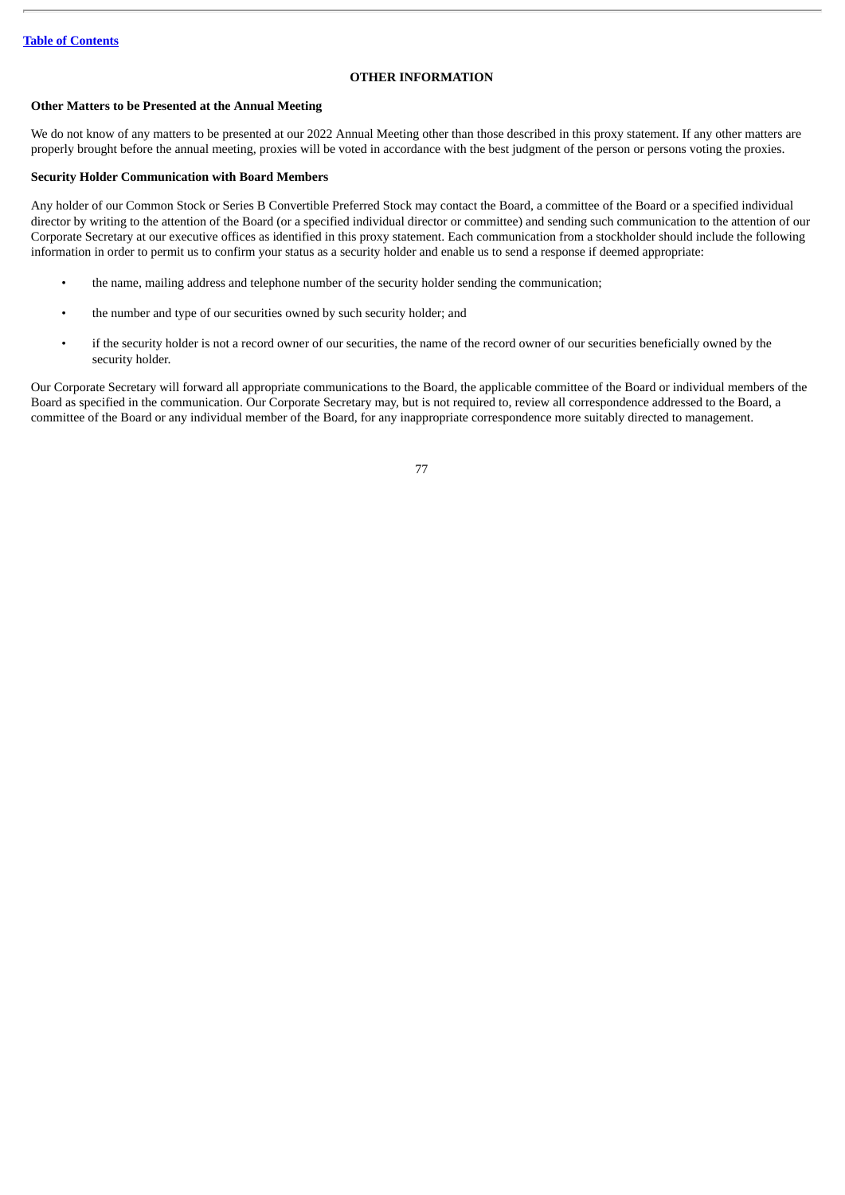## OTHER INFORMATION

### Other Matters to be Presented at the Annual Meeting

We do not know of any matters to be presented at our 2022 Annual Meeting other than those described in this proxy statement. If any other matters are properly brought before the annual meeting, proxies will be voted in accordance with the best judgment of the person or persons voting the proxies.

### Security Holder Communication with Board Members

Any holder of our Common Stock or Series B Convertible Preferred Stock may contact the Board, a committee of the Board or a specified individual director by writing to the attention of the Board (or a specified individual director or committee) and sending such communication to the attention of our Corporate Secretary at our executive offices as identified in this proxy statement. Each communication from a stockholder should include the following information in order to permit us to confirm your status as a security holder and enable us to send a response if deemed appropriate:

- the name, mailing address and telephone number of the security holder sending the communication;
- the number and type of our securities owned by such security holder; and
- if the security holder is not a record owner of our securities, the name of the record owner of our securities beneficially owned by the security holder.

Our Corporate Secretary will forward all appropriate communications to the Board, the applicable committee of the Board or individual members of the Board as specified in the communication. Our Corporate Secretary may, but is not required to, review all correspondence addressed to the Board, a committee of the Board or any individual member of the Board, for any inappropriate correspondence more suitably directed to management.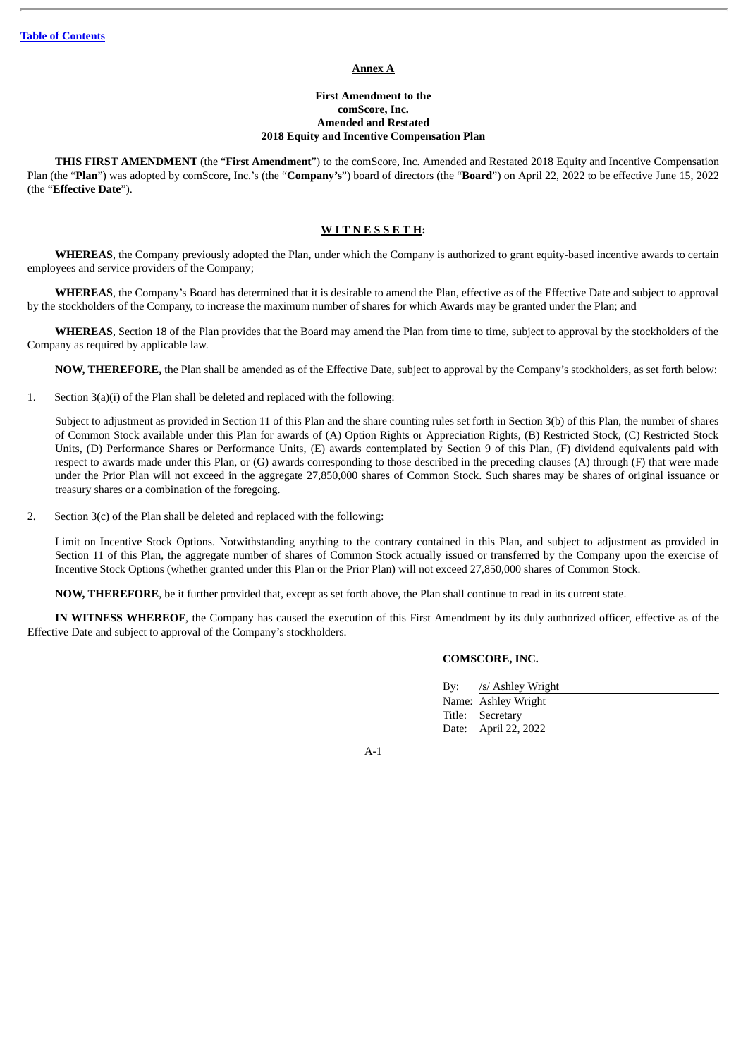**Annex A**

**First Amendment to the**
**comScore, Inc.**
**Amended and Restated**
**2018 Equity and Incentive Compensation Plan**

**THIS FIRST AMENDMENT** (the "**First Amendment**") to the comScore, Inc. Amended and Restated 2018 Equity and Incentive Compensation Plan (the "**Plan**") was adopted by comScore, Inc.'s (the "**Company's**") board of directors (the "**Board**") on April 22, 2022 to be effective June 15, 2022 (the "**Effective Date**").

**W I T N E S S E T H:**

**WHEREAS**, the Company previously adopted the Plan, under which the Company is authorized to grant equity-based incentive awards to certain employees and service providers of the Company;

**WHEREAS**, the Company's Board has determined that it is desirable to amend the Plan, effective as of the Effective Date and subject to approval by the stockholders of the Company, to increase the maximum number of shares for which Awards may be granted under the Plan; and

**WHEREAS**, Section 18 of the Plan provides that the Board may amend the Plan from time to time, subject to approval by the stockholders of the Company as required by applicable law.

**NOW, THEREFORE,** the Plan shall be amended as of the Effective Date, subject to approval by the Company's stockholders, as set forth below:

1. Section 3(a)(i) of the Plan shall be deleted and replaced with the following:

   Subject to adjustment as provided in Section 11 of this Plan and the share counting rules set forth in Section 3(b) of this Plan, the number of shares of Common Stock available under this Plan for awards of (A) Option Rights or Appreciation Rights, (B) Restricted Stock, (C) Restricted Stock Units, (D) Performance Shares or Performance Units, (E) awards contemplated by Section 9 of this Plan, (F) dividend equivalents paid with respect to awards made under this Plan, or (G) awards corresponding to those described in the preceding clauses (A) through (F) that were made under the Prior Plan will not exceed in the aggregate 27,850,000 shares of Common Stock. Such shares may be shares of original issuance or treasury shares or a combination of the foregoing.

2. Section 3(c) of the Plan shall be deleted and replaced with the following:

   Limit on Incentive Stock Options. Notwithstanding anything to the contrary contained in this Plan, and subject to adjustment as provided in Section 11 of this Plan, the aggregate number of shares of Common Stock actually issued or transferred by the Company upon the exercise of Incentive Stock Options (whether granted under this Plan or the Prior Plan) will not exceed 27,850,000 shares of Common Stock.

**NOW, THEREFORE**, be it further provided that, except as set forth above, the Plan shall continue to read in its current state.

**IN WITNESS WHEREOF**, the Company has caused the execution of this First Amendment by its duly authorized officer, effective as of the Effective Date and subject to approval of the Company's stockholders.

**COMSCORE, INC.**

By: /s/ Ashley Wright
Name: Ashley Wright
Title: Secretary
Date: April 22, 2022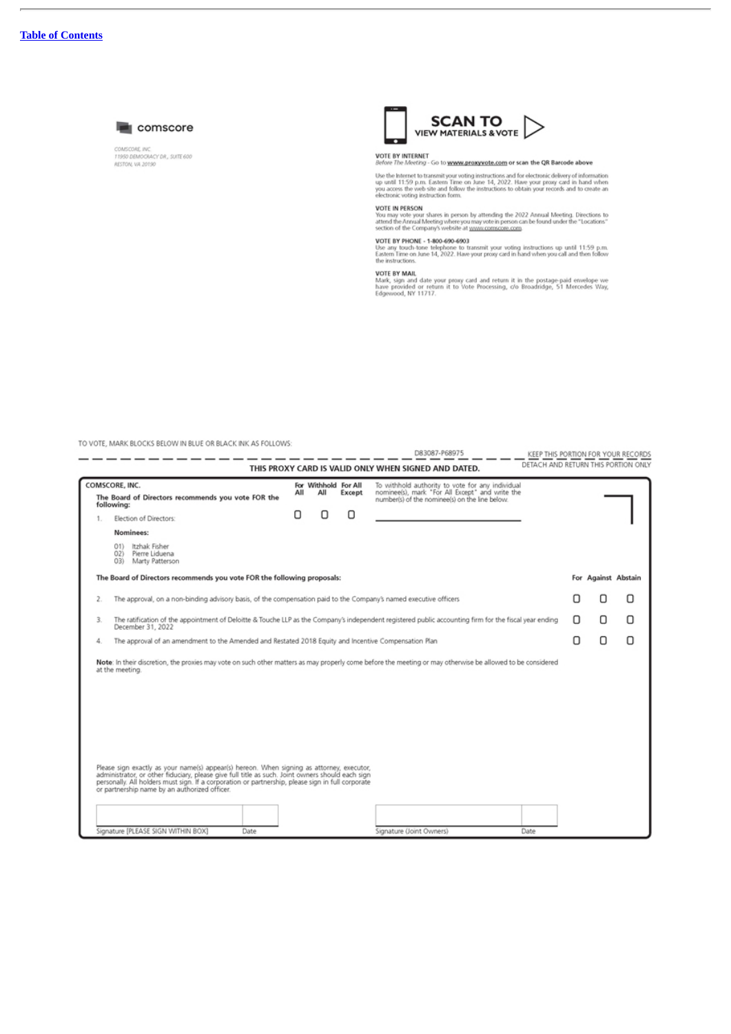[Table of Contents](#)

**comscore**

COMSCORE, INC
11950 DEMOCRACY DR., SUITE 600
RESTON, VA 20190

**SCAN TO VIEW MATERIALS & VOTE**

**VOTE BY INTERNET**
*Before The Meeting* - Go to **www.proxyvote.com** or scan the QR Barcode above

Use the Internet to transmit your voting instructions and for electronic delivery of information up until 11:59 p.m. Eastern Time on June 14, 2022. Have your proxy card in hand when you access the web site and follow the instructions to obtain your records and to create an electronic voting instruction form.

**VOTE IN PERSON**
You may vote your shares in person by attending the 2022 Annual Meeting. Directions to attend the Annual Meeting where you may vote in person can be found under the "Locations" section of the Company's website at www.comscore.com

**VOTE BY PHONE - 1-800-690-6903**
Use any touch-tone telephone to transmit your voting instructions up until 11:59 p.m. Eastern Time on June 14, 2022. Have your proxy card in hand when you call and then follow the instructions.

**VOTE BY MAIL**
Mark, sign and date your proxy card and return it in the postage-paid envelope we have provided or return it to Vote Processing, c/o Broadridge, 51 Mercedes Way, Edgewood, NY 11717.

TO VOTE, MARK BLOCKS BELOW IN BLUE OR BLACK INK AS FOLLOWS:

D83087-P68975 KEEP THIS PORTION FOR YOUR RECORDS

**THIS PROXY CARD IS VALID ONLY WHEN SIGNED AND DATED.** DETACH AND RETURN THIS PORTION ONLY

COMSCORE, INC.

**The Board of Directors recommends you vote FOR the following:**

| | For All | Withhold All | For All Except |
|---|---|---|---|
| 1. Election of Directors | ☐ | ☐ | ☐ |

To withhold authority to vote for any individual nominee(s), mark "For All Except" and write the number(s) of the nominee(s) on the line below.

**Nominees:**

01) Itzhak Fisher
02) Pierre Liduena
03) Marty Patterson

**The Board of Directors recommends you vote FOR the following proposals:**

| | For | Against | Abstain |
|---|---|---|---|
| 2. The approval, on a non-binding advisory basis, of the compensation paid to the Company's named executive officers | ☐ | ☐ | ☐ |
| 3. The ratification of the appointment of Deloitte & Touche LLP as the Company's independent registered public accounting firm for the fiscal year ending December 31, 2022 | ☐ | ☐ | ☐ |
| 4. The approval of an amendment to the Amended and Restated 2018 Equity and Incentive Compensation Plan | ☐ | ☐ | ☐ |

**Note**: In their discretion, the proxies may vote on such other matters as may properly come before the meeting or may otherwise be allowed to be considered at the meeting.

Please sign exactly as your name(s) appear(s) hereon. When signing as attorney, executor, administrator, or other fiduciary, please give full title as such. Joint owners should each sign personally. All holders must sign. If a corporation or partnership, please sign in full corporate or partnership name by an authorized officer.

Signature [PLEASE SIGN WITHIN BOX] Date

Signature (Joint Owners) Date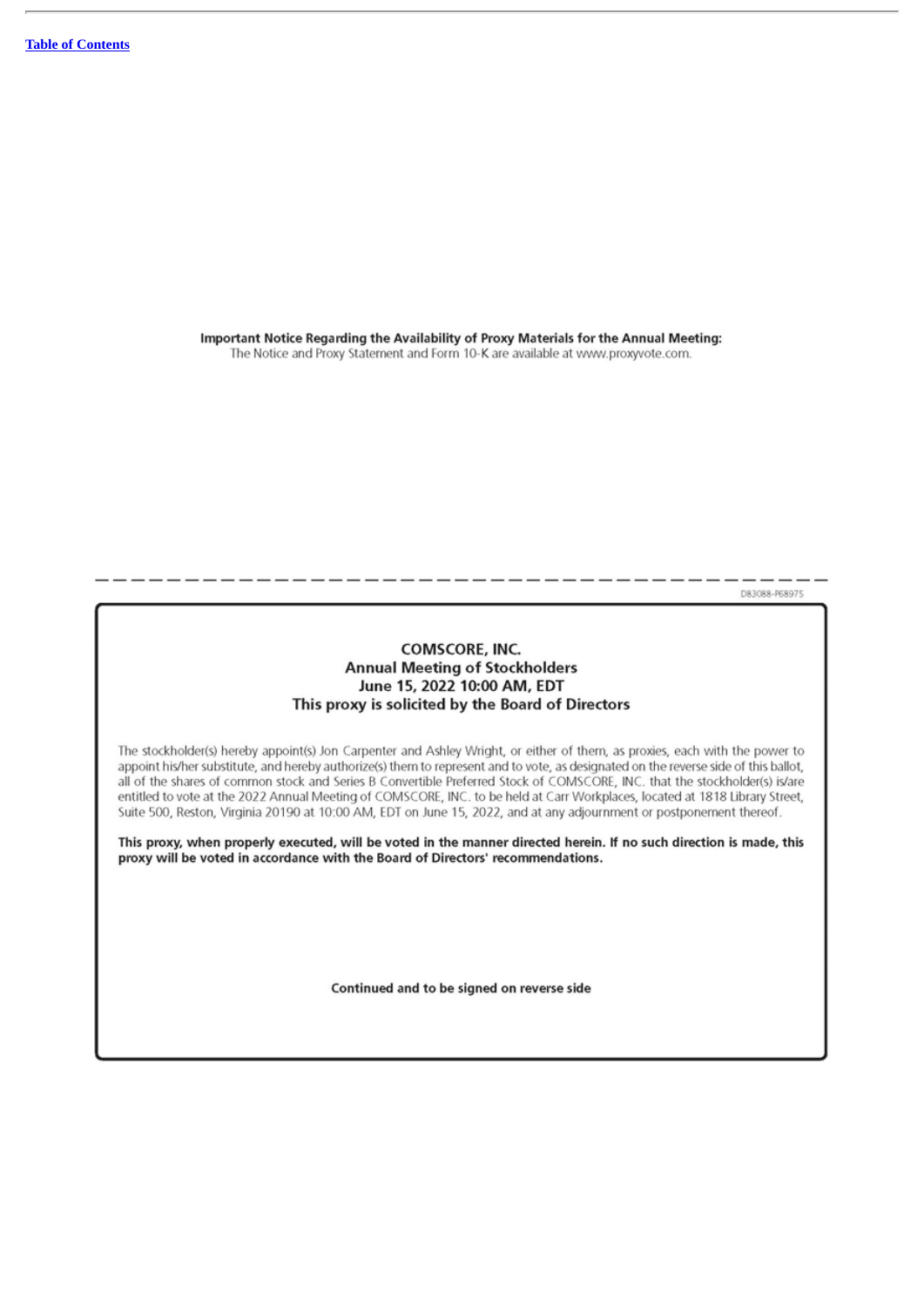**Important Notice Regarding the Availability of Proxy Materials for the Annual Meeting:**
The Notice and Proxy Statement and Form 10-K are available at www.proxyvote.com.

D83088-P68975

**COMSCORE, INC.**
**Annual Meeting of Stockholders**
**June 15, 2022 10:00 AM, EDT**
**This proxy is solicited by the Board of Directors**

The stockholder(s) hereby appoint(s) Jon Carpenter and Ashley Wright, or either of them, as proxies, each with the power to appoint his/her substitute, and hereby authorize(s) them to represent and to vote, as designated on the reverse side of this ballot, all of the shares of common stock and Series B Convertible Preferred Stock of COMSCORE, INC. that the stockholder(s) is/are entitled to vote at the 2022 Annual Meeting of COMSCORE, INC. to be held at Carr Workplaces, located at 1818 Library Street, Suite 500, Reston, Virginia 20190 at 10:00 AM, EDT on June 15, 2022, and at any adjournment or postponement thereof.

**This proxy, when properly executed, will be voted in the manner directed herein. If no such direction is made, this proxy will be voted in accordance with the Board of Directors' recommendations.**

**Continued and to be signed on reverse side**